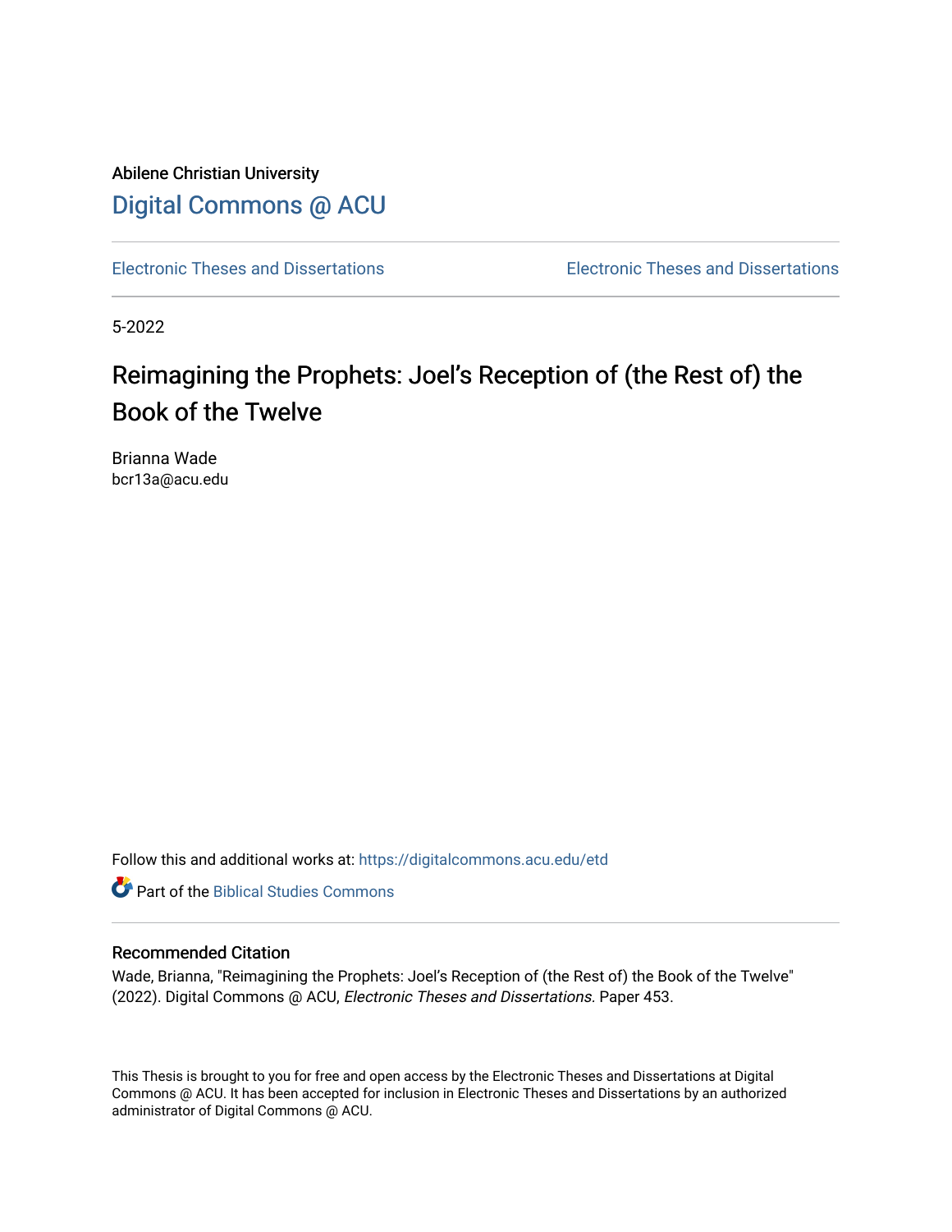Abilene Christian University

Digital Commons @ ACU

Electronic Theses and Dissertations | Electronic Theses and Dissertations

5-2022

# Reimagining the Prophets: Joel's Reception of (the Rest of) the Book of the Twelve

Brianna Wade
bcr13a@acu.edu

Follow this and additional works at: https://digitalcommons.acu.edu/etd

Part of the Biblical Studies Commons

## Recommended Citation

Wade, Brianna, "Reimagining the Prophets: Joel's Reception of (the Rest of) the Book of the Twelve" (2022). Digital Commons @ ACU, *Electronic Theses and Dissertations.* Paper 453.

This Thesis is brought to you for free and open access by the Electronic Theses and Dissertations at Digital Commons @ ACU. It has been accepted for inclusion in Electronic Theses and Dissertations by an authorized administrator of Digital Commons @ ACU.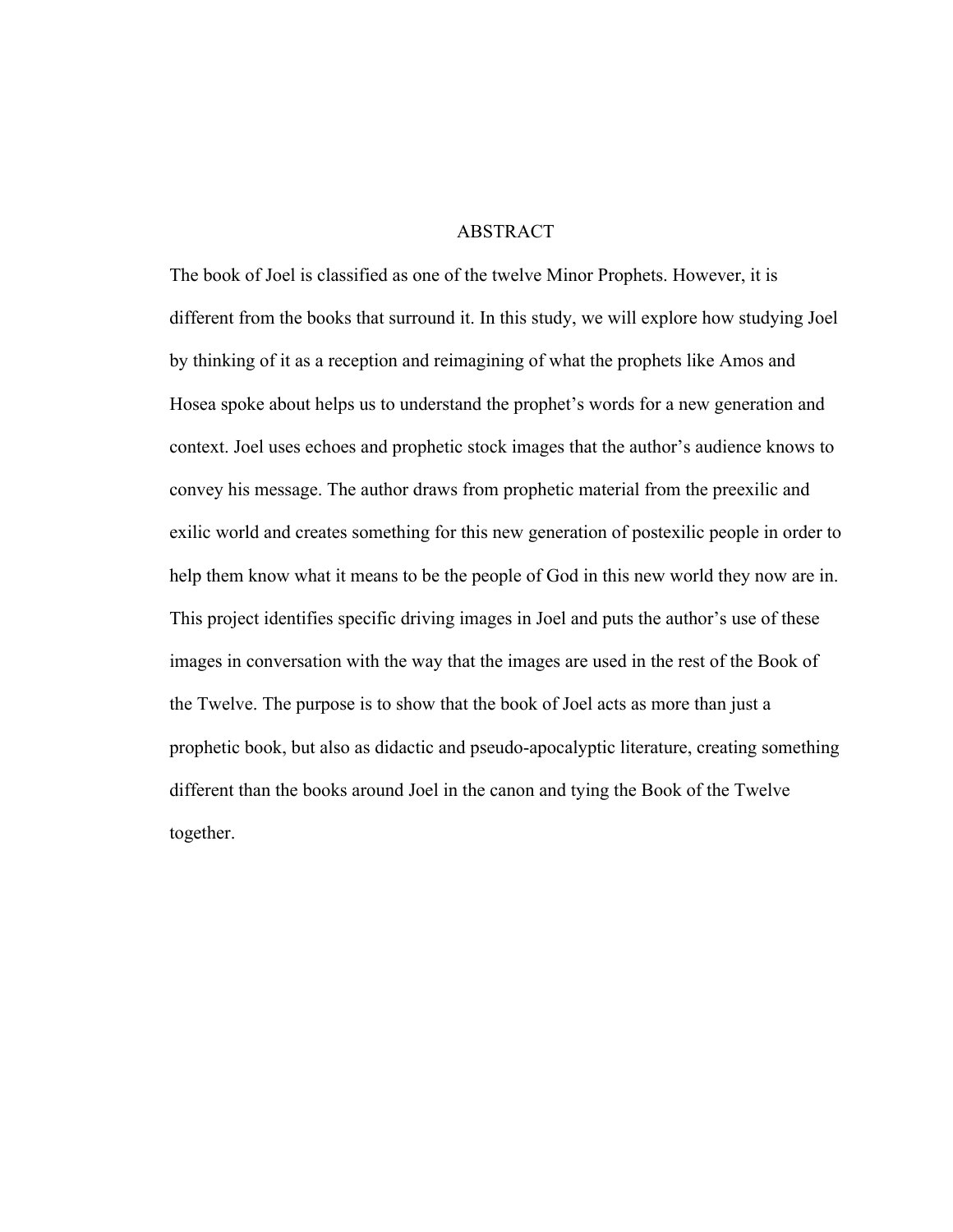# ABSTRACT

The book of Joel is classified as one of the twelve Minor Prophets. However, it is different from the books that surround it. In this study, we will explore how studying Joel by thinking of it as a reception and reimagining of what the prophets like Amos and Hosea spoke about helps us to understand the prophet's words for a new generation and context. Joel uses echoes and prophetic stock images that the author's audience knows to convey his message. The author draws from prophetic material from the preexilic and exilic world and creates something for this new generation of postexilic people in order to help them know what it means to be the people of God in this new world they now are in. This project identifies specific driving images in Joel and puts the author's use of these images in conversation with the way that the images are used in the rest of the Book of the Twelve. The purpose is to show that the book of Joel acts as more than just a prophetic book, but also as didactic and pseudo-apocalyptic literature, creating something different than the books around Joel in the canon and tying the Book of the Twelve together.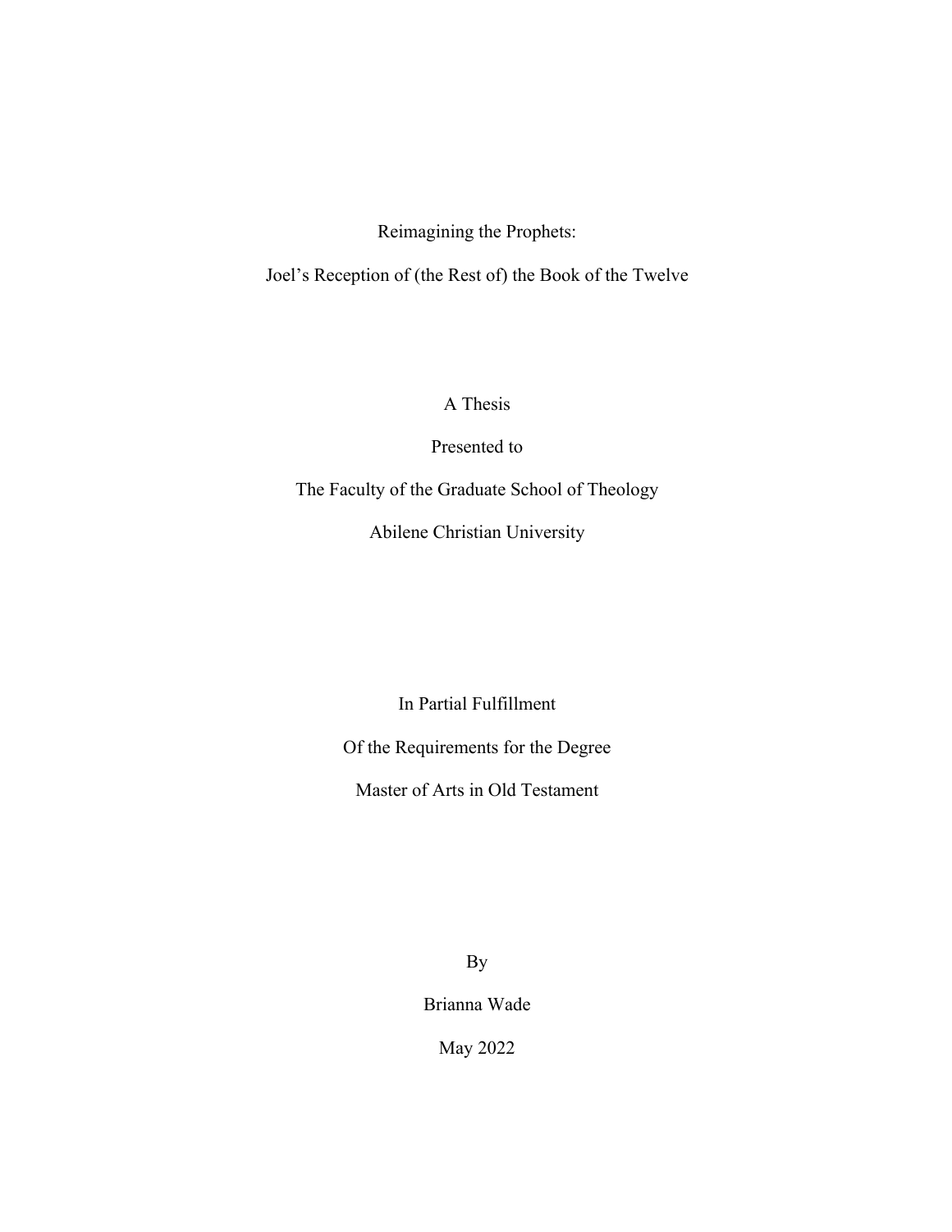Reimagining the Prophets:

Joel's Reception of (the Rest of) the Book of the Twelve

A Thesis

Presented to

The Faculty of the Graduate School of Theology

Abilene Christian University

In Partial Fulfillment

Of the Requirements for the Degree

Master of Arts in Old Testament

By

Brianna Wade

May 2022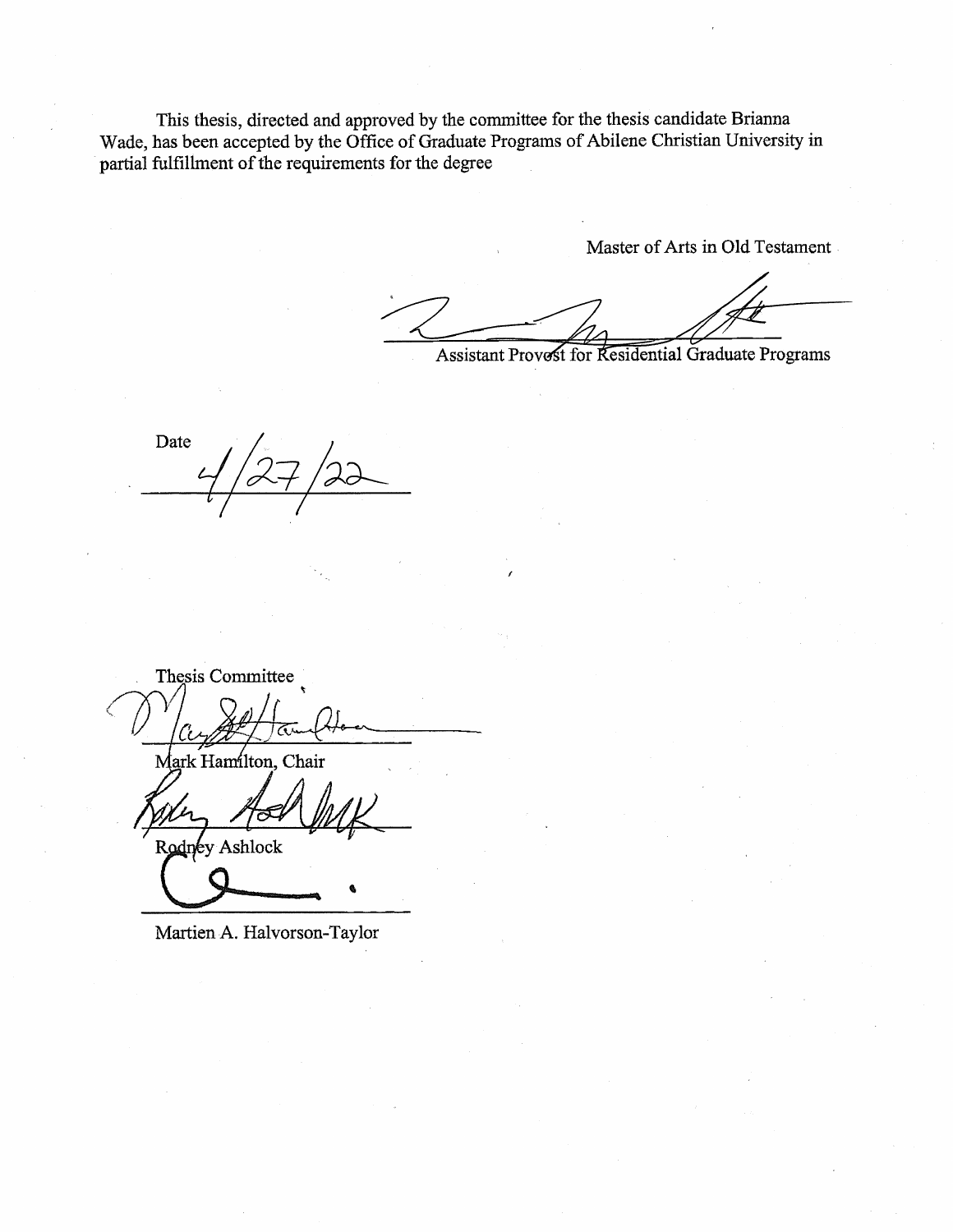This thesis, directed and approved by the committee for the thesis candidate Brianna Wade, has been accepted by the Office of Graduate Programs of Abilene Christian University in partial fulfillment of the requirements for the degree

Master of Arts in Old Testament

Assistant Provost for Residential Graduate Programs

Date 4/27/22

Thesis Committee

Mark Hamilton, Chair

Rodney Ashlock

Martien A. Halvorson-Taylor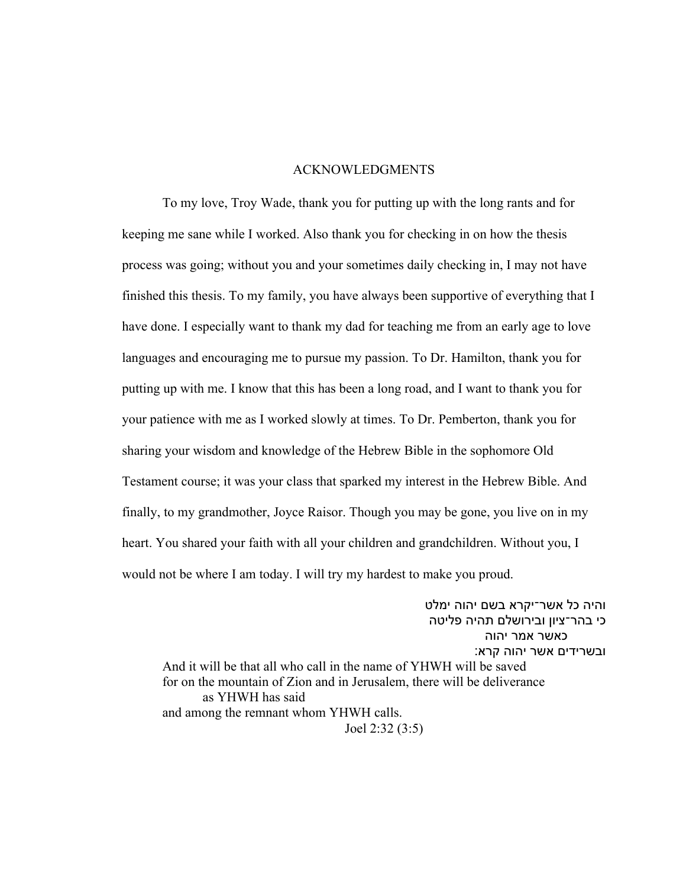# ACKNOWLEDGMENTS

To my love, Troy Wade, thank you for putting up with the long rants and for keeping me sane while I worked. Also thank you for checking in on how the thesis process was going; without you and your sometimes daily checking in, I may not have finished this thesis. To my family, you have always been supportive of everything that I have done. I especially want to thank my dad for teaching me from an early age to love languages and encouraging me to pursue my passion. To Dr. Hamilton, thank you for putting up with me. I know that this has been a long road, and I want to thank you for your patience with me as I worked slowly at times. To Dr. Pemberton, thank you for sharing your wisdom and knowledge of the Hebrew Bible in the sophomore Old Testament course; it was your class that sparked my interest in the Hebrew Bible. And finally, to my grandmother, Joyce Raisor. Though you may be gone, you live on in my heart. You shared your faith with all your children and grandchildren. Without you, I would not be where I am today. I will try my hardest to make you proud.

והיה כל אשר־יקרא בשם יהוה ימלט
כי בהר־ציון ובירושלם תהיה פליטה
כאשר אמר יהוה
ובשרידים אשר יהוה קרא׃

And it will be that all who call in the name of YHWH will be saved
for on the mountain of Zion and in Jerusalem, there will be deliverance
as YHWH has said
and among the remnant whom YHWH calls.

Joel 2:32 (3:5)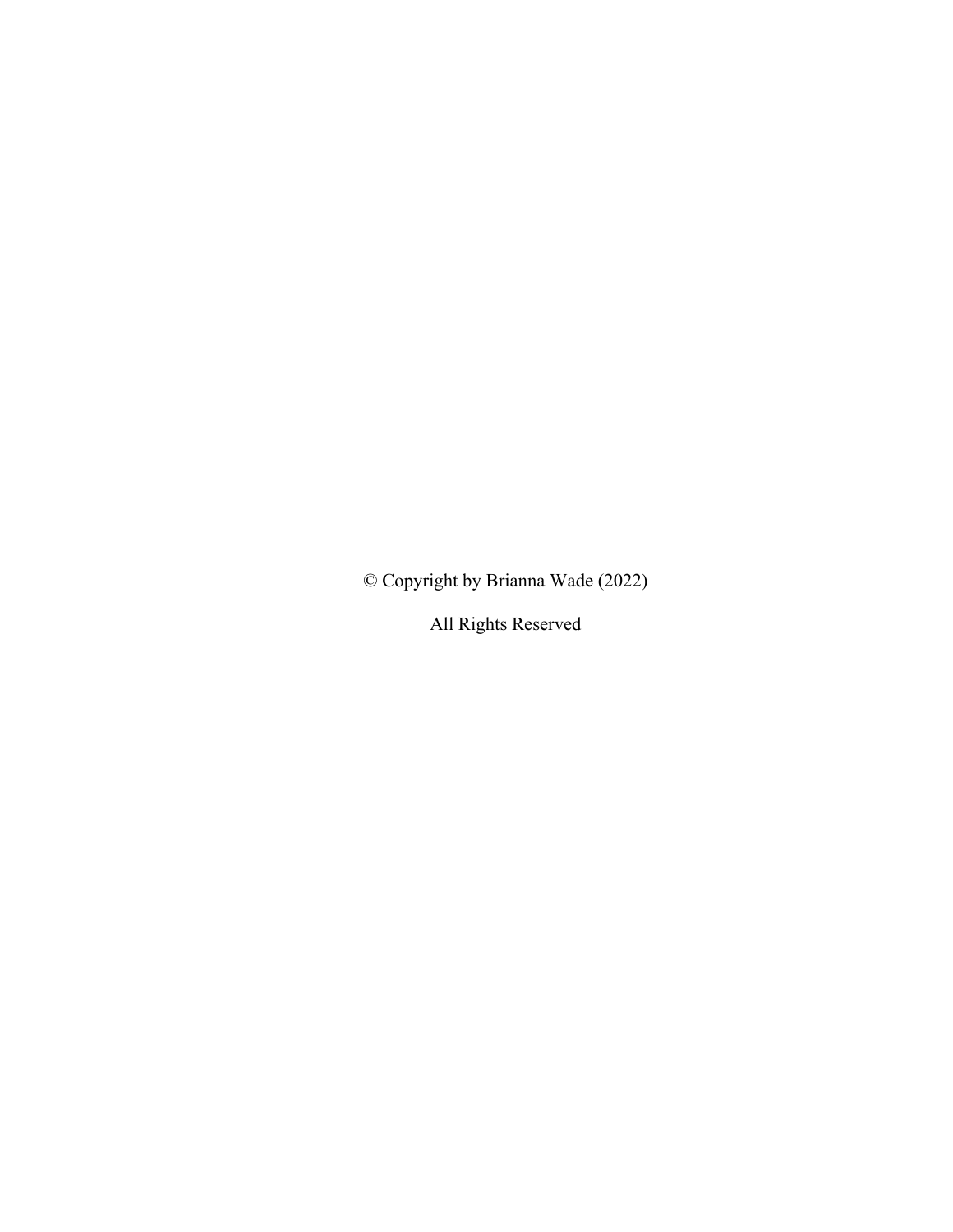© Copyright by Brianna Wade (2022)

All Rights Reserved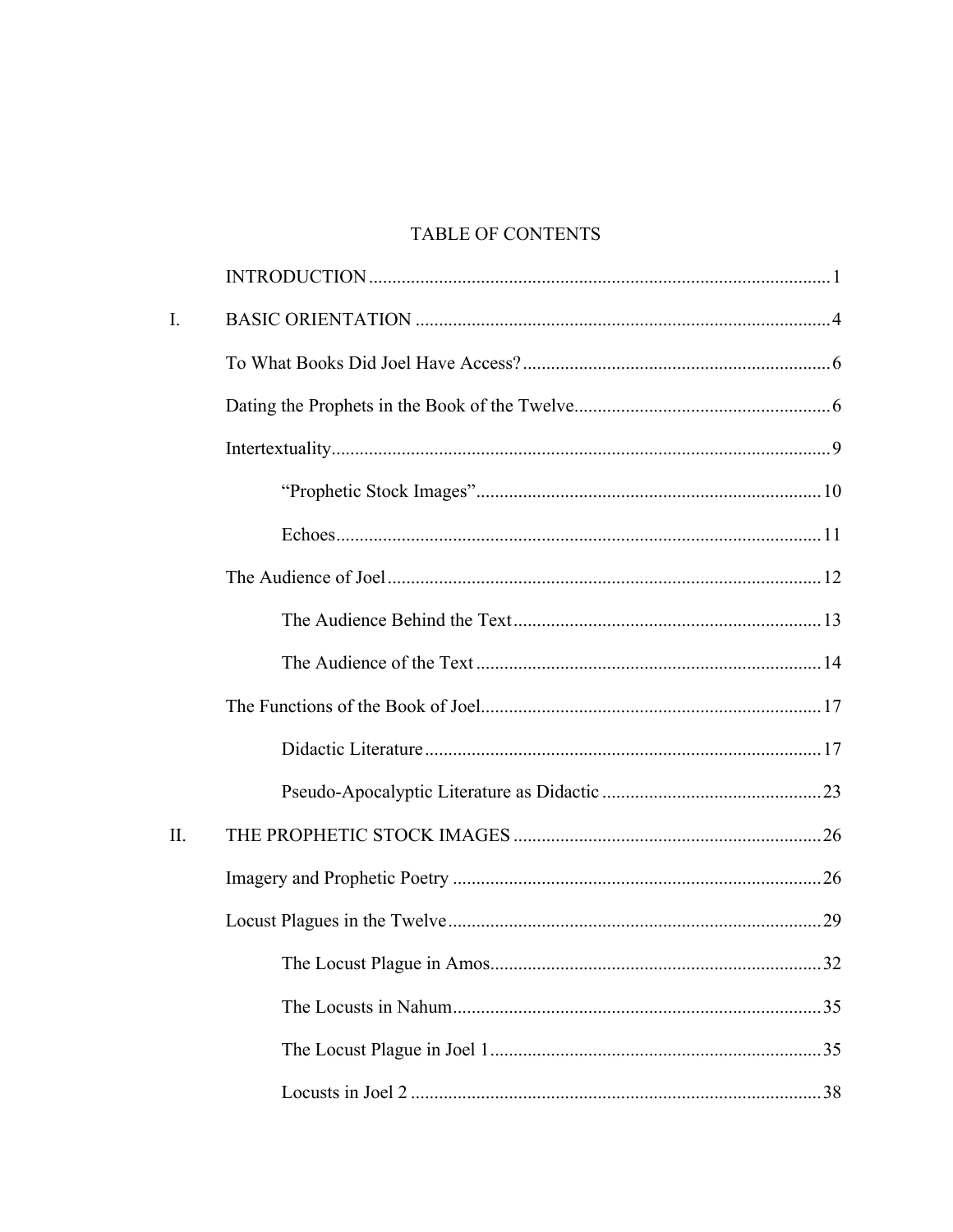# TABLE OF CONTENTS

| | | |
|---|---|---|
| | INTRODUCTION | 1 |
| I. | BASIC ORIENTATION | 4 |
| | To What Books Did Joel Have Access? | 6 |
| | Dating the Prophets in the Book of the Twelve | 6 |
| | Intertextuality | 9 |
| | “Prophetic Stock Images” | 10 |
| | Echoes | 11 |
| | The Audience of Joel | 12 |
| | The Audience Behind the Text | 13 |
| | The Audience of the Text | 14 |
| | The Functions of the Book of Joel | 17 |
| | Didactic Literature | 17 |
| | Pseudo-Apocalyptic Literature as Didactic | 23 |
| II. | THE PROPHETIC STOCK IMAGES | 26 |
| | Imagery and Prophetic Poetry | 26 |
| | Locust Plagues in the Twelve | 29 |
| | The Locust Plague in Amos | 32 |
| | The Locusts in Nahum | 35 |
| | The Locust Plague in Joel 1 | 35 |
| | Locusts in Joel 2 | 38 |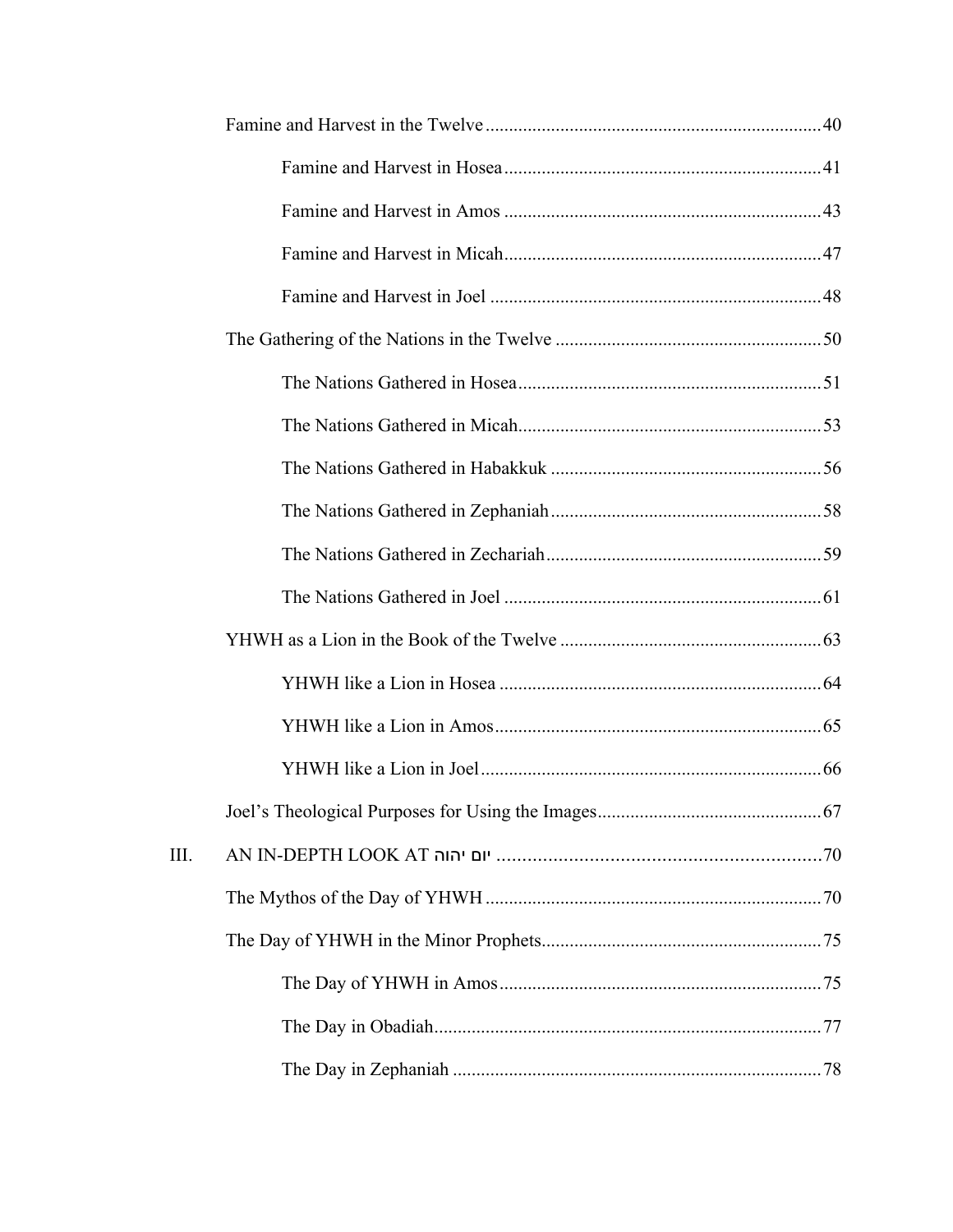Famine and Harvest in the Twelve .......................................................................40

Famine and Harvest in Hosea ...................................................................41

Famine and Harvest in Amos ...................................................................43

Famine and Harvest in Micah...................................................................47

Famine and Harvest in Joel ......................................................................48

The Gathering of the Nations in the Twelve ........................................................50

The Nations Gathered in Hosea................................................................51

The Nations Gathered in Micah................................................................53

The Nations Gathered in Habakkuk .........................................................56

The Nations Gathered in Zephaniah.........................................................58

The Nations Gathered in Zechariah..........................................................59

The Nations Gathered in Joel ...................................................................61

YHWH as a Lion in the Book of the Twelve .......................................................63

YHWH like a Lion in Hosea ....................................................................64

YHWH like a Lion in Amos.....................................................................65

YHWH like a Lion in Joel........................................................................66

Joel's Theological Purposes for Using the Images................................................67

III. AN IN-DEPTH LOOK AT יום יהוה ................................................................70

The Mythos of the Day of YHWH .......................................................................70

The Day of YHWH in the Minor Prophets...........................................................75

The Day of YHWH in Amos....................................................................75

The Day in Obadiah..................................................................................77

The Day in Zephaniah ..............................................................................78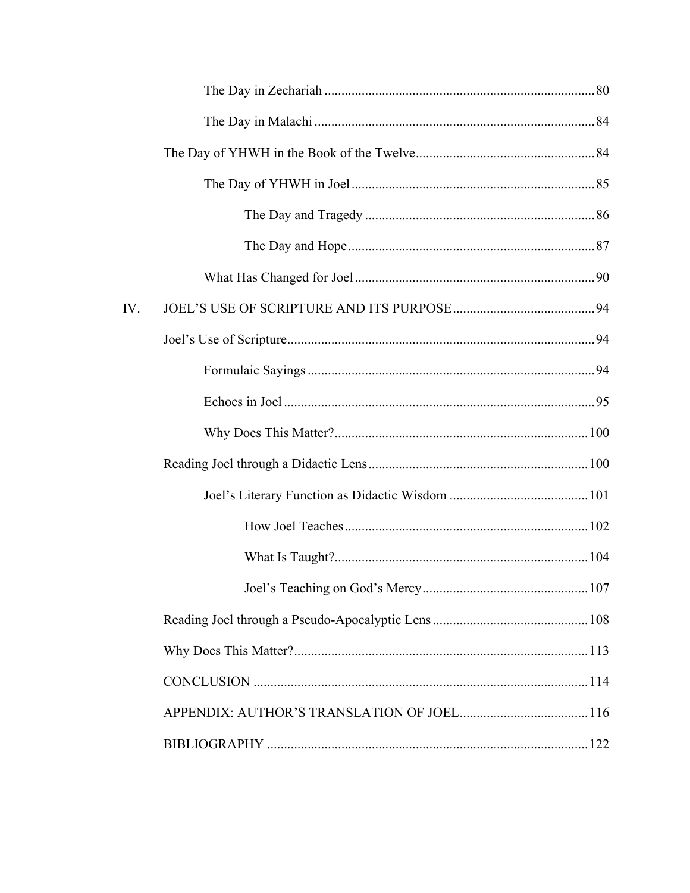The Day in Zechariah ........ 80

The Day in Malachi ........ 84

The Day of YHWH in the Book of the Twelve ........ 84

The Day of YHWH in Joel ........ 85

The Day and Tragedy ........ 86

The Day and Hope ........ 87

What Has Changed for Joel ........ 90

IV. JOEL'S USE OF SCRIPTURE AND ITS PURPOSE ........ 94

Joel's Use of Scripture ........ 94

Formulaic Sayings ........ 94

Echoes in Joel ........ 95

Why Does This Matter? ........ 100

Reading Joel through a Didactic Lens ........ 100

Joel's Literary Function as Didactic Wisdom ........ 101

How Joel Teaches ........ 102

What Is Taught? ........ 104

Joel's Teaching on God's Mercy ........ 107

Reading Joel through a Pseudo-Apocalyptic Lens ........ 108

Why Does This Matter? ........ 113

CONCLUSION ........ 114

APPENDIX: AUTHOR'S TRANSLATION OF JOEL ........ 116

BIBLIOGRAPHY ........ 122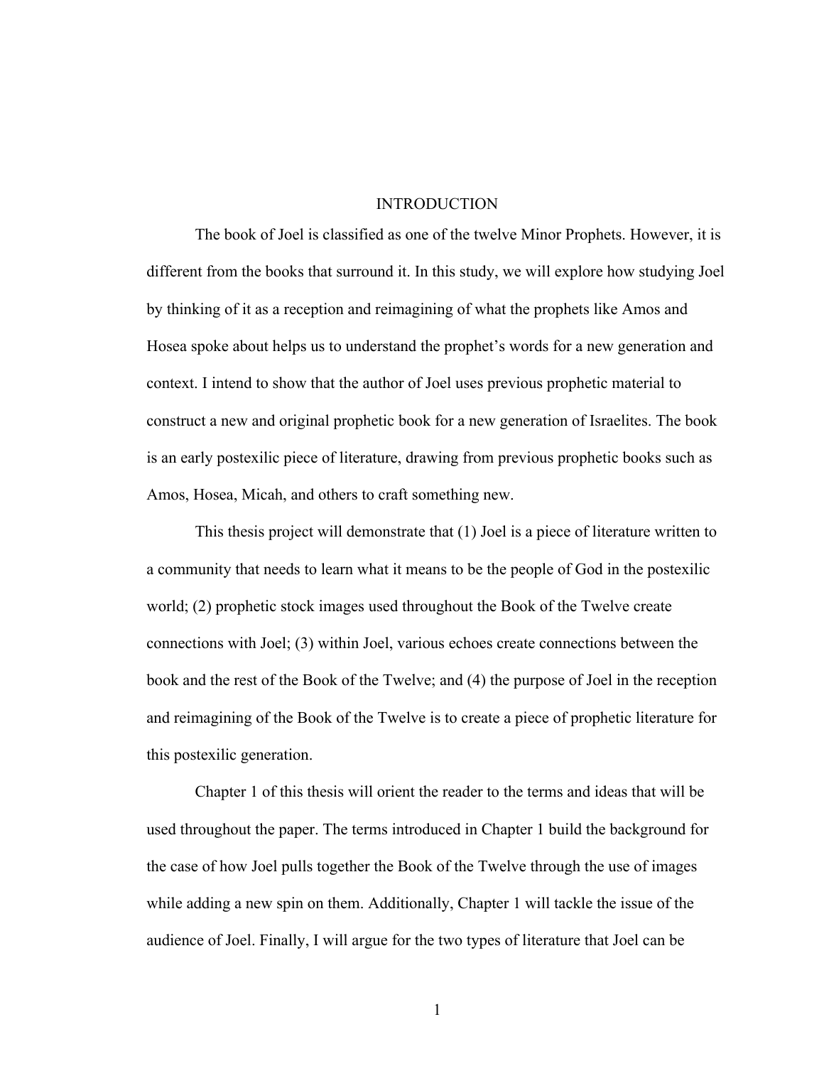# INTRODUCTION

The book of Joel is classified as one of the twelve Minor Prophets. However, it is different from the books that surround it. In this study, we will explore how studying Joel by thinking of it as a reception and reimagining of what the prophets like Amos and Hosea spoke about helps us to understand the prophet's words for a new generation and context. I intend to show that the author of Joel uses previous prophetic material to construct a new and original prophetic book for a new generation of Israelites. The book is an early postexilic piece of literature, drawing from previous prophetic books such as Amos, Hosea, Micah, and others to craft something new.

This thesis project will demonstrate that (1) Joel is a piece of literature written to a community that needs to learn what it means to be the people of God in the postexilic world; (2) prophetic stock images used throughout the Book of the Twelve create connections with Joel; (3) within Joel, various echoes create connections between the book and the rest of the Book of the Twelve; and (4) the purpose of Joel in the reception and reimagining of the Book of the Twelve is to create a piece of prophetic literature for this postexilic generation.

Chapter 1 of this thesis will orient the reader to the terms and ideas that will be used throughout the paper. The terms introduced in Chapter 1 build the background for the case of how Joel pulls together the Book of the Twelve through the use of images while adding a new spin on them. Additionally, Chapter 1 will tackle the issue of the audience of Joel. Finally, I will argue for the two types of literature that Joel can be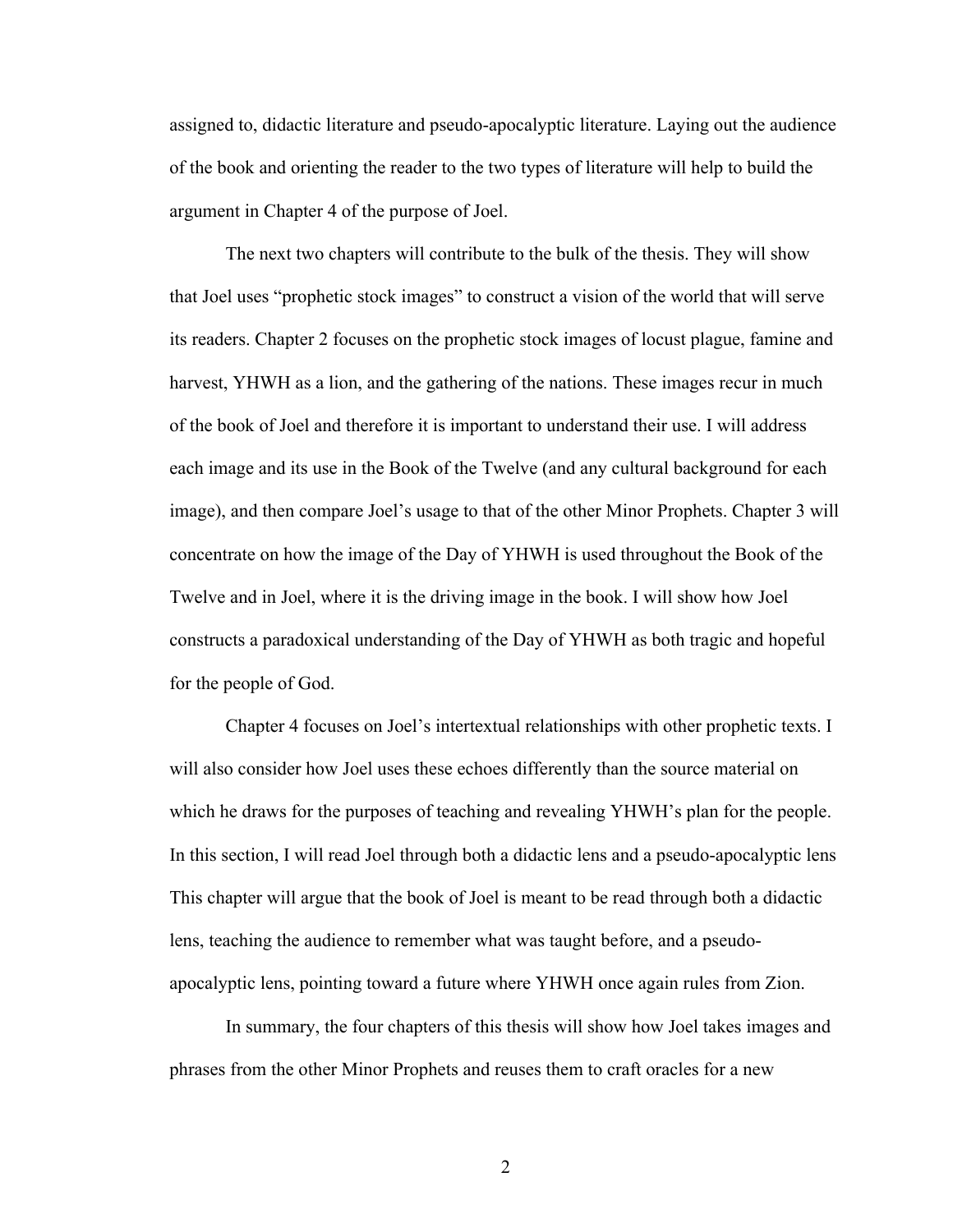assigned to, didactic literature and pseudo-apocalyptic literature. Laying out the audience of the book and orienting the reader to the two types of literature will help to build the argument in Chapter 4 of the purpose of Joel.

The next two chapters will contribute to the bulk of the thesis. They will show that Joel uses "prophetic stock images" to construct a vision of the world that will serve its readers. Chapter 2 focuses on the prophetic stock images of locust plague, famine and harvest, YHWH as a lion, and the gathering of the nations. These images recur in much of the book of Joel and therefore it is important to understand their use. I will address each image and its use in the Book of the Twelve (and any cultural background for each image), and then compare Joel's usage to that of the other Minor Prophets. Chapter 3 will concentrate on how the image of the Day of YHWH is used throughout the Book of the Twelve and in Joel, where it is the driving image in the book. I will show how Joel constructs a paradoxical understanding of the Day of YHWH as both tragic and hopeful for the people of God.

Chapter 4 focuses on Joel's intertextual relationships with other prophetic texts. I will also consider how Joel uses these echoes differently than the source material on which he draws for the purposes of teaching and revealing YHWH's plan for the people. In this section, I will read Joel through both a didactic lens and a pseudo-apocalyptic lens This chapter will argue that the book of Joel is meant to be read through both a didactic lens, teaching the audience to remember what was taught before, and a pseudo-apocalyptic lens, pointing toward a future where YHWH once again rules from Zion.

In summary, the four chapters of this thesis will show how Joel takes images and phrases from the other Minor Prophets and reuses them to craft oracles for a new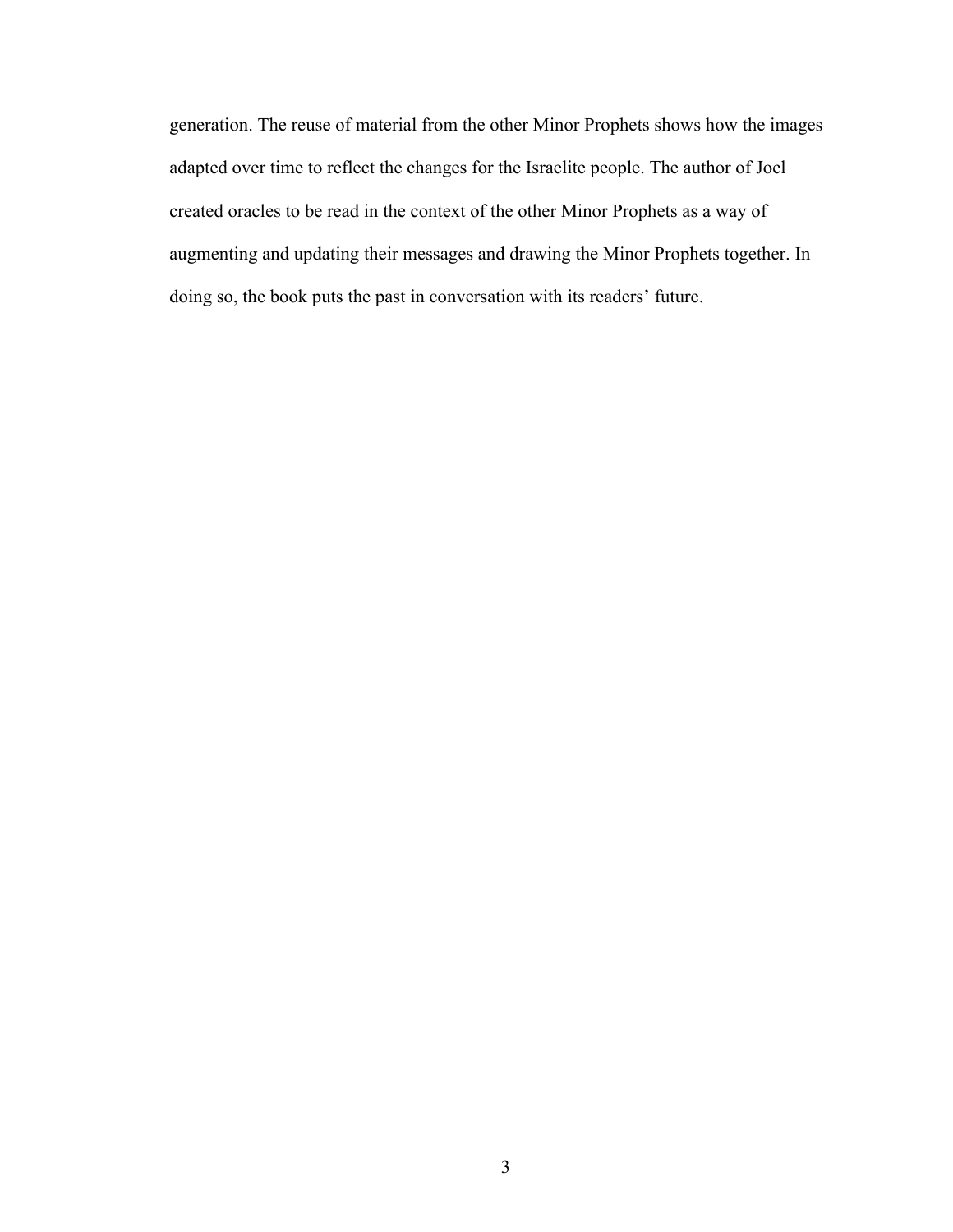generation. The reuse of material from the other Minor Prophets shows how the images adapted over time to reflect the changes for the Israelite people. The author of Joel created oracles to be read in the context of the other Minor Prophets as a way of augmenting and updating their messages and drawing the Minor Prophets together. In doing so, the book puts the past in conversation with its readers' future.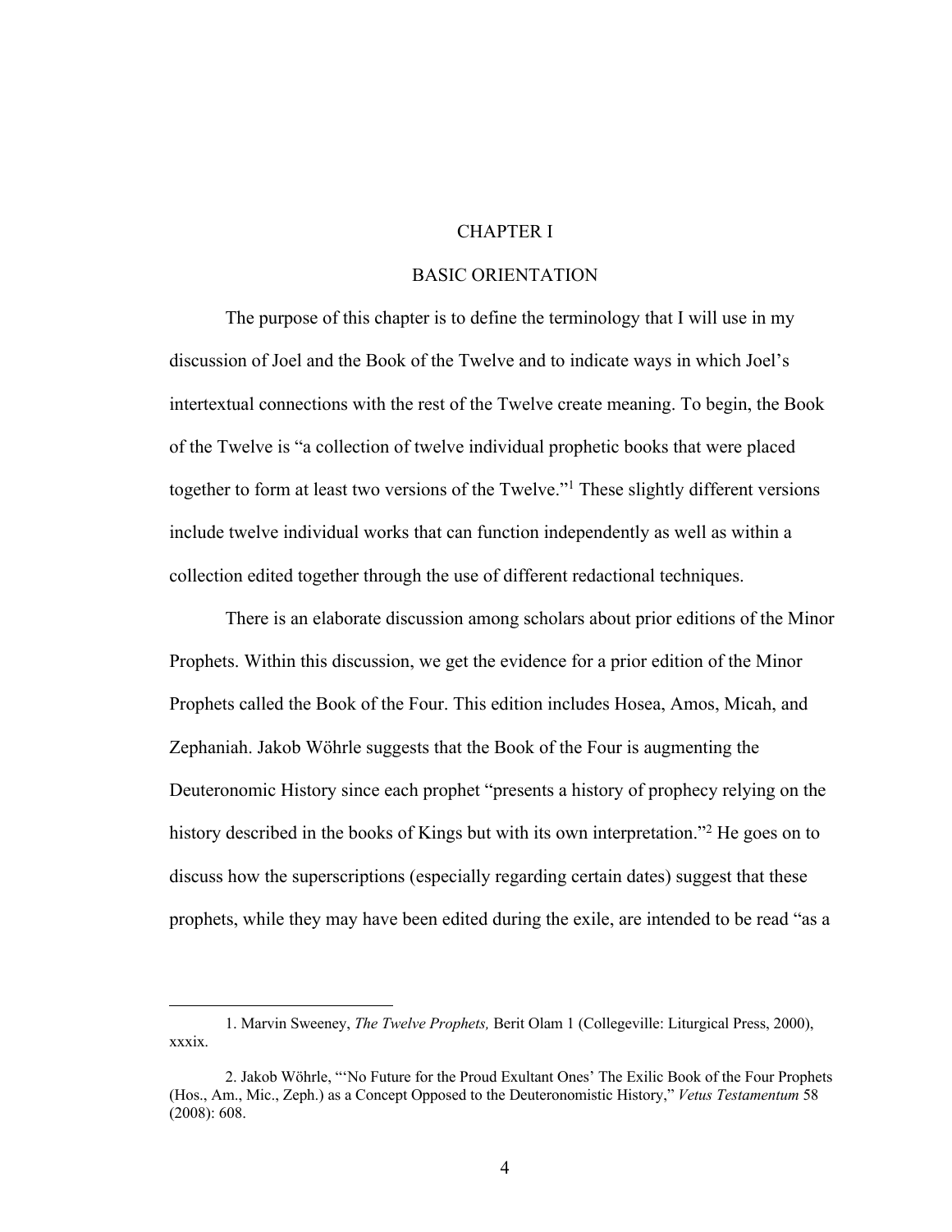# CHAPTER I

## BASIC ORIENTATION

The purpose of this chapter is to define the terminology that I will use in my discussion of Joel and the Book of the Twelve and to indicate ways in which Joel's intertextual connections with the rest of the Twelve create meaning. To begin, the Book of the Twelve is "a collection of twelve individual prophetic books that were placed together to form at least two versions of the Twelve."[1] These slightly different versions include twelve individual works that can function independently as well as within a collection edited together through the use of different redactional techniques.

There is an elaborate discussion among scholars about prior editions of the Minor Prophets. Within this discussion, we get the evidence for a prior edition of the Minor Prophets called the Book of the Four. This edition includes Hosea, Amos, Micah, and Zephaniah. Jakob Wöhrle suggests that the Book of the Four is augmenting the Deuteronomic History since each prophet "presents a history of prophecy relying on the history described in the books of Kings but with its own interpretation."[2] He goes on to discuss how the superscriptions (especially regarding certain dates) suggest that these prophets, while they may have been edited during the exile, are intended to be read "as a

---

1. Marvin Sweeney, *The Twelve Prophets,* Berit Olam 1 (Collegeville: Liturgical Press, 2000), xxxix.

2. Jakob Wöhrle, "'No Future for the Proud Exultant Ones' The Exilic Book of the Four Prophets (Hos., Am., Mic., Zeph.) as a Concept Opposed to the Deuteronomistic History," *Vetus Testamentum* 58 (2008): 608.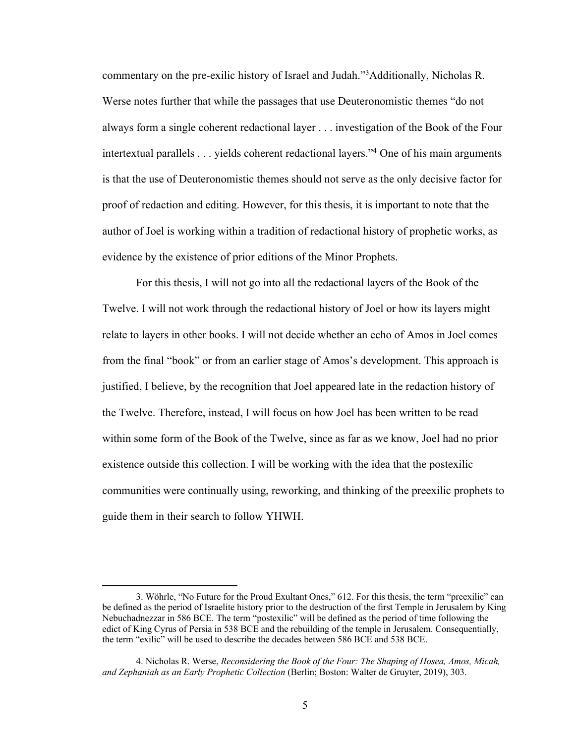commentary on the pre-exilic history of Israel and Judah."[3]Additionally, Nicholas R. Werse notes further that while the passages that use Deuteronomistic themes "do not always form a single coherent redactional layer . . . investigation of the Book of the Four intertextual parallels . . . yields coherent redactional layers."[4] One of his main arguments is that the use of Deuteronomistic themes should not serve as the only decisive factor for proof of redaction and editing. However, for this thesis, it is important to note that the author of Joel is working within a tradition of redactional history of prophetic works, as evidence by the existence of prior editions of the Minor Prophets.

For this thesis, I will not go into all the redactional layers of the Book of the Twelve. I will not work through the redactional history of Joel or how its layers might relate to layers in other books. I will not decide whether an echo of Amos in Joel comes from the final "book" or from an earlier stage of Amos's development. This approach is justified, I believe, by the recognition that Joel appeared late in the redaction history of the Twelve. Therefore, instead, I will focus on how Joel has been written to be read within some form of the Book of the Twelve, since as far as we know, Joel had no prior existence outside this collection. I will be working with the idea that the postexilic communities were continually using, reworking, and thinking of the preexilic prophets to guide them in their search to follow YHWH.

---

3. Wöhrle, "No Future for the Proud Exultant Ones," 612. For this thesis, the term "preexilic" can be defined as the period of Israelite history prior to the destruction of the first Temple in Jerusalem by King Nebuchadnezzar in 586 BCE. The term "postexilic" will be defined as the period of time following the edict of King Cyrus of Persia in 538 BCE and the rebuilding of the temple in Jerusalem. Consequentially, the term "exilic" will be used to describe the decades between 586 BCE and 538 BCE.

4. Nicholas R. Werse, *Reconsidering the Book of the Four: The Shaping of Hosea, Amos, Micah, and Zephaniah as an Early Prophetic Collection* (Berlin; Boston: Walter de Gruyter, 2019), 303.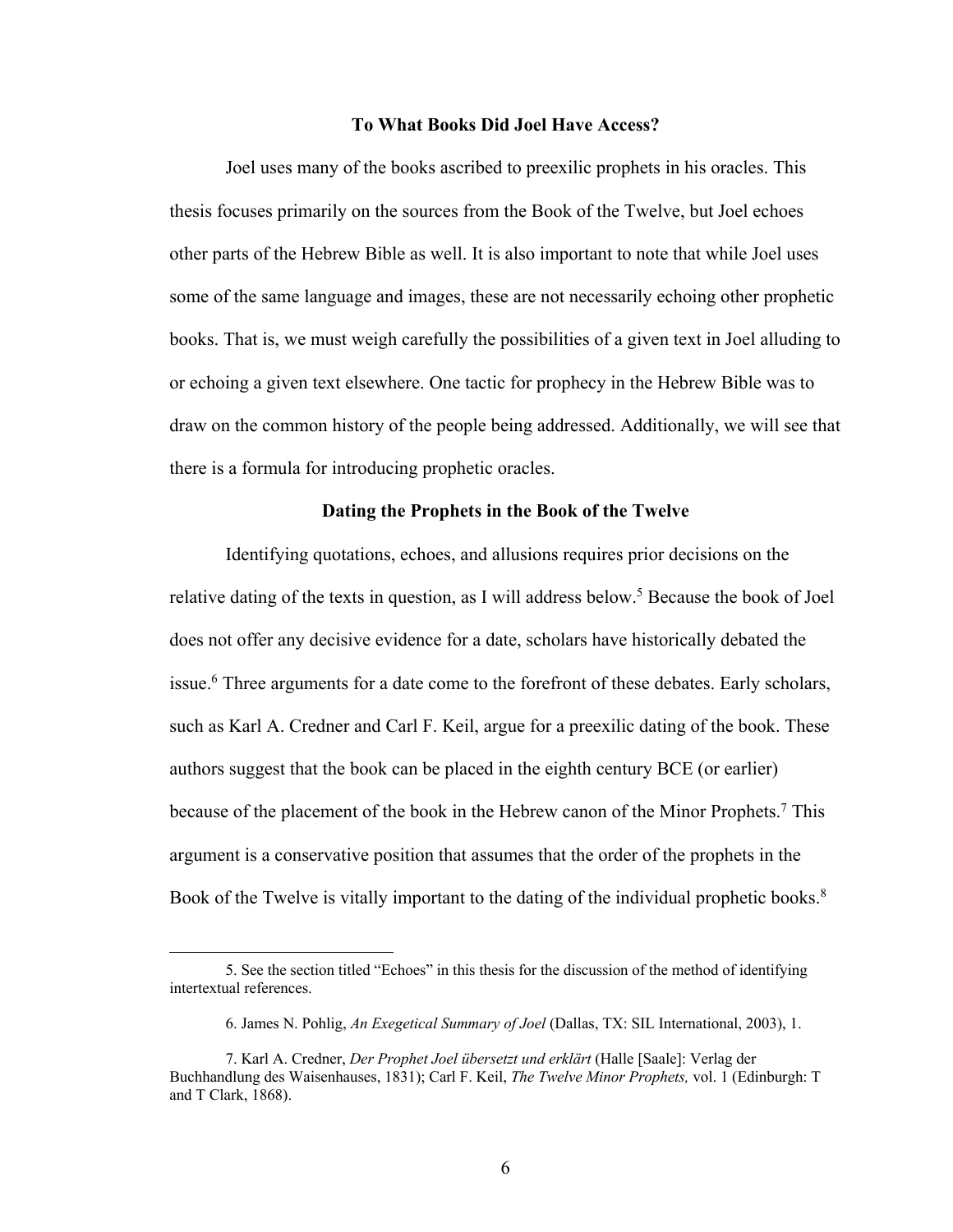## To What Books Did Joel Have Access?

Joel uses many of the books ascribed to preexilic prophets in his oracles. This thesis focuses primarily on the sources from the Book of the Twelve, but Joel echoes other parts of the Hebrew Bible as well. It is also important to note that while Joel uses some of the same language and images, these are not necessarily echoing other prophetic books. That is, we must weigh carefully the possibilities of a given text in Joel alluding to or echoing a given text elsewhere. One tactic for prophecy in the Hebrew Bible was to draw on the common history of the people being addressed. Additionally, we will see that there is a formula for introducing prophetic oracles.

## Dating the Prophets in the Book of the Twelve

Identifying quotations, echoes, and allusions requires prior decisions on the relative dating of the texts in question, as I will address below.[5] Because the book of Joel does not offer any decisive evidence for a date, scholars have historically debated the issue.[6] Three arguments for a date come to the forefront of these debates. Early scholars, such as Karl A. Credner and Carl F. Keil, argue for a preexilic dating of the book. These authors suggest that the book can be placed in the eighth century BCE (or earlier) because of the placement of the book in the Hebrew canon of the Minor Prophets.[7] This argument is a conservative position that assumes that the order of the prophets in the Book of the Twelve is vitally important to the dating of the individual prophetic books.[8]

---

5. See the section titled "Echoes" in this thesis for the discussion of the method of identifying intertextual references.

6. James N. Pohlig, *An Exegetical Summary of Joel* (Dallas, TX: SIL International, 2003), 1.

7. Karl A. Credner, *Der Prophet Joel übersetzt und erklärt* (Halle [Saale]: Verlag der Buchhandlung des Waisenhauses, 1831); Carl F. Keil, *The Twelve Minor Prophets,* vol. 1 (Edinburgh: T and T Clark, 1868).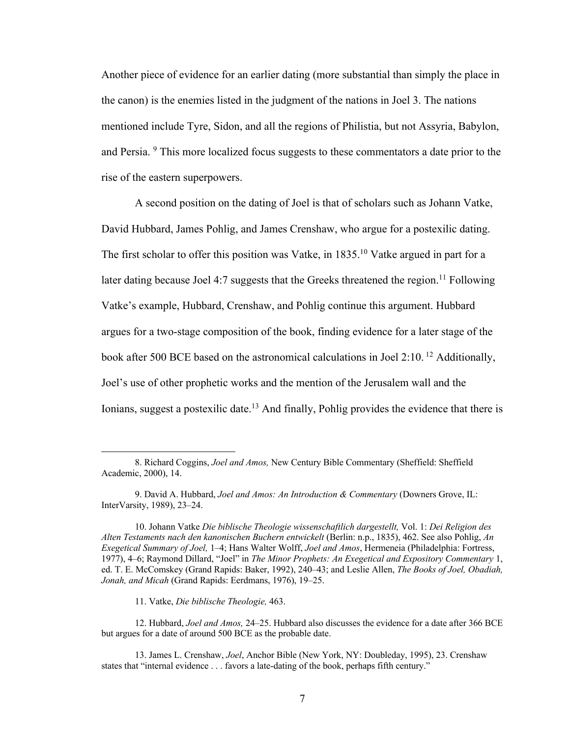Another piece of evidence for an earlier dating (more substantial than simply the place in the canon) is the enemies listed in the judgment of the nations in Joel 3. The nations mentioned include Tyre, Sidon, and all the regions of Philistia, but not Assyria, Babylon, and Persia. [9] This more localized focus suggests to these commentators a date prior to the rise of the eastern superpowers.

A second position on the dating of Joel is that of scholars such as Johann Vatke, David Hubbard, James Pohlig, and James Crenshaw, who argue for a postexilic dating. The first scholar to offer this position was Vatke, in 1835.[10] Vatke argued in part for a later dating because Joel 4:7 suggests that the Greeks threatened the region.[11] Following Vatke's example, Hubbard, Crenshaw, and Pohlig continue this argument. Hubbard argues for a two-stage composition of the book, finding evidence for a later stage of the book after 500 BCE based on the astronomical calculations in Joel 2:10. [12] Additionally, Joel's use of other prophetic works and the mention of the Jerusalem wall and the Ionians, suggest a postexilic date.[13] And finally, Pohlig provides the evidence that there is

---

8. Richard Coggins, *Joel and Amos,* New Century Bible Commentary (Sheffield: Sheffield Academic, 2000), 14.

9. David A. Hubbard, *Joel and Amos: An Introduction & Commentary* (Downers Grove, IL: InterVarsity, 1989), 23–24.

10. Johann Vatke *Die biblische Theologie wissenschaftlich dargestellt,* Vol. 1: *Dei Religion des Alten Testaments nach den kanonischen Buchern entwickelt* (Berlin: n.p., 1835), 462. See also Pohlig, *An Exegetical Summary of Joel,* 1–4; Hans Walter Wolff, *Joel and Amos*, Hermeneia (Philadelphia: Fortress, 1977), 4–6; Raymond Dillard, "Joel" in *The Minor Prophets: An Exegetical and Expository Commentary* 1, ed. T. E. McComskey (Grand Rapids: Baker, 1992), 240–43; and Leslie Allen, *The Books of Joel, Obadiah, Jonah, and Micah* (Grand Rapids: Eerdmans, 1976), 19–25.

11. Vatke, *Die biblische Theologie,* 463.

12. Hubbard, *Joel and Amos,* 24–25. Hubbard also discusses the evidence for a date after 366 BCE but argues for a date of around 500 BCE as the probable date.

13. James L. Crenshaw, *Joel*, Anchor Bible (New York, NY: Doubleday, 1995), 23. Crenshaw states that "internal evidence . . . favors a late-dating of the book, perhaps fifth century."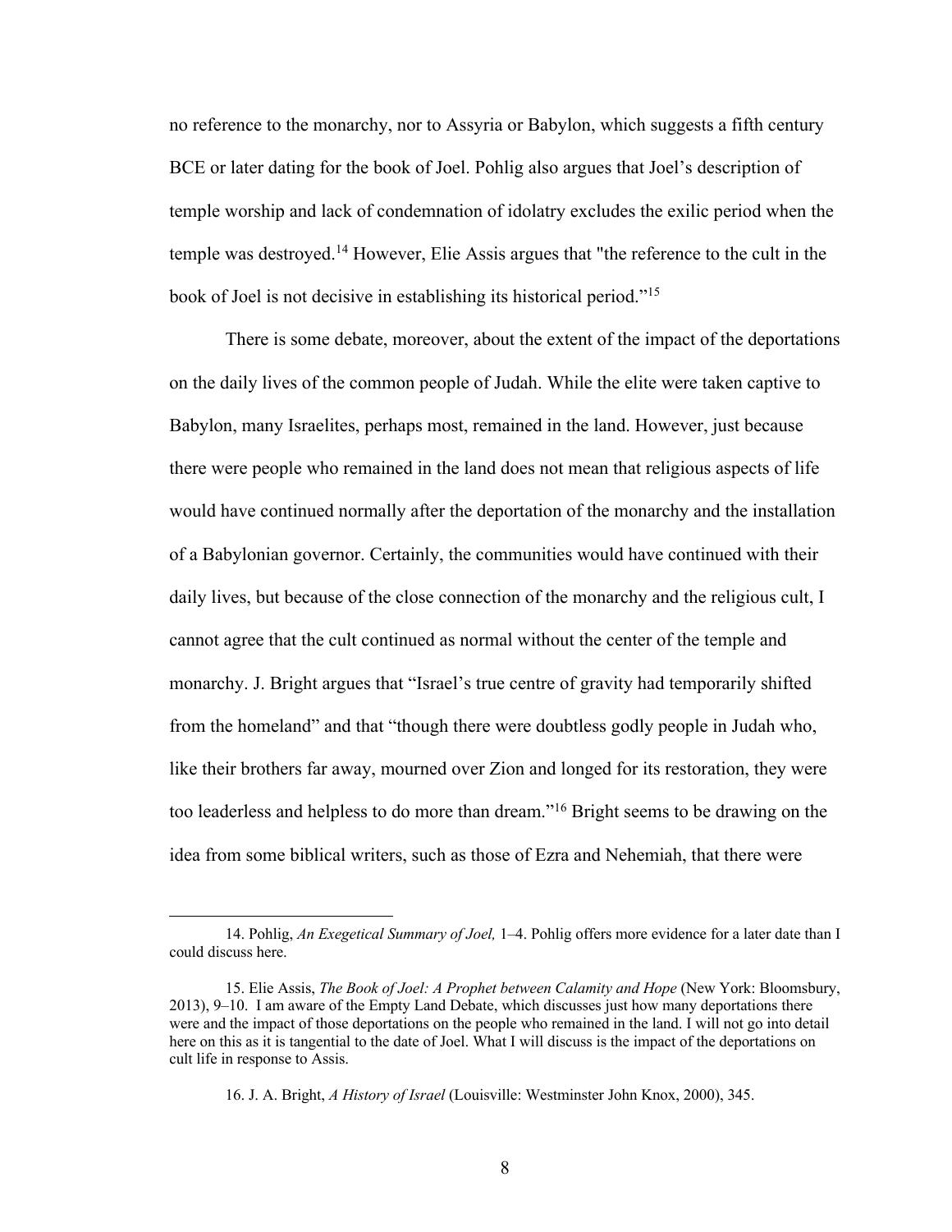no reference to the monarchy, nor to Assyria or Babylon, which suggests a fifth century BCE or later dating for the book of Joel. Pohlig also argues that Joel's description of temple worship and lack of condemnation of idolatry excludes the exilic period when the temple was destroyed.[14] However, Elie Assis argues that "the reference to the cult in the book of Joel is not decisive in establishing its historical period."[15]

There is some debate, moreover, about the extent of the impact of the deportations on the daily lives of the common people of Judah. While the elite were taken captive to Babylon, many Israelites, perhaps most, remained in the land. However, just because there were people who remained in the land does not mean that religious aspects of life would have continued normally after the deportation of the monarchy and the installation of a Babylonian governor. Certainly, the communities would have continued with their daily lives, but because of the close connection of the monarchy and the religious cult, I cannot agree that the cult continued as normal without the center of the temple and monarchy. J. Bright argues that "Israel's true centre of gravity had temporarily shifted from the homeland" and that "though there were doubtless godly people in Judah who, like their brothers far away, mourned over Zion and longed for its restoration, they were too leaderless and helpless to do more than dream."[16] Bright seems to be drawing on the idea from some biblical writers, such as those of Ezra and Nehemiah, that there were

---

14. Pohlig, *An Exegetical Summary of Joel,* 1–4. Pohlig offers more evidence for a later date than I could discuss here.

15. Elie Assis, *The Book of Joel: A Prophet between Calamity and Hope* (New York: Bloomsbury, 2013), 9–10. I am aware of the Empty Land Debate, which discusses just how many deportations there were and the impact of those deportations on the people who remained in the land. I will not go into detail here on this as it is tangential to the date of Joel. What I will discuss is the impact of the deportations on cult life in response to Assis.

16. J. A. Bright, *A History of Israel* (Louisville: Westminster John Knox, 2000), 345.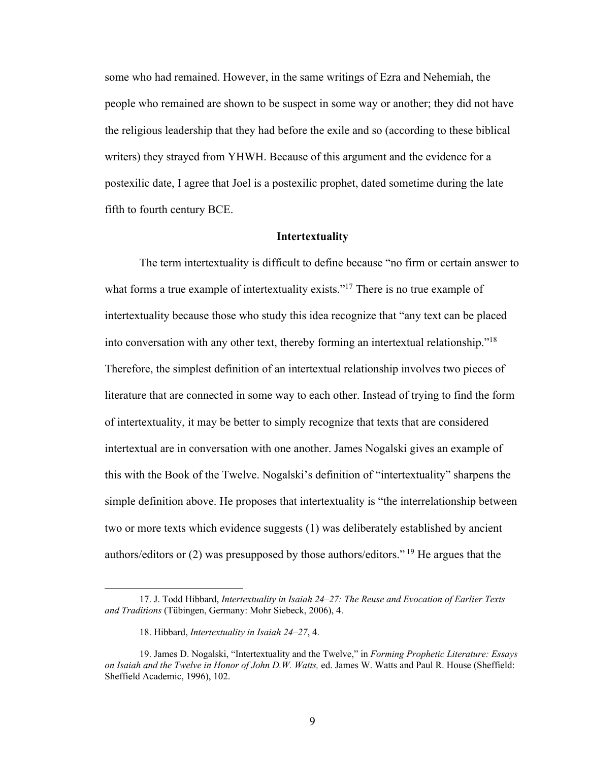some who had remained. However, in the same writings of Ezra and Nehemiah, the people who remained are shown to be suspect in some way or another; they did not have the religious leadership that they had before the exile and so (according to these biblical writers) they strayed from YHWH. Because of this argument and the evidence for a postexilic date, I agree that Joel is a postexilic prophet, dated sometime during the late fifth to fourth century BCE.

## Intertextuality

The term intertextuality is difficult to define because "no firm or certain answer to what forms a true example of intertextuality exists."[17] There is no true example of intertextuality because those who study this idea recognize that "any text can be placed into conversation with any other text, thereby forming an intertextual relationship."[18] Therefore, the simplest definition of an intertextual relationship involves two pieces of literature that are connected in some way to each other. Instead of trying to find the form of intertextuality, it may be better to simply recognize that texts that are considered intertextual are in conversation with one another. James Nogalski gives an example of this with the Book of the Twelve. Nogalski's definition of "intertextuality" sharpens the simple definition above. He proposes that intertextuality is "the interrelationship between two or more texts which evidence suggests (1) was deliberately established by ancient authors/editors or (2) was presupposed by those authors/editors."[19] He argues that the

---

17. J. Todd Hibbard, *Intertextuality in Isaiah 24–27: The Reuse and Evocation of Earlier Texts and Traditions* (Tübingen, Germany: Mohr Siebeck, 2006), 4.

18. Hibbard, *Intertextuality in Isaiah 24–27*, 4.

19. James D. Nogalski, "Intertextuality and the Twelve," in *Forming Prophetic Literature: Essays on Isaiah and the Twelve in Honor of John D.W. Watts,* ed. James W. Watts and Paul R. House (Sheffield: Sheffield Academic, 1996), 102.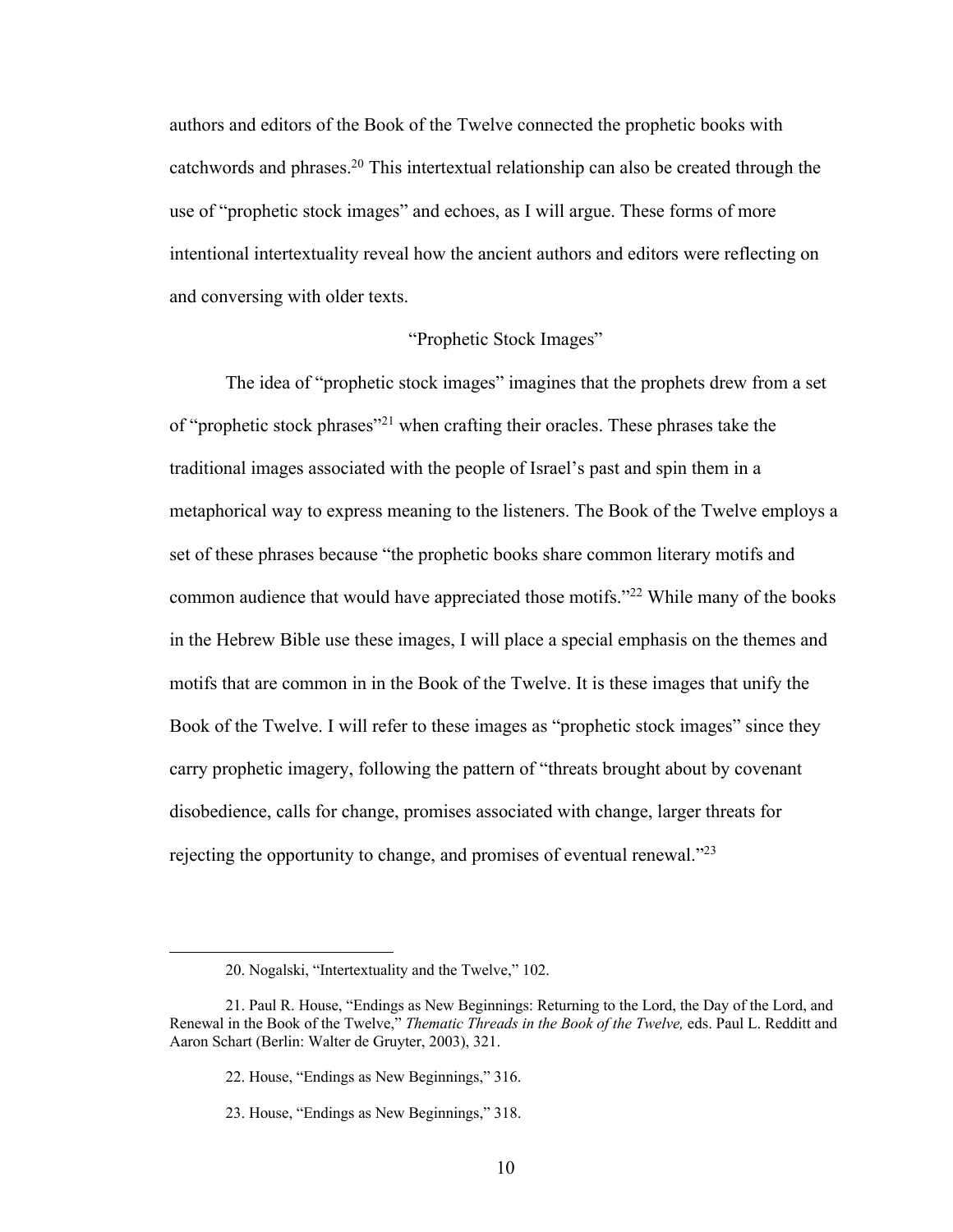authors and editors of the Book of the Twelve connected the prophetic books with catchwords and phrases.[20] This intertextual relationship can also be created through the use of "prophetic stock images" and echoes, as I will argue. These forms of more intentional intertextuality reveal how the ancient authors and editors were reflecting on and conversing with older texts.

## "Prophetic Stock Images"

The idea of "prophetic stock images" imagines that the prophets drew from a set of "prophetic stock phrases"[21] when crafting their oracles. These phrases take the traditional images associated with the people of Israel's past and spin them in a metaphorical way to express meaning to the listeners. The Book of the Twelve employs a set of these phrases because "the prophetic books share common literary motifs and common audience that would have appreciated those motifs."[22] While many of the books in the Hebrew Bible use these images, I will place a special emphasis on the themes and motifs that are common in in the Book of the Twelve. It is these images that unify the Book of the Twelve. I will refer to these images as "prophetic stock images" since they carry prophetic imagery, following the pattern of "threats brought about by covenant disobedience, calls for change, promises associated with change, larger threats for rejecting the opportunity to change, and promises of eventual renewal."[23]

---

20. Nogalski, "Intertextuality and the Twelve," 102.

21. Paul R. House, "Endings as New Beginnings: Returning to the Lord, the Day of the Lord, and Renewal in the Book of the Twelve," *Thematic Threads in the Book of the Twelve,* eds. Paul L. Redditt and Aaron Schart (Berlin: Walter de Gruyter, 2003), 321.

22. House, "Endings as New Beginnings," 316.

23. House, "Endings as New Beginnings," 318.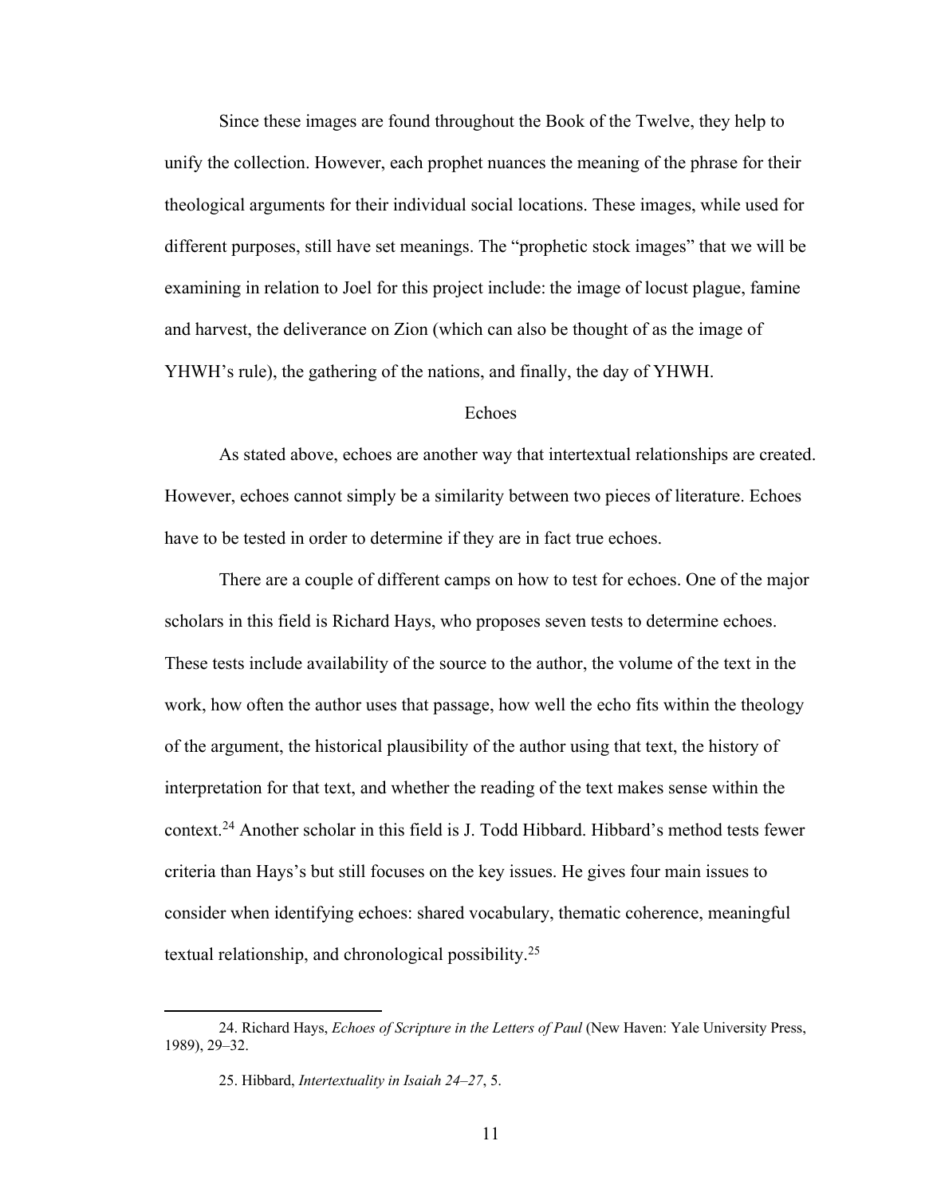Since these images are found throughout the Book of the Twelve, they help to unify the collection. However, each prophet nuances the meaning of the phrase for their theological arguments for their individual social locations. These images, while used for different purposes, still have set meanings. The "prophetic stock images" that we will be examining in relation to Joel for this project include: the image of locust plague, famine and harvest, the deliverance on Zion (which can also be thought of as the image of YHWH's rule), the gathering of the nations, and finally, the day of YHWH.

## Echoes

As stated above, echoes are another way that intertextual relationships are created. However, echoes cannot simply be a similarity between two pieces of literature. Echoes have to be tested in order to determine if they are in fact true echoes.

There are a couple of different camps on how to test for echoes. One of the major scholars in this field is Richard Hays, who proposes seven tests to determine echoes. These tests include availability of the source to the author, the volume of the text in the work, how often the author uses that passage, how well the echo fits within the theology of the argument, the historical plausibility of the author using that text, the history of interpretation for that text, and whether the reading of the text makes sense within the context.[24] Another scholar in this field is J. Todd Hibbard. Hibbard's method tests fewer criteria than Hays's but still focuses on the key issues. He gives four main issues to consider when identifying echoes: shared vocabulary, thematic coherence, meaningful textual relationship, and chronological possibility.[25]

---

24. Richard Hays, *Echoes of Scripture in the Letters of Paul* (New Haven: Yale University Press, 1989), 29–32.

25. Hibbard, *Intertextuality in Isaiah 24–27*, 5.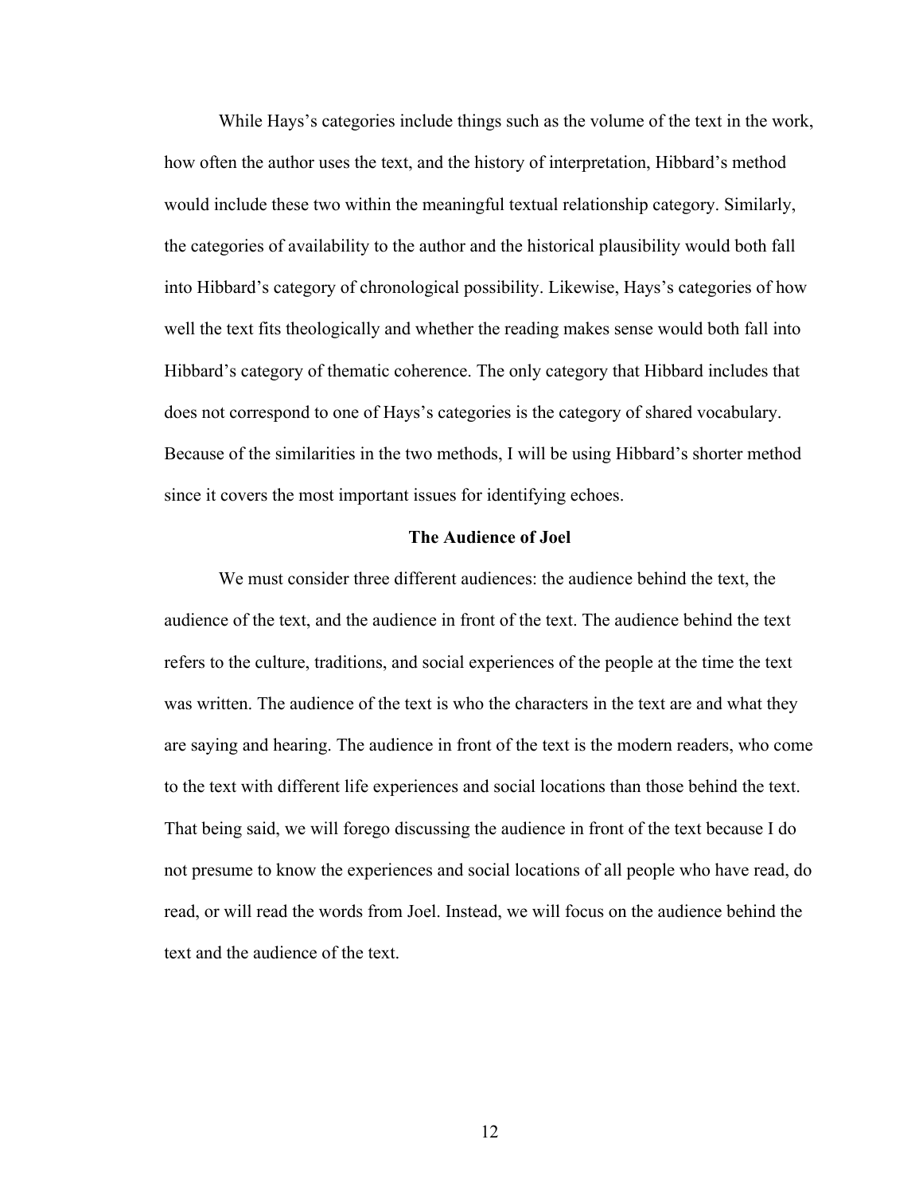While Hays's categories include things such as the volume of the text in the work, how often the author uses the text, and the history of interpretation, Hibbard's method would include these two within the meaningful textual relationship category. Similarly, the categories of availability to the author and the historical plausibility would both fall into Hibbard's category of chronological possibility. Likewise, Hays's categories of how well the text fits theologically and whether the reading makes sense would both fall into Hibbard's category of thematic coherence. The only category that Hibbard includes that does not correspond to one of Hays's categories is the category of shared vocabulary. Because of the similarities in the two methods, I will be using Hibbard's shorter method since it covers the most important issues for identifying echoes.

## The Audience of Joel

We must consider three different audiences: the audience behind the text, the audience of the text, and the audience in front of the text. The audience behind the text refers to the culture, traditions, and social experiences of the people at the time the text was written. The audience of the text is who the characters in the text are and what they are saying and hearing. The audience in front of the text is the modern readers, who come to the text with different life experiences and social locations than those behind the text. That being said, we will forego discussing the audience in front of the text because I do not presume to know the experiences and social locations of all people who have read, do read, or will read the words from Joel. Instead, we will focus on the audience behind the text and the audience of the text.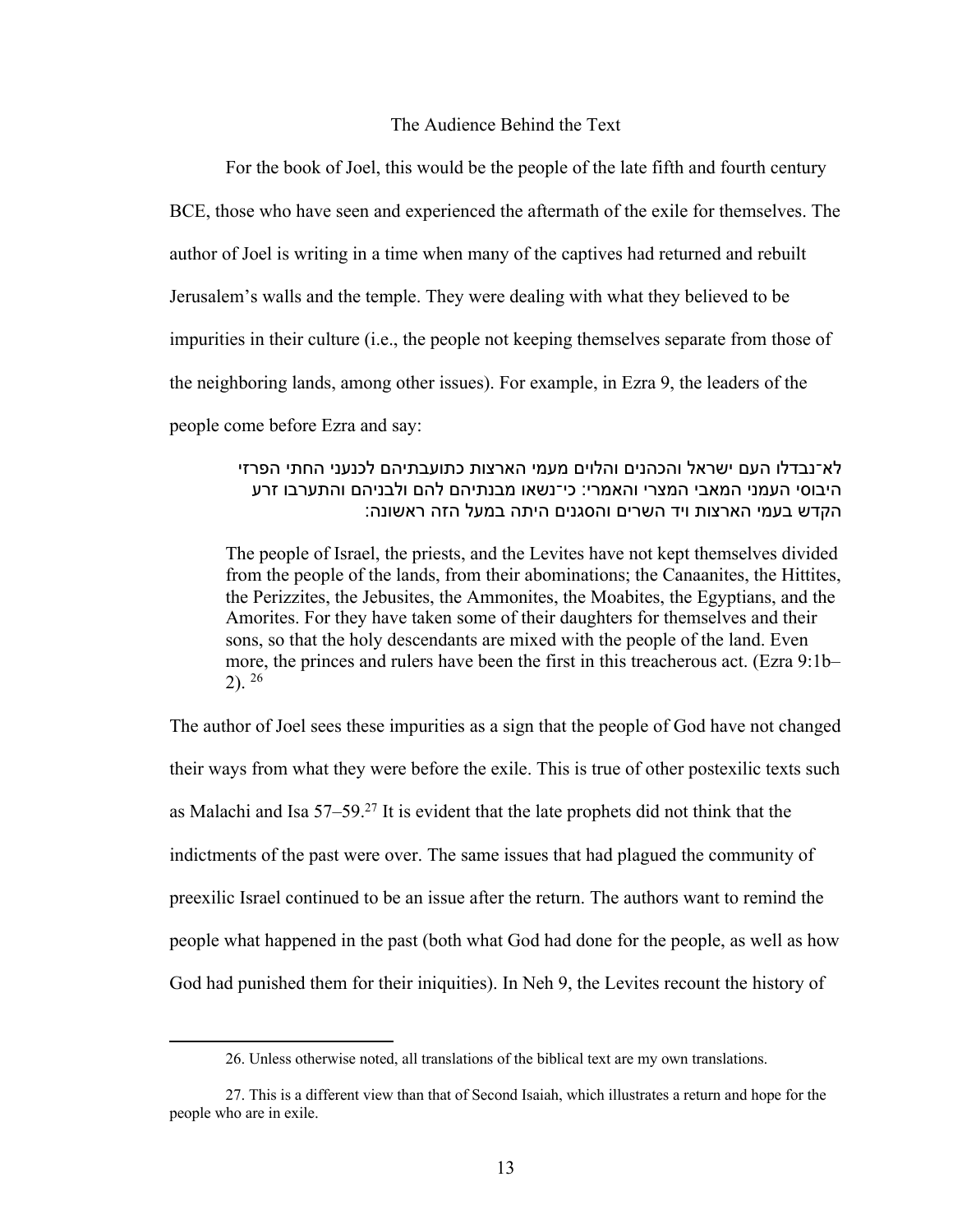## The Audience Behind the Text

For the book of Joel, this would be the people of the late fifth and fourth century BCE, those who have seen and experienced the aftermath of the exile for themselves. The author of Joel is writing in a time when many of the captives had returned and rebuilt Jerusalem's walls and the temple. They were dealing with what they believed to be impurities in their culture (i.e., the people not keeping themselves separate from those of the neighboring lands, among other issues). For example, in Ezra 9, the leaders of the people come before Ezra and say:

> לא־נבדלו העם ישראל והכהנים והלוים מעמי הארצות כתועבתיהם לכנעני החתי הפרזי היבוסי העמני המאבי המצרי והאמרי: כי־נשאו מבנתיהם להם ולבניהם והתערבו זרע הקדש בעמי הארצות ויד השרים והסגנים היתה במעל הזה ראשונה:
>
> The people of Israel, the priests, and the Levites have not kept themselves divided from the people of the lands, from their abominations; the Canaanites, the Hittites, the Perizzites, the Jebusites, the Ammonites, the Moabites, the Egyptians, and the Amorites. For they have taken some of their daughters for themselves and their sons, so that the holy descendants are mixed with the people of the land. Even more, the princes and rulers have been the first in this treacherous act. (Ezra 9:1b–2). [26]

The author of Joel sees these impurities as a sign that the people of God have not changed their ways from what they were before the exile. This is true of other postexilic texts such as Malachi and Isa 57–59.[27] It is evident that the late prophets did not think that the indictments of the past were over. The same issues that had plagued the community of preexilic Israel continued to be an issue after the return. The authors want to remind the people what happened in the past (both what God had done for the people, as well as how God had punished them for their iniquities). In Neh 9, the Levites recount the history of

---

26. Unless otherwise noted, all translations of the biblical text are my own translations.

27. This is a different view than that of Second Isaiah, which illustrates a return and hope for the people who are in exile.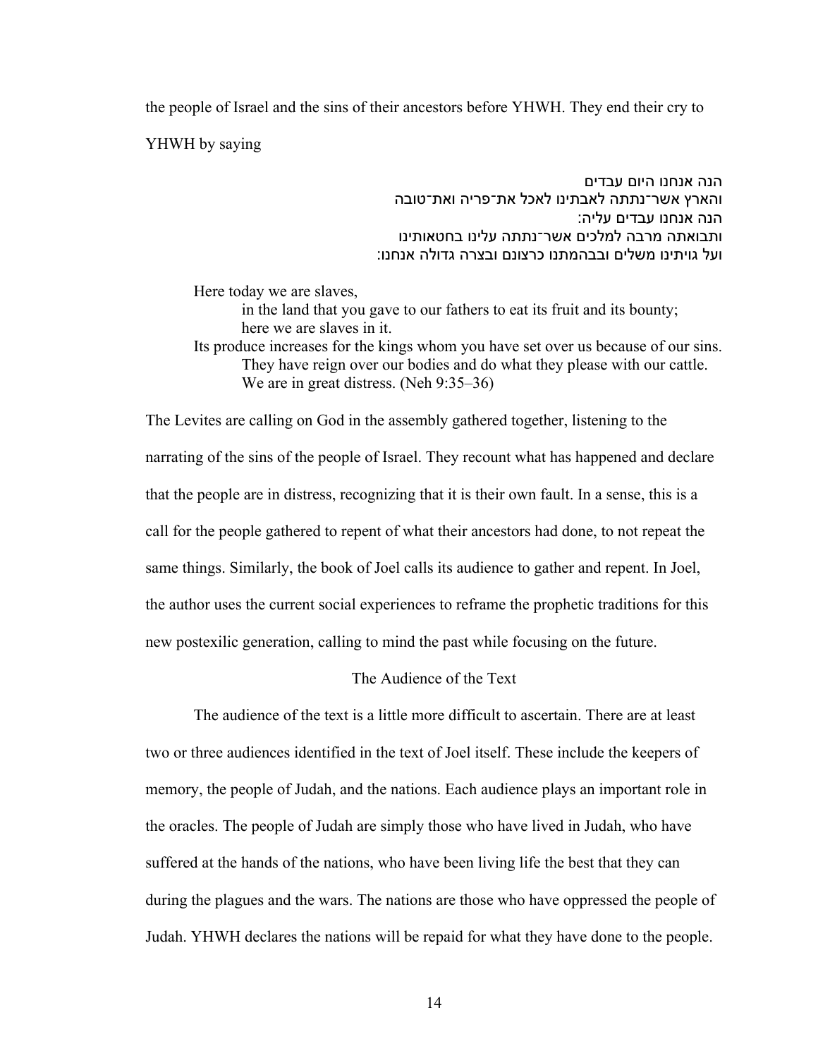the people of Israel and the sins of their ancestors before YHWH. They end their cry to YHWH by saying

הנה אנחנו היום עבדים  
והארץ אשר־נתתה לאבתינו לאכל את־פריה ואת־טובה  
הנה אנחנו עבדים עליה:  
ותבואתה מרבה למלכים אשר־נתתה עלינו בחטאותינו  
ועל גויתינו משלים ובבהמתנו כרצונם ובצרה גדולה אנחנו:

> Here today we are slaves,  
> in the land that you gave to our fathers to eat its fruit and its bounty;  
> here we are slaves in it.  
> Its produce increases for the kings whom you have set over us because of our sins.  
> They have reign over our bodies and do what they please with our cattle.  
> We are in great distress. (Neh 9:35–36)

The Levites are calling on God in the assembly gathered together, listening to the narrating of the sins of the people of Israel. They recount what has happened and declare that the people are in distress, recognizing that it is their own fault. In a sense, this is a call for the people gathered to repent of what their ancestors had done, to not repeat the same things. Similarly, the book of Joel calls its audience to gather and repent. In Joel, the author uses the current social experiences to reframe the prophetic traditions for this new postexilic generation, calling to mind the past while focusing on the future.

## The Audience of the Text

The audience of the text is a little more difficult to ascertain. There are at least two or three audiences identified in the text of Joel itself. These include the keepers of memory, the people of Judah, and the nations. Each audience plays an important role in the oracles. The people of Judah are simply those who have lived in Judah, who have suffered at the hands of the nations, who have been living life the best that they can during the plagues and the wars. The nations are those who have oppressed the people of Judah. YHWH declares the nations will be repaid for what they have done to the people.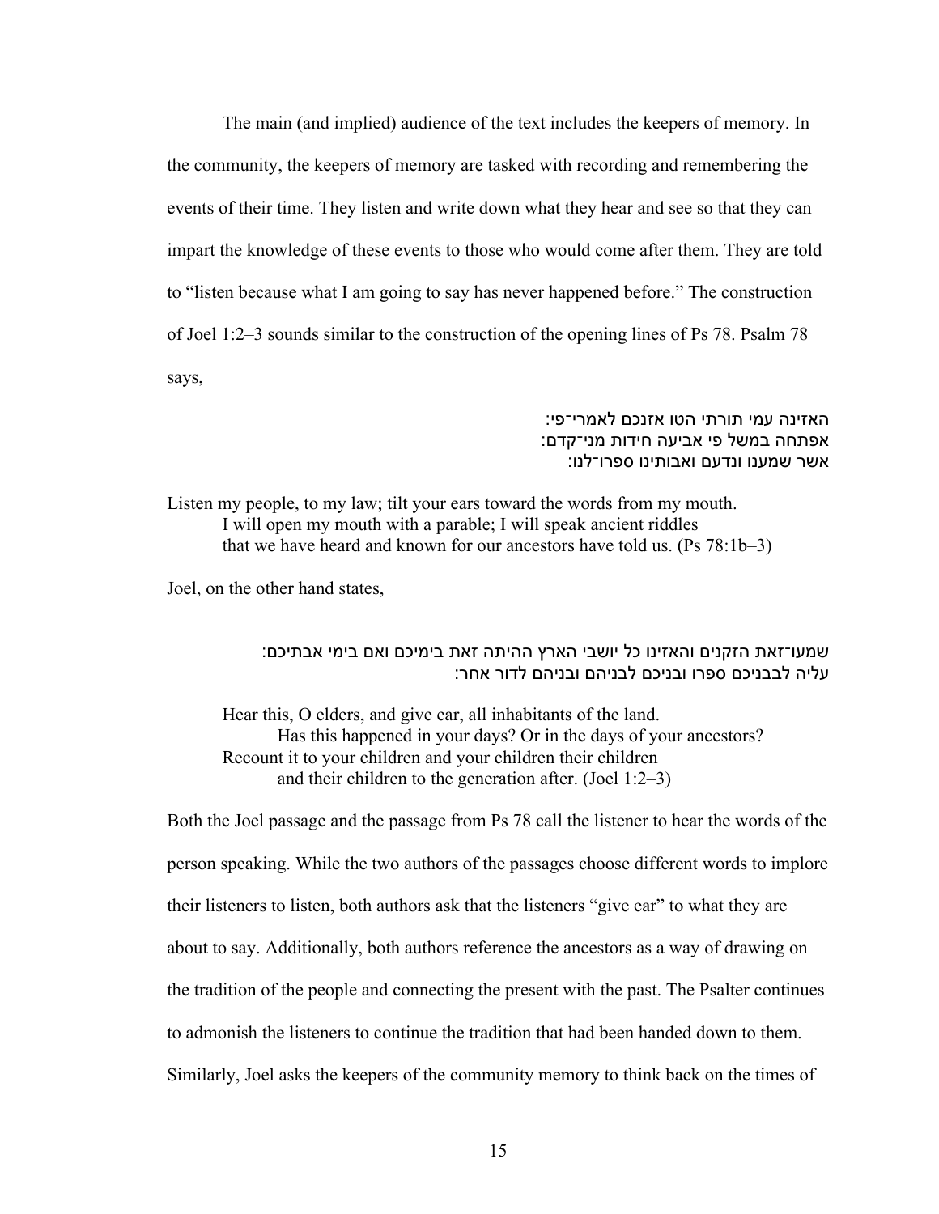The main (and implied) audience of the text includes the keepers of memory. In the community, the keepers of memory are tasked with recording and remembering the events of their time. They listen and write down what they hear and see so that they can impart the knowledge of these events to those who would come after them. They are told to "listen because what I am going to say has never happened before." The construction of Joel 1:2–3 sounds similar to the construction of the opening lines of Ps 78. Psalm 78 says,

> האזינה עמי תורתי הטו אזנכם לאמרי־פי:
> אפתחה במשל פי אביעה חידות מני־קדם:
> אשר שמענו ונדעם ואבותינו ספרו־לנו:

> Listen my people, to my law; tilt your ears toward the words from my mouth.
> I will open my mouth with a parable; I will speak ancient riddles
> that we have heard and known for our ancestors have told us. (Ps 78:1b–3)

Joel, on the other hand states,

> שמעו־זאת הזקנים והאזינו כל יושבי הארץ ההיתה זאת בימיכם ואם בימי אבתיכם:
> עליה לבבניכם ספרו ובניכם לבניהם ובניהם לדור אחר:

> Hear this, O elders, and give ear, all inhabitants of the land.
> Has this happened in your days? Or in the days of your ancestors?
> Recount it to your children and your children their children
> and their children to the generation after. (Joel 1:2–3)

Both the Joel passage and the passage from Ps 78 call the listener to hear the words of the person speaking. While the two authors of the passages choose different words to implore their listeners to listen, both authors ask that the listeners "give ear" to what they are about to say. Additionally, both authors reference the ancestors as a way of drawing on the tradition of the people and connecting the present with the past. The Psalter continues to admonish the listeners to continue the tradition that had been handed down to them. Similarly, Joel asks the keepers of the community memory to think back on the times of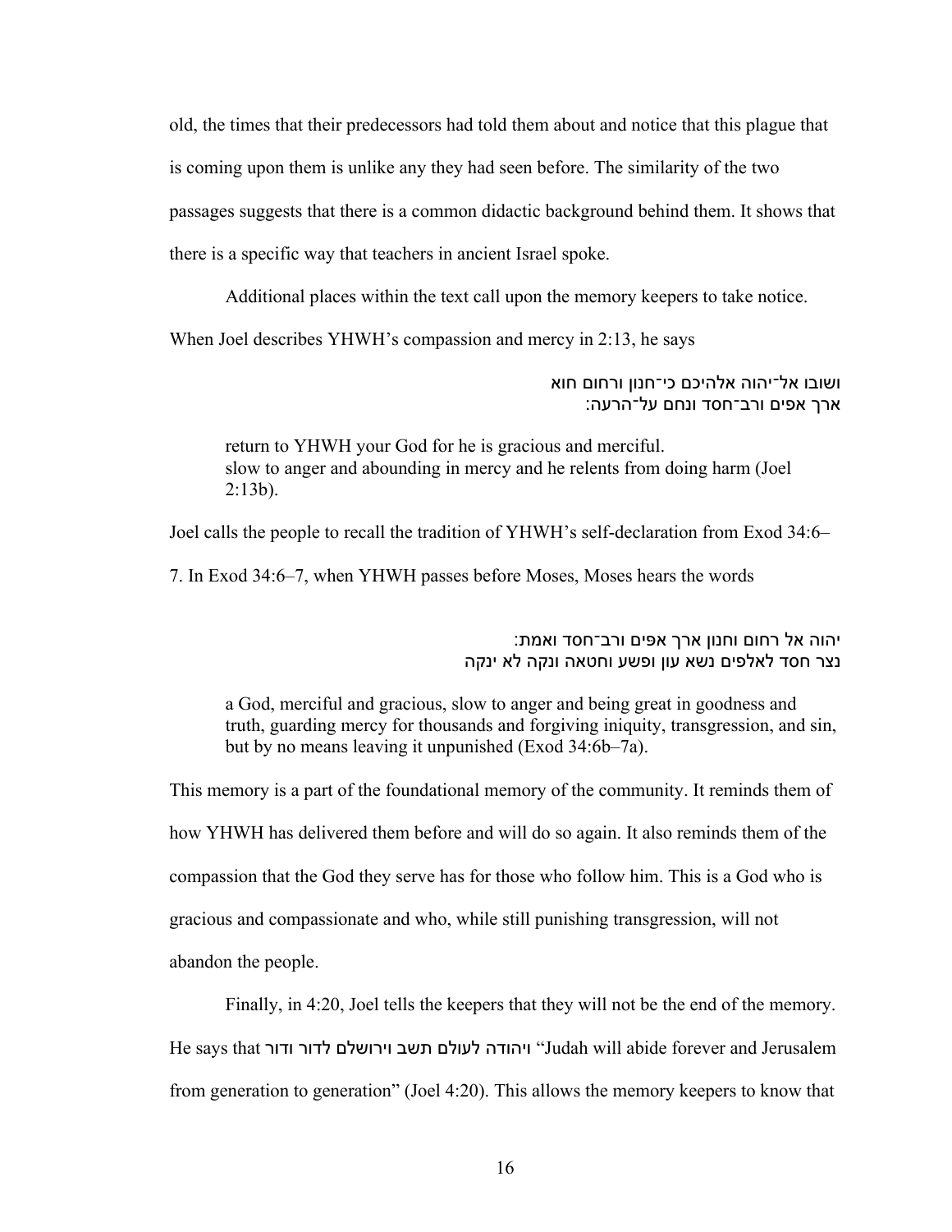old, the times that their predecessors had told them about and notice that this plague that is coming upon them is unlike any they had seen before. The similarity of the two passages suggests that there is a common didactic background behind them. It shows that there is a specific way that teachers in ancient Israel spoke.

Additional places within the text call upon the memory keepers to take notice. When Joel describes YHWH's compassion and mercy in 2:13, he says

ושובו אל־יהוה אלהיכם כי־חנון ורחום הוא
ארך אפים ורב־חסד ונחם על־הרעה:

> return to YHWH your God for he is gracious and merciful.
> slow to anger and abounding in mercy and he relents from doing harm (Joel 2:13b).

Joel calls the people to recall the tradition of YHWH's self-declaration from Exod 34:6–7. In Exod 34:6–7, when YHWH passes before Moses, Moses hears the words

יהוה אל רחום וחנון ארך אפים ורב־חסד ואמת:
נצר חסד לאלפים נשא עון ופשע וחטאה ונקה לא ינקה

> a God, merciful and gracious, slow to anger and being great in goodness and truth, guarding mercy for thousands and forgiving iniquity, transgression, and sin, but by no means leaving it unpunished (Exod 34:6b–7a).

This memory is a part of the foundational memory of the community. It reminds them of how YHWH has delivered them before and will do so again. It also reminds them of the compassion that the God they serve has for those who follow him. This is a God who is gracious and compassionate and who, while still punishing transgression, will not abandon the people.

Finally, in 4:20, Joel tells the keepers that they will not be the end of the memory. He says that ויהודה לעולם תשב וירושלם לדור ודור "Judah will abide forever and Jerusalem from generation to generation" (Joel 4:20). This allows the memory keepers to know that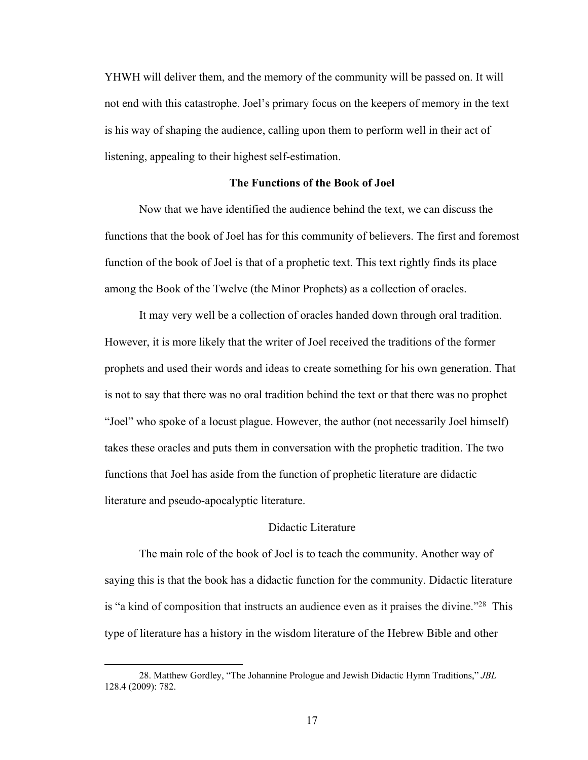YHWH will deliver them, and the memory of the community will be passed on. It will not end with this catastrophe. Joel's primary focus on the keepers of memory in the text is his way of shaping the audience, calling upon them to perform well in their act of listening, appealing to their highest self-estimation.

## The Functions of the Book of Joel

Now that we have identified the audience behind the text, we can discuss the functions that the book of Joel has for this community of believers. The first and foremost function of the book of Joel is that of a prophetic text. This text rightly finds its place among the Book of the Twelve (the Minor Prophets) as a collection of oracles.

It may very well be a collection of oracles handed down through oral tradition. However, it is more likely that the writer of Joel received the traditions of the former prophets and used their words and ideas to create something for his own generation. That is not to say that there was no oral tradition behind the text or that there was no prophet "Joel" who spoke of a locust plague. However, the author (not necessarily Joel himself) takes these oracles and puts them in conversation with the prophetic tradition. The two functions that Joel has aside from the function of prophetic literature are didactic literature and pseudo-apocalyptic literature.

### Didactic Literature

The main role of the book of Joel is to teach the community. Another way of saying this is that the book has a didactic function for the community. Didactic literature is "a kind of composition that instructs an audience even as it praises the divine."[28] This type of literature has a history in the wisdom literature of the Hebrew Bible and other

---

28. Matthew Gordley, "The Johannine Prologue and Jewish Didactic Hymn Traditions," *JBL* 128.4 (2009): 782.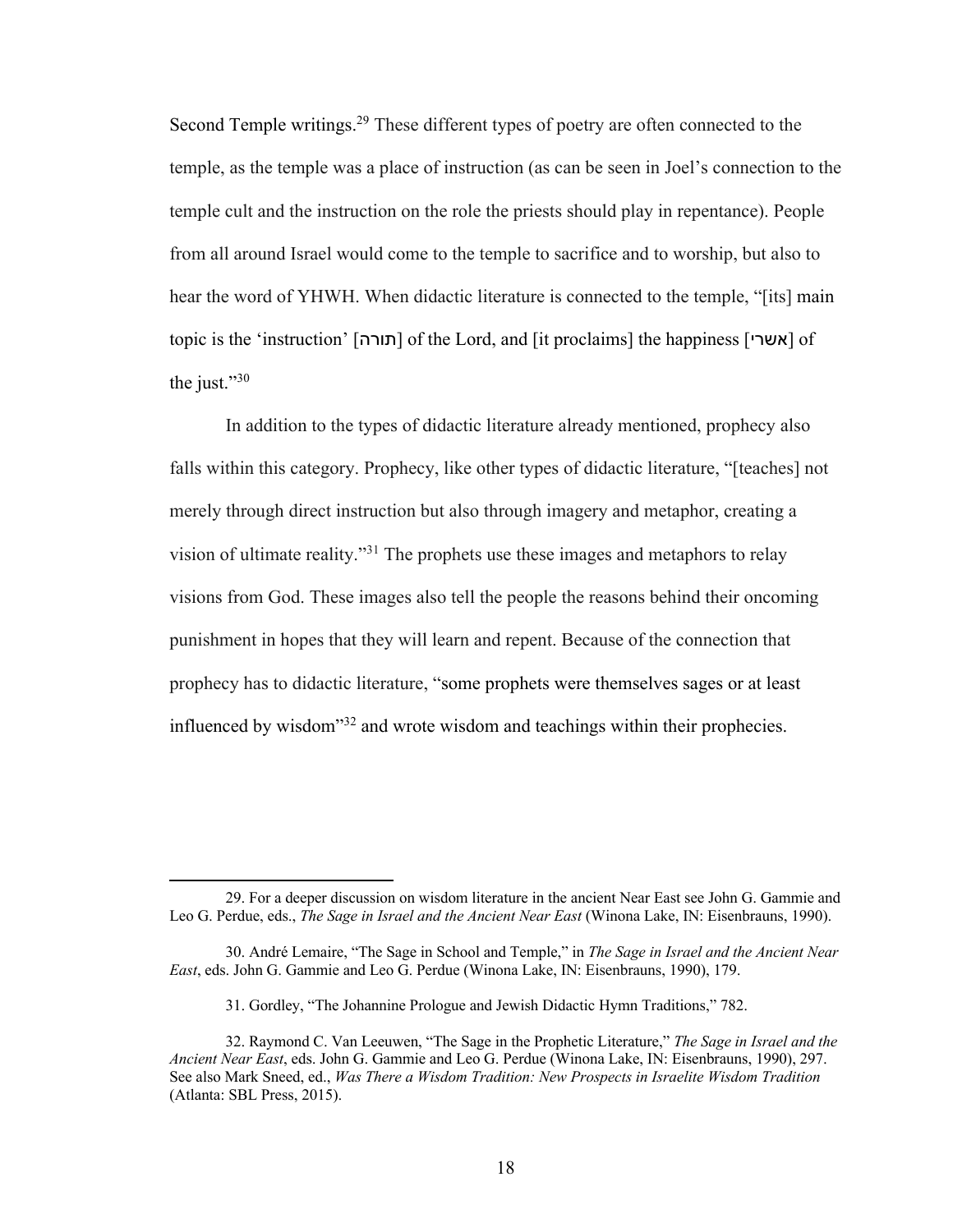Second Temple writings.[29] These different types of poetry are often connected to the temple, as the temple was a place of instruction (as can be seen in Joel's connection to the temple cult and the instruction on the role the priests should play in repentance). People from all around Israel would come to the temple to sacrifice and to worship, but also to hear the word of YHWH. When didactic literature is connected to the temple, "[its] main topic is the 'instruction' [תורה] of the Lord, and [it proclaims] the happiness [אשרי] of the just."[30]

In addition to the types of didactic literature already mentioned, prophecy also falls within this category. Prophecy, like other types of didactic literature, "[teaches] not merely through direct instruction but also through imagery and metaphor, creating a vision of ultimate reality."[31] The prophets use these images and metaphors to relay visions from God. These images also tell the people the reasons behind their oncoming punishment in hopes that they will learn and repent. Because of the connection that prophecy has to didactic literature, "some prophets were themselves sages or at least influenced by wisdom"[32] and wrote wisdom and teachings within their prophecies.

---

29. For a deeper discussion on wisdom literature in the ancient Near East see John G. Gammie and Leo G. Perdue, eds., *The Sage in Israel and the Ancient Near East* (Winona Lake, IN: Eisenbrauns, 1990).

30. André Lemaire, "The Sage in School and Temple," in *The Sage in Israel and the Ancient Near East*, eds. John G. Gammie and Leo G. Perdue (Winona Lake, IN: Eisenbrauns, 1990), 179.

31. Gordley, "The Johannine Prologue and Jewish Didactic Hymn Traditions," 782.

32. Raymond C. Van Leeuwen, "The Sage in the Prophetic Literature," *The Sage in Israel and the Ancient Near East*, eds. John G. Gammie and Leo G. Perdue (Winona Lake, IN: Eisenbrauns, 1990), 297. See also Mark Sneed, ed., *Was There a Wisdom Tradition: New Prospects in Israelite Wisdom Tradition* (Atlanta: SBL Press, 2015).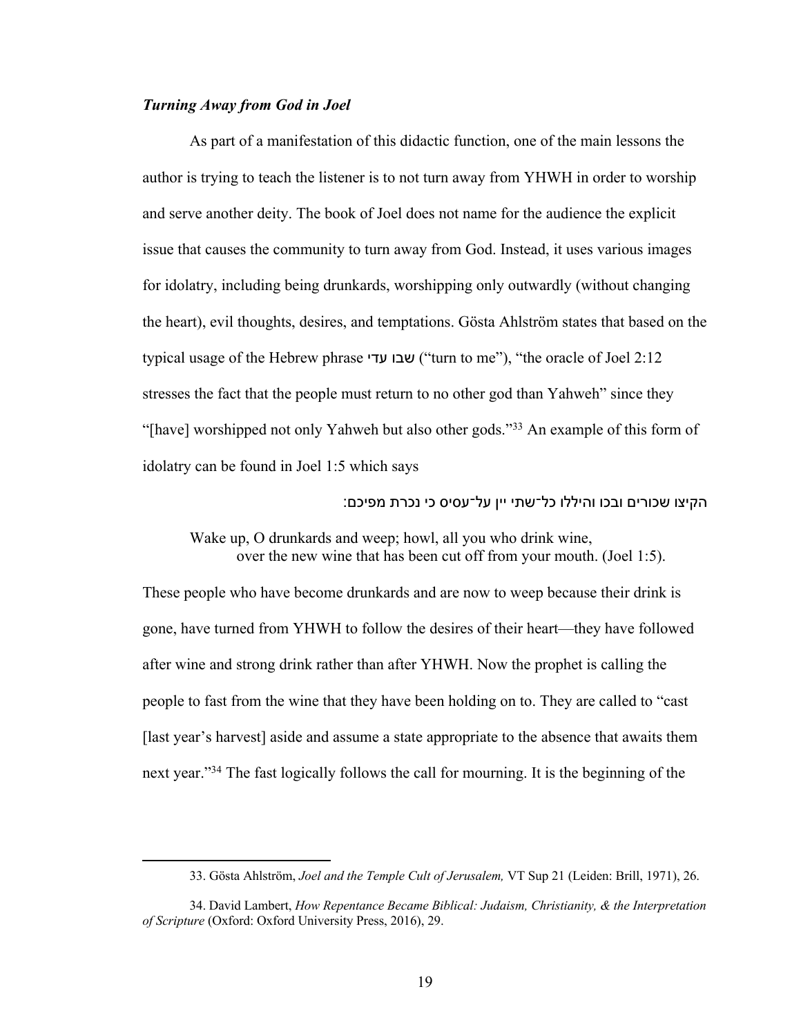### *Turning Away from God in Joel*

As part of a manifestation of this didactic function, one of the main lessons the author is trying to teach the listener is to not turn away from YHWH in order to worship and serve another deity. The book of Joel does not name for the audience the explicit issue that causes the community to turn away from God. Instead, it uses various images for idolatry, including being drunkards, worshipping only outwardly (without changing the heart), evil thoughts, desires, and temptations. Gösta Ahlström states that based on the typical usage of the Hebrew phrase שבו עדי ("turn to me"), "the oracle of Joel 2:12 stresses the fact that the people must return to no other god than Yahweh" since they "[have] worshipped not only Yahweh but also other gods."[33] An example of this form of idolatry can be found in Joel 1:5 which says

הקיצו שכורים ובכו והיללו כל־שתי יין על־עסיס כי נכרת מפיכם:

> Wake up, O drunkards and weep; howl, all you who drink wine,
> over the new wine that has been cut off from your mouth. (Joel 1:5).

These people who have become drunkards and are now to weep because their drink is gone, have turned from YHWH to follow the desires of their heart—they have followed after wine and strong drink rather than after YHWH. Now the prophet is calling the people to fast from the wine that they have been holding on to. They are called to "cast [last year's harvest] aside and assume a state appropriate to the absence that awaits them next year."[34] The fast logically follows the call for mourning. It is the beginning of the

---

33. Gösta Ahlström, *Joel and the Temple Cult of Jerusalem,* VT Sup 21 (Leiden: Brill, 1971), 26.

34. David Lambert, *How Repentance Became Biblical: Judaism, Christianity, & the Interpretation of Scripture* (Oxford: Oxford University Press, 2016), 29.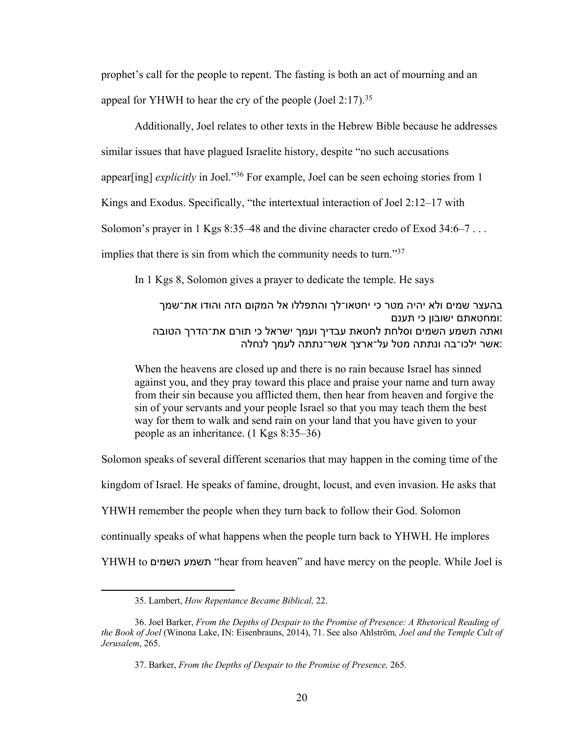prophet's call for the people to repent. The fasting is both an act of mourning and an appeal for YHWH to hear the cry of the people (Joel 2:17).[35]

Additionally, Joel relates to other texts in the Hebrew Bible because he addresses similar issues that have plagued Israelite history, despite "no such accusations appear[ing] *explicitly* in Joel."[36] For example, Joel can be seen echoing stories from 1 Kings and Exodus. Specifically, "the intertextual interaction of Joel 2:12–17 with Solomon's prayer in 1 Kgs 8:35–48 and the divine character credo of Exod 34:6–7 . . . implies that there is sin from which the community needs to turn."[37]

In 1 Kgs 8, Solomon gives a prayer to dedicate the temple. He says

> בהעצר שמים ולא יהיה מטר כי יחטאו־לך והתפללו אל המקום הזה והודו את־שמך ומחטאתם ישובון כי תענם:
> ואתה תשמע השמים וסלחת לחטאת עבדיך ועמך ישראל כי תורם את־הדרך הטובה אשר ילכו־בה ונתתה מטל על־ארצך אשר־נתתה לעמך לנחלה:
>
> When the heavens are closed up and there is no rain because Israel has sinned against you, and they pray toward this place and praise your name and turn away from their sin because you afflicted them, then hear from heaven and forgive the sin of your servants and your people Israel so that you may teach them the best way for them to walk and send rain on your land that you have given to your people as an inheritance. (1 Kgs 8:35–36)

Solomon speaks of several different scenarios that may happen in the coming time of the kingdom of Israel. He speaks of famine, drought, locust, and even invasion. He asks that YHWH remember the people when they turn back to follow their God. Solomon continually speaks of what happens when the people turn back to YHWH. He implores YHWH to תשמע השמים "hear from heaven" and have mercy on the people. While Joel is

35. Lambert, *How Repentance Became Biblical,* 22.

36. Joel Barker, *From the Depths of Despair to the Promise of Presence: A Rhetorical Reading of the Book of Joel* (Winona Lake, IN: Eisenbrauns, 2014), 71. See also Ahlström*, Joel and the Temple Cult of Jerusalem*, 265.

37. Barker, *From the Depths of Despair to the Promise of Presence,* 265.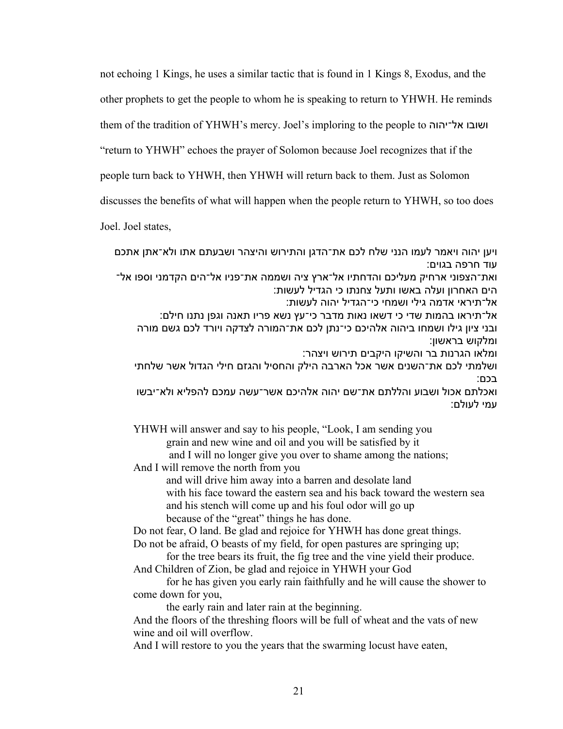not echoing 1 Kings, he uses a similar tactic that is found in 1 Kings 8, Exodus, and the other prophets to get the people to whom he is speaking to return to YHWH. He reminds them of the tradition of YHWH's mercy. Joel's imploring to the people to ושובו אל־יהוה "return to YHWH" echoes the prayer of Solomon because Joel recognizes that if the people turn back to YHWH, then YHWH will return back to them. Just as Solomon discusses the benefits of what will happen when the people return to YHWH, so too does Joel. Joel states,

> ויען יהוה ויאמר לעמו הנני שלח לכם את־הדגן והתירוש והיצהר ושבעתם אתו ולא־אתן אתכם עוד חרפה בגוים:
> ואת־הצפוני ארחיק מעליכם והדחתיו אל־ארץ ציה ושממה את־פניו אל־הים הקדמני וספו אל־הים האחרון ועלה באשו ותעל צחנתו כי הגדיל לעשות:
> אל־תיראי אדמה גילי ושמחי כי־הגדיל יהוה לעשות:
> אל־תיראו בהמות שדי כי דשאו נאות מדבר כי־עץ נשא פריו תאנה וגפן נתנו חילם:
> ובני ציון גילו ושמחו ביהוה אלהיכם כי־נתן לכם את־המורה לצדקה ויורד לכם גשם מורה ומלקוש בראשון:
> ומלאו הגרנות בר והשיקו היקבים תירוש ויצהר:
> ושלמתי לכם את־השנים אשר אכל הארבה הילק והחסיל והגזם חילי הגדול אשר שלחתי בכם:
> ואכלתם אכול ושבוע והללתם את־שם יהוה אלהיכם אשר־עשה עמכם להפליא ולא־יבשו עמי לעולם:
>
> YHWH will answer and say to his people, "Look, I am sending you
> grain and new wine and oil and you will be satisfied by it
> and I will no longer give you over to shame among the nations;
> And I will remove the north from you
> and will drive him away into a barren and desolate land
> with his face toward the eastern sea and his back toward the western sea
> and his stench will come up and his foul odor will go up
> because of the "great" things he has done.
> Do not fear, O land. Be glad and rejoice for YHWH has done great things.
> Do not be afraid, O beasts of my field, for open pastures are springing up;
> for the tree bears its fruit, the fig tree and the vine yield their produce.
> And Children of Zion, be glad and rejoice in YHWH your God
> for he has given you early rain faithfully and he will cause the shower to come down for you,
> the early rain and later rain at the beginning.
> And the floors of the threshing floors will be full of wheat and the vats of new wine and oil will overflow.
> And I will restore to you the years that the swarming locust have eaten,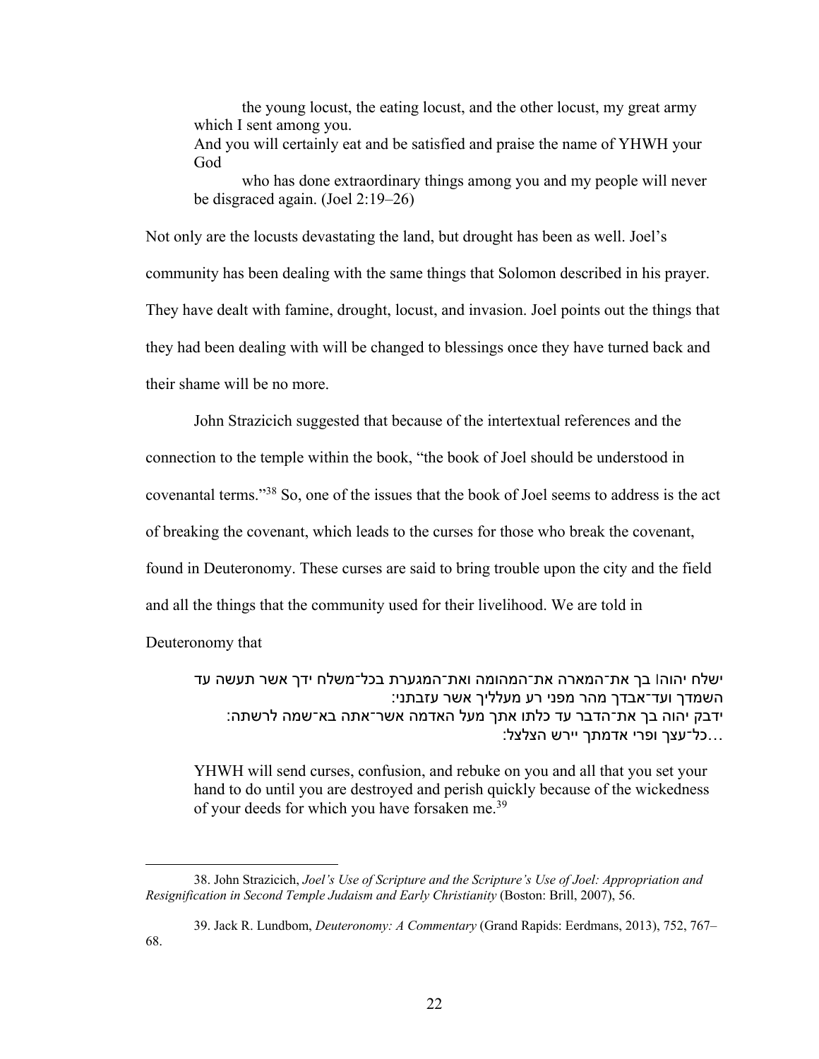the young locust, the eating locust, and the other locust, my great army which I sent among you.
> And you will certainly eat and be satisfied and praise the name of YHWH your God
> who has done extraordinary things among you and my people will never be disgraced again. (Joel 2:19–26)

Not only are the locusts devastating the land, but drought has been as well. Joel's community has been dealing with the same things that Solomon described in his prayer. They have dealt with famine, drought, locust, and invasion. Joel points out the things that they had been dealing with will be changed to blessings once they have turned back and their shame will be no more.

John Strazicich suggested that because of the intertextual references and the connection to the temple within the book, "the book of Joel should be understood in covenantal terms."[38] So, one of the issues that the book of Joel seems to address is the act of breaking the covenant, which leads to the curses for those who break the covenant, found in Deuteronomy. These curses are said to bring trouble upon the city and the field and all the things that the community used for their livelihood. We are told in Deuteronomy that

> ישלח יהוה| בך את־המארה את־המהומה ואת־המגערת בכל־משלח ידך אשר תעשה עד השמדך ועד־אבדך מהר מפני רע מעלליך אשר עזבתני:
> ידבק יהוה בך את־הדבר עד כלתו אתך מעל האדמה אשר־אתה בא־שמה לרשתה:
> …כל־עצך ופרי אדמתך יירש הצלצל:
>
> YHWH will send curses, confusion, and rebuke on you and all that you set your hand to do until you are destroyed and perish quickly because of the wickedness of your deeds for which you have forsaken me.[39]

---

38. John Strazicich, *Joel's Use of Scripture and the Scripture's Use of Joel: Appropriation and Resignification in Second Temple Judaism and Early Christianity* (Boston: Brill, 2007), 56.

39. Jack R. Lundbom, *Deuteronomy: A Commentary* (Grand Rapids: Eerdmans, 2013), 752, 767–68.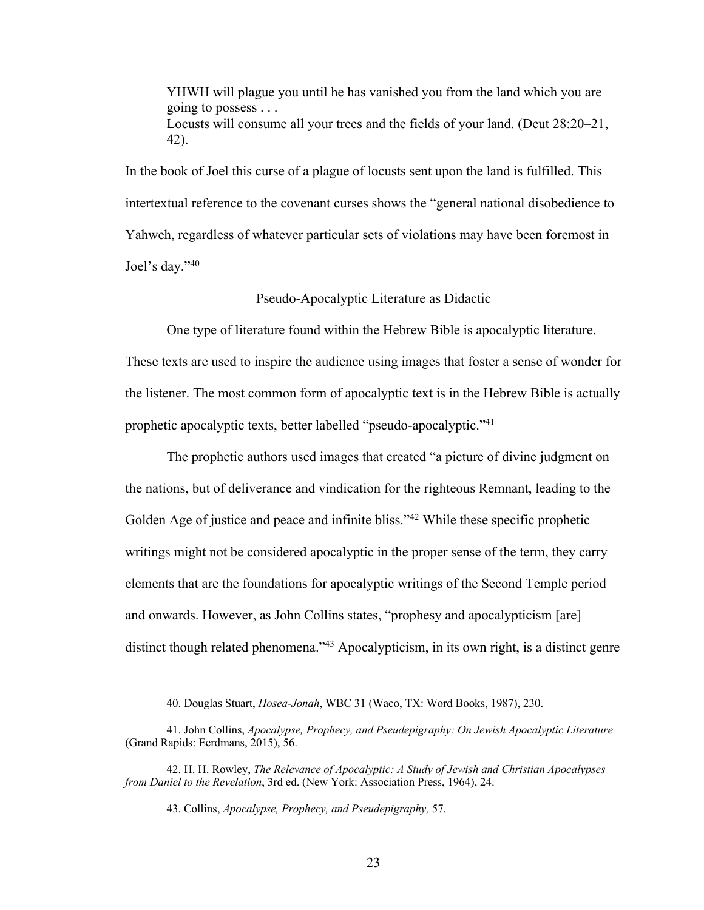> YHWH will plague you until he has vanished you from the land which you are going to possess . . .
> Locusts will consume all your trees and the fields of your land. (Deut 28:20–21, 42).

In the book of Joel this curse of a plague of locusts sent upon the land is fulfilled. This intertextual reference to the covenant curses shows the "general national disobedience to Yahweh, regardless of whatever particular sets of violations may have been foremost in Joel's day."[40]

### Pseudo-Apocalyptic Literature as Didactic

One type of literature found within the Hebrew Bible is apocalyptic literature. These texts are used to inspire the audience using images that foster a sense of wonder for the listener. The most common form of apocalyptic text is in the Hebrew Bible is actually prophetic apocalyptic texts, better labelled "pseudo-apocalyptic."[41]

The prophetic authors used images that created "a picture of divine judgment on the nations, but of deliverance and vindication for the righteous Remnant, leading to the Golden Age of justice and peace and infinite bliss."[42] While these specific prophetic writings might not be considered apocalyptic in the proper sense of the term, they carry elements that are the foundations for apocalyptic writings of the Second Temple period and onwards. However, as John Collins states, "prophesy and apocalypticism [are] distinct though related phenomena."[43] Apocalypticism, in its own right, is a distinct genre

---

40. Douglas Stuart, *Hosea-Jonah*, WBC 31 (Waco, TX: Word Books, 1987), 230.

41. John Collins, *Apocalypse, Prophecy, and Pseudepigraphy: On Jewish Apocalyptic Literature* (Grand Rapids: Eerdmans, 2015), 56.

42. H. H. Rowley, *The Relevance of Apocalyptic: A Study of Jewish and Christian Apocalypses from Daniel to the Revelation*, 3rd ed. (New York: Association Press, 1964), 24.

43. Collins, *Apocalypse, Prophecy, and Pseudepigraphy,* 57.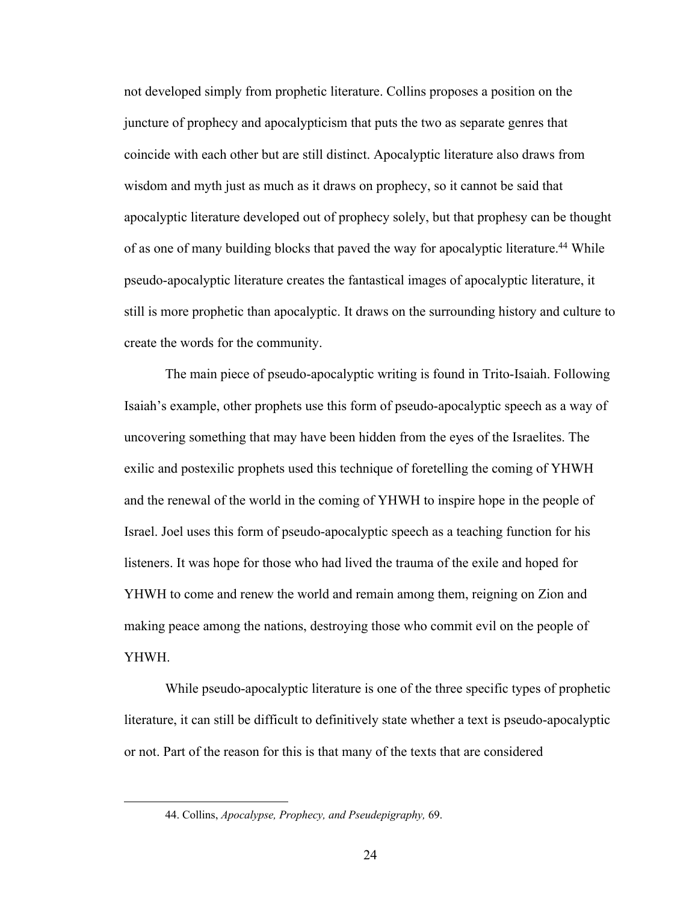not developed simply from prophetic literature. Collins proposes a position on the juncture of prophecy and apocalypticism that puts the two as separate genres that coincide with each other but are still distinct. Apocalyptic literature also draws from wisdom and myth just as much as it draws on prophecy, so it cannot be said that apocalyptic literature developed out of prophecy solely, but that prophesy can be thought of as one of many building blocks that paved the way for apocalyptic literature.[44] While pseudo-apocalyptic literature creates the fantastical images of apocalyptic literature, it still is more prophetic than apocalyptic. It draws on the surrounding history and culture to create the words for the community.

The main piece of pseudo-apocalyptic writing is found in Trito-Isaiah. Following Isaiah's example, other prophets use this form of pseudo-apocalyptic speech as a way of uncovering something that may have been hidden from the eyes of the Israelites. The exilic and postexilic prophets used this technique of foretelling the coming of YHWH and the renewal of the world in the coming of YHWH to inspire hope in the people of Israel. Joel uses this form of pseudo-apocalyptic speech as a teaching function for his listeners. It was hope for those who had lived the trauma of the exile and hoped for YHWH to come and renew the world and remain among them, reigning on Zion and making peace among the nations, destroying those who commit evil on the people of YHWH.

While pseudo-apocalyptic literature is one of the three specific types of prophetic literature, it can still be difficult to definitively state whether a text is pseudo-apocalyptic or not. Part of the reason for this is that many of the texts that are considered

44. Collins, *Apocalypse, Prophecy, and Pseudepigraphy,* 69.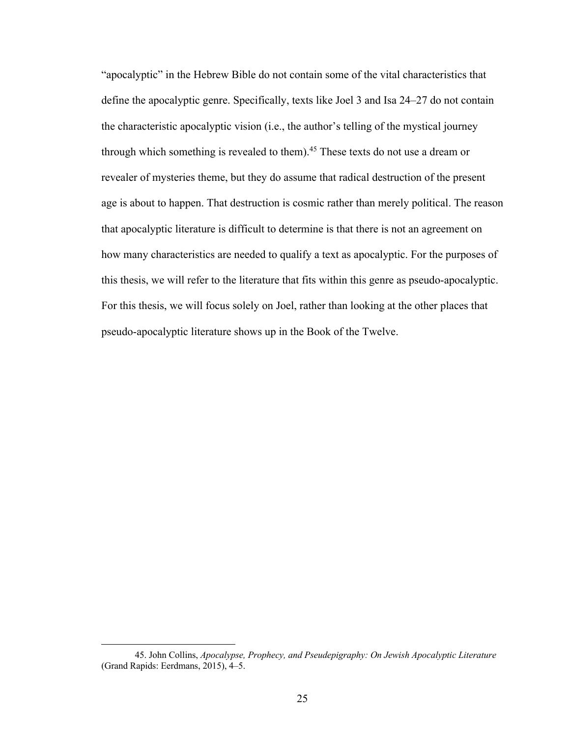"apocalyptic" in the Hebrew Bible do not contain some of the vital characteristics that define the apocalyptic genre. Specifically, texts like Joel 3 and Isa 24–27 do not contain the characteristic apocalyptic vision (i.e., the author's telling of the mystical journey through which something is revealed to them).[45] These texts do not use a dream or revealer of mysteries theme, but they do assume that radical destruction of the present age is about to happen. That destruction is cosmic rather than merely political. The reason that apocalyptic literature is difficult to determine is that there is not an agreement on how many characteristics are needed to qualify a text as apocalyptic. For the purposes of this thesis, we will refer to the literature that fits within this genre as pseudo-apocalyptic. For this thesis, we will focus solely on Joel, rather than looking at the other places that pseudo-apocalyptic literature shows up in the Book of the Twelve.

---

45. John Collins, *Apocalypse, Prophecy, and Pseudepigraphy: On Jewish Apocalyptic Literature* (Grand Rapids: Eerdmans, 2015), 4–5.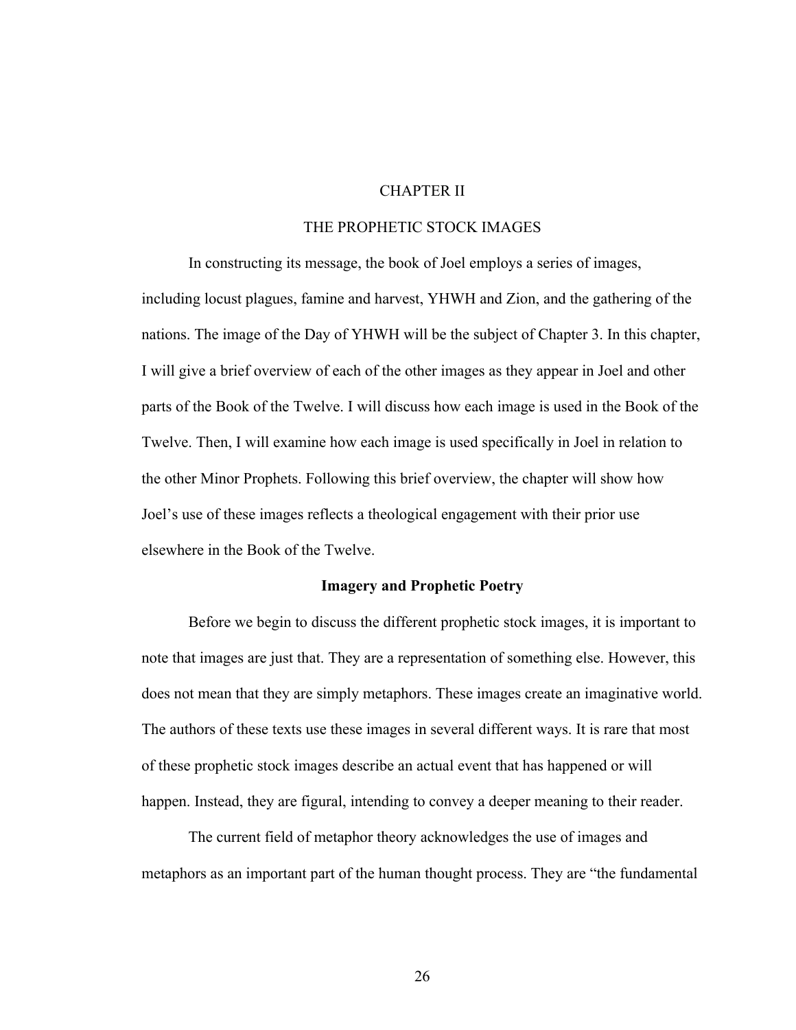# CHAPTER II

# THE PROPHETIC STOCK IMAGES

In constructing its message, the book of Joel employs a series of images, including locust plagues, famine and harvest, YHWH and Zion, and the gathering of the nations. The image of the Day of YHWH will be the subject of Chapter 3. In this chapter, I will give a brief overview of each of the other images as they appear in Joel and other parts of the Book of the Twelve. I will discuss how each image is used in the Book of the Twelve. Then, I will examine how each image is used specifically in Joel in relation to the other Minor Prophets. Following this brief overview, the chapter will show how Joel's use of these images reflects a theological engagement with their prior use elsewhere in the Book of the Twelve.

## Imagery and Prophetic Poetry

Before we begin to discuss the different prophetic stock images, it is important to note that images are just that. They are a representation of something else. However, this does not mean that they are simply metaphors. These images create an imaginative world. The authors of these texts use these images in several different ways. It is rare that most of these prophetic stock images describe an actual event that has happened or will happen. Instead, they are figural, intending to convey a deeper meaning to their reader.

The current field of metaphor theory acknowledges the use of images and metaphors as an important part of the human thought process. They are "the fundamental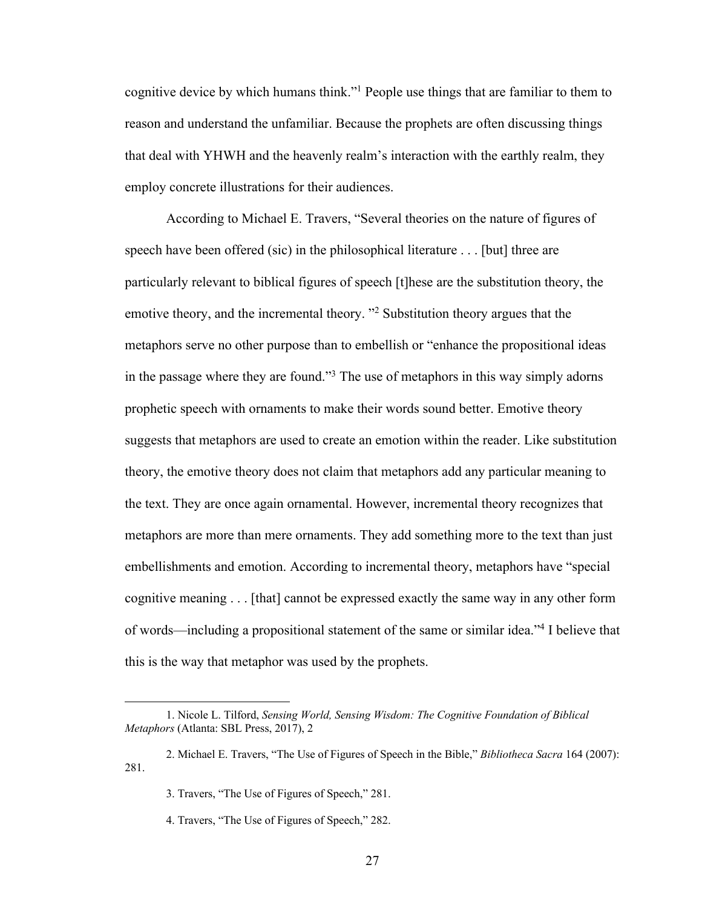cognitive device by which humans think."[1] People use things that are familiar to them to reason and understand the unfamiliar. Because the prophets are often discussing things that deal with YHWH and the heavenly realm's interaction with the earthly realm, they employ concrete illustrations for their audiences.

According to Michael E. Travers, "Several theories on the nature of figures of speech have been offered (sic) in the philosophical literature . . . [but] three are particularly relevant to biblical figures of speech [t]hese are the substitution theory, the emotive theory, and the incremental theory. "[2] Substitution theory argues that the metaphors serve no other purpose than to embellish or "enhance the propositional ideas in the passage where they are found."[3] The use of metaphors in this way simply adorns prophetic speech with ornaments to make their words sound better. Emotive theory suggests that metaphors are used to create an emotion within the reader. Like substitution theory, the emotive theory does not claim that metaphors add any particular meaning to the text. They are once again ornamental. However, incremental theory recognizes that metaphors are more than mere ornaments. They add something more to the text than just embellishments and emotion. According to incremental theory, metaphors have "special cognitive meaning . . . [that] cannot be expressed exactly the same way in any other form of words—including a propositional statement of the same or similar idea."[4] I believe that this is the way that metaphor was used by the prophets.

---

1. Nicole L. Tilford, *Sensing World, Sensing Wisdom: The Cognitive Foundation of Biblical Metaphors* (Atlanta: SBL Press, 2017), 2

2. Michael E. Travers, "The Use of Figures of Speech in the Bible," *Bibliotheca Sacra* 164 (2007): 281.

3. Travers, "The Use of Figures of Speech," 281.

4. Travers, "The Use of Figures of Speech," 282.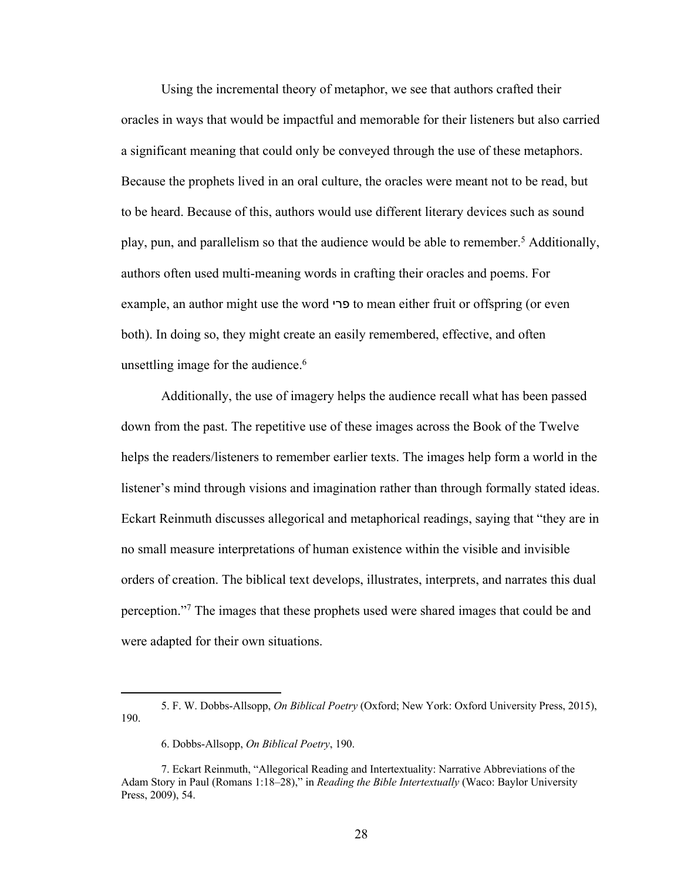Using the incremental theory of metaphor, we see that authors crafted their oracles in ways that would be impactful and memorable for their listeners but also carried a significant meaning that could only be conveyed through the use of these metaphors. Because the prophets lived in an oral culture, the oracles were meant not to be read, but to be heard. Because of this, authors would use different literary devices such as sound play, pun, and parallelism so that the audience would be able to remember.[5] Additionally, authors often used multi-meaning words in crafting their oracles and poems. For example, an author might use the word פרי to mean either fruit or offspring (or even both). In doing so, they might create an easily remembered, effective, and often unsettling image for the audience.[6]

Additionally, the use of imagery helps the audience recall what has been passed down from the past. The repetitive use of these images across the Book of the Twelve helps the readers/listeners to remember earlier texts. The images help form a world in the listener's mind through visions and imagination rather than through formally stated ideas. Eckart Reinmuth discusses allegorical and metaphorical readings, saying that "they are in no small measure interpretations of human existence within the visible and invisible orders of creation. The biblical text develops, illustrates, interprets, and narrates this dual perception."[7] The images that these prophets used were shared images that could be and were adapted for their own situations.

---

5. F. W. Dobbs-Allsopp, *On Biblical Poetry* (Oxford; New York: Oxford University Press, 2015), 190.

6. Dobbs-Allsopp, *On Biblical Poetry*, 190.

7. Eckart Reinmuth, "Allegorical Reading and Intertextuality: Narrative Abbreviations of the Adam Story in Paul (Romans 1:18–28)," in *Reading the Bible Intertextually* (Waco: Baylor University Press, 2009), 54.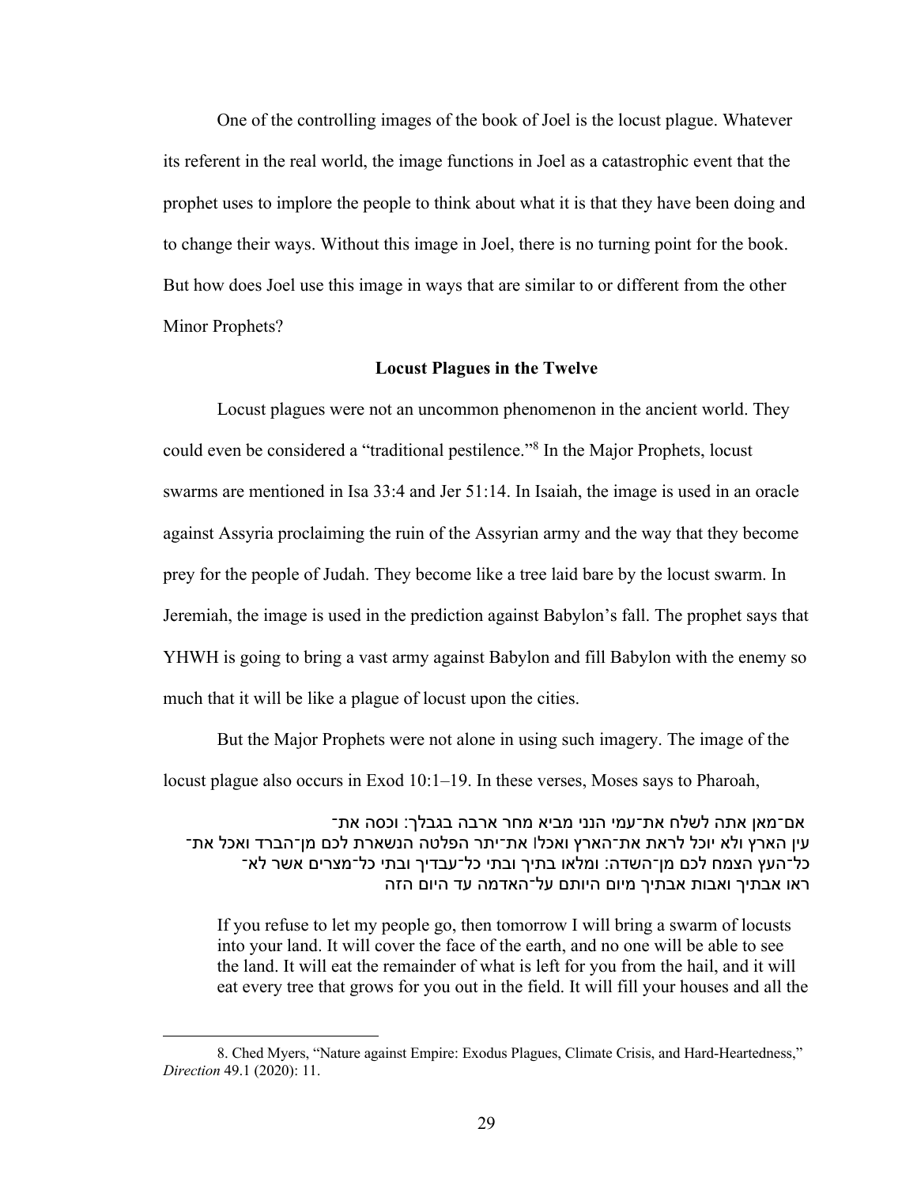One of the controlling images of the book of Joel is the locust plague. Whatever its referent in the real world, the image functions in Joel as a catastrophic event that the prophet uses to implore the people to think about what it is that they have been doing and to change their ways. Without this image in Joel, there is no turning point for the book. But how does Joel use this image in ways that are similar to or different from the other Minor Prophets?

### Locust Plagues in the Twelve

Locust plagues were not an uncommon phenomenon in the ancient world. They could even be considered a "traditional pestilence."[8] In the Major Prophets, locust swarms are mentioned in Isa 33:4 and Jer 51:14. In Isaiah, the image is used in an oracle against Assyria proclaiming the ruin of the Assyrian army and the way that they become prey for the people of Judah. They become like a tree laid bare by the locust swarm. In Jeremiah, the image is used in the prediction against Babylon's fall. The prophet says that YHWH is going to bring a vast army against Babylon and fill Babylon with the enemy so much that it will be like a plague of locust upon the cities.

But the Major Prophets were not alone in using such imagery. The image of the locust plague also occurs in Exod 10:1–19. In these verses, Moses says to Pharoah,

> אם־מאן אתה לשלח את־עמי הנני מביא מחר ארבה בגבלך: וכסה את־עין הארץ ולא יוכל לראת את־הארץ ואכל את־יתר הפלטה הנשארת לכם מן־הברד ואכל את־כל־העץ הצמח לכם מן־השדה: ומלאו בתיך ובתי כל־עבדיך ובתי כל־מצרים אשר לא־ראו אבתיך ואבות אבתיך מיום היותם על־האדמה עד היום הזה
>
> If you refuse to let my people go, then tomorrow I will bring a swarm of locusts into your land. It will cover the face of the earth, and no one will be able to see the land. It will eat the remainder of what is left for you from the hail, and it will eat every tree that grows for you out in the field. It will fill your houses and all the

8. Ched Myers, "Nature against Empire: Exodus Plagues, Climate Crisis, and Hard-Heartedness," *Direction* 49.1 (2020): 11.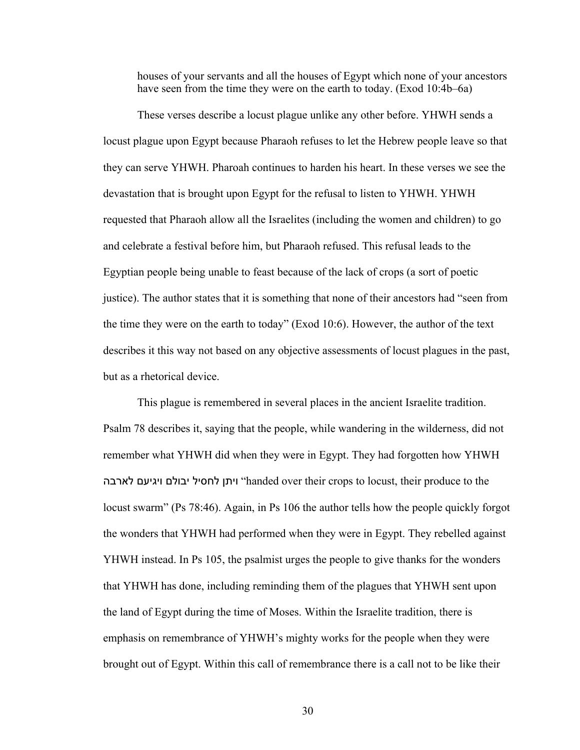houses of your servants and all the houses of Egypt which none of your ancestors have seen from the time they were on the earth to today. (Exod 10:4b–6a)

These verses describe a locust plague unlike any other before. YHWH sends a locust plague upon Egypt because Pharaoh refuses to let the Hebrew people leave so that they can serve YHWH. Pharoah continues to harden his heart. In these verses we see the devastation that is brought upon Egypt for the refusal to listen to YHWH. YHWH requested that Pharaoh allow all the Israelites (including the women and children) to go and celebrate a festival before him, but Pharaoh refused. This refusal leads to the Egyptian people being unable to feast because of the lack of crops (a sort of poetic justice). The author states that it is something that none of their ancestors had "seen from the time they were on the earth to today" (Exod 10:6). However, the author of the text describes it this way not based on any objective assessments of locust plagues in the past, but as a rhetorical device.

This plague is remembered in several places in the ancient Israelite tradition. Psalm 78 describes it, saying that the people, while wandering in the wilderness, did not remember what YHWH did when they were in Egypt. They had forgotten how YHWH ויתן לחסיל יבולם ויגיעם לארבה "handed over their crops to locust, their produce to the locust swarm" (Ps 78:46). Again, in Ps 106 the author tells how the people quickly forgot the wonders that YHWH had performed when they were in Egypt. They rebelled against YHWH instead. In Ps 105, the psalmist urges the people to give thanks for the wonders that YHWH has done, including reminding them of the plagues that YHWH sent upon the land of Egypt during the time of Moses. Within the Israelite tradition, there is emphasis on remembrance of YHWH's mighty works for the people when they were brought out of Egypt. Within this call of remembrance there is a call not to be like their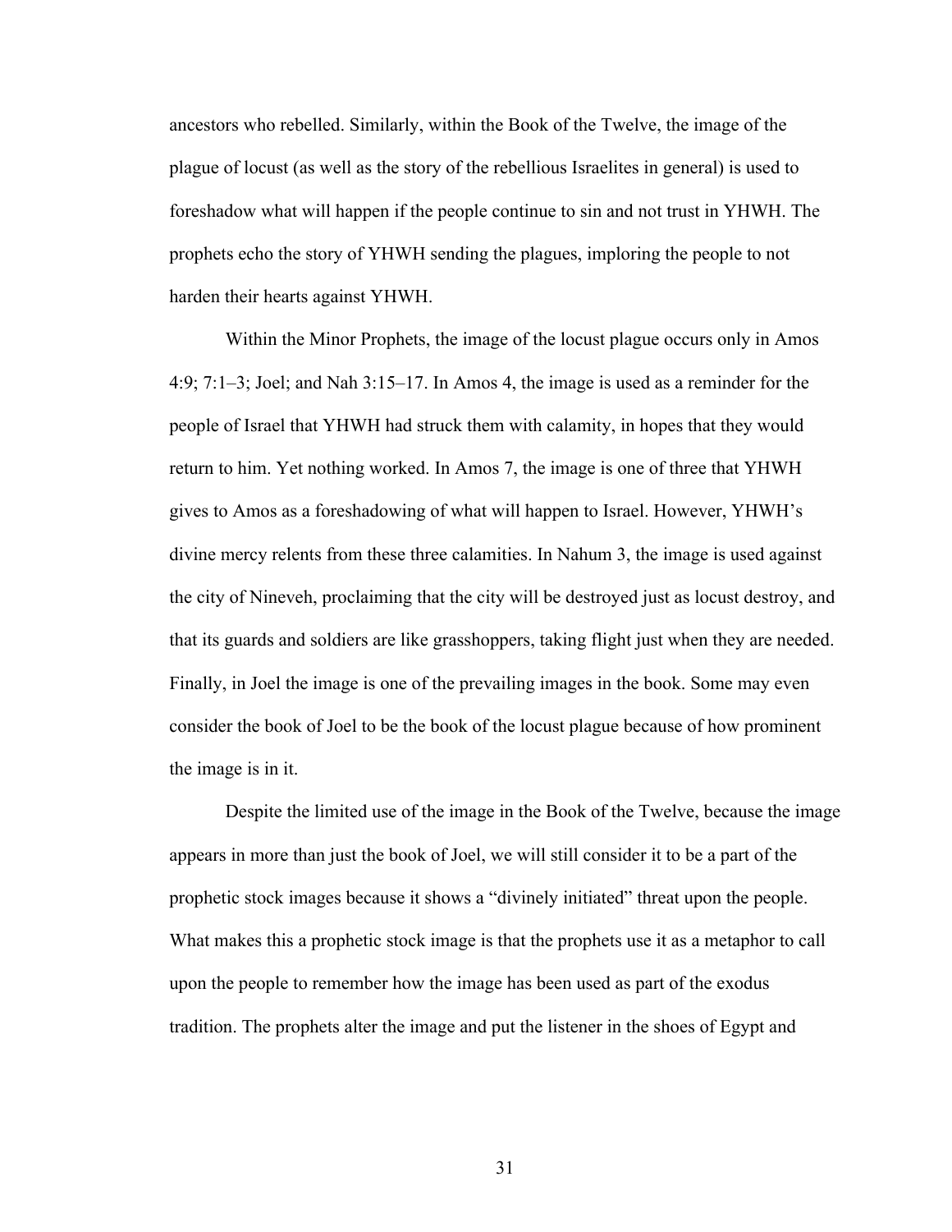ancestors who rebelled. Similarly, within the Book of the Twelve, the image of the plague of locust (as well as the story of the rebellious Israelites in general) is used to foreshadow what will happen if the people continue to sin and not trust in YHWH. The prophets echo the story of YHWH sending the plagues, imploring the people to not harden their hearts against YHWH.

Within the Minor Prophets, the image of the locust plague occurs only in Amos 4:9; 7:1–3; Joel; and Nah 3:15–17. In Amos 4, the image is used as a reminder for the people of Israel that YHWH had struck them with calamity, in hopes that they would return to him. Yet nothing worked. In Amos 7, the image is one of three that YHWH gives to Amos as a foreshadowing of what will happen to Israel. However, YHWH's divine mercy relents from these three calamities. In Nahum 3, the image is used against the city of Nineveh, proclaiming that the city will be destroyed just as locust destroy, and that its guards and soldiers are like grasshoppers, taking flight just when they are needed. Finally, in Joel the image is one of the prevailing images in the book. Some may even consider the book of Joel to be the book of the locust plague because of how prominent the image is in it.

Despite the limited use of the image in the Book of the Twelve, because the image appears in more than just the book of Joel, we will still consider it to be a part of the prophetic stock images because it shows a "divinely initiated" threat upon the people. What makes this a prophetic stock image is that the prophets use it as a metaphor to call upon the people to remember how the image has been used as part of the exodus tradition. The prophets alter the image and put the listener in the shoes of Egypt and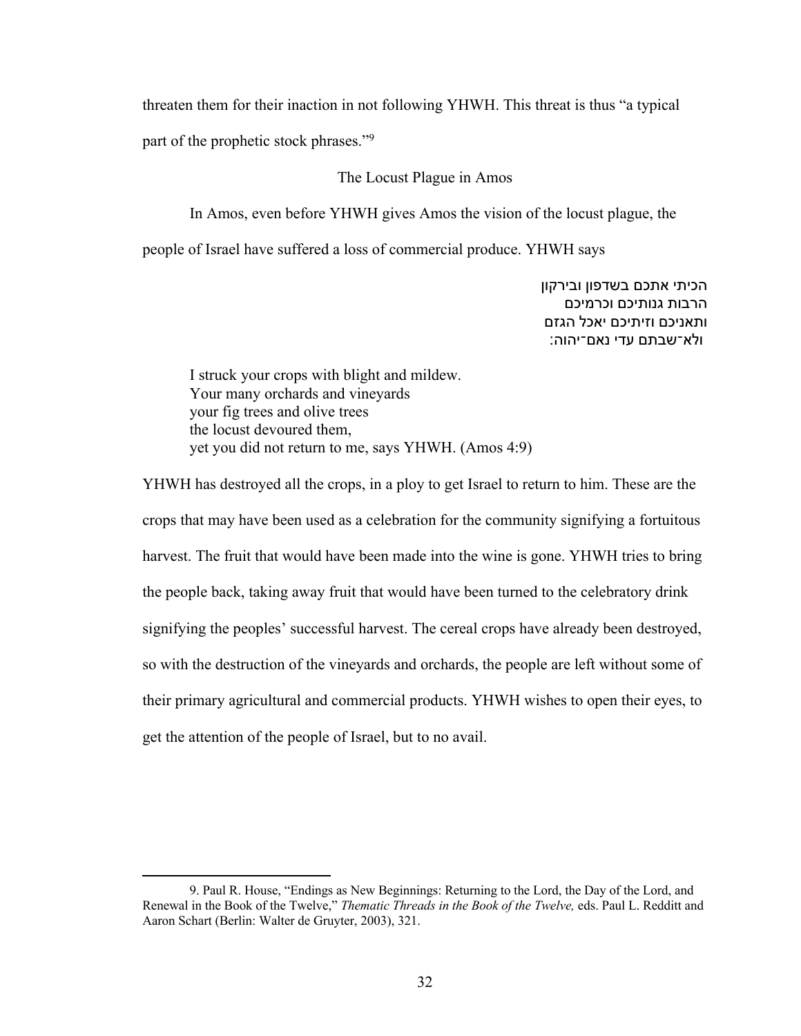threaten them for their inaction in not following YHWH. This threat is thus "a typical part of the prophetic stock phrases."[9]

## The Locust Plague in Amos

In Amos, even before YHWH gives Amos the vision of the locust plague, the people of Israel have suffered a loss of commercial produce. YHWH says

> הכיתי אתכם בשדפון ובירקון
> הרבות גנותיכם וכרמיכם
> ותאניכם וזיתיכם יאכל הגזם
> ולא־שבתם עדי נאם־יהוה:

> I struck your crops with blight and mildew.
> Your many orchards and vineyards
> your fig trees and olive trees
> the locust devoured them,
> yet you did not return to me, says YHWH. (Amos 4:9)

YHWH has destroyed all the crops, in a ploy to get Israel to return to him. These are the crops that may have been used as a celebration for the community signifying a fortuitous harvest. The fruit that would have been made into the wine is gone. YHWH tries to bring the people back, taking away fruit that would have been turned to the celebratory drink signifying the peoples' successful harvest. The cereal crops have already been destroyed, so with the destruction of the vineyards and orchards, the people are left without some of their primary agricultural and commercial products. YHWH wishes to open their eyes, to get the attention of the people of Israel, but to no avail.

---

9. Paul R. House, "Endings as New Beginnings: Returning to the Lord, the Day of the Lord, and Renewal in the Book of the Twelve," *Thematic Threads in the Book of the Twelve,* eds. Paul L. Redditt and Aaron Schart (Berlin: Walter de Gruyter, 2003), 321.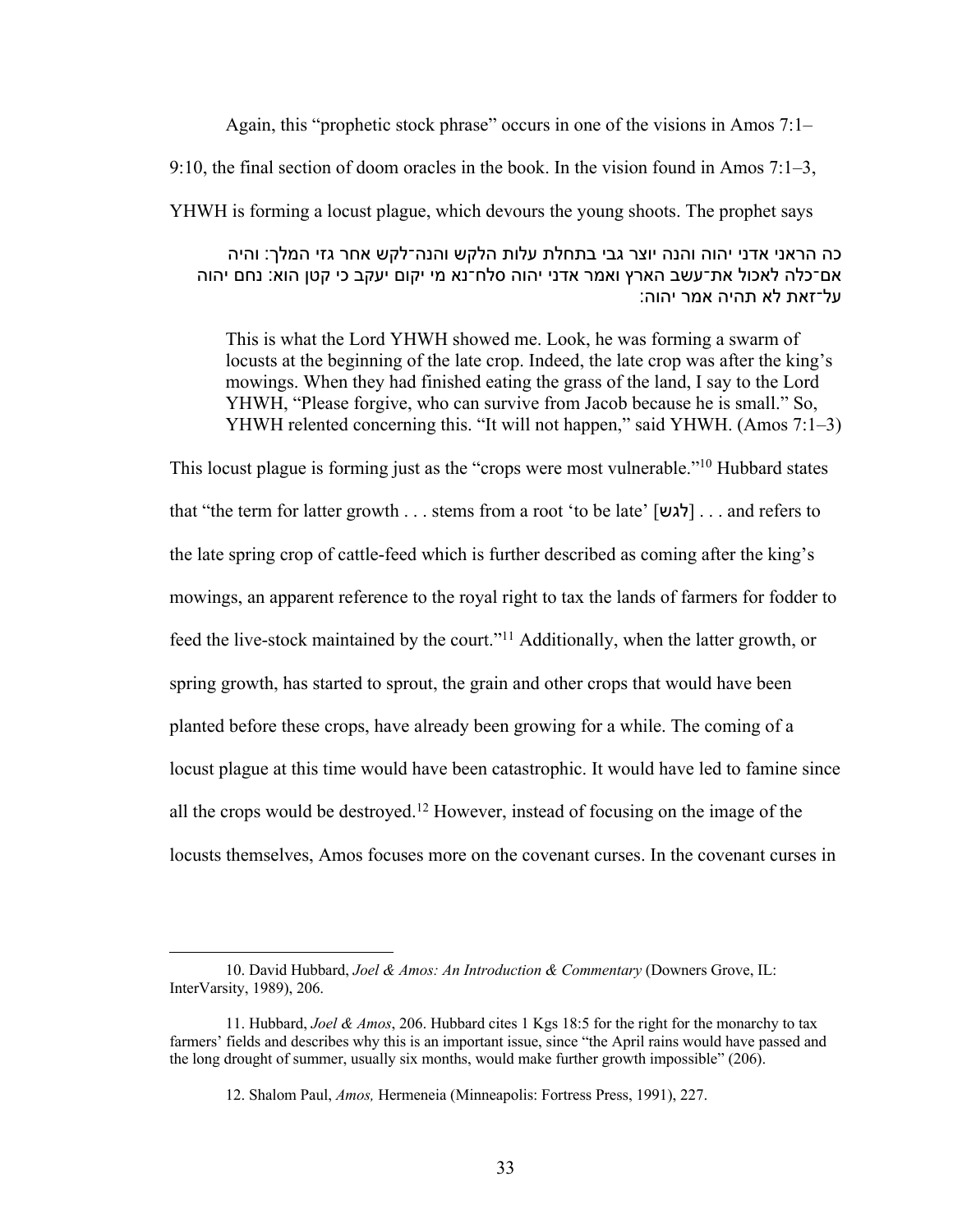Again, this "prophetic stock phrase" occurs in one of the visions in Amos 7:1–9:10, the final section of doom oracles in the book. In the vision found in Amos 7:1–3, YHWH is forming a locust plague, which devours the young shoots. The prophet says

> כה הראני אדני יהוה והנה יוצר גבי בתחלת עלות הלקש והנה־לקש אחר גזי המלך: והיה אם־כלה לאכול את־עשב הארץ ואמר אדני יהוה סלח־נא מי יקום יעקב כי קטן הוא: נחם יהוה על־זאת לא תהיה אמר יהוה:
>
> This is what the Lord YHWH showed me. Look, he was forming a swarm of locusts at the beginning of the late crop. Indeed, the late crop was after the king's mowings. When they had finished eating the grass of the land, I say to the Lord YHWH, "Please forgive, who can survive from Jacob because he is small." So, YHWH relented concerning this. "It will not happen," said YHWH. (Amos 7:1–3)

This locust plague is forming just as the "crops were most vulnerable."[10] Hubbard states that "the term for latter growth . . . stems from a root 'to be late' [לגש] . . . and refers to the late spring crop of cattle-feed which is further described as coming after the king's mowings, an apparent reference to the royal right to tax the lands of farmers for fodder to feed the live-stock maintained by the court."[11] Additionally, when the latter growth, or spring growth, has started to sprout, the grain and other crops that would have been planted before these crops, have already been growing for a while. The coming of a locust plague at this time would have been catastrophic. It would have led to famine since all the crops would be destroyed.[12] However, instead of focusing on the image of the locusts themselves, Amos focuses more on the covenant curses. In the covenant curses in

---

10. David Hubbard, *Joel & Amos: An Introduction & Commentary* (Downers Grove, IL: InterVarsity, 1989), 206.

11. Hubbard, *Joel & Amos*, 206. Hubbard cites 1 Kgs 18:5 for the right for the monarchy to tax farmers' fields and describes why this is an important issue, since "the April rains would have passed and the long drought of summer, usually six months, would make further growth impossible" (206).

12. Shalom Paul, *Amos,* Hermeneia (Minneapolis: Fortress Press, 1991), 227.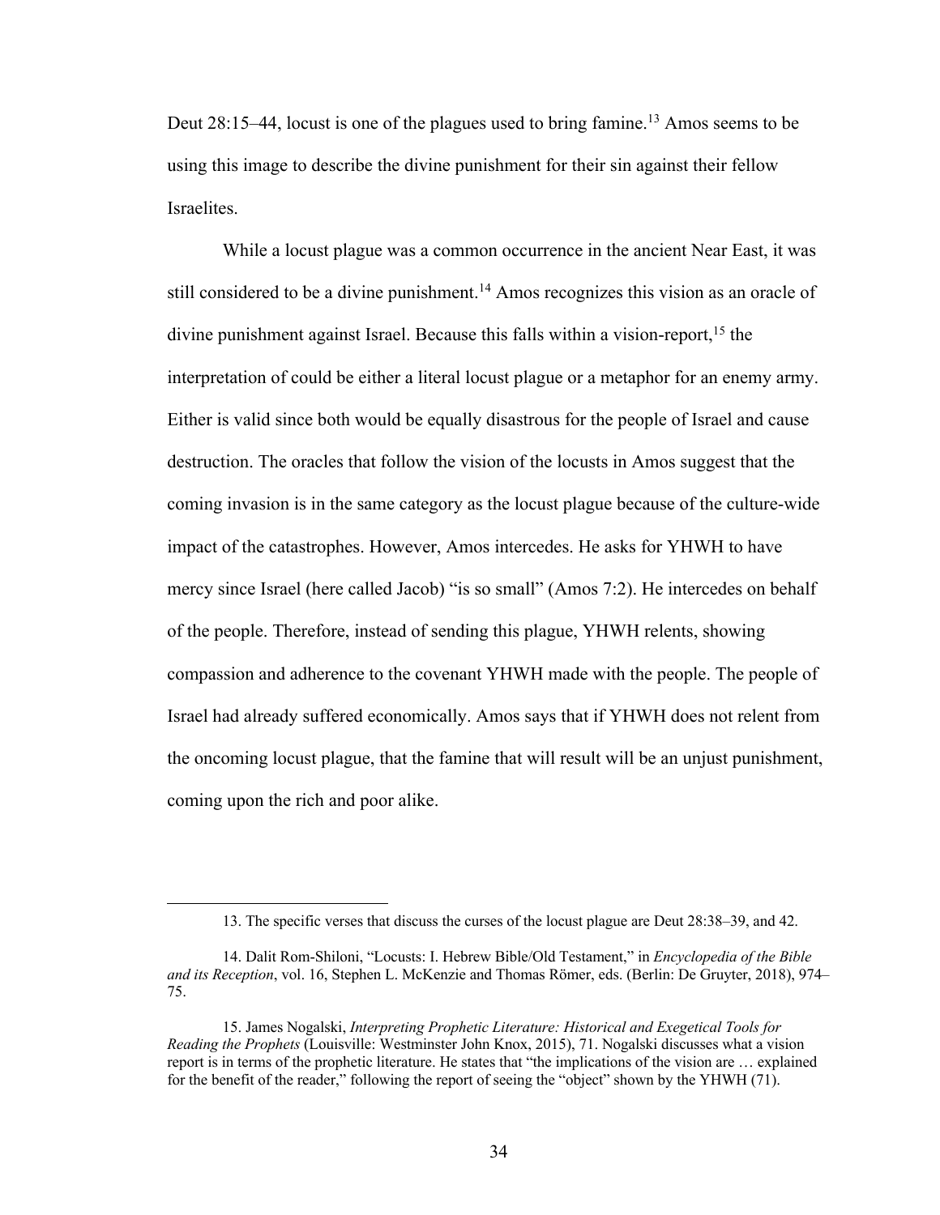Deut 28:15–44, locust is one of the plagues used to bring famine.[13] Amos seems to be using this image to describe the divine punishment for their sin against their fellow Israelites.

While a locust plague was a common occurrence in the ancient Near East, it was still considered to be a divine punishment.[14] Amos recognizes this vision as an oracle of divine punishment against Israel. Because this falls within a vision-report,[15] the interpretation of could be either a literal locust plague or a metaphor for an enemy army. Either is valid since both would be equally disastrous for the people of Israel and cause destruction. The oracles that follow the vision of the locusts in Amos suggest that the coming invasion is in the same category as the locust plague because of the culture-wide impact of the catastrophes. However, Amos intercedes. He asks for YHWH to have mercy since Israel (here called Jacob) "is so small" (Amos 7:2). He intercedes on behalf of the people. Therefore, instead of sending this plague, YHWH relents, showing compassion and adherence to the covenant YHWH made with the people. The people of Israel had already suffered economically. Amos says that if YHWH does not relent from the oncoming locust plague, that the famine that will result will be an unjust punishment, coming upon the rich and poor alike.

---

13. The specific verses that discuss the curses of the locust plague are Deut 28:38–39, and 42.

14. Dalit Rom-Shiloni, "Locusts: I. Hebrew Bible/Old Testament," in *Encyclopedia of the Bible and its Reception*, vol. 16, Stephen L. McKenzie and Thomas Römer, eds. (Berlin: De Gruyter, 2018), 974–75.

15. James Nogalski, *Interpreting Prophetic Literature: Historical and Exegetical Tools for Reading the Prophets* (Louisville: Westminster John Knox, 2015), 71. Nogalski discusses what a vision report is in terms of the prophetic literature. He states that "the implications of the vision are … explained for the benefit of the reader," following the report of seeing the "object" shown by the YHWH (71).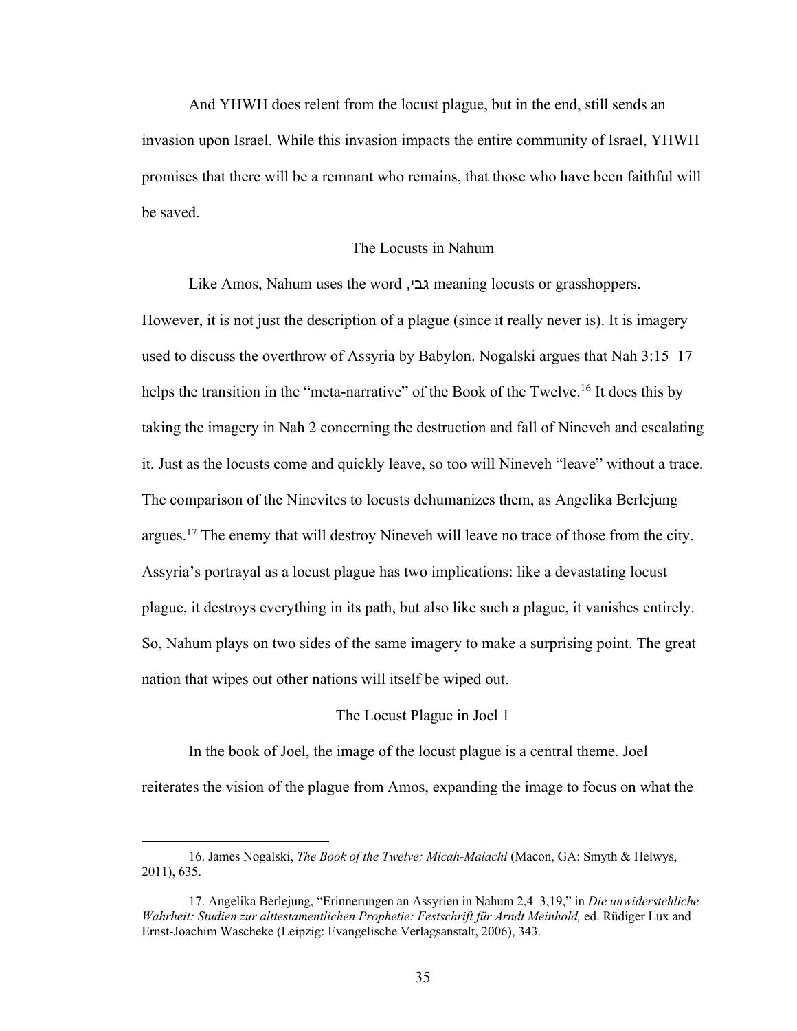And YHWH does relent from the locust plague, but in the end, still sends an invasion upon Israel. While this invasion impacts the entire community of Israel, YHWH promises that there will be a remnant who remains, that those who have been faithful will be saved.

## The Locusts in Nahum

Like Amos, Nahum uses the word גבי, meaning locusts or grasshoppers. However, it is not just the description of a plague (since it really never is). It is imagery used to discuss the overthrow of Assyria by Babylon. Nogalski argues that Nah 3:15–17 helps the transition in the "meta-narrative" of the Book of the Twelve.[16] It does this by taking the imagery in Nah 2 concerning the destruction and fall of Nineveh and escalating it. Just as the locusts come and quickly leave, so too will Nineveh "leave" without a trace. The comparison of the Ninevites to locusts dehumanizes them, as Angelika Berlejung argues.[17] The enemy that will destroy Nineveh will leave no trace of those from the city. Assyria's portrayal as a locust plague has two implications: like a devastating locust plague, it destroys everything in its path, but also like such a plague, it vanishes entirely. So, Nahum plays on two sides of the same imagery to make a surprising point. The great nation that wipes out other nations will itself be wiped out.

## The Locust Plague in Joel 1

In the book of Joel, the image of the locust plague is a central theme. Joel reiterates the vision of the plague from Amos, expanding the image to focus on what the

---

16. James Nogalski, *The Book of the Twelve: Micah-Malachi* (Macon, GA: Smyth & Helwys, 2011), 635.

17. Angelika Berlejung, "Erinnerungen an Assyrien in Nahum 2,4–3,19," in *Die unwiderstehliche Wahrheit: Studien zur alttestamentlichen Prophetie: Festschrift für Arndt Meinhold,* ed. Rüdiger Lux and Ernst-Joachim Waschke (Leipzig: Evangelische Verlagsanstalt, 2006), 343.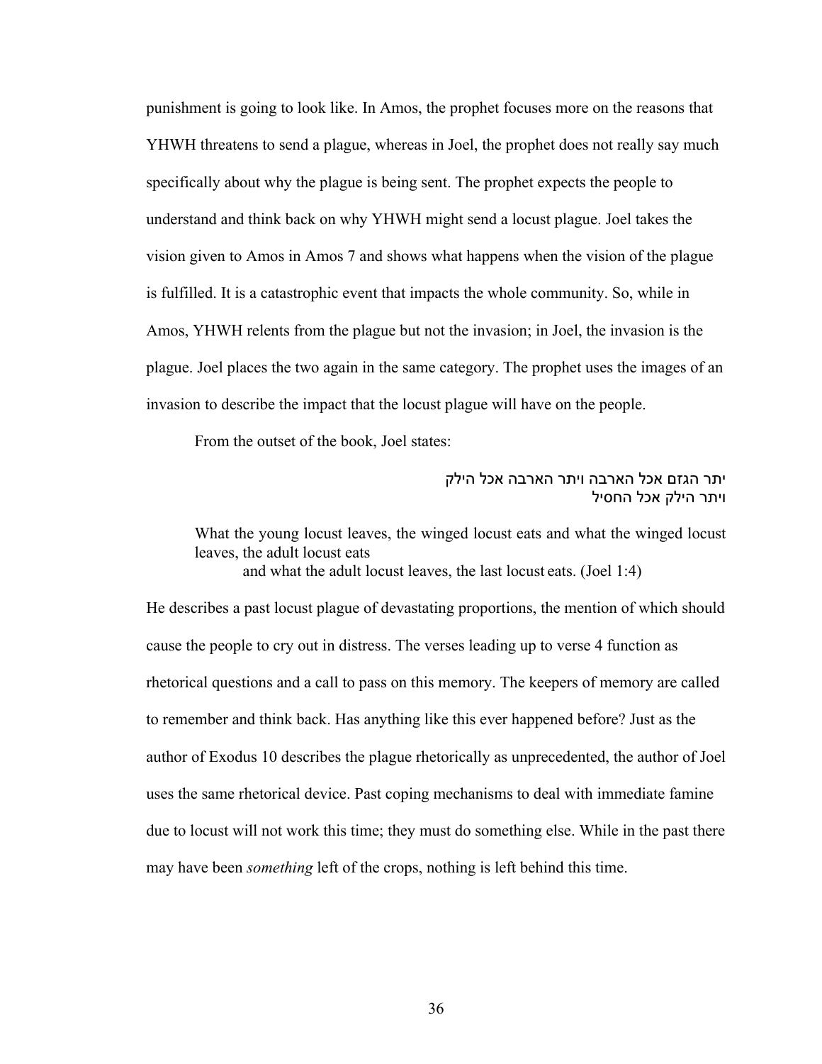punishment is going to look like. In Amos, the prophet focuses more on the reasons that YHWH threatens to send a plague, whereas in Joel, the prophet does not really say much specifically about why the plague is being sent. The prophet expects the people to understand and think back on why YHWH might send a locust plague. Joel takes the vision given to Amos in Amos 7 and shows what happens when the vision of the plague is fulfilled. It is a catastrophic event that impacts the whole community. So, while in Amos, YHWH relents from the plague but not the invasion; in Joel, the invasion is the plague. Joel places the two again in the same category. The prophet uses the images of an invasion to describe the impact that the locust plague will have on the people.

From the outset of the book, Joel states:

> יתר הגזם אכל הארבה ויתר הארבה אכל הילק
> ויתר הילק אכל החסיל
>
> What the young locust leaves, the winged locust eats and what the winged locust leaves, the adult locust eats
> and what the adult locust leaves, the last locust eats. (Joel 1:4)

He describes a past locust plague of devastating proportions, the mention of which should cause the people to cry out in distress. The verses leading up to verse 4 function as rhetorical questions and a call to pass on this memory. The keepers of memory are called to remember and think back. Has anything like this ever happened before? Just as the author of Exodus 10 describes the plague rhetorically as unprecedented, the author of Joel uses the same rhetorical device. Past coping mechanisms to deal with immediate famine due to locust will not work this time; they must do something else. While in the past there may have been *something* left of the crops, nothing is left behind this time.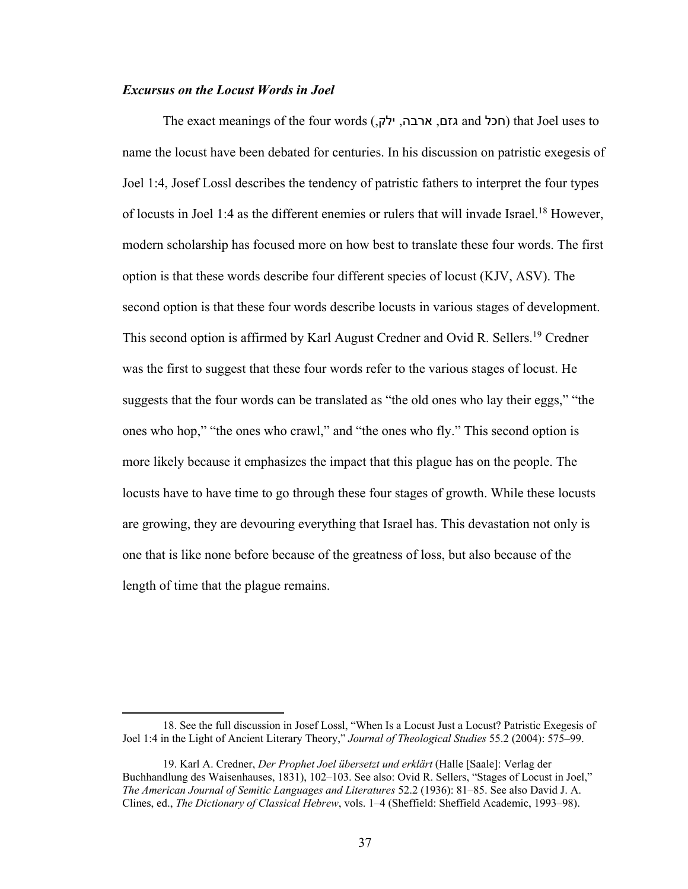***Excursus on the Locust Words in Joel***

The exact meanings of the four words (,ילק ,ארבה ,גזם and חכל) that Joel uses to name the locust have been debated for centuries. In his discussion on patristic exegesis of Joel 1:4, Josef Lossl describes the tendency of patristic fathers to interpret the four types of locusts in Joel 1:4 as the different enemies or rulers that will invade Israel.[18] However, modern scholarship has focused more on how best to translate these four words. The first option is that these words describe four different species of locust (KJV, ASV). The second option is that these four words describe locusts in various stages of development. This second option is affirmed by Karl August Credner and Ovid R. Sellers.[19] Credner was the first to suggest that these four words refer to the various stages of locust. He suggests that the four words can be translated as "the old ones who lay their eggs," "the ones who hop," "the ones who crawl," and "the ones who fly." This second option is more likely because it emphasizes the impact that this plague has on the people. The locusts have to have time to go through these four stages of growth. While these locusts are growing, they are devouring everything that Israel has. This devastation not only is one that is like none before because of the greatness of loss, but also because of the length of time that the plague remains.

---

18. See the full discussion in Josef Lossl, "When Is a Locust Just a Locust? Patristic Exegesis of Joel 1:4 in the Light of Ancient Literary Theory," *Journal of Theological Studies* 55.2 (2004): 575–99.

19. Karl A. Credner, *Der Prophet Joel übersetzt und erklärt* (Halle [Saale]: Verlag der Buchhandlung des Waisenhauses, 1831), 102–103. See also: Ovid R. Sellers, "Stages of Locust in Joel," *The American Journal of Semitic Languages and Literatures* 52.2 (1936): 81–85. See also David J. A. Clines, ed., *The Dictionary of Classical Hebrew*, vols. 1–4 (Sheffield: Sheffield Academic, 1993–98).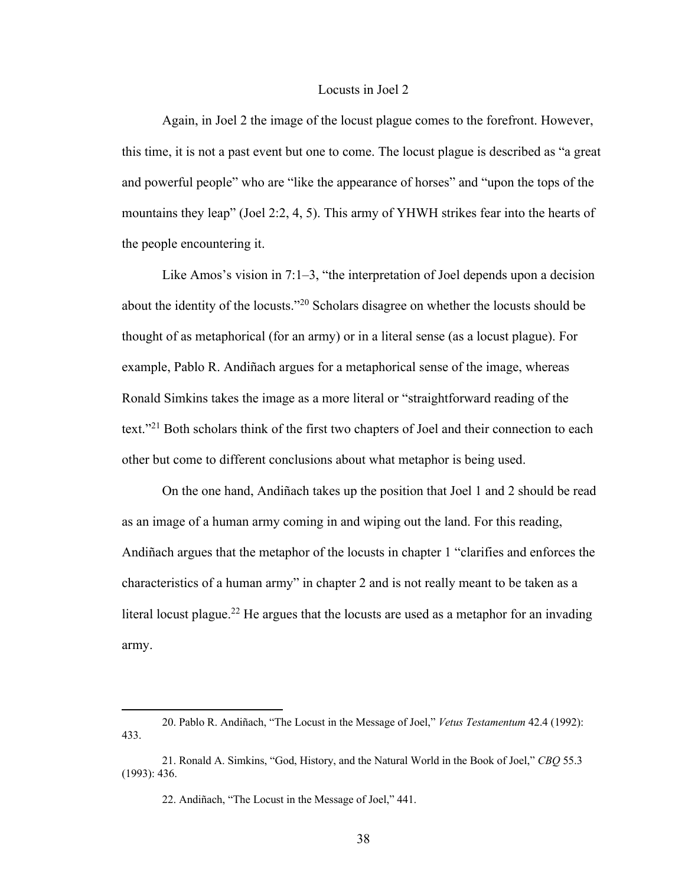## Locusts in Joel 2

Again, in Joel 2 the image of the locust plague comes to the forefront. However, this time, it is not a past event but one to come. The locust plague is described as "a great and powerful people" who are "like the appearance of horses" and "upon the tops of the mountains they leap" (Joel 2:2, 4, 5). This army of YHWH strikes fear into the hearts of the people encountering it.

Like Amos's vision in 7:1–3, "the interpretation of Joel depends upon a decision about the identity of the locusts."[20] Scholars disagree on whether the locusts should be thought of as metaphorical (for an army) or in a literal sense (as a locust plague). For example, Pablo R. Andiñach argues for a metaphorical sense of the image, whereas Ronald Simkins takes the image as a more literal or "straightforward reading of the text."[21] Both scholars think of the first two chapters of Joel and their connection to each other but come to different conclusions about what metaphor is being used.

On the one hand, Andiñach takes up the position that Joel 1 and 2 should be read as an image of a human army coming in and wiping out the land. For this reading, Andiñach argues that the metaphor of the locusts in chapter 1 "clarifies and enforces the characteristics of a human army" in chapter 2 and is not really meant to be taken as a literal locust plague.[22] He argues that the locusts are used as a metaphor for an invading army.

---

20. Pablo R. Andiñach, "The Locust in the Message of Joel," *Vetus Testamentum* 42.4 (1992): 433.

21. Ronald A. Simkins, "God, History, and the Natural World in the Book of Joel," *CBQ* 55.3 (1993): 436.

22. Andiñach, "The Locust in the Message of Joel," 441.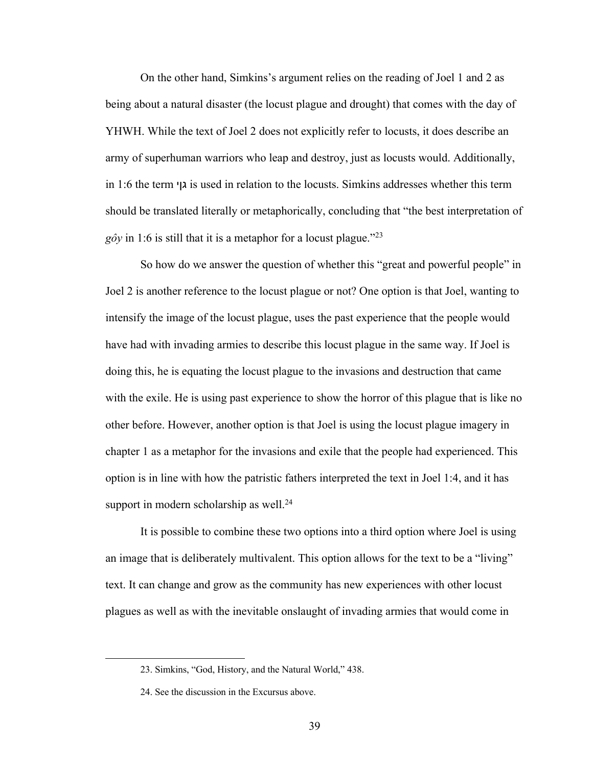On the other hand, Simkins's argument relies on the reading of Joel 1 and 2 as being about a natural disaster (the locust plague and drought) that comes with the day of YHWH. While the text of Joel 2 does not explicitly refer to locusts, it does describe an army of superhuman warriors who leap and destroy, just as locusts would. Additionally, in 1:6 the term **גוי** is used in relation to the locusts. Simkins addresses whether this term should be translated literally or metaphorically, concluding that "the best interpretation of *gôy* in 1:6 is still that it is a metaphor for a locust plague."[23]

So how do we answer the question of whether this "great and powerful people" in Joel 2 is another reference to the locust plague or not? One option is that Joel, wanting to intensify the image of the locust plague, uses the past experience that the people would have had with invading armies to describe this locust plague in the same way. If Joel is doing this, he is equating the locust plague to the invasions and destruction that came with the exile. He is using past experience to show the horror of this plague that is like no other before. However, another option is that Joel is using the locust plague imagery in chapter 1 as a metaphor for the invasions and exile that the people had experienced. This option is in line with how the patristic fathers interpreted the text in Joel 1:4, and it has support in modern scholarship as well.[24]

It is possible to combine these two options into a third option where Joel is using an image that is deliberately multivalent. This option allows for the text to be a "living" text. It can change and grow as the community has new experiences with other locust plagues as well as with the inevitable onslaught of invading armies that would come in

---

23. Simkins, "God, History, and the Natural World," 438.

24. See the discussion in the Excursus above.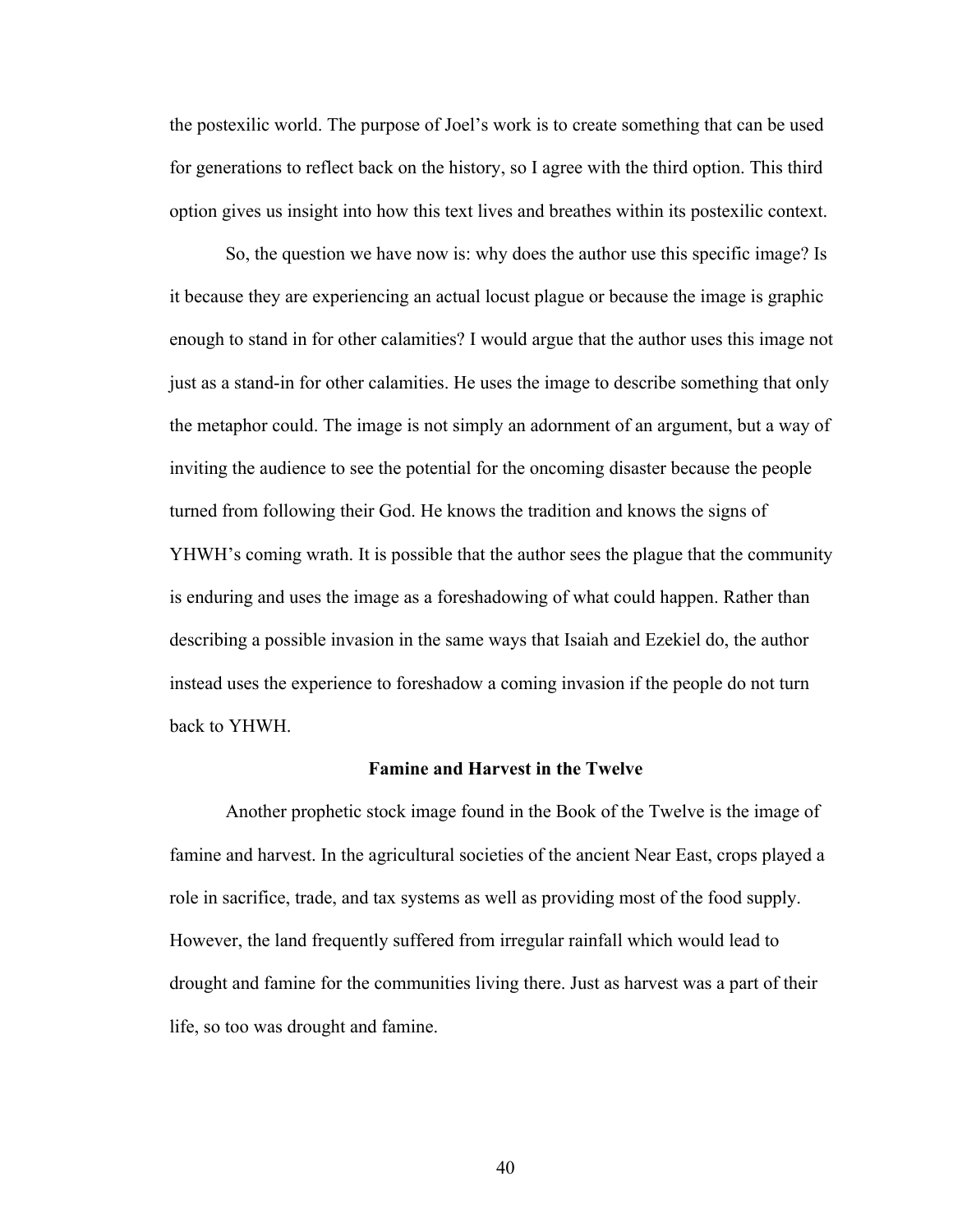the postexilic world. The purpose of Joel's work is to create something that can be used for generations to reflect back on the history, so I agree with the third option. This third option gives us insight into how this text lives and breathes within its postexilic context.

So, the question we have now is: why does the author use this specific image? Is it because they are experiencing an actual locust plague or because the image is graphic enough to stand in for other calamities? I would argue that the author uses this image not just as a stand-in for other calamities. He uses the image to describe something that only the metaphor could. The image is not simply an adornment of an argument, but a way of inviting the audience to see the potential for the oncoming disaster because the people turned from following their God. He knows the tradition and knows the signs of YHWH's coming wrath. It is possible that the author sees the plague that the community is enduring and uses the image as a foreshadowing of what could happen. Rather than describing a possible invasion in the same ways that Isaiah and Ezekiel do, the author instead uses the experience to foreshadow a coming invasion if the people do not turn back to YHWH.

## Famine and Harvest in the Twelve

Another prophetic stock image found in the Book of the Twelve is the image of famine and harvest. In the agricultural societies of the ancient Near East, crops played a role in sacrifice, trade, and tax systems as well as providing most of the food supply. However, the land frequently suffered from irregular rainfall which would lead to drought and famine for the communities living there. Just as harvest was a part of their life, so too was drought and famine.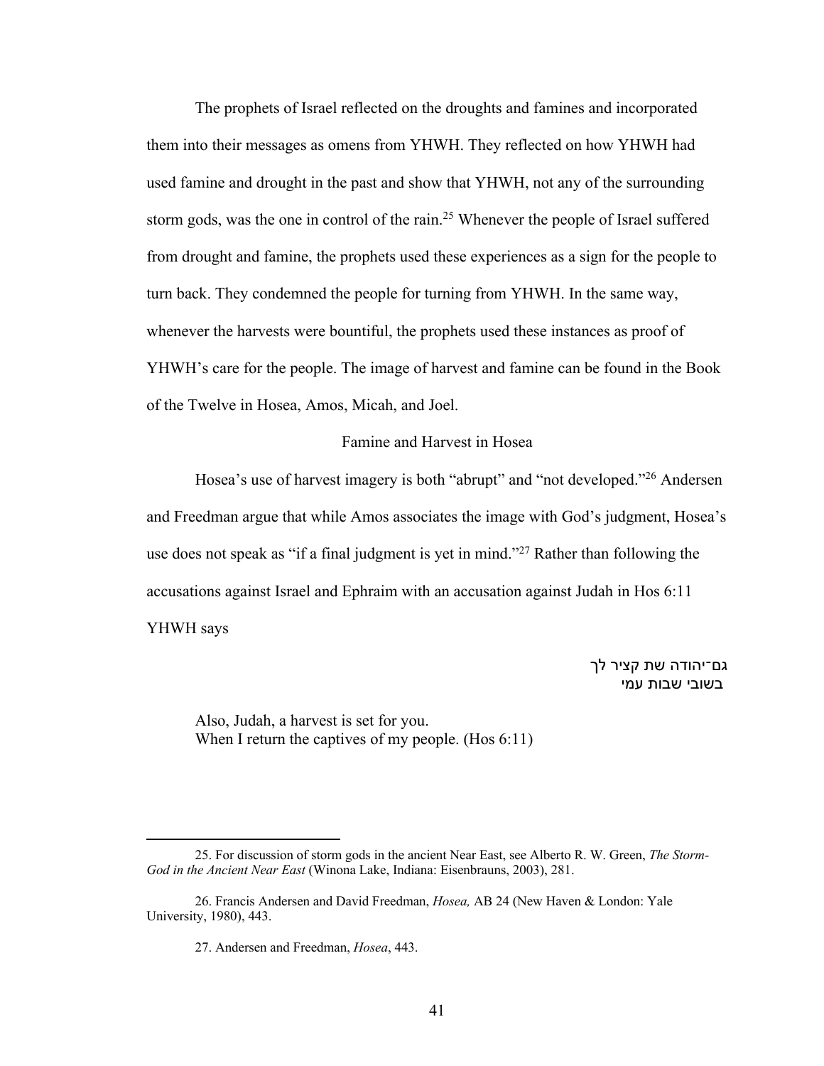The prophets of Israel reflected on the droughts and famines and incorporated them into their messages as omens from YHWH. They reflected on how YHWH had used famine and drought in the past and show that YHWH, not any of the surrounding storm gods, was the one in control of the rain.[25] Whenever the people of Israel suffered from drought and famine, the prophets used these experiences as a sign for the people to turn back. They condemned the people for turning from YHWH. In the same way, whenever the harvests were bountiful, the prophets used these instances as proof of YHWH's care for the people. The image of harvest and famine can be found in the Book of the Twelve in Hosea, Amos, Micah, and Joel.

## Famine and Harvest in Hosea

Hosea's use of harvest imagery is both "abrupt" and "not developed."[26] Andersen and Freedman argue that while Amos associates the image with God's judgment, Hosea's use does not speak as "if a final judgment is yet in mind."[27] Rather than following the accusations against Israel and Ephraim with an accusation against Judah in Hos 6:11 YHWH says

גם־יהודה שת קציר לך
בשובי שבות עמי

> Also, Judah, a harvest is set for you.
> When I return the captives of my people. (Hos 6:11)

---

25. For discussion of storm gods in the ancient Near East, see Alberto R. W. Green, *The Storm-God in the Ancient Near East* (Winona Lake, Indiana: Eisenbrauns, 2003), 281.

26. Francis Andersen and David Freedman, *Hosea,* AB 24 (New Haven & London: Yale University, 1980), 443.

27. Andersen and Freedman, *Hosea*, 443.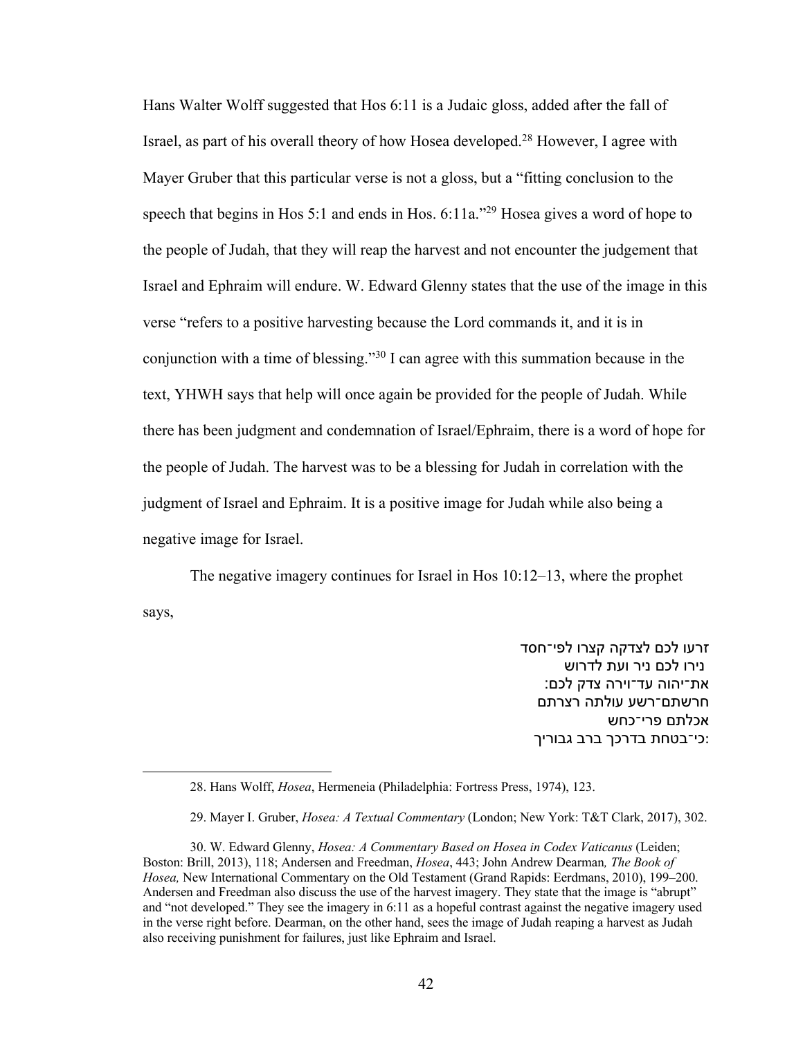Hans Walter Wolff suggested that Hos 6:11 is a Judaic gloss, added after the fall of Israel, as part of his overall theory of how Hosea developed.[28] However, I agree with Mayer Gruber that this particular verse is not a gloss, but a "fitting conclusion to the speech that begins in Hos 5:1 and ends in Hos. 6:11a."[29] Hosea gives a word of hope to the people of Judah, that they will reap the harvest and not encounter the judgement that Israel and Ephraim will endure. W. Edward Glenny states that the use of the image in this verse "refers to a positive harvesting because the Lord commands it, and it is in conjunction with a time of blessing."[30] I can agree with this summation because in the text, YHWH says that help will once again be provided for the people of Judah. While there has been judgment and condemnation of Israel/Ephraim, there is a word of hope for the people of Judah. The harvest was to be a blessing for Judah in correlation with the judgment of Israel and Ephraim. It is a positive image for Judah while also being a negative image for Israel.

The negative imagery continues for Israel in Hos 10:12–13, where the prophet says,

זרעו לכם לצדקה קצרו לפי־חסד
נירו לכם ניר ועת לדרוש
את־יהוה עד־וירה צדק לכם:
חרשתם־רשע עולתה רצרתם
אכלתם פרי־כחש
כי־בטחת בדרכך ברב גבוריך:

---

28. Hans Wolff, *Hosea*, Hermeneia (Philadelphia: Fortress Press, 1974), 123.

29. Mayer I. Gruber, *Hosea: A Textual Commentary* (London; New York: T&T Clark, 2017), 302.

30. W. Edward Glenny, *Hosea: A Commentary Based on Hosea in Codex Vaticanus* (Leiden; Boston: Brill, 2013), 118; Andersen and Freedman, *Hosea*, 443; John Andrew Dearman*, The Book of Hosea,* New International Commentary on the Old Testament (Grand Rapids: Eerdmans, 2010), 199–200. Andersen and Freedman also discuss the use of the harvest imagery. They state that the image is "abrupt" and "not developed." They see the imagery in 6:11 as a hopeful contrast against the negative imagery used in the verse right before. Dearman, on the other hand, sees the image of Judah reaping a harvest as Judah also receiving punishment for failures, just like Ephraim and Israel.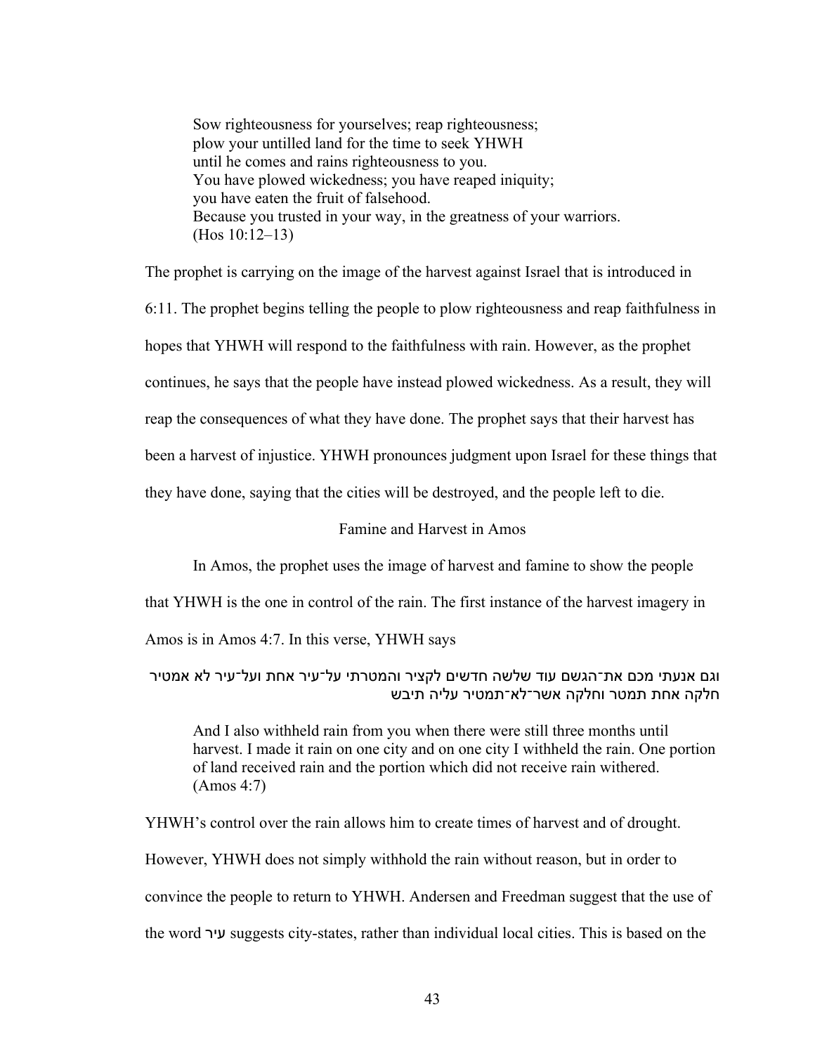> Sow righteousness for yourselves; reap righteousness;
> plow your untilled land for the time to seek YHWH
> until he comes and rains righteousness to you.
> You have plowed wickedness; you have reaped iniquity;
> you have eaten the fruit of falsehood.
> Because you trusted in your way, in the greatness of your warriors.
> (Hos 10:12–13)

The prophet is carrying on the image of the harvest against Israel that is introduced in 6:11. The prophet begins telling the people to plow righteousness and reap faithfulness in hopes that YHWH will respond to the faithfulness with rain. However, as the prophet continues, he says that the people have instead plowed wickedness. As a result, they will reap the consequences of what they have done. The prophet says that their harvest has been a harvest of injustice. YHWH pronounces judgment upon Israel for these things that they have done, saying that the cities will be destroyed, and the people left to die.

## Famine and Harvest in Amos

In Amos, the prophet uses the image of harvest and famine to show the people that YHWH is the one in control of the rain. The first instance of the harvest imagery in Amos is in Amos 4:7. In this verse, YHWH says

וגם אנעתי מכם את־הגשם עוד שלשה חדשים לקציר והמטרתי על־עיר אחת ועל־עיר לא אמטיר חלקה אחת תמטר וחלקה אשר־לא־תמטיר עליה תיבש

> And I also withheld rain from you when there were still three months until harvest. I made it rain on one city and on one city I withheld the rain. One portion of land received rain and the portion which did not receive rain withered. (Amos 4:7)

YHWH's control over the rain allows him to create times of harvest and of drought. However, YHWH does not simply withhold the rain without reason, but in order to convince the people to return to YHWH. Andersen and Freedman suggest that the use of the word עיר suggests city-states, rather than individual local cities. This is based on the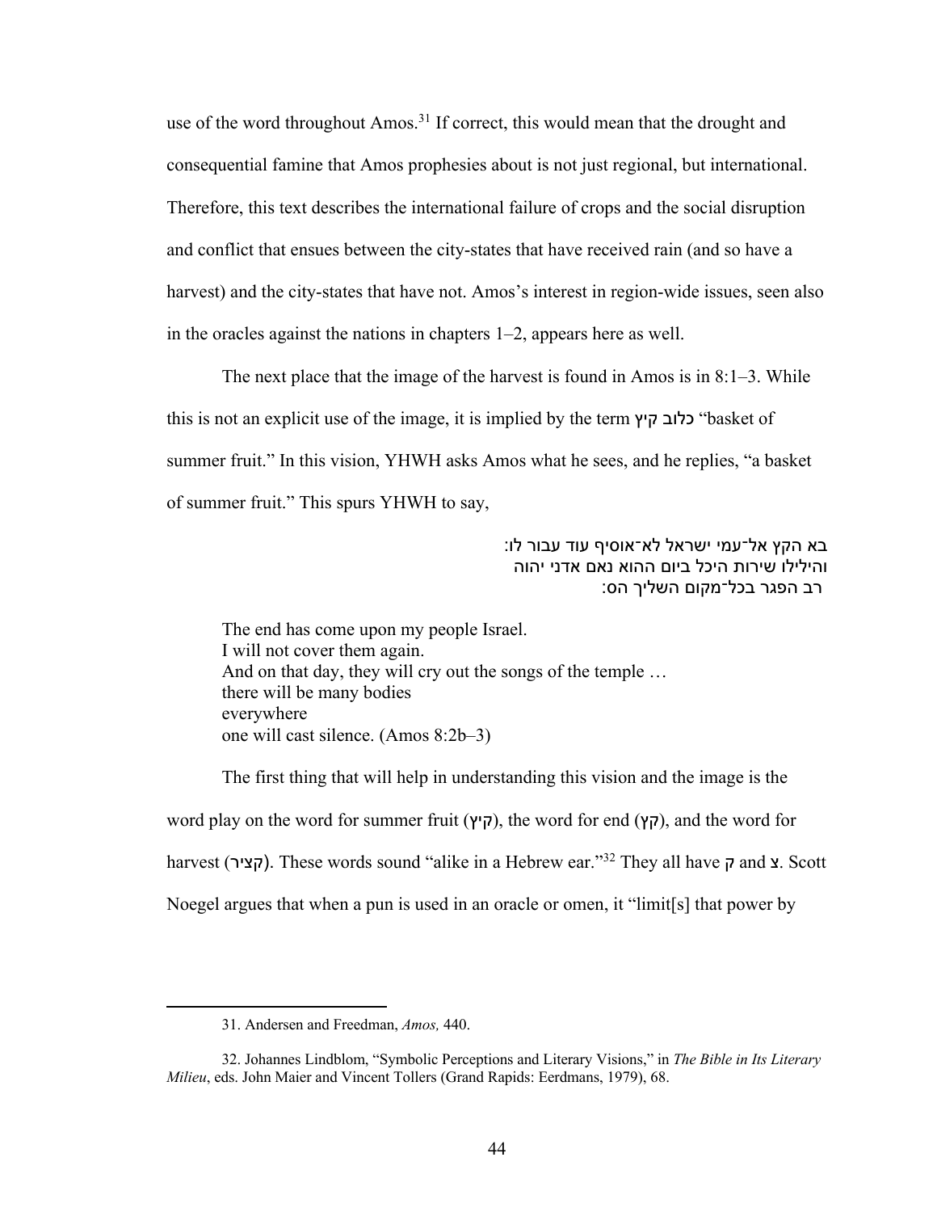use of the word throughout Amos.[31] If correct, this would mean that the drought and consequential famine that Amos prophesies about is not just regional, but international. Therefore, this text describes the international failure of crops and the social disruption and conflict that ensues between the city-states that have received rain (and so have a harvest) and the city-states that have not. Amos's interest in region-wide issues, seen also in the oracles against the nations in chapters 1–2, appears here as well.

The next place that the image of the harvest is found in Amos is in 8:1–3. While this is not an explicit use of the image, it is implied by the term כלוב קיץ "basket of summer fruit." In this vision, YHWH asks Amos what he sees, and he replies, "a basket of summer fruit." This spurs YHWH to say,

בא הקץ אל־עמי ישראל לא־אוסיף עוד עבור לו:
והילילו שירות היכל ביום ההוא נאם אדני יהוה
רב הפגר בכל־מקום השליך הס:

> The end has come upon my people Israel.
> I will not cover them again.
> And on that day, they will cry out the songs of the temple …
> there will be many bodies
> everywhere
> one will cast silence. (Amos 8:2b–3)

The first thing that will help in understanding this vision and the image is the word play on the word for summer fruit (קיץ), the word for end (קץ), and the word for harvest (קציר). These words sound "alike in a Hebrew ear."[32] They all have ק and צ. Scott Noegel argues that when a pun is used in an oracle or omen, it "limit[s] that power by

---

31. Andersen and Freedman, *Amos,* 440.

32. Johannes Lindblom, "Symbolic Perceptions and Literary Visions," in *The Bible in Its Literary Milieu*, eds. John Maier and Vincent Tollers (Grand Rapids: Eerdmans, 1979), 68.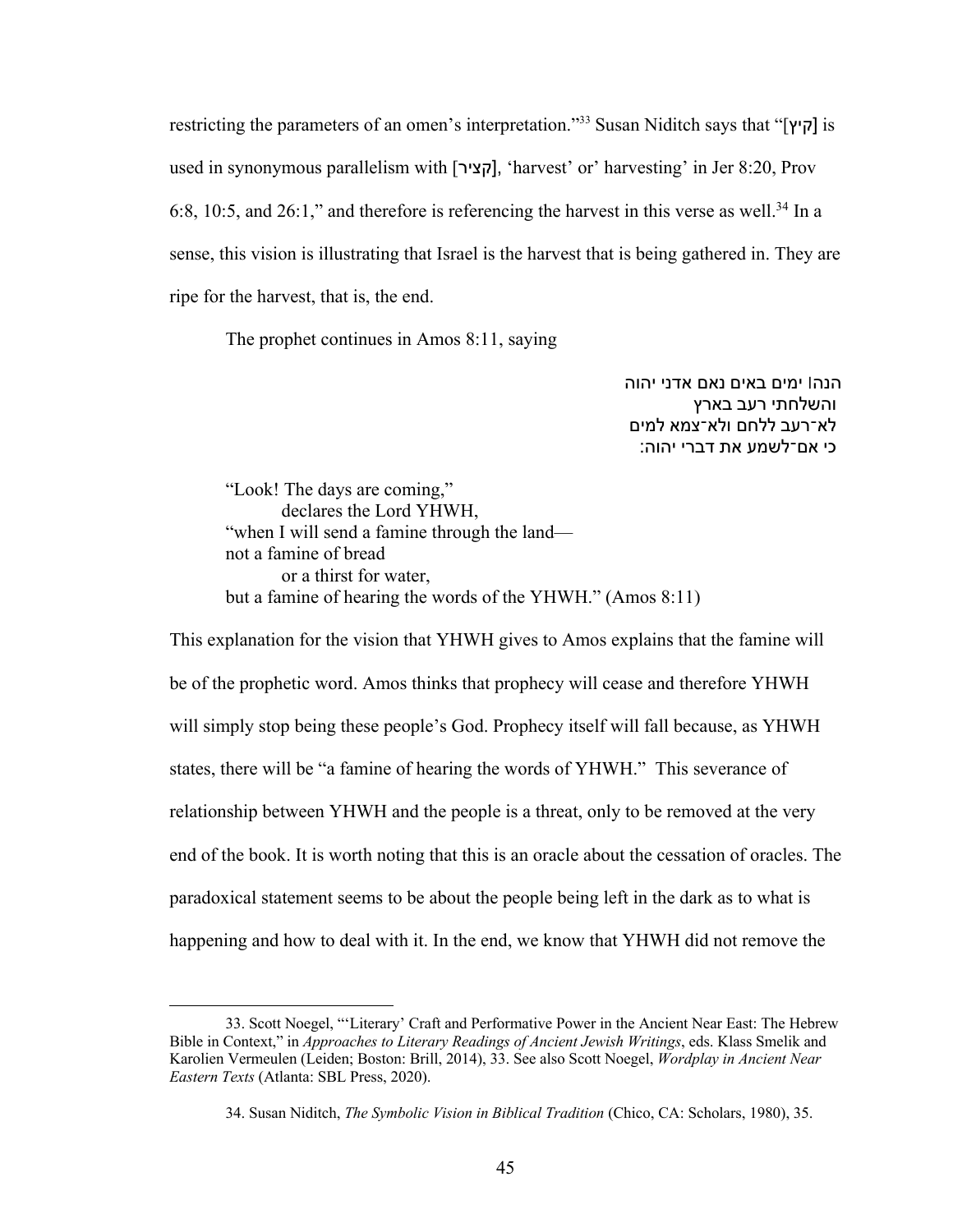restricting the parameters of an omen's interpretation."[33] Susan Niditch says that "[קיץ] is used in synonymous parallelism with [קציר], 'harvest' or' harvesting' in Jer 8:20, Prov 6:8, 10:5, and 26:1," and therefore is referencing the harvest in this verse as well.[34] In a sense, this vision is illustrating that Israel is the harvest that is being gathered in. They are ripe for the harvest, that is, the end.

The prophet continues in Amos 8:11, saying

הנה׀ ימים באים נאם אדני יהוה
והשלחתי רעב בארץ
לא־רעב ללחם ולא־צמא למים
כי אם־לשמע את דברי יהוה:

> "Look! The days are coming,"
> declares the Lord YHWH,
> "when I will send a famine through the land—
> not a famine of bread
> or a thirst for water,
> but a famine of hearing the words of the YHWH." (Amos 8:11)

This explanation for the vision that YHWH gives to Amos explains that the famine will be of the prophetic word. Amos thinks that prophecy will cease and therefore YHWH will simply stop being these people's God. Prophecy itself will fall because, as YHWH states, there will be "a famine of hearing the words of YHWH." This severance of relationship between YHWH and the people is a threat, only to be removed at the very end of the book. It is worth noting that this is an oracle about the cessation of oracles. The paradoxical statement seems to be about the people being left in the dark as to what is happening and how to deal with it. In the end, we know that YHWH did not remove the

---

33. Scott Noegel, "'Literary' Craft and Performative Power in the Ancient Near East: The Hebrew Bible in Context," in *Approaches to Literary Readings of Ancient Jewish Writings*, eds. Klass Smelik and Karolien Vermeulen (Leiden; Boston: Brill, 2014), 33. See also Scott Noegel, *Wordplay in Ancient Near Eastern Texts* (Atlanta: SBL Press, 2020).

34. Susan Niditch, *The Symbolic Vision in Biblical Tradition* (Chico, CA: Scholars, 1980), 35.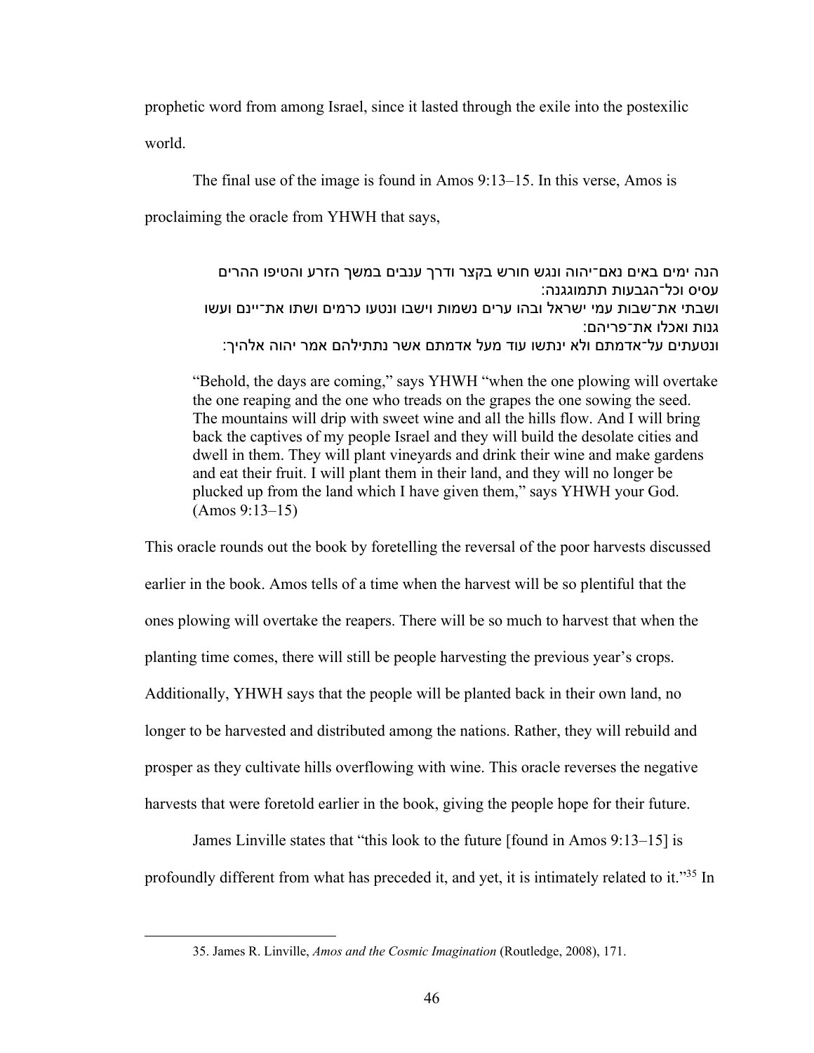prophetic word from among Israel, since it lasted through the exile into the postexilic world.

The final use of the image is found in Amos 9:13–15. In this verse, Amos is proclaiming the oracle from YHWH that says,

> הנה ימים באים נאם־יהוה ונגש חורש בקצר ודרך ענבים במשך הזרע והטיפו ההרים עסיס וכל־הגבעות תתמוגגנה:
> ושבתי את־שבות עמי ישראל ובהו ערים נשמות וישבו ונטעו כרמים ושתו את־יינם ועשו גנות ואכלו את־פריהם:
> ונטעתים על־אדמתם ולא ינתשו עוד מעל אדמתם אשר נתתילהם אמר יהוה אלהיך:
>
> "Behold, the days are coming," says YHWH "when the one plowing will overtake the one reaping and the one who treads on the grapes the one sowing the seed. The mountains will drip with sweet wine and all the hills flow. And I will bring back the captives of my people Israel and they will build the desolate cities and dwell in them. They will plant vineyards and drink their wine and make gardens and eat their fruit. I will plant them in their land, and they will no longer be plucked up from the land which I have given them," says YHWH your God. (Amos 9:13–15)

This oracle rounds out the book by foretelling the reversal of the poor harvests discussed earlier in the book. Amos tells of a time when the harvest will be so plentiful that the ones plowing will overtake the reapers. There will be so much to harvest that when the planting time comes, there will still be people harvesting the previous year's crops. Additionally, YHWH says that the people will be planted back in their own land, no longer to be harvested and distributed among the nations. Rather, they will rebuild and prosper as they cultivate hills overflowing with wine. This oracle reverses the negative harvests that were foretold earlier in the book, giving the people hope for their future.

James Linville states that "this look to the future [found in Amos 9:13–15] is profoundly different from what has preceded it, and yet, it is intimately related to it."[35] In

---

35. James R. Linville, *Amos and the Cosmic Imagination* (Routledge, 2008), 171.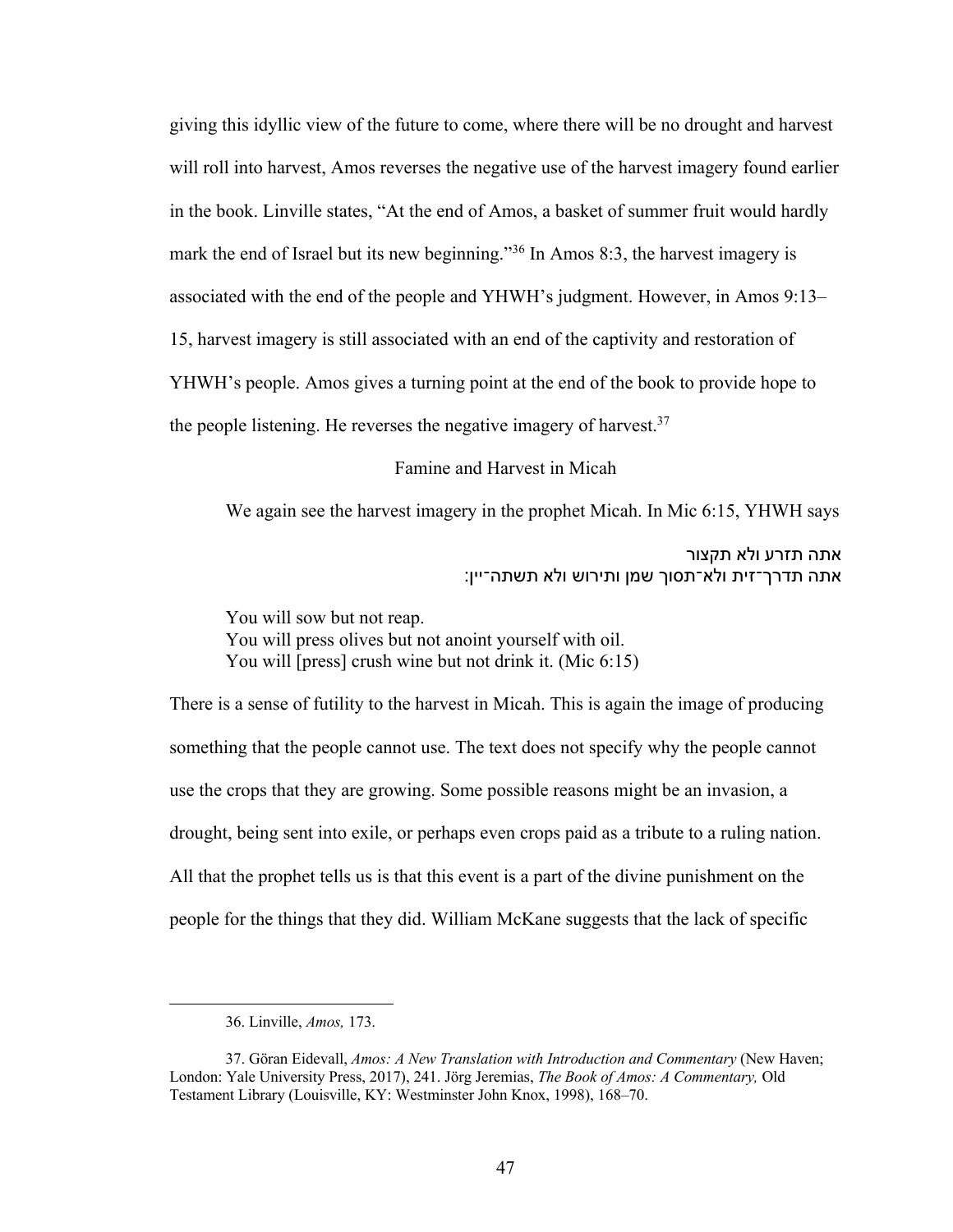giving this idyllic view of the future to come, where there will be no drought and harvest will roll into harvest, Amos reverses the negative use of the harvest imagery found earlier in the book. Linville states, "At the end of Amos, a basket of summer fruit would hardly mark the end of Israel but its new beginning."[36] In Amos 8:3, the harvest imagery is associated with the end of the people and YHWH's judgment. However, in Amos 9:13–15, harvest imagery is still associated with an end of the captivity and restoration of YHWH's people. Amos gives a turning point at the end of the book to provide hope to the people listening. He reverses the negative imagery of harvest.[37]

## Famine and Harvest in Micah

We again see the harvest imagery in the prophet Micah. In Mic 6:15, YHWH says

אתה תזרע ולא תקצור
אתה תדרך־זית ולא־תסוך שמן ותירוש ולא תשתה־יין:

> You will sow but not reap.
> You will press olives but not anoint yourself with oil.
> You will [press] crush wine but not drink it. (Mic 6:15)

There is a sense of futility to the harvest in Micah. This is again the image of producing something that the people cannot use. The text does not specify why the people cannot use the crops that they are growing. Some possible reasons might be an invasion, a drought, being sent into exile, or perhaps even crops paid as a tribute to a ruling nation. All that the prophet tells us is that this event is a part of the divine punishment on the people for the things that they did. William McKane suggests that the lack of specific

---

36. Linville, *Amos,* 173.

37. Göran Eidevall, *Amos: A New Translation with Introduction and Commentary* (New Haven; London: Yale University Press, 2017), 241. Jörg Jeremias, *The Book of Amos: A Commentary,* Old Testament Library (Louisville, KY: Westminster John Knox, 1998), 168–70.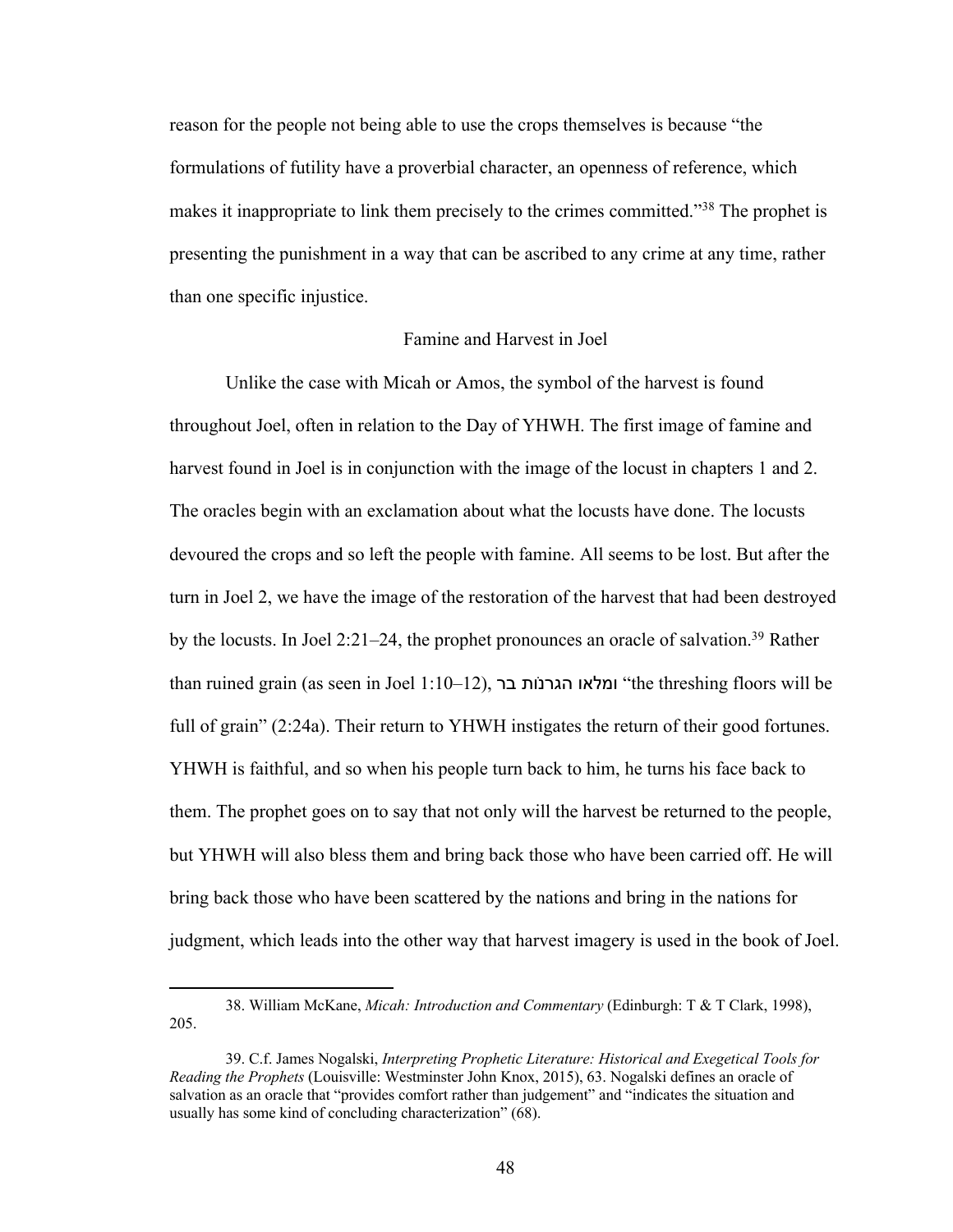reason for the people not being able to use the crops themselves is because "the formulations of futility have a proverbial character, an openness of reference, which makes it inappropriate to link them precisely to the crimes committed."[38] The prophet is presenting the punishment in a way that can be ascribed to any crime at any time, rather than one specific injustice.

## Famine and Harvest in Joel

Unlike the case with Micah or Amos, the symbol of the harvest is found throughout Joel, often in relation to the Day of YHWH. The first image of famine and harvest found in Joel is in conjunction with the image of the locust in chapters 1 and 2. The oracles begin with an exclamation about what the locusts have done. The locusts devoured the crops and so left the people with famine. All seems to be lost. But after the turn in Joel 2, we have the image of the restoration of the harvest that had been destroyed by the locusts. In Joel 2:21–24, the prophet pronounces an oracle of salvation.[39] Rather than ruined grain (as seen in Joel 1:10–12), ומלאו הגרנות בר "the threshing floors will be full of grain" (2:24a). Their return to YHWH instigates the return of their good fortunes. YHWH is faithful, and so when his people turn back to him, he turns his face back to them. The prophet goes on to say that not only will the harvest be returned to the people, but YHWH will also bless them and bring back those who have been carried off. He will bring back those who have been scattered by the nations and bring in the nations for judgment, which leads into the other way that harvest imagery is used in the book of Joel.

---

38. William McKane, *Micah: Introduction and Commentary* (Edinburgh: T & T Clark, 1998), 205.

39. C.f. James Nogalski, *Interpreting Prophetic Literature: Historical and Exegetical Tools for Reading the Prophets* (Louisville: Westminster John Knox, 2015), 63. Nogalski defines an oracle of salvation as an oracle that "provides comfort rather than judgement" and "indicates the situation and usually has some kind of concluding characterization" (68).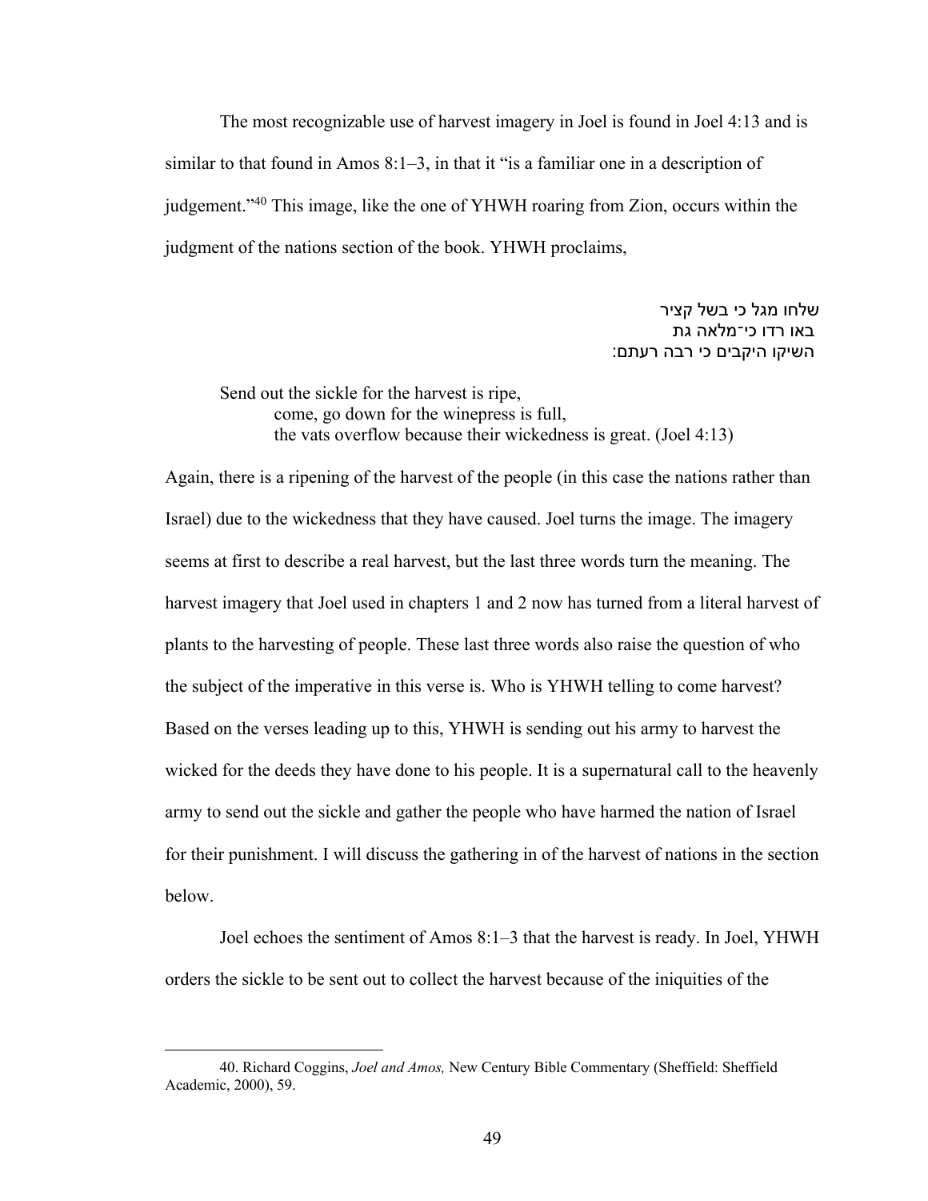The most recognizable use of harvest imagery in Joel is found in Joel 4:13 and is similar to that found in Amos 8:1–3, in that it "is a familiar one in a description of judgement."[40] This image, like the one of YHWH roaring from Zion, occurs within the judgment of the nations section of the book. YHWH proclaims,

שלחו מגל כי בשל קציר
באו רדו כי־מלאה גת
השיקו היקבים כי רבה רעתם׃

> Send out the sickle for the harvest is ripe,
> come, go down for the winepress is full,
> the vats overflow because their wickedness is great. (Joel 4:13)

Again, there is a ripening of the harvest of the people (in this case the nations rather than Israel) due to the wickedness that they have caused. Joel turns the image. The imagery seems at first to describe a real harvest, but the last three words turn the meaning. The harvest imagery that Joel used in chapters 1 and 2 now has turned from a literal harvest of plants to the harvesting of people. These last three words also raise the question of who the subject of the imperative in this verse is. Who is YHWH telling to come harvest? Based on the verses leading up to this, YHWH is sending out his army to harvest the wicked for the deeds they have done to his people. It is a supernatural call to the heavenly army to send out the sickle and gather the people who have harmed the nation of Israel for their punishment. I will discuss the gathering in of the harvest of nations in the section below.

Joel echoes the sentiment of Amos 8:1–3 that the harvest is ready. In Joel, YHWH orders the sickle to be sent out to collect the harvest because of the iniquities of the

---

40. Richard Coggins, *Joel and Amos,* New Century Bible Commentary (Sheffield: Sheffield Academic, 2000), 59.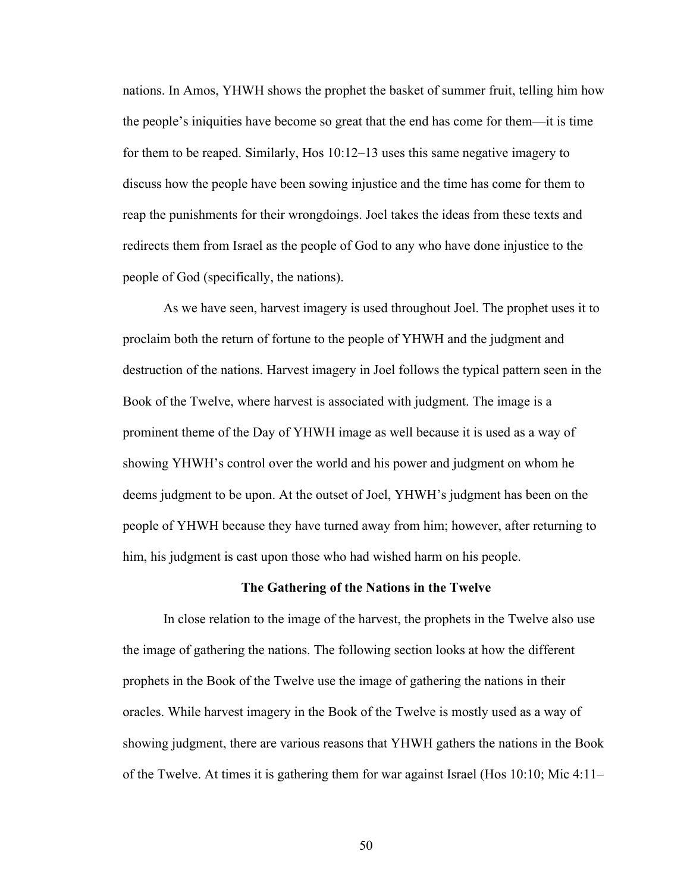nations. In Amos, YHWH shows the prophet the basket of summer fruit, telling him how the people's iniquities have become so great that the end has come for them—it is time for them to be reaped. Similarly, Hos 10:12–13 uses this same negative imagery to discuss how the people have been sowing injustice and the time has come for them to reap the punishments for their wrongdoings. Joel takes the ideas from these texts and redirects them from Israel as the people of God to any who have done injustice to the people of God (specifically, the nations).

As we have seen, harvest imagery is used throughout Joel. The prophet uses it to proclaim both the return of fortune to the people of YHWH and the judgment and destruction of the nations. Harvest imagery in Joel follows the typical pattern seen in the Book of the Twelve, where harvest is associated with judgment. The image is a prominent theme of the Day of YHWH image as well because it is used as a way of showing YHWH's control over the world and his power and judgment on whom he deems judgment to be upon. At the outset of Joel, YHWH's judgment has been on the people of YHWH because they have turned away from him; however, after returning to him, his judgment is cast upon those who had wished harm on his people.

### The Gathering of the Nations in the Twelve

In close relation to the image of the harvest, the prophets in the Twelve also use the image of gathering the nations. The following section looks at how the different prophets in the Book of the Twelve use the image of gathering the nations in their oracles. While harvest imagery in the Book of the Twelve is mostly used as a way of showing judgment, there are various reasons that YHWH gathers the nations in the Book of the Twelve. At times it is gathering them for war against Israel (Hos 10:10; Mic 4:11–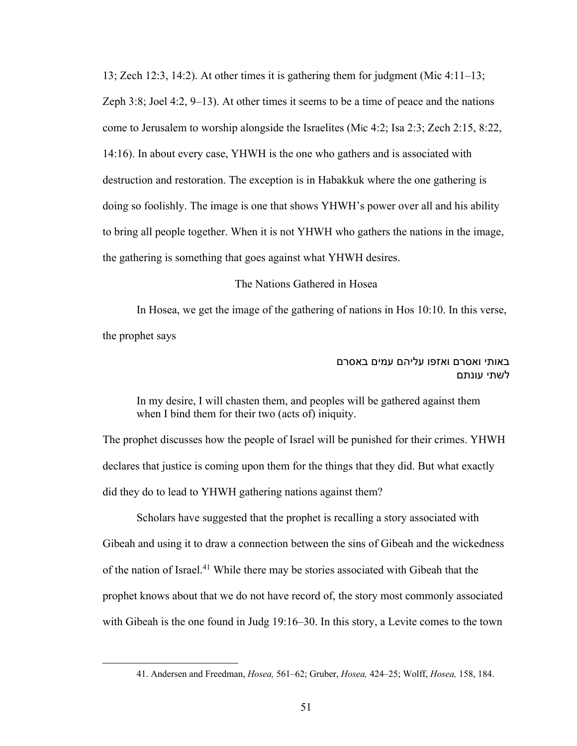13; Zech 12:3, 14:2). At other times it is gathering them for judgment (Mic 4:11–13; Zeph 3:8; Joel 4:2, 9–13). At other times it seems to be a time of peace and the nations come to Jerusalem to worship alongside the Israelites (Mic 4:2; Isa 2:3; Zech 2:15, 8:22, 14:16). In about every case, YHWH is the one who gathers and is associated with destruction and restoration. The exception is in Habakkuk where the one gathering is doing so foolishly. The image is one that shows YHWH's power over all and his ability to bring all people together. When it is not YHWH who gathers the nations in the image, the gathering is something that goes against what YHWH desires.

## The Nations Gathered in Hosea

In Hosea, we get the image of the gathering of nations in Hos 10:10. In this verse, the prophet says

> באותי ואסרם ואזפו עליהם עמים באסרם
> לשתי עונתם
>
> In my desire, I will chasten them, and peoples will be gathered against them when I bind them for their two (acts of) iniquity.

The prophet discusses how the people of Israel will be punished for their crimes. YHWH declares that justice is coming upon them for the things that they did. But what exactly did they do to lead to YHWH gathering nations against them?

Scholars have suggested that the prophet is recalling a story associated with Gibeah and using it to draw a connection between the sins of Gibeah and the wickedness of the nation of Israel.[41] While there may be stories associated with Gibeah that the prophet knows about that we do not have record of, the story most commonly associated with Gibeah is the one found in Judg 19:16–30. In this story, a Levite comes to the town

41. Andersen and Freedman, *Hosea,* 561–62; Gruber, *Hosea,* 424–25; Wolff, *Hosea,* 158, 184.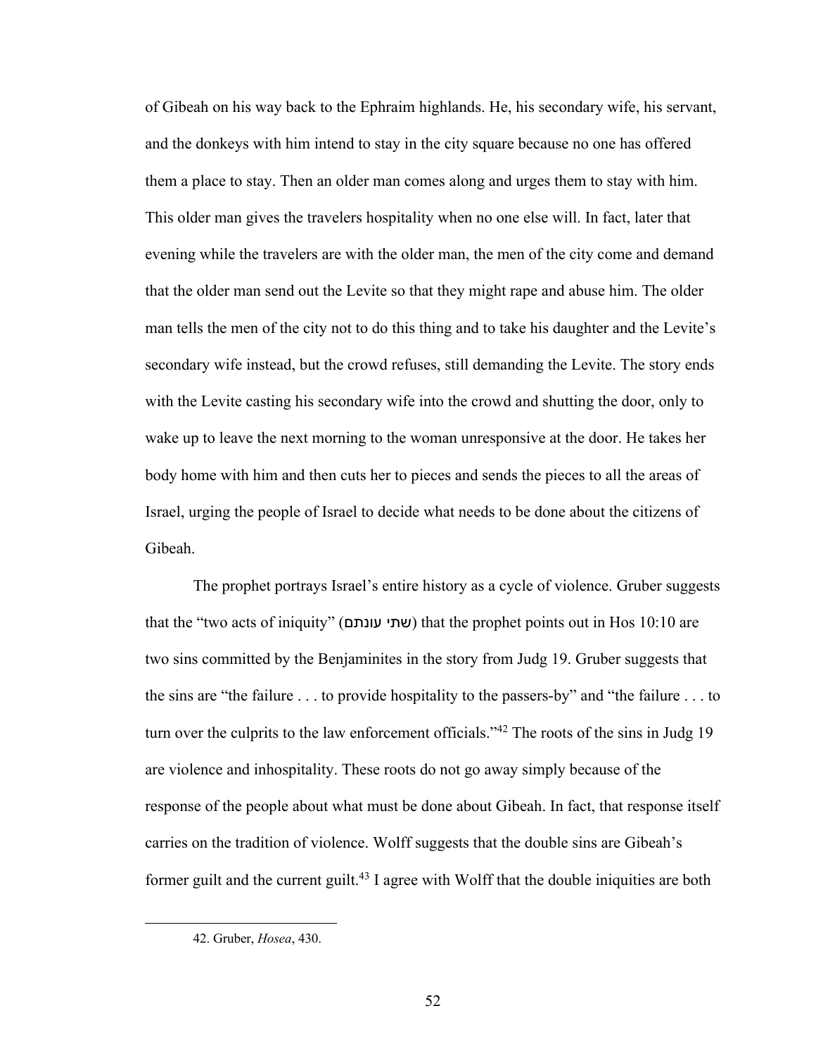of Gibeah on his way back to the Ephraim highlands. He, his secondary wife, his servant, and the donkeys with him intend to stay in the city square because no one has offered them a place to stay. Then an older man comes along and urges them to stay with him. This older man gives the travelers hospitality when no one else will. In fact, later that evening while the travelers are with the older man, the men of the city come and demand that the older man send out the Levite so that they might rape and abuse him. The older man tells the men of the city not to do this thing and to take his daughter and the Levite's secondary wife instead, but the crowd refuses, still demanding the Levite. The story ends with the Levite casting his secondary wife into the crowd and shutting the door, only to wake up to leave the next morning to the woman unresponsive at the door. He takes her body home with him and then cuts her to pieces and sends the pieces to all the areas of Israel, urging the people of Israel to decide what needs to be done about the citizens of Gibeah.

The prophet portrays Israel's entire history as a cycle of violence. Gruber suggests that the "two acts of iniquity" (שתי עונתם) that the prophet points out in Hos 10:10 are two sins committed by the Benjaminites in the story from Judg 19. Gruber suggests that the sins are "the failure . . . to provide hospitality to the passers-by" and "the failure . . . to turn over the culprits to the law enforcement officials."[42] The roots of the sins in Judg 19 are violence and inhospitality. These roots do not go away simply because of the response of the people about what must be done about Gibeah. In fact, that response itself carries on the tradition of violence. Wolff suggests that the double sins are Gibeah's former guilt and the current guilt.[43] I agree with Wolff that the double iniquities are both

42. Gruber, *Hosea*, 430.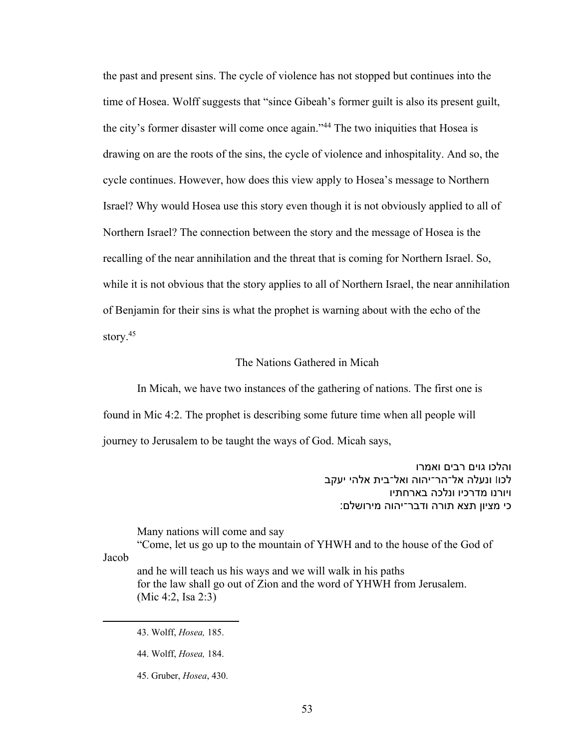the past and present sins. The cycle of violence has not stopped but continues into the time of Hosea. Wolff suggests that "since Gibeah's former guilt is also its present guilt, the city's former disaster will come once again."[44] The two iniquities that Hosea is drawing on are the roots of the sins, the cycle of violence and inhospitality. And so, the cycle continues. However, how does this view apply to Hosea's message to Northern Israel? Why would Hosea use this story even though it is not obviously applied to all of Northern Israel? The connection between the story and the message of Hosea is the recalling of the near annihilation and the threat that is coming for Northern Israel. So, while it is not obvious that the story applies to all of Northern Israel, the near annihilation of Benjamin for their sins is what the prophet is warning about with the echo of the story.[45]

## The Nations Gathered in Micah

In Micah, we have two instances of the gathering of nations. The first one is found in Mic 4:2. The prophet is describing some future time when all people will journey to Jerusalem to be taught the ways of God. Micah says,

> והלכו גוים רבים ואמרו
> לכו׀ ונעלה אל־הר־יהוה ואל־בית אלהי יעקב
> ויורנו מדרכיו ונלכה בארחתיו
> כי מציון תצא תורה ודבר־יהוה מירושלם׃

> Many nations will come and say
> "Come, let us go up to the mountain of YHWH and to the house of the God of Jacob
> and he will teach us his ways and we will walk in his paths
> for the law shall go out of Zion and the word of YHWH from Jerusalem.
> (Mic 4:2, Isa 2:3)

---

43. Wolff, *Hosea,* 185.

44. Wolff, *Hosea,* 184.

45. Gruber, *Hosea*, 430.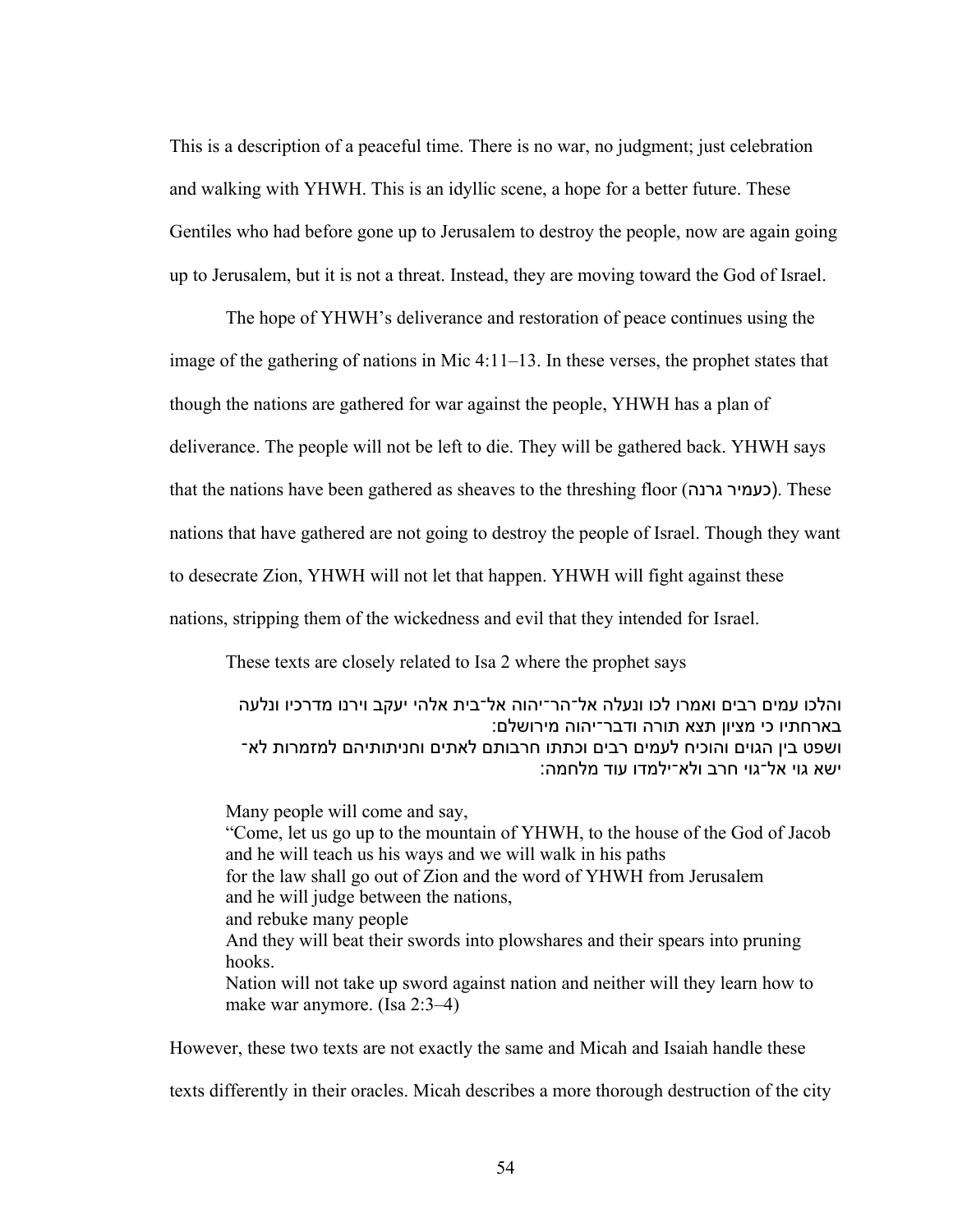This is a description of a peaceful time. There is no war, no judgment; just celebration and walking with YHWH. This is an idyllic scene, a hope for a better future. These Gentiles who had before gone up to Jerusalem to destroy the people, now are again going up to Jerusalem, but it is not a threat. Instead, they are moving toward the God of Israel.

The hope of YHWH's deliverance and restoration of peace continues using the image of the gathering of nations in Mic 4:11–13. In these verses, the prophet states that though the nations are gathered for war against the people, YHWH has a plan of deliverance. The people will not be left to die. They will be gathered back. YHWH says that the nations have been gathered as sheaves to the threshing floor (כעמיר גרנה). These nations that have gathered are not going to destroy the people of Israel. Though they want to desecrate Zion, YHWH will not let that happen. YHWH will fight against these nations, stripping them of the wickedness and evil that they intended for Israel.

These texts are closely related to Isa 2 where the prophet says

> והלכו עמים רבים ואמרו לכו ונעלה אל־הר־יהוה אל־בית אלהי יעקב וירנו מדרכיו ונלעה בארחתיו כי מציון תצא תורה ודבר־יהוה מירושלם:
> ושפט בין הגוים והוכיח לעמים רבים וכתתו חרבותם לאתים וחניתותיהם למזמרות לא־ישא גוי אל־גוי חרב ולא־ילמדו עוד מלחמה:
>
> Many people will come and say,
> "Come, let us go up to the mountain of YHWH, to the house of the God of Jacob
> and he will teach us his ways and we will walk in his paths
> for the law shall go out of Zion and the word of YHWH from Jerusalem
> and he will judge between the nations,
> and rebuke many people
> And they will beat their swords into plowshares and their spears into pruning hooks.
> Nation will not take up sword against nation and neither will they learn how to make war anymore. (Isa 2:3–4)

However, these two texts are not exactly the same and Micah and Isaiah handle these texts differently in their oracles. Micah describes a more thorough destruction of the city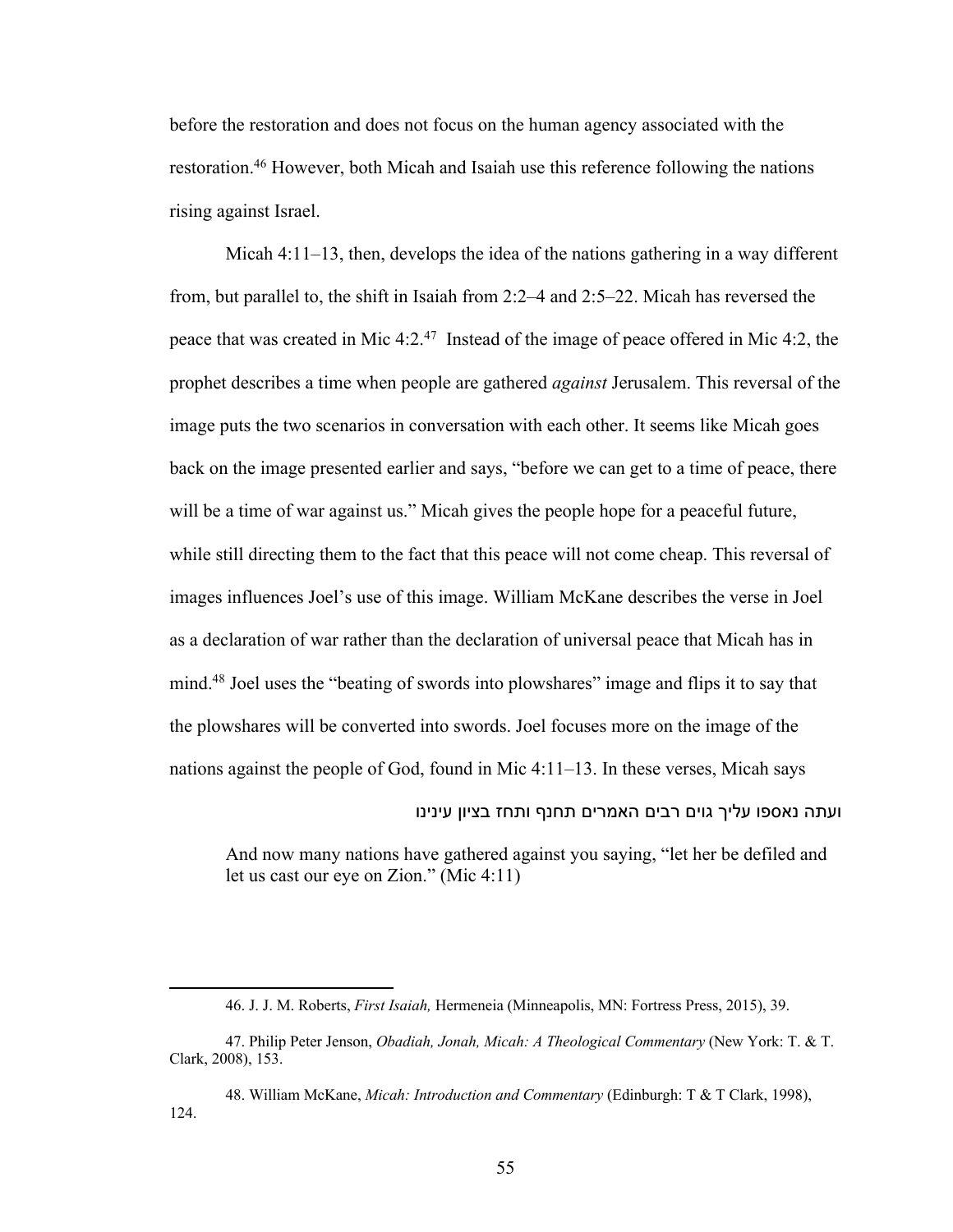before the restoration and does not focus on the human agency associated with the restoration.[46] However, both Micah and Isaiah use this reference following the nations rising against Israel.

Micah 4:11–13, then, develops the idea of the nations gathering in a way different from, but parallel to, the shift in Isaiah from 2:2–4 and 2:5–22. Micah has reversed the peace that was created in Mic 4:2.[47] Instead of the image of peace offered in Mic 4:2, the prophet describes a time when people are gathered *against* Jerusalem. This reversal of the image puts the two scenarios in conversation with each other. It seems like Micah goes back on the image presented earlier and says, "before we can get to a time of peace, there will be a time of war against us." Micah gives the people hope for a peaceful future, while still directing them to the fact that this peace will not come cheap. This reversal of images influences Joel's use of this image. William McKane describes the verse in Joel as a declaration of war rather than the declaration of universal peace that Micah has in mind.[48] Joel uses the "beating of swords into plowshares" image and flips it to say that the plowshares will be converted into swords. Joel focuses more on the image of the nations against the people of God, found in Mic 4:11–13. In these verses, Micah says

ועתה נאספו עליך גוים רבים האמרים תחנף ותחז בציון עינינו

> And now many nations have gathered against you saying, "let her be defiled and let us cast our eye on Zion." (Mic 4:11)

---

46. J. J. M. Roberts, *First Isaiah,* Hermeneia (Minneapolis, MN: Fortress Press, 2015), 39.

47. Philip Peter Jenson, *Obadiah, Jonah, Micah: A Theological Commentary* (New York: T. & T. Clark, 2008), 153.

48. William McKane, *Micah: Introduction and Commentary* (Edinburgh: T & T Clark, 1998), 124.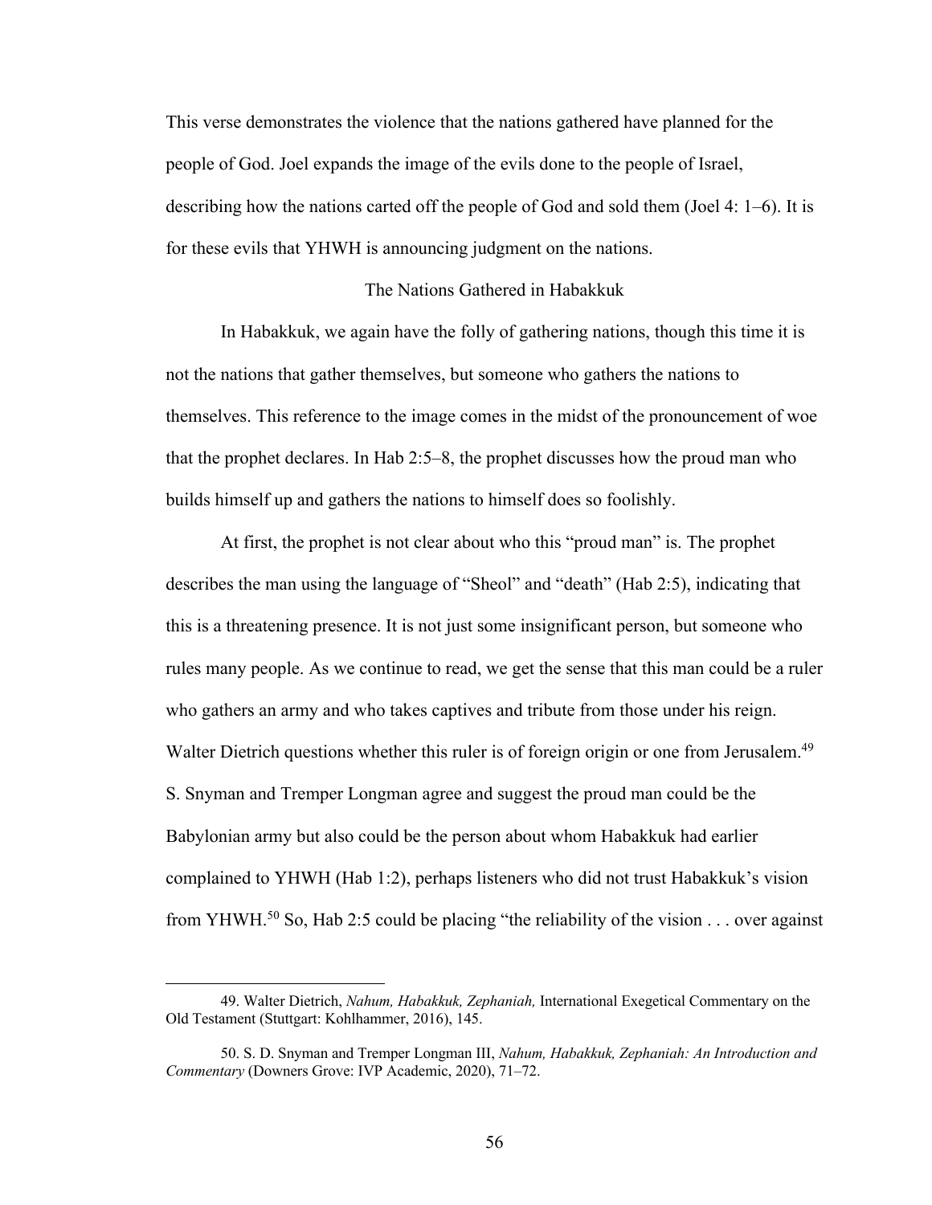This verse demonstrates the violence that the nations gathered have planned for the people of God. Joel expands the image of the evils done to the people of Israel, describing how the nations carted off the people of God and sold them (Joel 4: 1–6). It is for these evils that YHWH is announcing judgment on the nations.

## The Nations Gathered in Habakkuk

In Habakkuk, we again have the folly of gathering nations, though this time it is not the nations that gather themselves, but someone who gathers the nations to themselves. This reference to the image comes in the midst of the pronouncement of woe that the prophet declares. In Hab 2:5–8, the prophet discusses how the proud man who builds himself up and gathers the nations to himself does so foolishly.

At first, the prophet is not clear about who this "proud man" is. The prophet describes the man using the language of "Sheol" and "death" (Hab 2:5), indicating that this is a threatening presence. It is not just some insignificant person, but someone who rules many people. As we continue to read, we get the sense that this man could be a ruler who gathers an army and who takes captives and tribute from those under his reign. Walter Dietrich questions whether this ruler is of foreign origin or one from Jerusalem.[49] S. Snyman and Tremper Longman agree and suggest the proud man could be the Babylonian army but also could be the person about whom Habakkuk had earlier complained to YHWH (Hab 1:2), perhaps listeners who did not trust Habakkuk's vision from YHWH.[50] So, Hab 2:5 could be placing "the reliability of the vision . . . over against

---

49. Walter Dietrich, *Nahum, Habakkuk, Zephaniah,* International Exegetical Commentary on the Old Testament (Stuttgart: Kohlhammer, 2016), 145.

50. S. D. Snyman and Tremper Longman III, *Nahum, Habakkuk, Zephaniah: An Introduction and Commentary* (Downers Grove: IVP Academic, 2020), 71–72.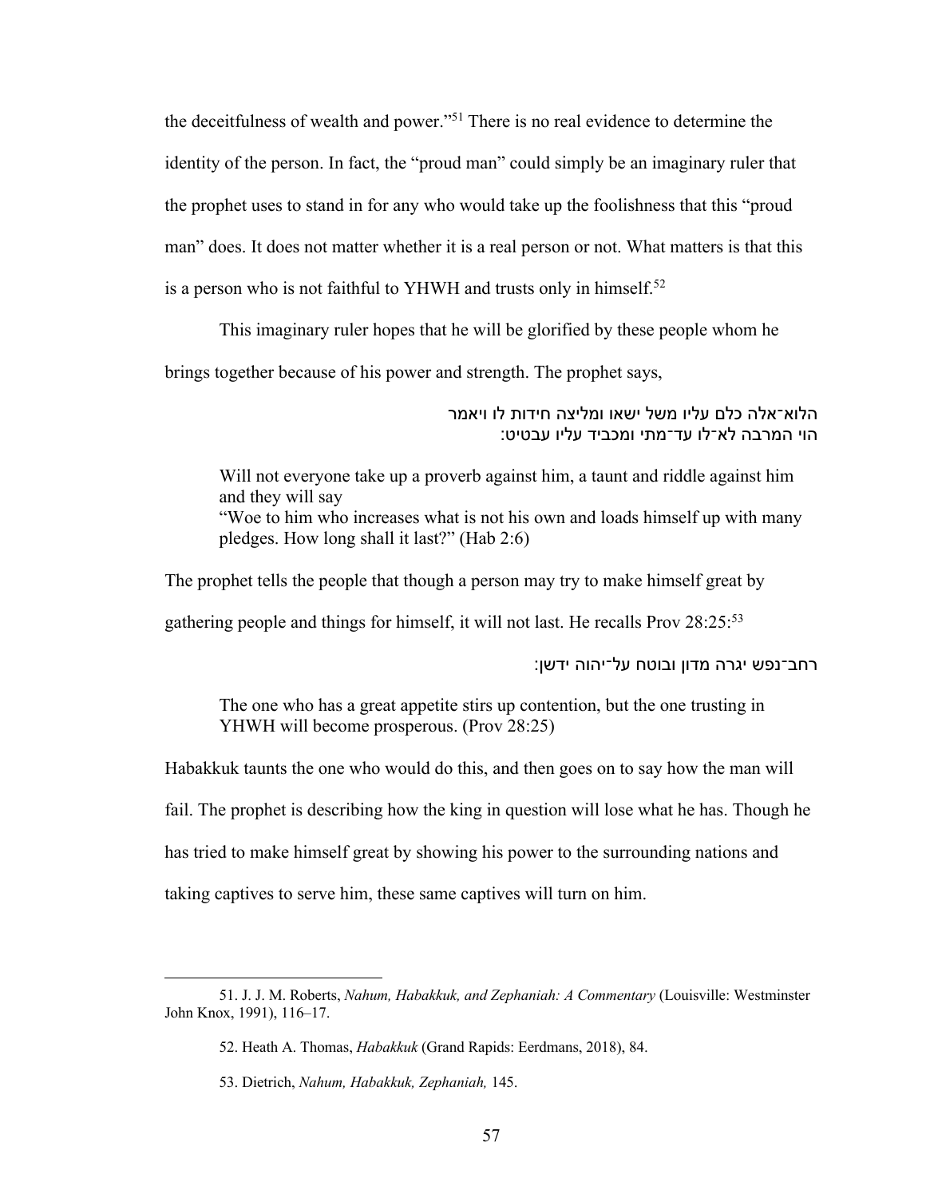the deceitfulness of wealth and power."[51] There is no real evidence to determine the identity of the person. In fact, the "proud man" could simply be an imaginary ruler that the prophet uses to stand in for any who would take up the foolishness that this "proud man" does. It does not matter whether it is a real person or not. What matters is that this is a person who is not faithful to YHWH and trusts only in himself.[52]

This imaginary ruler hopes that he will be glorified by these people whom he brings together because of his power and strength. The prophet says,

> הלוא־אלה כלם עליו משל ישאו ומליצה חידות לו ויאמר
> הוי המרבה לא־לו עד־מתי ומכביד עליו עבטיט:

> Will not everyone take up a proverb against him, a taunt and riddle against him and they will say
> "Woe to him who increases what is not his own and loads himself up with many pledges. How long shall it last?" (Hab 2:6)

The prophet tells the people that though a person may try to make himself great by gathering people and things for himself, it will not last. He recalls Prov 28:25:[53]

> רחב־נפש יגרה מדון ובוטח על־יהוה ידשן:

> The one who has a great appetite stirs up contention, but the one trusting in YHWH will become prosperous. (Prov 28:25)

Habakkuk taunts the one who would do this, and then goes on to say how the man will fail. The prophet is describing how the king in question will lose what he has. Though he has tried to make himself great by showing his power to the surrounding nations and taking captives to serve him, these same captives will turn on him.

---

51. J. J. M. Roberts, *Nahum, Habakkuk, and Zephaniah: A Commentary* (Louisville: Westminster John Knox, 1991), 116–17.

52. Heath A. Thomas, *Habakkuk* (Grand Rapids: Eerdmans, 2018), 84.

53. Dietrich, *Nahum, Habakkuk, Zephaniah,* 145.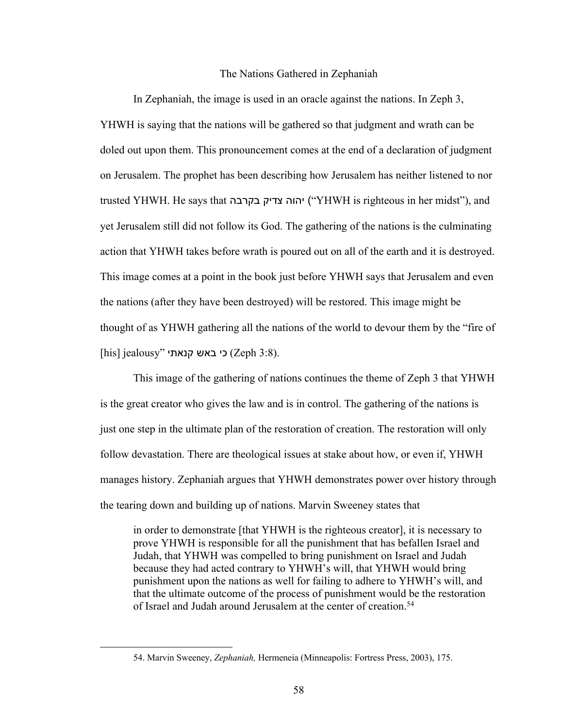## The Nations Gathered in Zephaniah

In Zephaniah, the image is used in an oracle against the nations. In Zeph 3, YHWH is saying that the nations will be gathered so that judgment and wrath can be doled out upon them. This pronouncement comes at the end of a declaration of judgment on Jerusalem. The prophet has been describing how Jerusalem has neither listened to nor trusted YHWH. He says that יהוה צדיק בקרבה ("YHWH is righteous in her midst"), and yet Jerusalem still did not follow its God. The gathering of the nations is the culminating action that YHWH takes before wrath is poured out on all of the earth and it is destroyed. This image comes at a point in the book just before YHWH says that Jerusalem and even the nations (after they have been destroyed) will be restored. This image might be thought of as YHWH gathering all the nations of the world to devour them by the "fire of [his] jealousy" כי באש קנאתי (Zeph 3:8).

This image of the gathering of nations continues the theme of Zeph 3 that YHWH is the great creator who gives the law and is in control. The gathering of the nations is just one step in the ultimate plan of the restoration of creation. The restoration will only follow devastation. There are theological issues at stake about how, or even if, YHWH manages history. Zephaniah argues that YHWH demonstrates power over history through the tearing down and building up of nations. Marvin Sweeney states that

> in order to demonstrate [that YHWH is the righteous creator], it is necessary to prove YHWH is responsible for all the punishment that has befallen Israel and Judah, that YHWH was compelled to bring punishment on Israel and Judah because they had acted contrary to YHWH's will, that YHWH would bring punishment upon the nations as well for failing to adhere to YHWH's will, and that the ultimate outcome of the process of punishment would be the restoration of Israel and Judah around Jerusalem at the center of creation.[54]

---

54. Marvin Sweeney, *Zephaniah,* Hermeneia (Minneapolis: Fortress Press, 2003), 175.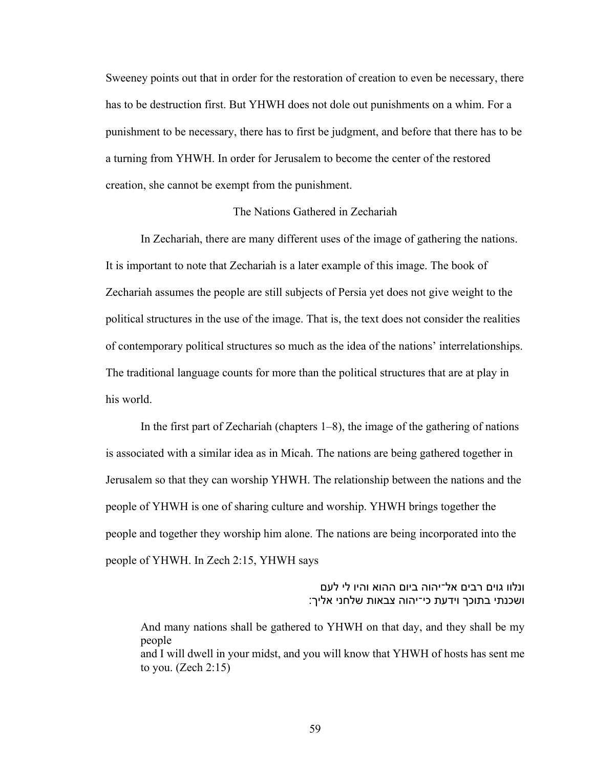Sweeney points out that in order for the restoration of creation to even be necessary, there has to be destruction first. But YHWH does not dole out punishments on a whim. For a punishment to be necessary, there has to first be judgment, and before that there has to be a turning from YHWH. In order for Jerusalem to become the center of the restored creation, she cannot be exempt from the punishment.

## The Nations Gathered in Zechariah

In Zechariah, there are many different uses of the image of gathering the nations. It is important to note that Zechariah is a later example of this image. The book of Zechariah assumes the people are still subjects of Persia yet does not give weight to the political structures in the use of the image. That is, the text does not consider the realities of contemporary political structures so much as the idea of the nations' interrelationships. The traditional language counts for more than the political structures that are at play in his world.

In the first part of Zechariah (chapters 1–8), the image of the gathering of nations is associated with a similar idea as in Micah. The nations are being gathered together in Jerusalem so that they can worship YHWH. The relationship between the nations and the people of YHWH is one of sharing culture and worship. YHWH brings together the people and together they worship him alone. The nations are being incorporated into the people of YHWH. In Zech 2:15, YHWH says

ונלוו גוים רבים אל־יהוה ביום ההוא והיו לי לעם
ושכנתי בתוכך וידעת כי־יהוה צבאות שלחני אליך:

> And many nations shall be gathered to YHWH on that day, and they shall be my people
> and I will dwell in your midst, and you will know that YHWH of hosts has sent me to you. (Zech 2:15)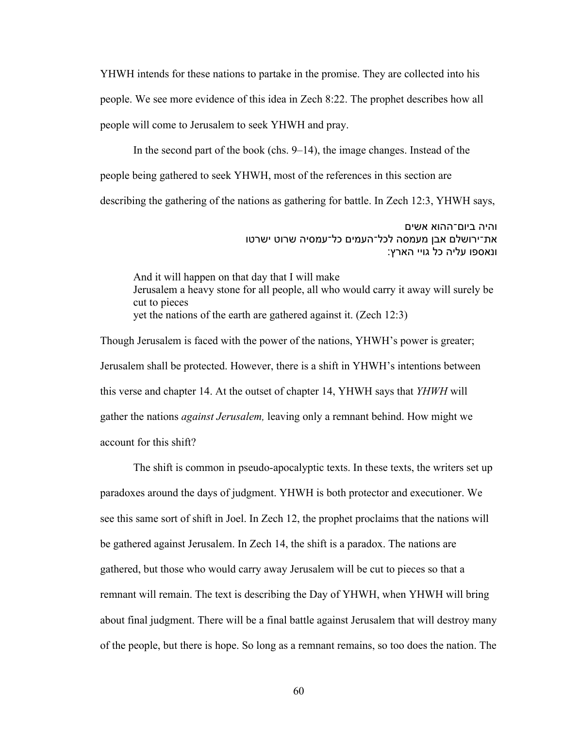YHWH intends for these nations to partake in the promise. They are collected into his people. We see more evidence of this idea in Zech 8:22. The prophet describes how all people will come to Jerusalem to seek YHWH and pray.

In the second part of the book (chs. 9–14), the image changes. Instead of the people being gathered to seek YHWH, most of the references in this section are describing the gathering of the nations as gathering for battle. In Zech 12:3, YHWH says,

והיה ביום־ההוא אשים
את־ירושלם אבן מעמסה לכל־העמים כל־עמסיה שרוט ישרטו
ונאספו עליה כל גויי הארץ:

> And it will happen on that day that I will make
> Jerusalem a heavy stone for all people, all who would carry it away will surely be cut to pieces
> yet the nations of the earth are gathered against it. (Zech 12:3)

Though Jerusalem is faced with the power of the nations, YHWH's power is greater; Jerusalem shall be protected. However, there is a shift in YHWH's intentions between this verse and chapter 14. At the outset of chapter 14, YHWH says that *YHWH* will gather the nations *against Jerusalem,* leaving only a remnant behind. How might we account for this shift?

The shift is common in pseudo-apocalyptic texts. In these texts, the writers set up paradoxes around the days of judgment. YHWH is both protector and executioner. We see this same sort of shift in Joel. In Zech 12, the prophet proclaims that the nations will be gathered against Jerusalem. In Zech 14, the shift is a paradox. The nations are gathered, but those who would carry away Jerusalem will be cut to pieces so that a remnant will remain. The text is describing the Day of YHWH, when YHWH will bring about final judgment. There will be a final battle against Jerusalem that will destroy many of the people, but there is hope. So long as a remnant remains, so too does the nation. The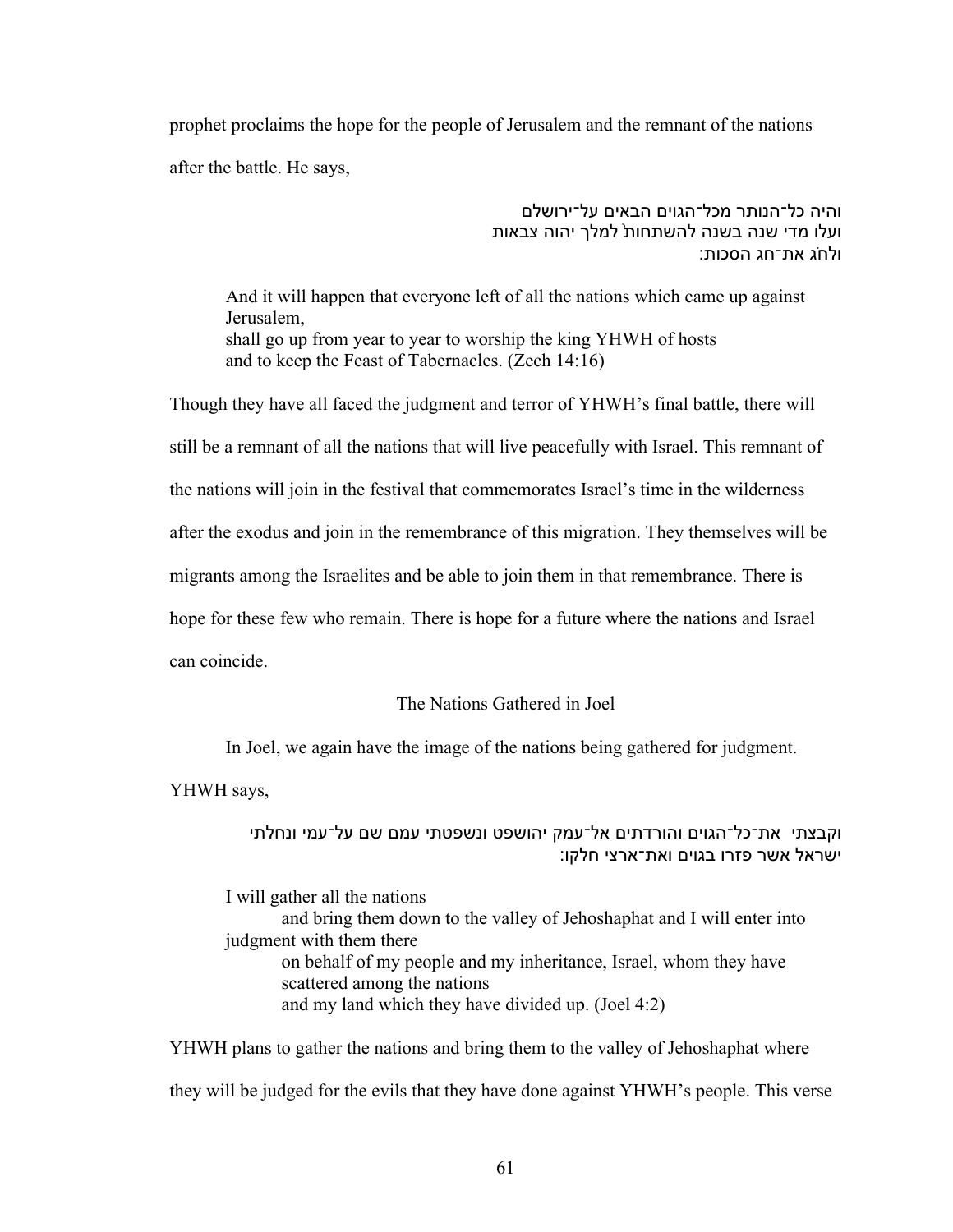prophet proclaims the hope for the people of Jerusalem and the remnant of the nations after the battle. He says,

והיה כל־הנותר מכל־הגוים הבאים על־ירושלם
ועלו מדי שנה בשנה להשתחות למלך יהוה צבאות
ולחג את־חג הסכות:

> And it will happen that everyone left of all the nations which came up against Jerusalem,
> shall go up from year to year to worship the king YHWH of hosts
> and to keep the Feast of Tabernacles. (Zech 14:16)

Though they have all faced the judgment and terror of YHWH's final battle, there will still be a remnant of all the nations that will live peacefully with Israel. This remnant of the nations will join in the festival that commemorates Israel's time in the wilderness after the exodus and join in the remembrance of this migration. They themselves will be migrants among the Israelites and be able to join them in that remembrance. There is hope for these few who remain. There is hope for a future where the nations and Israel can coincide.

## The Nations Gathered in Joel

In Joel, we again have the image of the nations being gathered for judgment. YHWH says,

וקבצתי את־כל־הגוים והורדתים אל־עמק יהושפט ונשפטתי עמם שם על־עמי ונחלתי
ישראל אשר פזרו בגוים ואת־ארצי חלקו:

> I will gather all the nations
> and bring them down to the valley of Jehoshaphat and I will enter into judgment with them there
> on behalf of my people and my inheritance, Israel, whom they have scattered among the nations
> and my land which they have divided up. (Joel 4:2)

YHWH plans to gather the nations and bring them to the valley of Jehoshaphat where they will be judged for the evils that they have done against YHWH's people. This verse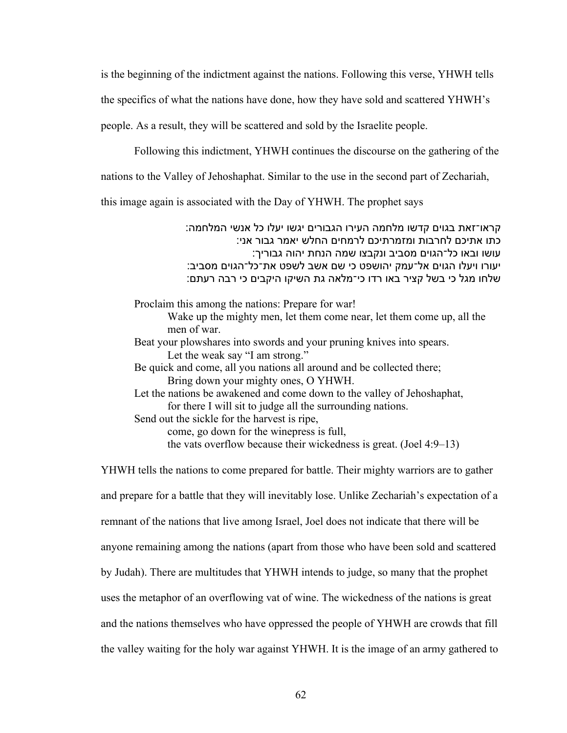is the beginning of the indictment against the nations. Following this verse, YHWH tells the specifics of what the nations have done, how they have sold and scattered YHWH's people. As a result, they will be scattered and sold by the Israelite people.

Following this indictment, YHWH continues the discourse on the gathering of the nations to the Valley of Jehoshaphat. Similar to the use in the second part of Zechariah, this image again is associated with the Day of YHWH. The prophet says

> קראו־זאת בגוים קדשו מלחמה העירו הגבורים יגשו יעלו כל אנשי המלחמה:
> כתו אתיכם לחרבות ומזמרתיכם לרמחים החלש יאמר גבור אני:
> עושו ובאו כל־הגוים מסביב ונקבצו שמה הנחת יהוה גבוריך:
> יעורו ויעלו הגוים אל־עמק יהושפט כי שם אשב לשפט את־כל־הגוים מסביב:
> שלחו מגל כי בשל קציר באו רדו כי־מלאה גת השיקו היקבים כי רבה רעתם:

> Proclaim this among the nations: Prepare for war!
> Wake up the mighty men, let them come near, let them come up, all the men of war.
> Beat your plowshares into swords and your pruning knives into spears.
> Let the weak say "I am strong."
> Be quick and come, all you nations all around and be collected there;
> Bring down your mighty ones, O YHWH.
> Let the nations be awakened and come down to the valley of Jehoshaphat,
> for there I will sit to judge all the surrounding nations.
> Send out the sickle for the harvest is ripe,
> come, go down for the winepress is full,
> the vats overflow because their wickedness is great. (Joel 4:9–13)

YHWH tells the nations to come prepared for battle. Their mighty warriors are to gather and prepare for a battle that they will inevitably lose. Unlike Zechariah's expectation of a remnant of the nations that live among Israel, Joel does not indicate that there will be anyone remaining among the nations (apart from those who have been sold and scattered by Judah). There are multitudes that YHWH intends to judge, so many that the prophet uses the metaphor of an overflowing vat of wine. The wickedness of the nations is great and the nations themselves who have oppressed the people of YHWH are crowds that fill the valley waiting for the holy war against YHWH. It is the image of an army gathered to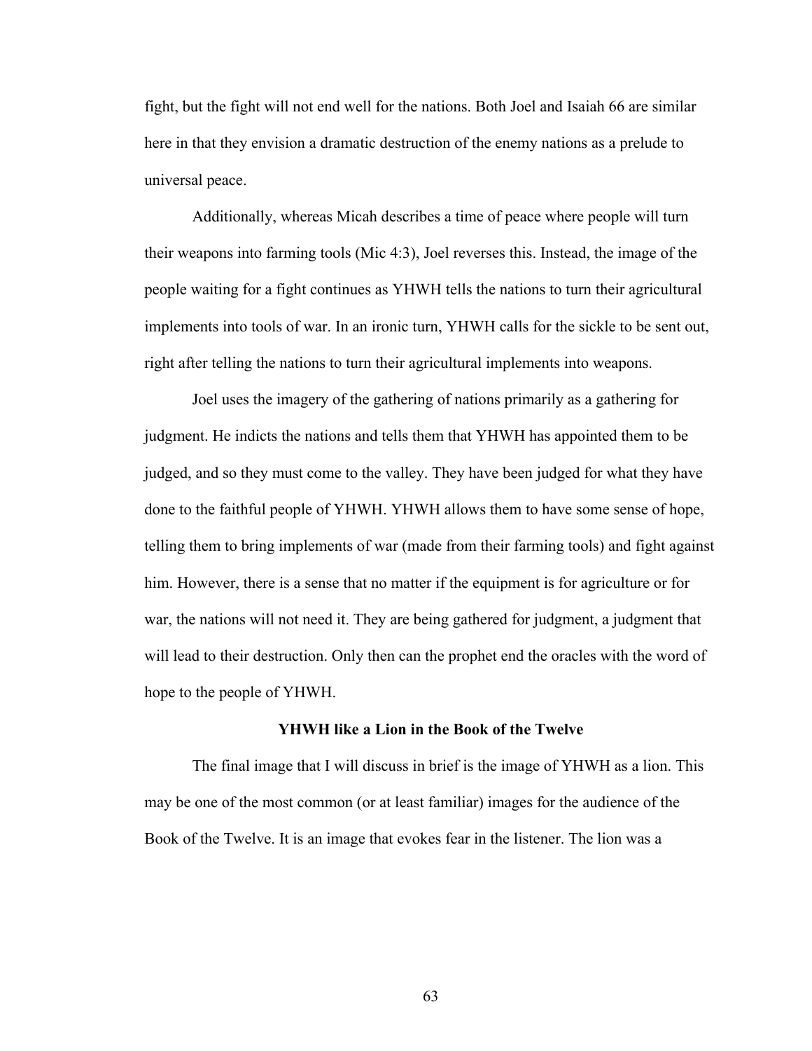fight, but the fight will not end well for the nations. Both Joel and Isaiah 66 are similar here in that they envision a dramatic destruction of the enemy nations as a prelude to universal peace.

Additionally, whereas Micah describes a time of peace where people will turn their weapons into farming tools (Mic 4:3), Joel reverses this. Instead, the image of the people waiting for a fight continues as YHWH tells the nations to turn their agricultural implements into tools of war. In an ironic turn, YHWH calls for the sickle to be sent out, right after telling the nations to turn their agricultural implements into weapons.

Joel uses the imagery of the gathering of nations primarily as a gathering for judgment. He indicts the nations and tells them that YHWH has appointed them to be judged, and so they must come to the valley. They have been judged for what they have done to the faithful people of YHWH. YHWH allows them to have some sense of hope, telling them to bring implements of war (made from their farming tools) and fight against him. However, there is a sense that no matter if the equipment is for agriculture or for war, the nations will not need it. They are being gathered for judgment, a judgment that will lead to their destruction. Only then can the prophet end the oracles with the word of hope to the people of YHWH.

### YHWH like a Lion in the Book of the Twelve

The final image that I will discuss in brief is the image of YHWH as a lion. This may be one of the most common (or at least familiar) images for the audience of the Book of the Twelve. It is an image that evokes fear in the listener. The lion was a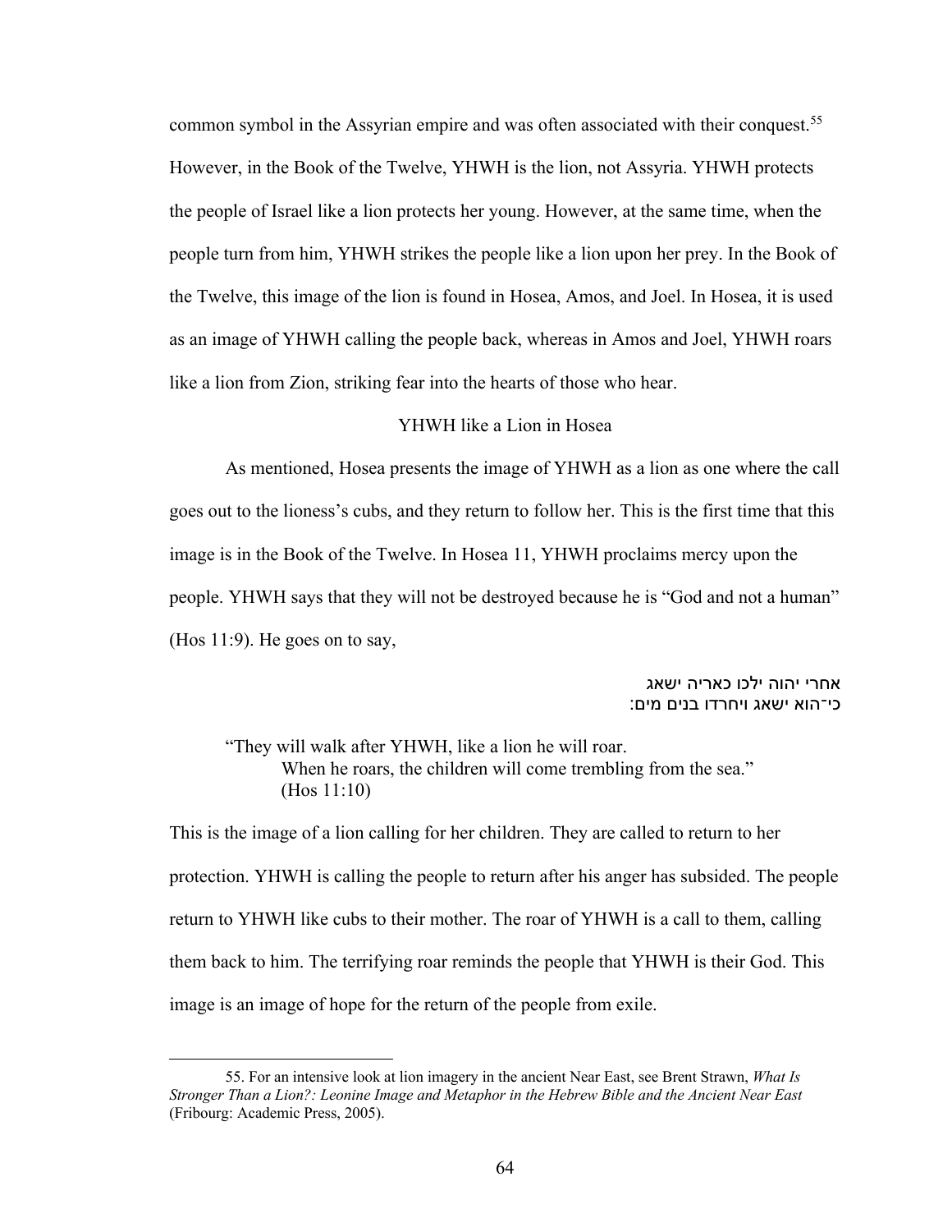common symbol in the Assyrian empire and was often associated with their conquest.[55] However, in the Book of the Twelve, YHWH is the lion, not Assyria. YHWH protects the people of Israel like a lion protects her young. However, at the same time, when the people turn from him, YHWH strikes the people like a lion upon her prey. In the Book of the Twelve, this image of the lion is found in Hosea, Amos, and Joel. In Hosea, it is used as an image of YHWH calling the people back, whereas in Amos and Joel, YHWH roars like a lion from Zion, striking fear into the hearts of those who hear.

## YHWH like a Lion in Hosea

As mentioned, Hosea presents the image of YHWH as a lion as one where the call goes out to the lioness's cubs, and they return to follow her. This is the first time that this image is in the Book of the Twelve. In Hosea 11, YHWH proclaims mercy upon the people. YHWH says that they will not be destroyed because he is "God and not a human" (Hos 11:9). He goes on to say,

> אחרי יהוה ילכו כאריה ישאג
> כי־הוא ישאג ויחרדו בנים מים:

> "They will walk after YHWH, like a lion he will roar.
> When he roars, the children will come trembling from the sea."
> (Hos 11:10)

This is the image of a lion calling for her children. They are called to return to her protection. YHWH is calling the people to return after his anger has subsided. The people return to YHWH like cubs to their mother. The roar of YHWH is a call to them, calling them back to him. The terrifying roar reminds the people that YHWH is their God. This image is an image of hope for the return of the people from exile.

---

55. For an intensive look at lion imagery in the ancient Near East, see Brent Strawn, *What Is Stronger Than a Lion?: Leonine Image and Metaphor in the Hebrew Bible and the Ancient Near East* (Fribourg: Academic Press, 2005).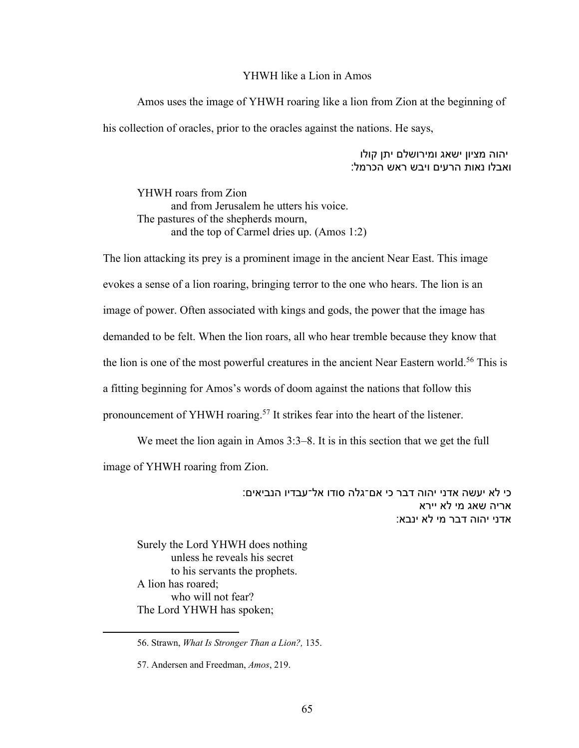## YHWH like a Lion in Amos

Amos uses the image of YHWH roaring like a lion from Zion at the beginning of his collection of oracles, prior to the oracles against the nations. He says,

יהוה מציון ישאג ומירושלם יתן קולו
ואבלו נאות הרעים ויבש ראש הכרמל:

> YHWH roars from Zion
> and from Jerusalem he utters his voice.
> The pastures of the shepherds mourn,
> and the top of Carmel dries up. (Amos 1:2)

The lion attacking its prey is a prominent image in the ancient Near East. This image evokes a sense of a lion roaring, bringing terror to the one who hears. The lion is an image of power. Often associated with kings and gods, the power that the image has demanded to be felt. When the lion roars, all who hear tremble because they know that the lion is one of the most powerful creatures in the ancient Near Eastern world.[56] This is a fitting beginning for Amos's words of doom against the nations that follow this pronouncement of YHWH roaring.[57] It strikes fear into the heart of the listener.

We meet the lion again in Amos 3:3–8. It is in this section that we get the full image of YHWH roaring from Zion.

כי לא יעשה אדני יהוה דבר כי אם־גלה סודו אל־עבדיו הנביאים:
אריה שאג מי לא יירא
אדני יהוה דבר מי לא ינבא:

> Surely the Lord YHWH does nothing
> unless he reveals his secret
> to his servants the prophets.
> A lion has roared;
> who will not fear?
> The Lord YHWH has spoken;

---

56. Strawn, *What Is Stronger Than a Lion?,* 135.

57. Andersen and Freedman, *Amos*, 219.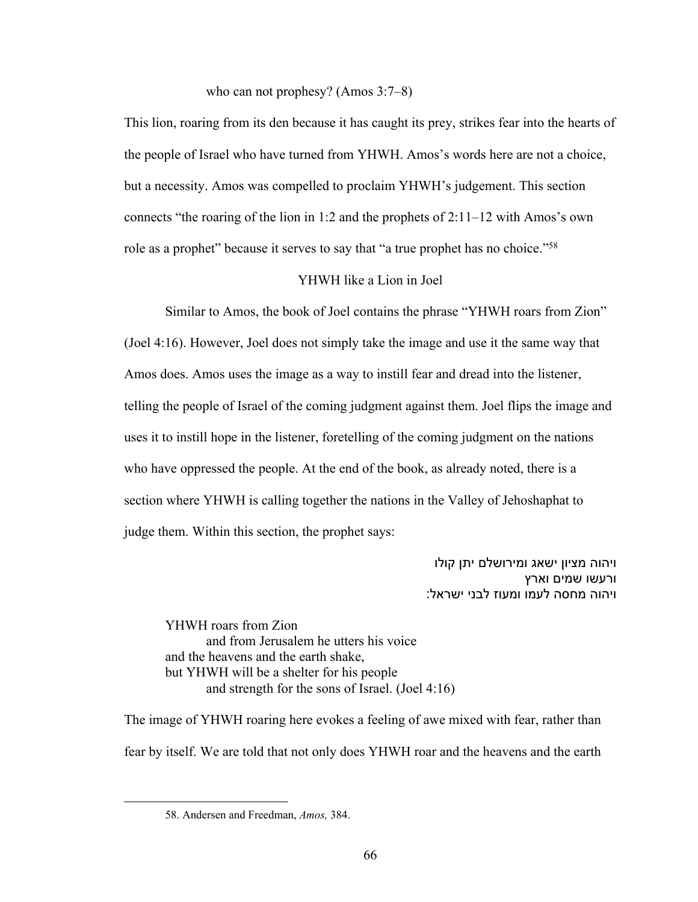who can not prophesy? (Amos 3:7–8)

This lion, roaring from its den because it has caught its prey, strikes fear into the hearts of the people of Israel who have turned from YHWH. Amos's words here are not a choice, but a necessity. Amos was compelled to proclaim YHWH's judgement. This section connects "the roaring of the lion in 1:2 and the prophets of 2:11–12 with Amos's own role as a prophet" because it serves to say that "a true prophet has no choice."[58]

### YHWH like a Lion in Joel

Similar to Amos, the book of Joel contains the phrase "YHWH roars from Zion" (Joel 4:16). However, Joel does not simply take the image and use it the same way that Amos does. Amos uses the image as a way to instill fear and dread into the listener, telling the people of Israel of the coming judgment against them. Joel flips the image and uses it to instill hope in the listener, foretelling of the coming judgment on the nations who have oppressed the people. At the end of the book, as already noted, there is a section where YHWH is calling together the nations in the Valley of Jehoshaphat to judge them. Within this section, the prophet says:

ויהוה מציון ישאג ומירושלם יתן קולו
ורעשו שמים וארץ
ויהוה מחסה לעמו ומעוז לבני ישראל:

> YHWH roars from Zion
> and from Jerusalem he utters his voice
> and the heavens and the earth shake,
> but YHWH will be a shelter for his people
> and strength for the sons of Israel. (Joel 4:16)

The image of YHWH roaring here evokes a feeling of awe mixed with fear, rather than fear by itself. We are told that not only does YHWH roar and the heavens and the earth

---

58. Andersen and Freedman, *Amos,* 384.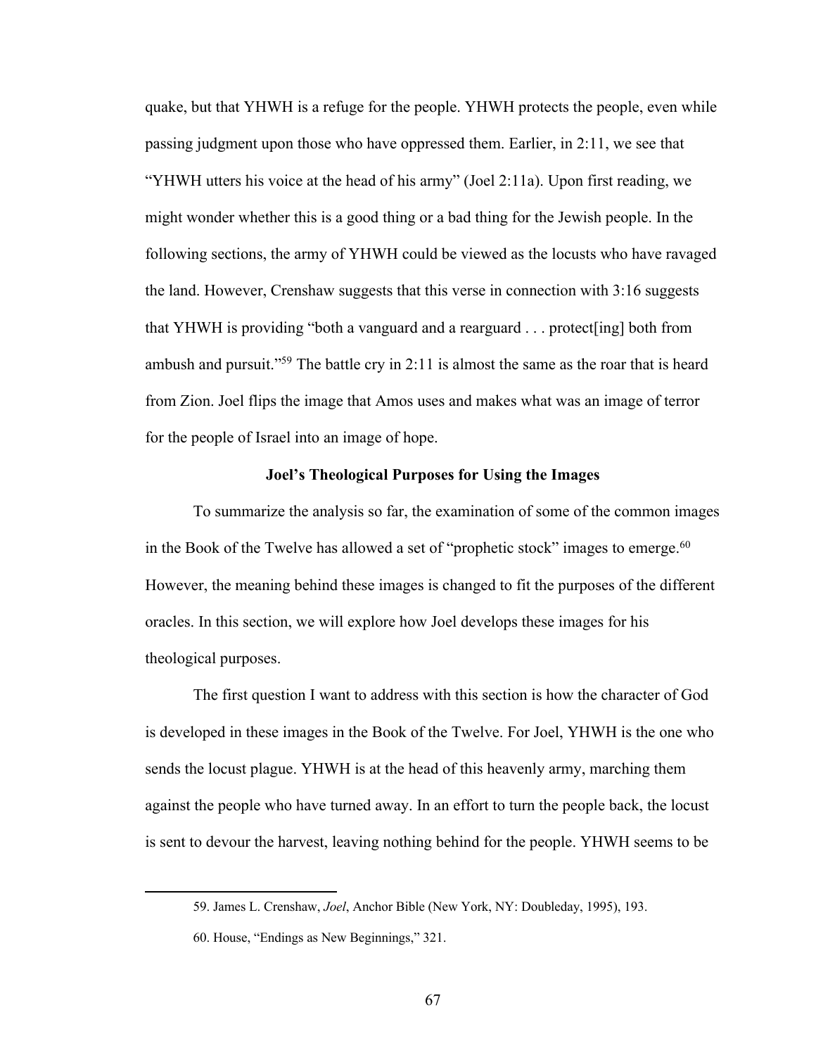quake, but that YHWH is a refuge for the people. YHWH protects the people, even while passing judgment upon those who have oppressed them. Earlier, in 2:11, we see that "YHWH utters his voice at the head of his army" (Joel 2:11a). Upon first reading, we might wonder whether this is a good thing or a bad thing for the Jewish people. In the following sections, the army of YHWH could be viewed as the locusts who have ravaged the land. However, Crenshaw suggests that this verse in connection with 3:16 suggests that YHWH is providing "both a vanguard and a rearguard . . . protect[ing] both from ambush and pursuit."[59] The battle cry in 2:11 is almost the same as the roar that is heard from Zion. Joel flips the image that Amos uses and makes what was an image of terror for the people of Israel into an image of hope.

### Joel's Theological Purposes for Using the Images

To summarize the analysis so far, the examination of some of the common images in the Book of the Twelve has allowed a set of "prophetic stock" images to emerge.[60] However, the meaning behind these images is changed to fit the purposes of the different oracles. In this section, we will explore how Joel develops these images for his theological purposes.

The first question I want to address with this section is how the character of God is developed in these images in the Book of the Twelve. For Joel, YHWH is the one who sends the locust plague. YHWH is at the head of this heavenly army, marching them against the people who have turned away. In an effort to turn the people back, the locust is sent to devour the harvest, leaving nothing behind for the people. YHWH seems to be

---

59. James L. Crenshaw, *Joel*, Anchor Bible (New York, NY: Doubleday, 1995), 193.

60. House, "Endings as New Beginnings," 321.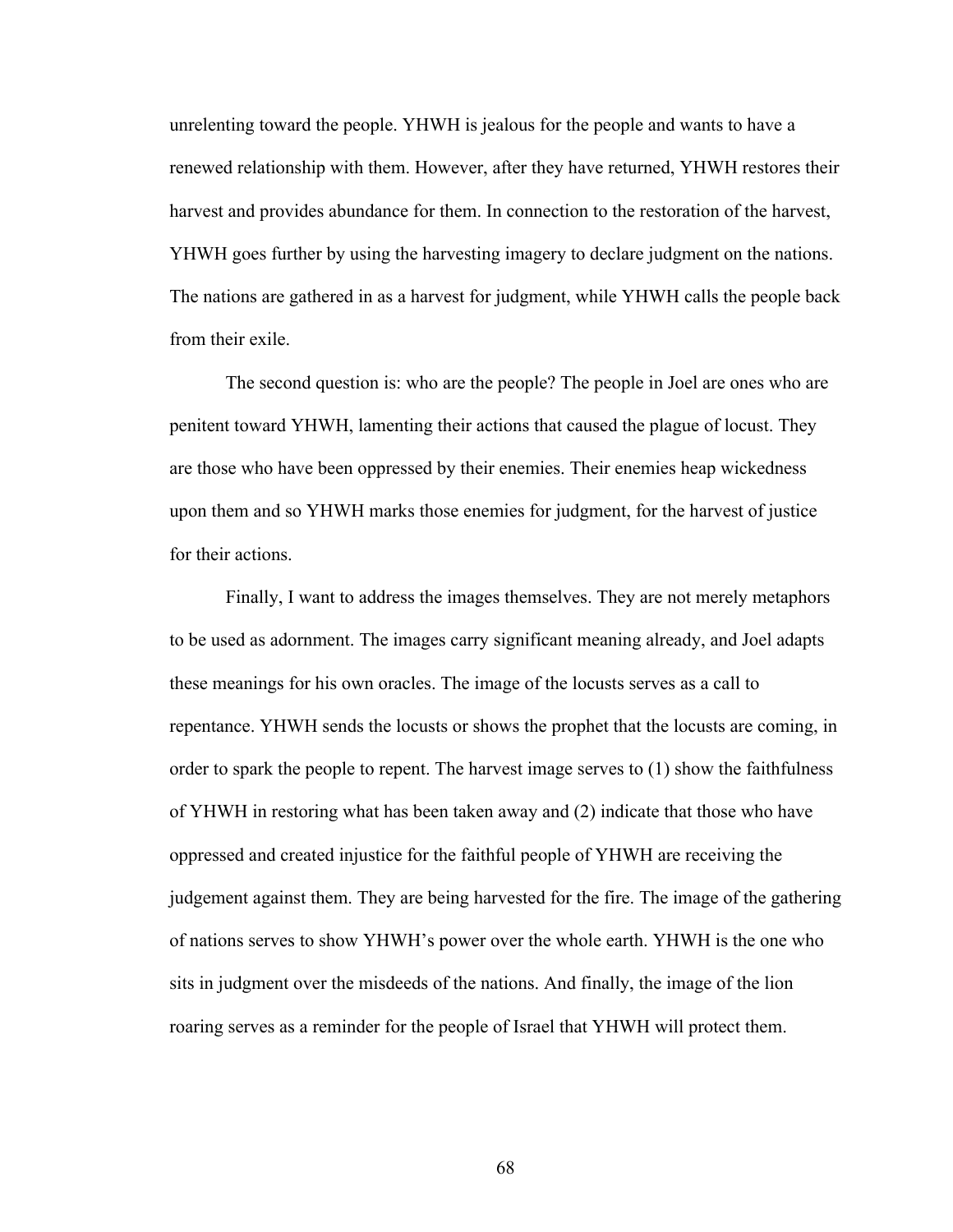unrelenting toward the people. YHWH is jealous for the people and wants to have a renewed relationship with them. However, after they have returned, YHWH restores their harvest and provides abundance for them. In connection to the restoration of the harvest, YHWH goes further by using the harvesting imagery to declare judgment on the nations. The nations are gathered in as a harvest for judgment, while YHWH calls the people back from their exile.

The second question is: who are the people? The people in Joel are ones who are penitent toward YHWH, lamenting their actions that caused the plague of locust. They are those who have been oppressed by their enemies. Their enemies heap wickedness upon them and so YHWH marks those enemies for judgment, for the harvest of justice for their actions.

Finally, I want to address the images themselves. They are not merely metaphors to be used as adornment. The images carry significant meaning already, and Joel adapts these meanings for his own oracles. The image of the locusts serves as a call to repentance. YHWH sends the locusts or shows the prophet that the locusts are coming, in order to spark the people to repent. The harvest image serves to (1) show the faithfulness of YHWH in restoring what has been taken away and (2) indicate that those who have oppressed and created injustice for the faithful people of YHWH are receiving the judgement against them. They are being harvested for the fire. The image of the gathering of nations serves to show YHWH's power over the whole earth. YHWH is the one who sits in judgment over the misdeeds of the nations. And finally, the image of the lion roaring serves as a reminder for the people of Israel that YHWH will protect them.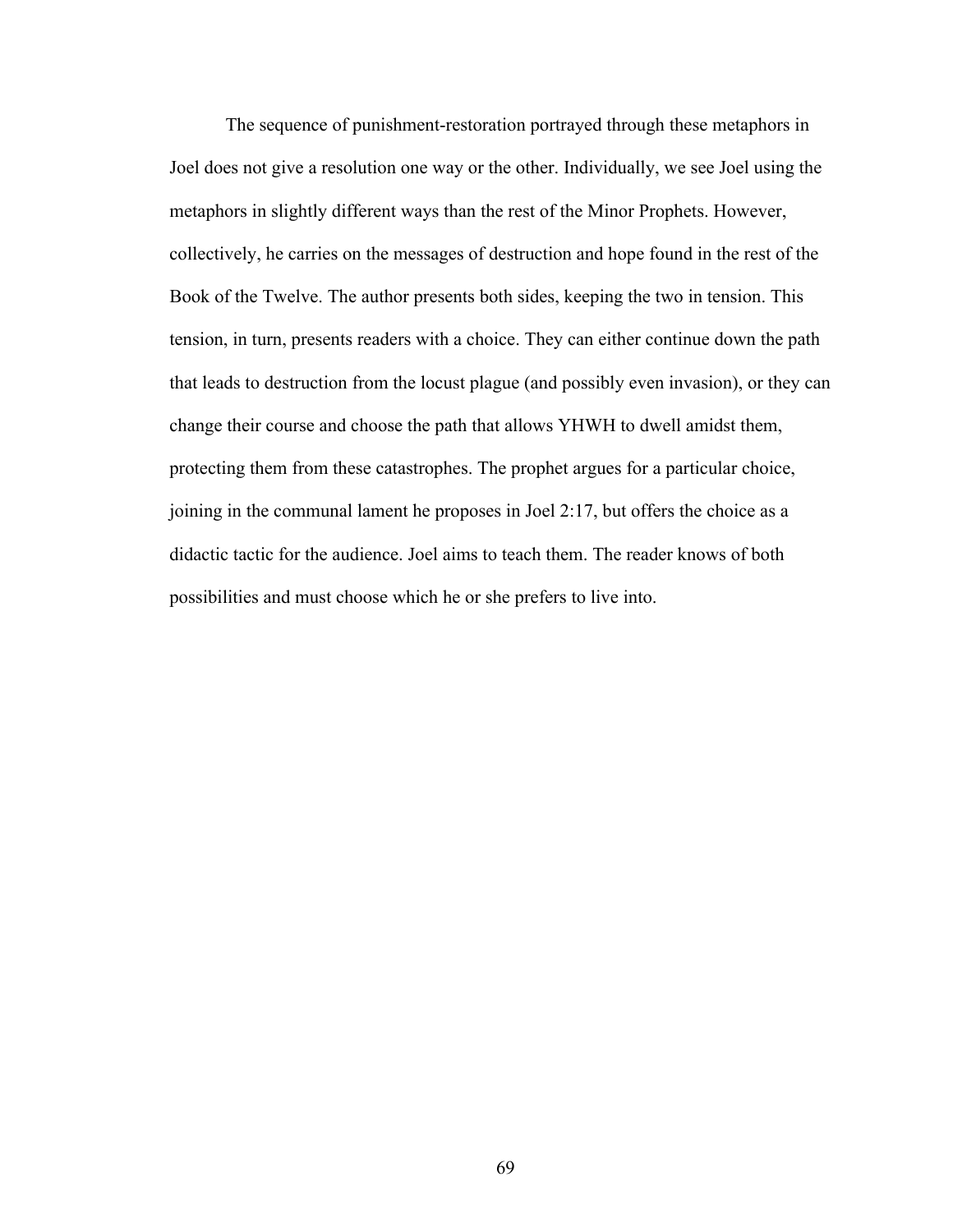The sequence of punishment-restoration portrayed through these metaphors in Joel does not give a resolution one way or the other. Individually, we see Joel using the metaphors in slightly different ways than the rest of the Minor Prophets. However, collectively, he carries on the messages of destruction and hope found in the rest of the Book of the Twelve. The author presents both sides, keeping the two in tension. This tension, in turn, presents readers with a choice. They can either continue down the path that leads to destruction from the locust plague (and possibly even invasion), or they can change their course and choose the path that allows YHWH to dwell amidst them, protecting them from these catastrophes. The prophet argues for a particular choice, joining in the communal lament he proposes in Joel 2:17, but offers the choice as a didactic tactic for the audience. Joel aims to teach them. The reader knows of both possibilities and must choose which he or she prefers to live into.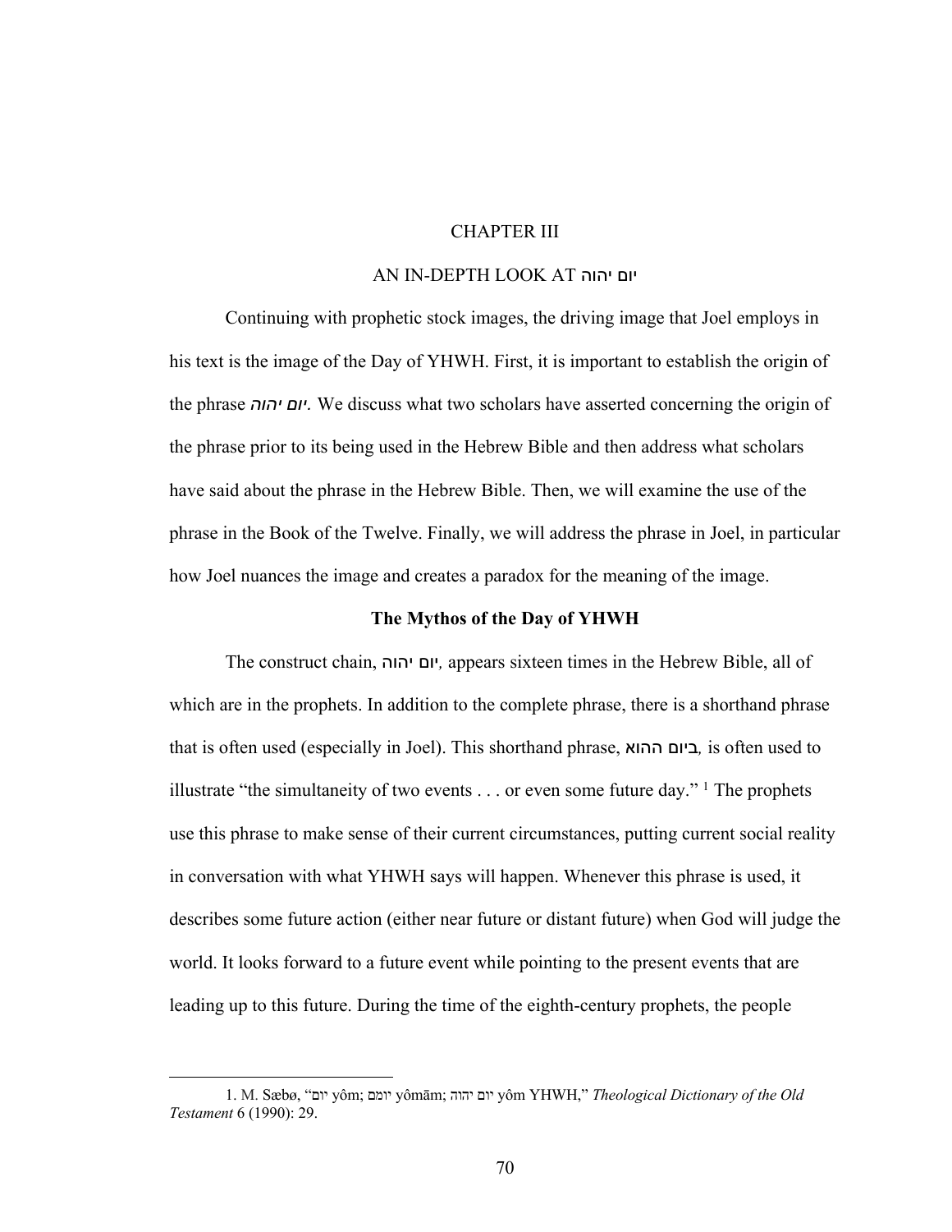# CHAPTER III

## AN IN-DEPTH LOOK AT יום יהוה

Continuing with prophetic stock images, the driving image that Joel employs in his text is the image of the Day of YHWH. First, it is important to establish the origin of the phrase *יום יהוה.* We discuss what two scholars have asserted concerning the origin of the phrase prior to its being used in the Hebrew Bible and then address what scholars have said about the phrase in the Hebrew Bible. Then, we will examine the use of the phrase in the Book of the Twelve. Finally, we will address the phrase in Joel, in particular how Joel nuances the image and creates a paradox for the meaning of the image.

### The Mythos of the Day of YHWH

The construct chain, יום יהוה*,* appears sixteen times in the Hebrew Bible, all of which are in the prophets. In addition to the complete phrase, there is a shorthand phrase that is often used (especially in Joel). This shorthand phrase, ביום ההוא*,* is often used to illustrate "the simultaneity of two events . . . or even some future day." [1] The prophets use this phrase to make sense of their current circumstances, putting current social reality in conversation with what YHWH says will happen. Whenever this phrase is used, it describes some future action (either near future or distant future) when God will judge the world. It looks forward to a future event while pointing to the present events that are leading up to this future. During the time of the eighth-century prophets, the people

---

1. M. Sæbø, "יום yôm; יומם yômām; יום יהוה yôm YHWH," *Theological Dictionary of the Old Testament* 6 (1990): 29.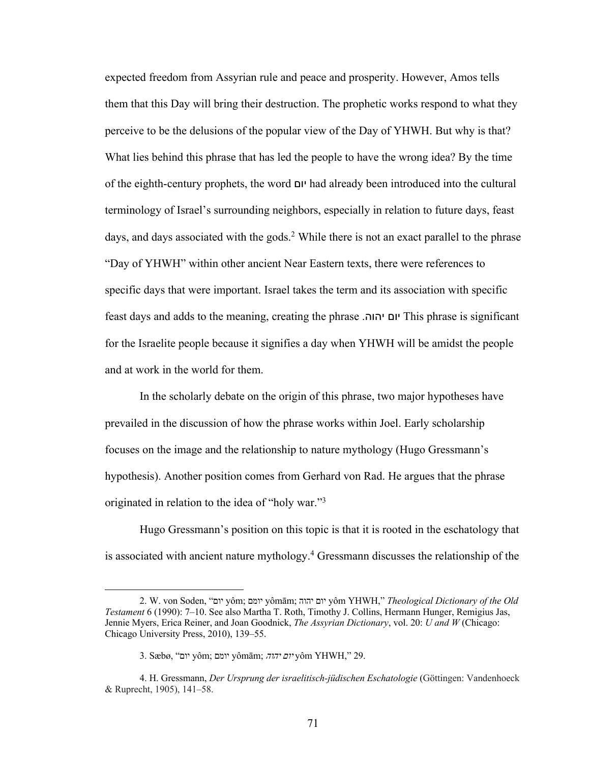expected freedom from Assyrian rule and peace and prosperity. However, Amos tells them that this Day will bring their destruction. The prophetic works respond to what they perceive to be the delusions of the popular view of the Day of YHWH. But why is that? What lies behind this phrase that has led the people to have the wrong idea? By the time of the eighth-century prophets, the word יום had already been introduced into the cultural terminology of Israel's surrounding neighbors, especially in relation to future days, feast days, and days associated with the gods.[2] While there is not an exact parallel to the phrase "Day of YHWH" within other ancient Near Eastern texts, there were references to specific days that were important. Israel takes the term and its association with specific feast days and adds to the meaning, creating the phrase יום יהוה. This phrase is significant for the Israelite people because it signifies a day when YHWH will be amidst the people and at work in the world for them.

In the scholarly debate on the origin of this phrase, two major hypotheses have prevailed in the discussion of how the phrase works within Joel. Early scholarship focuses on the image and the relationship to nature mythology (Hugo Gressmann's hypothesis). Another position comes from Gerhard von Rad. He argues that the phrase originated in relation to the idea of "holy war."[3]

Hugo Gressmann's position on this topic is that it is rooted in the eschatology that is associated with ancient nature mythology.[4] Gressmann discusses the relationship of the

---

2. W. von Soden, "יום yôm; יומם yômām; יום יהוה yôm YHWH," *Theological Dictionary of the Old Testament* 6 (1990): 7–10. See also Martha T. Roth, Timothy J. Collins, Hermann Hunger, Remigius Jas, Jennie Myers, Erica Reiner, and Joan Goodnick, *The Assyrian Dictionary*, vol. 20: *U and W* (Chicago: Chicago University Press, 2010), 139–55.

3. Sæbø, "יום yôm; יומם yômām; *יום יהוה* yôm YHWH," 29.

4. H. Gressmann, *Der Ursprung der israelitisch-jüdischen Eschatologie* (Göttingen: Vandenhoeck & Ruprecht, 1905), 141–58.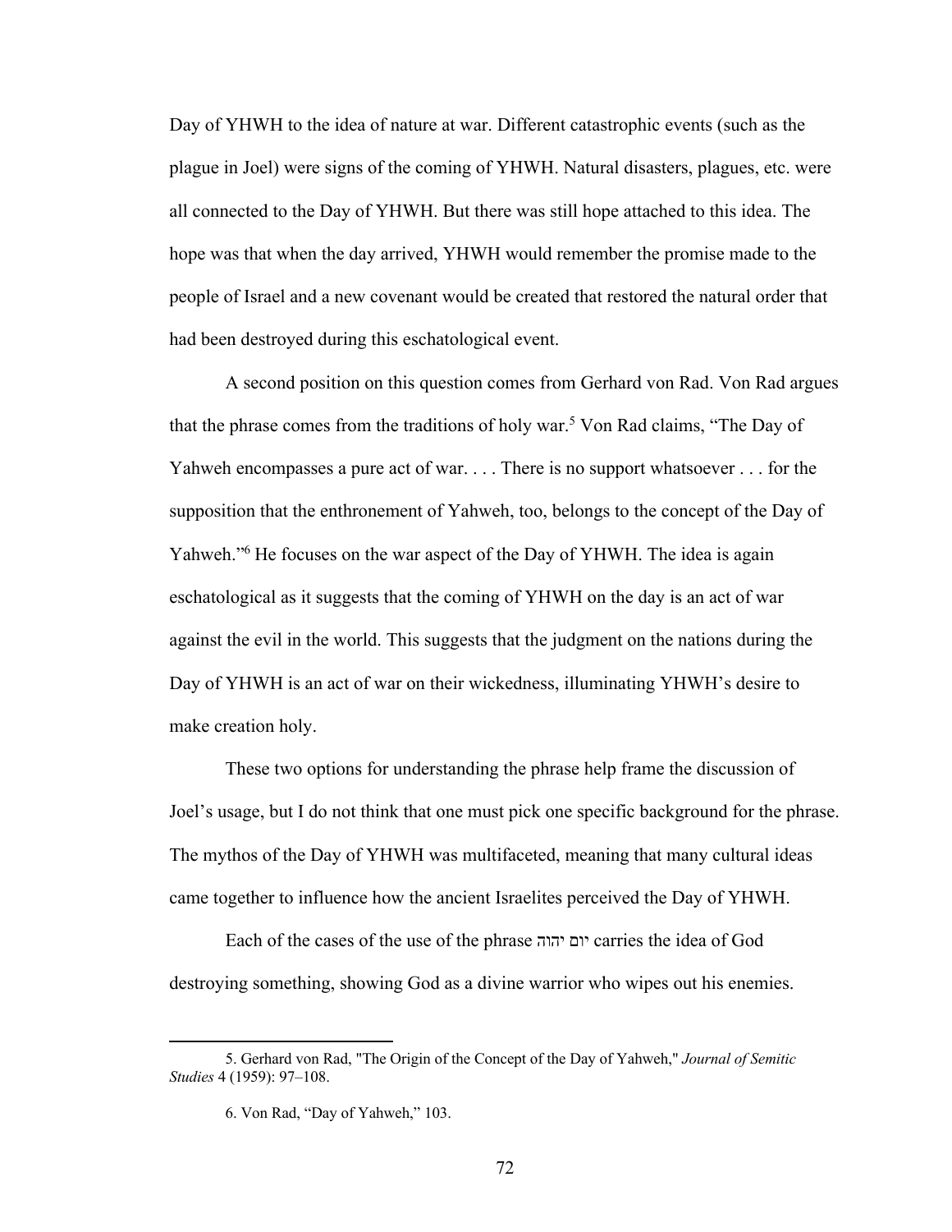Day of YHWH to the idea of nature at war. Different catastrophic events (such as the plague in Joel) were signs of the coming of YHWH. Natural disasters, plagues, etc. were all connected to the Day of YHWH. But there was still hope attached to this idea. The hope was that when the day arrived, YHWH would remember the promise made to the people of Israel and a new covenant would be created that restored the natural order that had been destroyed during this eschatological event.

A second position on this question comes from Gerhard von Rad. Von Rad argues that the phrase comes from the traditions of holy war.[5] Von Rad claims, "The Day of Yahweh encompasses a pure act of war. . . . There is no support whatsoever . . . for the supposition that the enthronement of Yahweh, too, belongs to the concept of the Day of Yahweh."[6] He focuses on the war aspect of the Day of YHWH. The idea is again eschatological as it suggests that the coming of YHWH on the day is an act of war against the evil in the world. This suggests that the judgment on the nations during the Day of YHWH is an act of war on their wickedness, illuminating YHWH's desire to make creation holy.

These two options for understanding the phrase help frame the discussion of Joel's usage, but I do not think that one must pick one specific background for the phrase. The mythos of the Day of YHWH was multifaceted, meaning that many cultural ideas came together to influence how the ancient Israelites perceived the Day of YHWH.

Each of the cases of the use of the phrase יום יהוה carries the idea of God destroying something, showing God as a divine warrior who wipes out his enemies.

---

5. Gerhard von Rad, "The Origin of the Concept of the Day of Yahweh," *Journal of Semitic Studies* 4 (1959): 97–108.

6. Von Rad, "Day of Yahweh," 103.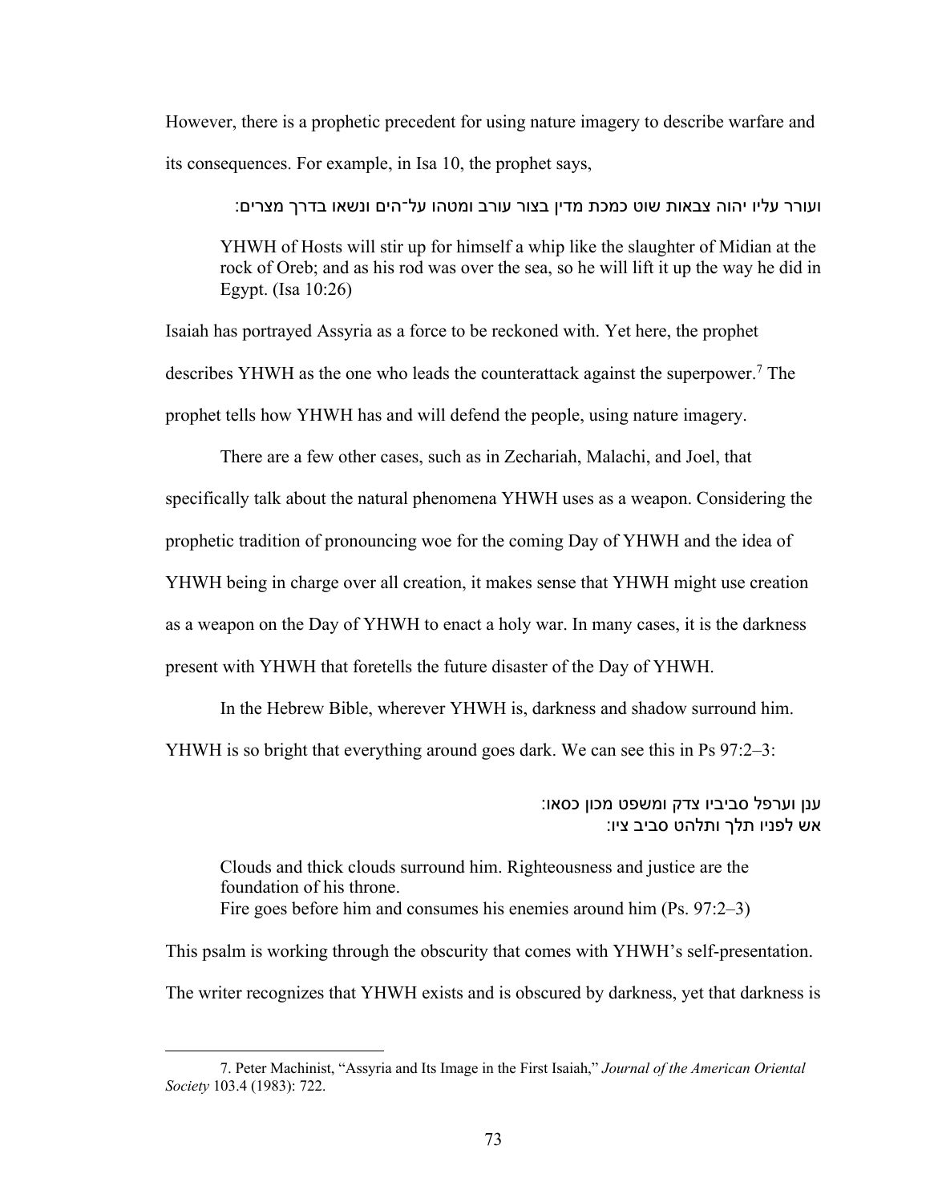However, there is a prophetic precedent for using nature imagery to describe warfare and its consequences. For example, in Isa 10, the prophet says,

> ועורר עליו יהוה צבאות שוט כמכת מדין בצור עורב ומטהו על־הים ונשאו בדרך מצרים:
>
> YHWH of Hosts will stir up for himself a whip like the slaughter of Midian at the rock of Oreb; and as his rod was over the sea, so he will lift it up the way he did in Egypt. (Isa 10:26)

Isaiah has portrayed Assyria as a force to be reckoned with. Yet here, the prophet describes YHWH as the one who leads the counterattack against the superpower.[7] The prophet tells how YHWH has and will defend the people, using nature imagery.

There are a few other cases, such as in Zechariah, Malachi, and Joel, that specifically talk about the natural phenomena YHWH uses as a weapon. Considering the prophetic tradition of pronouncing woe for the coming Day of YHWH and the idea of YHWH being in charge over all creation, it makes sense that YHWH might use creation as a weapon on the Day of YHWH to enact a holy war. In many cases, it is the darkness present with YHWH that foretells the future disaster of the Day of YHWH.

In the Hebrew Bible, wherever YHWH is, darkness and shadow surround him. YHWH is so bright that everything around goes dark. We can see this in Ps 97:2–3:

> ענן וערפל סביביו צדק ומשפט מכון כסאו:
> אש לפניו תלך ותלהט סביב ציו:
>
> Clouds and thick clouds surround him. Righteousness and justice are the foundation of his throne.
> Fire goes before him and consumes his enemies around him (Ps. 97:2–3)

This psalm is working through the obscurity that comes with YHWH's self-presentation. The writer recognizes that YHWH exists and is obscured by darkness, yet that darkness is

---

7. Peter Machinist, "Assyria and Its Image in the First Isaiah," *Journal of the American Oriental Society* 103.4 (1983): 722.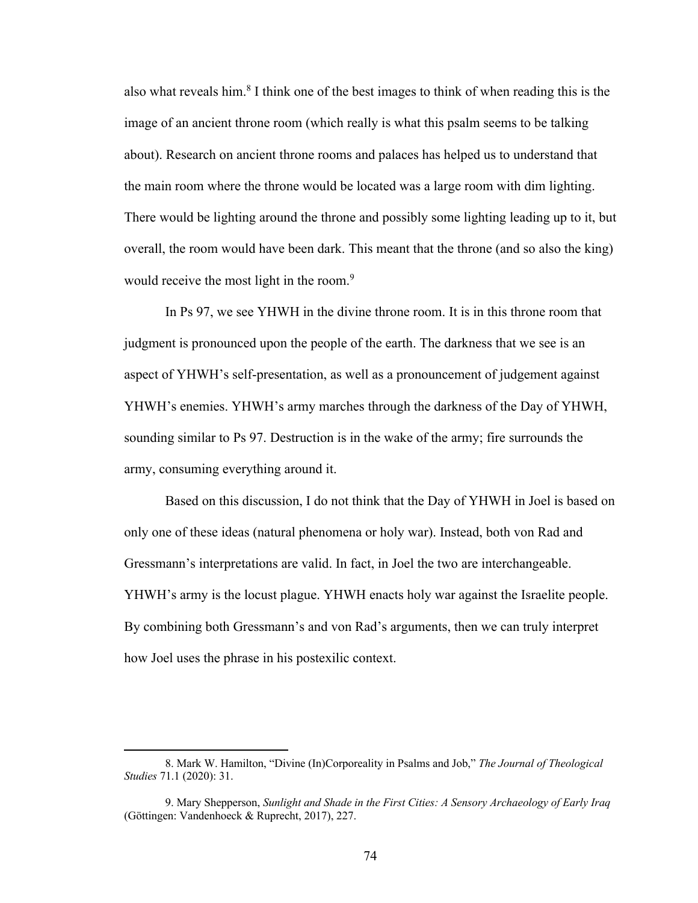also what reveals him.[8] I think one of the best images to think of when reading this is the image of an ancient throne room (which really is what this psalm seems to be talking about). Research on ancient throne rooms and palaces has helped us to understand that the main room where the throne would be located was a large room with dim lighting. There would be lighting around the throne and possibly some lighting leading up to it, but overall, the room would have been dark. This meant that the throne (and so also the king) would receive the most light in the room.[9]

In Ps 97, we see YHWH in the divine throne room. It is in this throne room that judgment is pronounced upon the people of the earth. The darkness that we see is an aspect of YHWH's self-presentation, as well as a pronouncement of judgement against YHWH's enemies. YHWH's army marches through the darkness of the Day of YHWH, sounding similar to Ps 97. Destruction is in the wake of the army; fire surrounds the army, consuming everything around it.

Based on this discussion, I do not think that the Day of YHWH in Joel is based on only one of these ideas (natural phenomena or holy war). Instead, both von Rad and Gressmann's interpretations are valid. In fact, in Joel the two are interchangeable. YHWH's army is the locust plague. YHWH enacts holy war against the Israelite people. By combining both Gressmann's and von Rad's arguments, then we can truly interpret how Joel uses the phrase in his postexilic context.

---

8. Mark W. Hamilton, "Divine (In)Corporeality in Psalms and Job," *The Journal of Theological Studies* 71.1 (2020): 31.

9. Mary Shepperson, *Sunlight and Shade in the First Cities: A Sensory Archaeology of Early Iraq* (Göttingen: Vandenhoeck & Ruprecht, 2017), 227.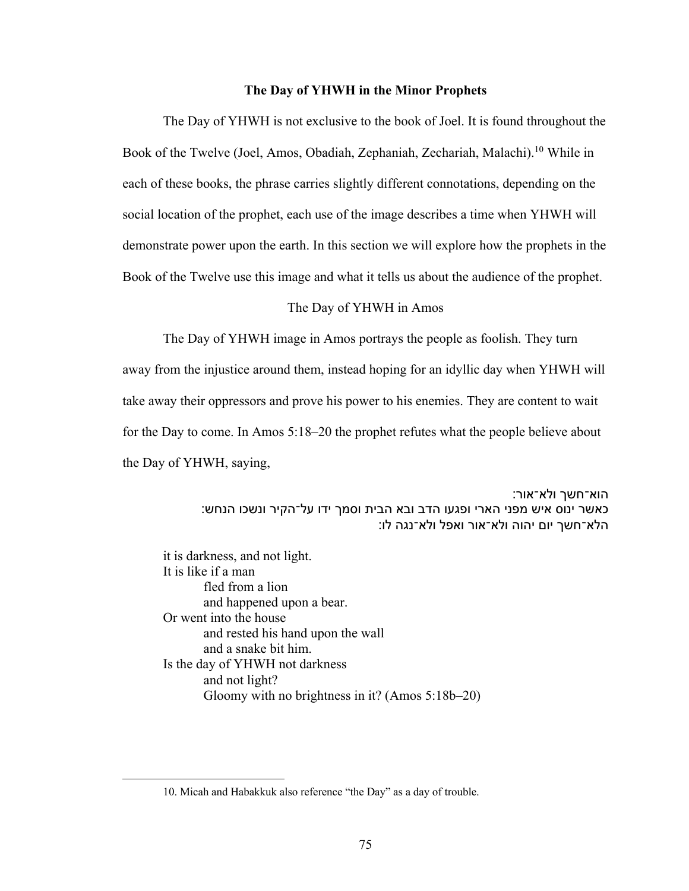## The Day of YHWH in the Minor Prophets

The Day of YHWH is not exclusive to the book of Joel. It is found throughout the Book of the Twelve (Joel, Amos, Obadiah, Zephaniah, Zechariah, Malachi).[10] While in each of these books, the phrase carries slightly different connotations, depending on the social location of the prophet, each use of the image describes a time when YHWH will demonstrate power upon the earth. In this section we will explore how the prophets in the Book of the Twelve use this image and what it tells us about the audience of the prophet.

### The Day of YHWH in Amos

The Day of YHWH image in Amos portrays the people as foolish. They turn away from the injustice around them, instead hoping for an idyllic day when YHWH will take away their oppressors and prove his power to his enemies. They are content to wait for the Day to come. In Amos 5:18–20 the prophet refutes what the people believe about the Day of YHWH, saying,

הוא־חשך ולא־אור:
כאשר ינוס איש מפני הארי ופגעו הדב ובא הבית וסמך ידו על־הקיר ונשכו הנחש:
הלא־חשך יום יהוה ולא־אור ואפל ולא־נגה לו:

> it is darkness, and not light.
> It is like if a man
> fled from a lion
> and happened upon a bear.
> Or went into the house
> and rested his hand upon the wall
> and a snake bit him.
> Is the day of YHWH not darkness
> and not light?
> Gloomy with no brightness in it? (Amos 5:18b–20)

---

10. Micah and Habakkuk also reference "the Day" as a day of trouble.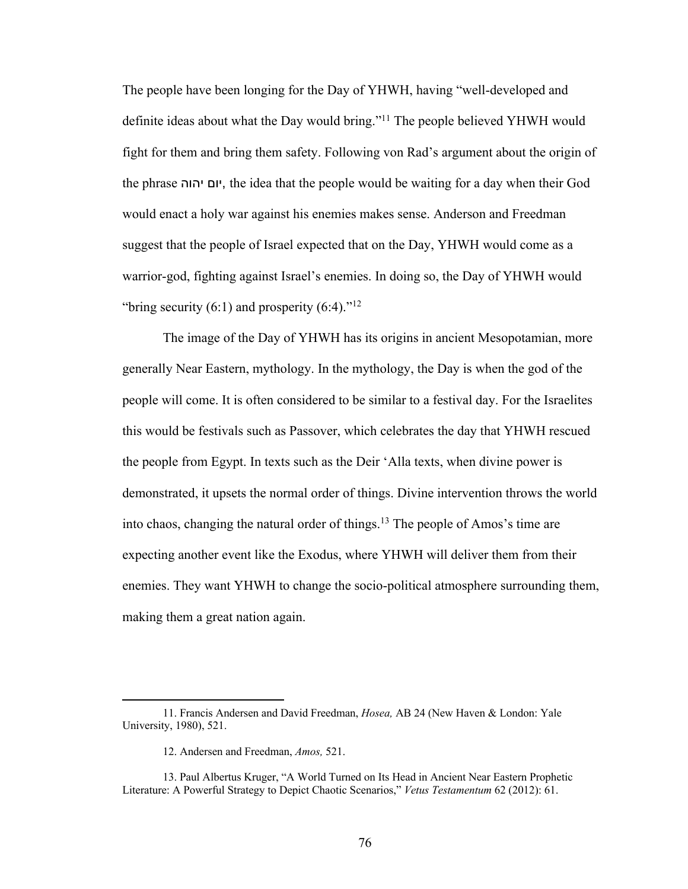The people have been longing for the Day of YHWH, having "well-developed and definite ideas about what the Day would bring."[11] The people believed YHWH would fight for them and bring them safety. Following von Rad's argument about the origin of the phrase יום יהוה, the idea that the people would be waiting for a day when their God would enact a holy war against his enemies makes sense. Anderson and Freedman suggest that the people of Israel expected that on the Day, YHWH would come as a warrior-god, fighting against Israel's enemies. In doing so, the Day of YHWH would "bring security (6:1) and prosperity (6:4)."[12]

The image of the Day of YHWH has its origins in ancient Mesopotamian, more generally Near Eastern, mythology. In the mythology, the Day is when the god of the people will come. It is often considered to be similar to a festival day. For the Israelites this would be festivals such as Passover, which celebrates the day that YHWH rescued the people from Egypt. In texts such as the Deir 'Alla texts, when divine power is demonstrated, it upsets the normal order of things. Divine intervention throws the world into chaos, changing the natural order of things.[13] The people of Amos's time are expecting another event like the Exodus, where YHWH will deliver them from their enemies. They want YHWH to change the socio-political atmosphere surrounding them, making them a great nation again.

---

11. Francis Andersen and David Freedman, *Hosea,* AB 24 (New Haven & London: Yale University, 1980), 521.

12. Andersen and Freedman, *Amos,* 521.

13. Paul Albertus Kruger, "A World Turned on Its Head in Ancient Near Eastern Prophetic Literature: A Powerful Strategy to Depict Chaotic Scenarios," *Vetus Testamentum* 62 (2012): 61.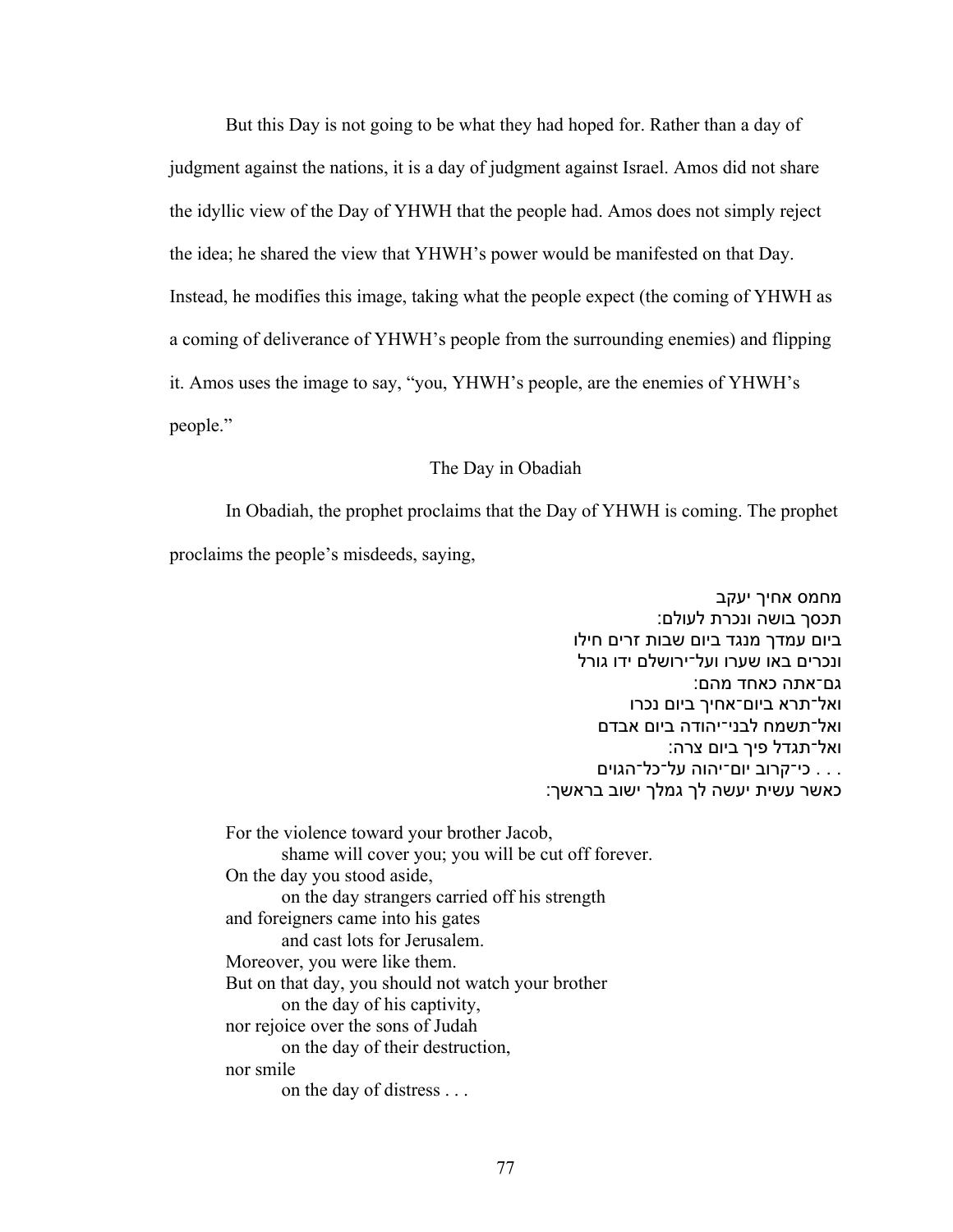But this Day is not going to be what they had hoped for. Rather than a day of judgment against the nations, it is a day of judgment against Israel. Amos did not share the idyllic view of the Day of YHWH that the people had. Amos does not simply reject the idea; he shared the view that YHWH's power would be manifested on that Day. Instead, he modifies this image, taking what the people expect (the coming of YHWH as a coming of deliverance of YHWH's people from the surrounding enemies) and flipping it. Amos uses the image to say, "you, YHWH's people, are the enemies of YHWH's people."

## The Day in Obadiah

In Obadiah, the prophet proclaims that the Day of YHWH is coming. The prophet proclaims the people's misdeeds, saying,

מחמס אחיך יעקב
תכסך בושה ונכרת לעולם:
ביום עמדך מנגד ביום שבות זרים חילו
ונכרים באו שערו ועל־ירושלם ידו גורל
גם־אתה כאחד מהם:
ואל־תרא ביום־אחיך ביום נכרו
ואל־תשמח לבני־יהודה ביום אבדם
ואל־תגדל פיך ביום צרה:
. . . כי־קרוב יום־יהוה על־כל־הגוים
כאשר עשית יעשה לך גמלך ישוב בראשך:

For the violence toward your brother Jacob,
    shame will cover you; you will be cut off forever.
On the day you stood aside,
    on the day strangers carried off his strength
and foreigners came into his gates
    and cast lots for Jerusalem.
Moreover, you were like them.
But on that day, you should not watch your brother
    on the day of his captivity,
nor rejoice over the sons of Judah
    on the day of their destruction,
nor smile
    on the day of distress . . .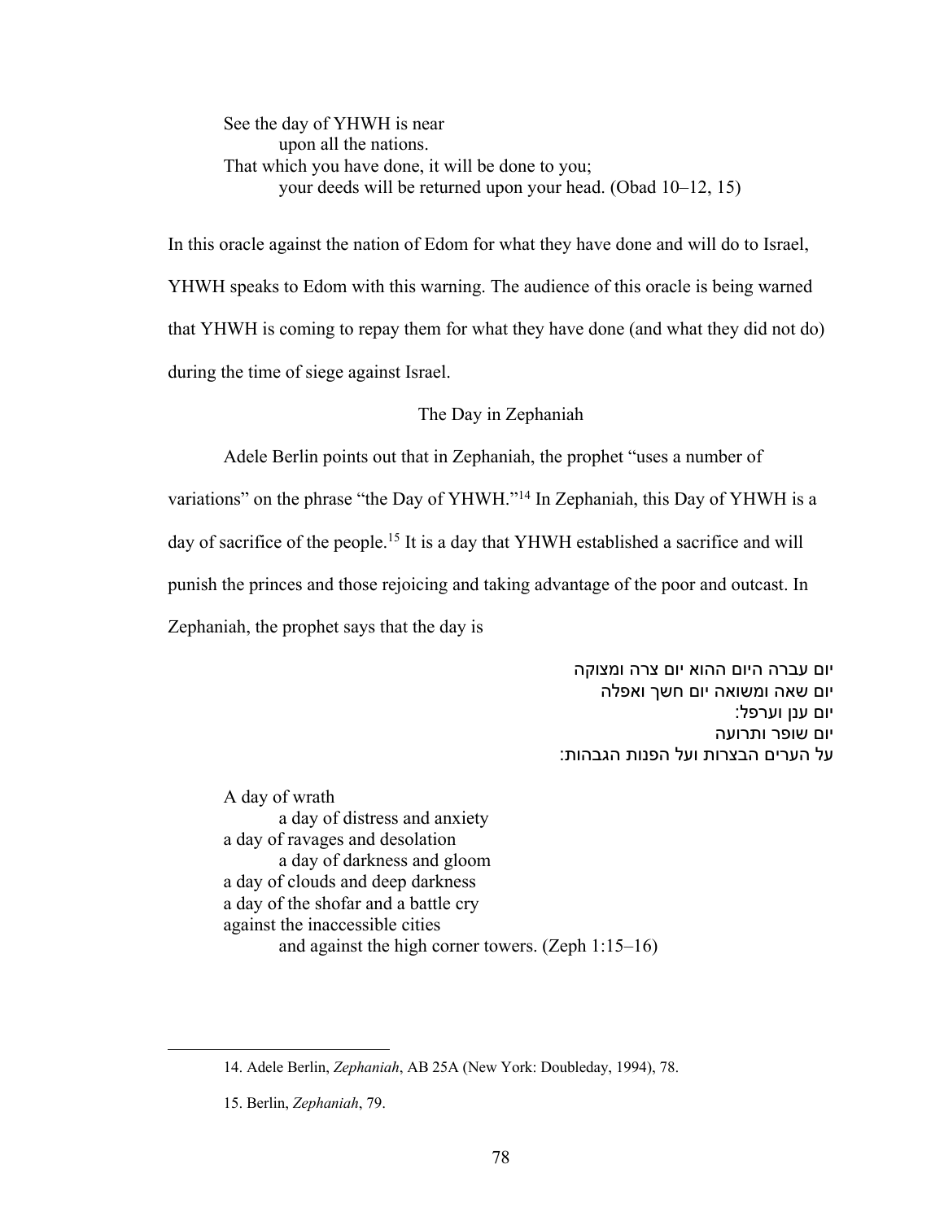> See the day of YHWH is near
> upon all the nations.
> That which you have done, it will be done to you;
> your deeds will be returned upon your head. (Obad 10–12, 15)

In this oracle against the nation of Edom for what they have done and will do to Israel, YHWH speaks to Edom with this warning. The audience of this oracle is being warned that YHWH is coming to repay them for what they have done (and what they did not do) during the time of siege against Israel.

## The Day in Zephaniah

Adele Berlin points out that in Zephaniah, the prophet "uses a number of variations" on the phrase "the Day of YHWH."[14] In Zephaniah, this Day of YHWH is a day of sacrifice of the people.[15] It is a day that YHWH established a sacrifice and will punish the princes and those rejoicing and taking advantage of the poor and outcast. In Zephaniah, the prophet says that the day is

יום עברה היום ההוא יום צרה ומצוקה
יום שאה ומשואה יום חשך ואפלה
יום ענן וערפל:
יום שופר ותרועה
על הערים הבצרות ועל הפנות הגבהות:

> A day of wrath
> a day of distress and anxiety
> a day of ravages and desolation
> a day of darkness and gloom
> a day of clouds and deep darkness
> a day of the shofar and a battle cry
> against the inaccessible cities
> and against the high corner towers. (Zeph 1:15–16)

---

14. Adele Berlin, *Zephaniah*, AB 25A (New York: Doubleday, 1994), 78.

15. Berlin, *Zephaniah*, 79.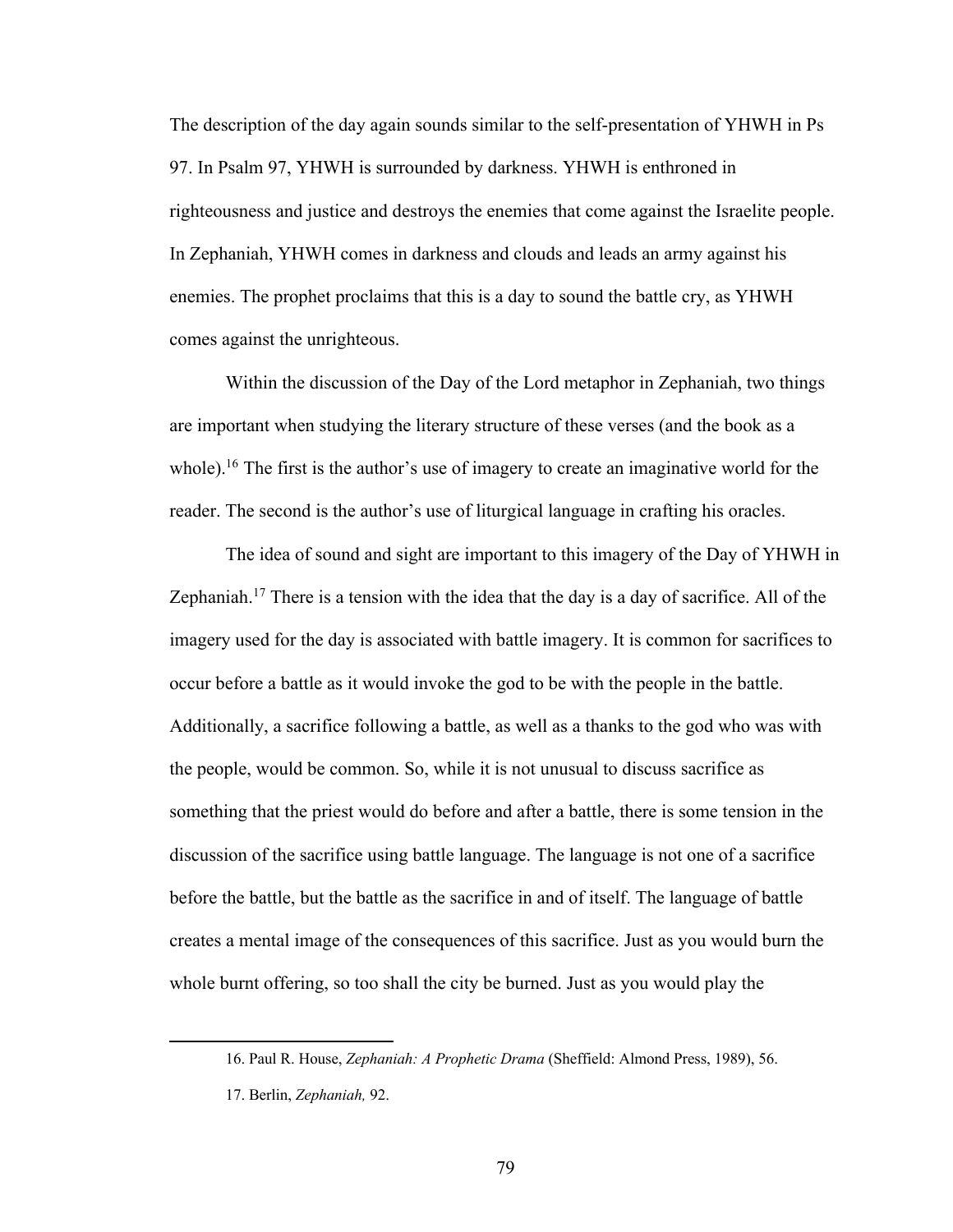The description of the day again sounds similar to the self-presentation of YHWH in Ps 97. In Psalm 97, YHWH is surrounded by darkness. YHWH is enthroned in righteousness and justice and destroys the enemies that come against the Israelite people. In Zephaniah, YHWH comes in darkness and clouds and leads an army against his enemies. The prophet proclaims that this is a day to sound the battle cry, as YHWH comes against the unrighteous.

Within the discussion of the Day of the Lord metaphor in Zephaniah, two things are important when studying the literary structure of these verses (and the book as a whole).[16] The first is the author's use of imagery to create an imaginative world for the reader. The second is the author's use of liturgical language in crafting his oracles.

The idea of sound and sight are important to this imagery of the Day of YHWH in Zephaniah.[17] There is a tension with the idea that the day is a day of sacrifice. All of the imagery used for the day is associated with battle imagery. It is common for sacrifices to occur before a battle as it would invoke the god to be with the people in the battle. Additionally, a sacrifice following a battle, as well as a thanks to the god who was with the people, would be common. So, while it is not unusual to discuss sacrifice as something that the priest would do before and after a battle, there is some tension in the discussion of the sacrifice using battle language. The language is not one of a sacrifice before the battle, but the battle as the sacrifice in and of itself. The language of battle creates a mental image of the consequences of this sacrifice. Just as you would burn the whole burnt offering, so too shall the city be burned. Just as you would play the

---

16. Paul R. House, *Zephaniah: A Prophetic Drama* (Sheffield: Almond Press, 1989), 56.

17. Berlin, *Zephaniah,* 92.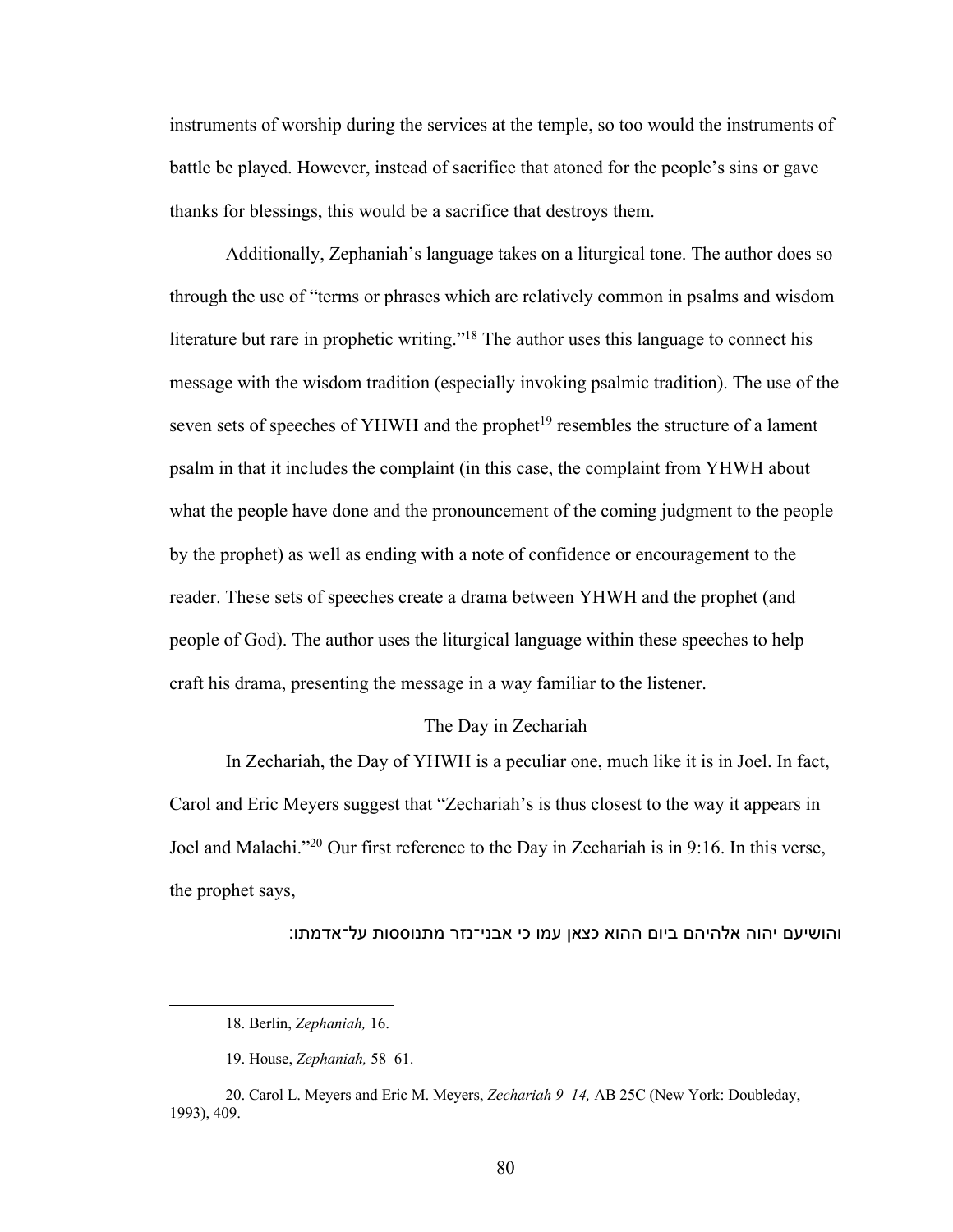instruments of worship during the services at the temple, so too would the instruments of battle be played. However, instead of sacrifice that atoned for the people's sins or gave thanks for blessings, this would be a sacrifice that destroys them.

Additionally, Zephaniah's language takes on a liturgical tone. The author does so through the use of "terms or phrases which are relatively common in psalms and wisdom literature but rare in prophetic writing."[18] The author uses this language to connect his message with the wisdom tradition (especially invoking psalmic tradition). The use of the seven sets of speeches of YHWH and the prophet[19] resembles the structure of a lament psalm in that it includes the complaint (in this case, the complaint from YHWH about what the people have done and the pronouncement of the coming judgment to the people by the prophet) as well as ending with a note of confidence or encouragement to the reader. These sets of speeches create a drama between YHWH and the prophet (and people of God). The author uses the liturgical language within these speeches to help craft his drama, presenting the message in a way familiar to the listener.

## The Day in Zechariah

In Zechariah, the Day of YHWH is a peculiar one, much like it is in Joel. In fact, Carol and Eric Meyers suggest that "Zechariah's is thus closest to the way it appears in Joel and Malachi."[20] Our first reference to the Day in Zechariah is in 9:16. In this verse, the prophet says,

והושיעם יהוה אלהיהם ביום ההוא כצאן עמו כי אבני־נזר מתנוססות על־אדמתו׃

18. Berlin, *Zephaniah,* 16.

19. House, *Zephaniah,* 58–61.

20. Carol L. Meyers and Eric M. Meyers, *Zechariah 9–14,* AB 25C (New York: Doubleday, 1993), 409.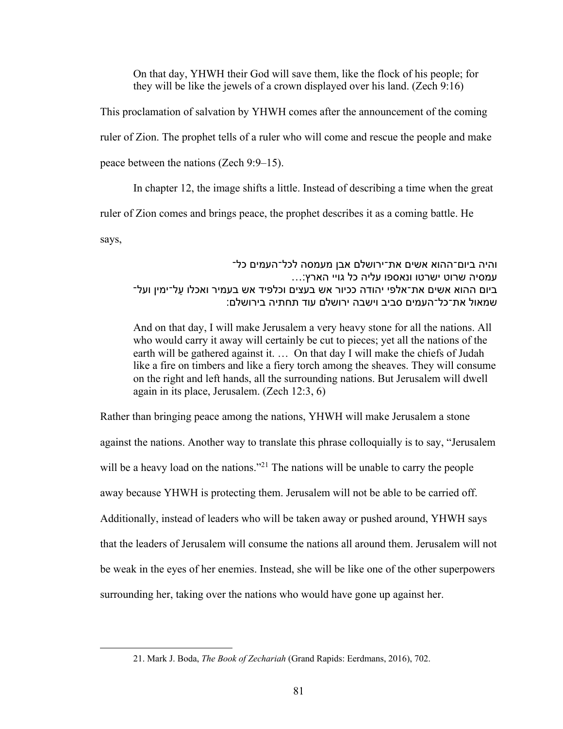> On that day, YHWH their God will save them, like the flock of his people; for they will be like the jewels of a crown displayed over his land. (Zech 9:16)

This proclamation of salvation by YHWH comes after the announcement of the coming ruler of Zion. The prophet tells of a ruler who will come and rescue the people and make peace between the nations (Zech 9:9–15).

In chapter 12, the image shifts a little. Instead of describing a time when the great ruler of Zion comes and brings peace, the prophet describes it as a coming battle. He says,

> והיה ביום־ההוא אשים את־ירושלם אבן מעמסה לכל־העמים כל־עמסיה שרוט ישרטו ונאספו עליה כל גויי הארץ:... ביום ההוא אשים את־אלפי יהודה ככיור אש בעצים וכלפיד אש בעמיר ואכלו עַל־ימין ועל־שמאול את־כל־העמים סביב וישבה ירושלם עוד תחתיה בירושלם:
>
> And on that day, I will make Jerusalem a very heavy stone for all the nations. All who would carry it away will certainly be cut to pieces; yet all the nations of the earth will be gathered against it. … On that day I will make the chiefs of Judah like a fire on timbers and like a fiery torch among the sheaves. They will consume on the right and left hands, all the surrounding nations. But Jerusalem will dwell again in its place, Jerusalem. (Zech 12:3, 6)

Rather than bringing peace among the nations, YHWH will make Jerusalem a stone against the nations. Another way to translate this phrase colloquially is to say, "Jerusalem will be a heavy load on the nations."[21] The nations will be unable to carry the people away because YHWH is protecting them. Jerusalem will not be able to be carried off. Additionally, instead of leaders who will be taken away or pushed around, YHWH says that the leaders of Jerusalem will consume the nations all around them. Jerusalem will not be weak in the eyes of her enemies. Instead, she will be like one of the other superpowers surrounding her, taking over the nations who would have gone up against her.

21. Mark J. Boda, *The Book of Zechariah* (Grand Rapids: Eerdmans, 2016), 702.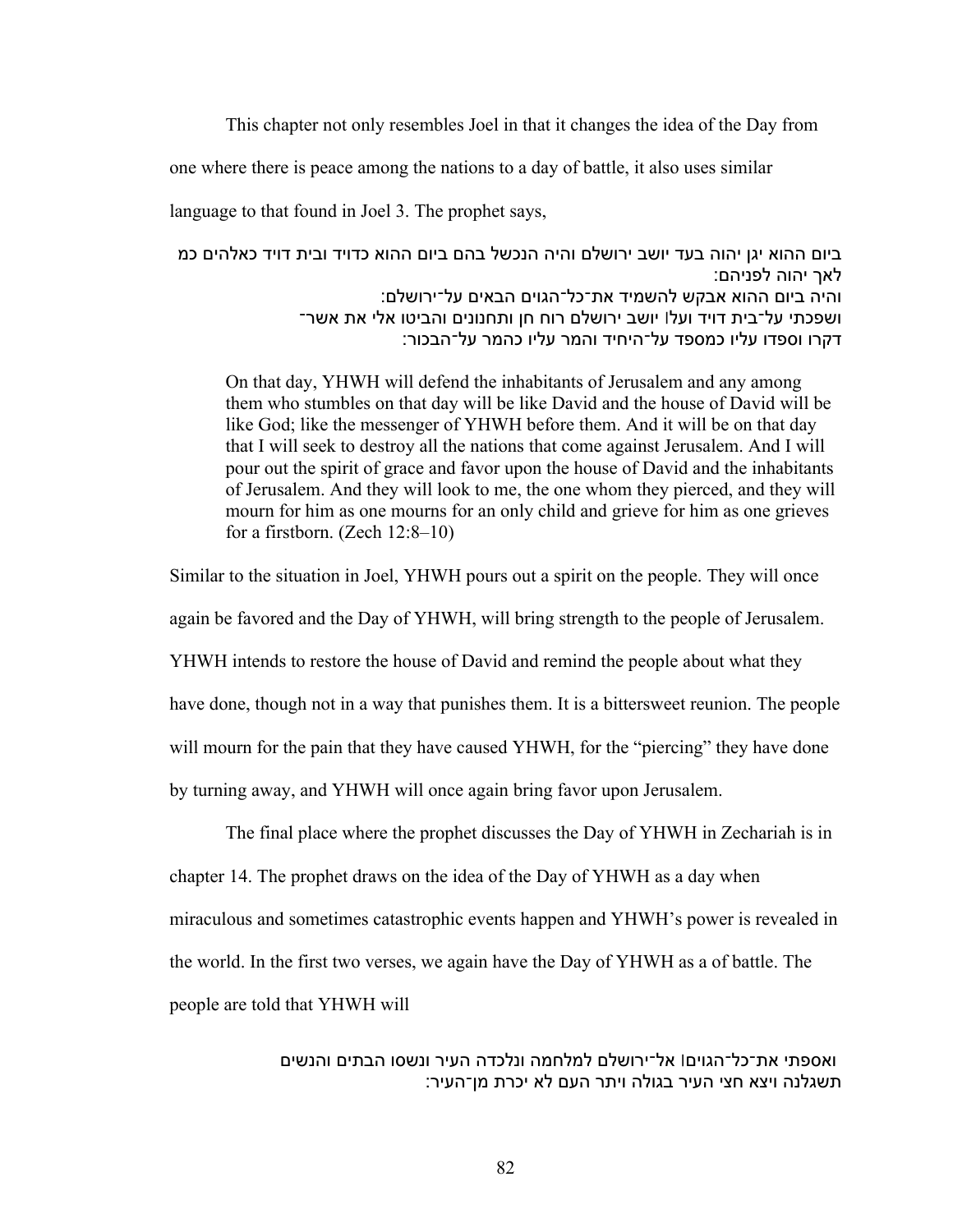This chapter not only resembles Joel in that it changes the idea of the Day from one where there is peace among the nations to a day of battle, it also uses similar language to that found in Joel 3. The prophet says,

ביום ההוא יגן יהוה בעד יושב ירושלם והיה הנכשל בהם ביום ההוא כדויד ובית דויד כאלהים כמ לאך יהוה לפניהם:
והיה ביום ההוא אבקש להשמיד את־כל־הגוים הבאים על־ירושלם:
ושפכתי על־בית דויד ועל| יושב ירושלם רוח חן ותחנונים והביטו אלי את אשר־
דקרו וספדו עליו כמספד על־היחיד והמר עליו כהמר על־הבכור:

> On that day, YHWH will defend the inhabitants of Jerusalem and any among them who stumbles on that day will be like David and the house of David will be like God; like the messenger of YHWH before them. And it will be on that day that I will seek to destroy all the nations that come against Jerusalem. And I will pour out the spirit of grace and favor upon the house of David and the inhabitants of Jerusalem. And they will look to me, the one whom they pierced, and they will mourn for him as one mourns for an only child and grieve for him as one grieves for a firstborn. (Zech 12:8–10)

Similar to the situation in Joel, YHWH pours out a spirit on the people. They will once again be favored and the Day of YHWH, will bring strength to the people of Jerusalem. YHWH intends to restore the house of David and remind the people about what they have done, though not in a way that punishes them. It is a bittersweet reunion. The people will mourn for the pain that they have caused YHWH, for the "piercing" they have done by turning away, and YHWH will once again bring favor upon Jerusalem.

The final place where the prophet discusses the Day of YHWH in Zechariah is in chapter 14. The prophet draws on the idea of the Day of YHWH as a day when miraculous and sometimes catastrophic events happen and YHWH's power is revealed in the world. In the first two verses, we again have the Day of YHWH as a of battle. The people are told that YHWH will

ואספתי את־כל־הגוים| אל־ירושלם למלחמה ונלכדה העיר ונשסו הבתים והנשים
תשגלנה ויצא חצי העיר בגולה ויתר העם לא יכרת מן־העיר: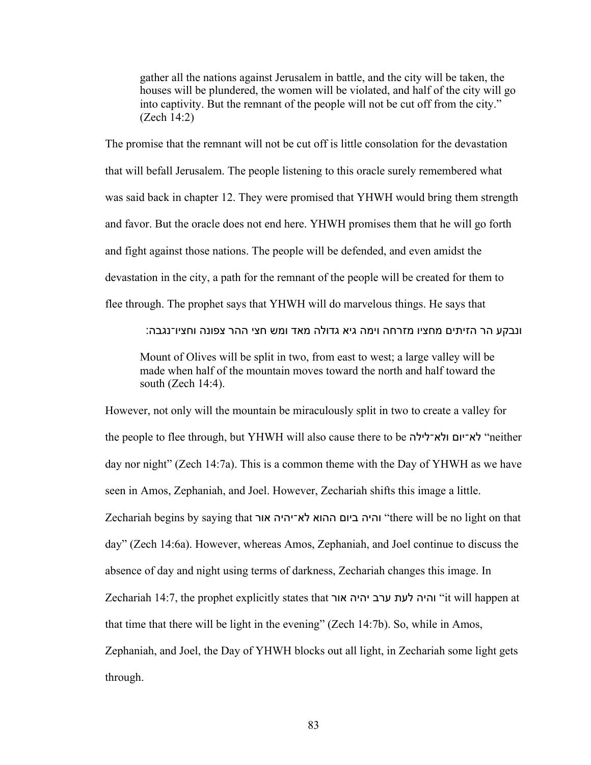> gather all the nations against Jerusalem in battle, and the city will be taken, the houses will be plundered, the women will be violated, and half of the city will go into captivity. But the remnant of the people will not be cut off from the city." (Zech 14:2)

The promise that the remnant will not be cut off is little consolation for the devastation that will befall Jerusalem. The people listening to this oracle surely remembered what was said back in chapter 12. They were promised that YHWH would bring them strength and favor. But the oracle does not end here. YHWH promises them that he will go forth and fight against those nations. The people will be defended, and even amidst the devastation in the city, a path for the remnant of the people will be created for them to flee through. The prophet says that YHWH will do marvelous things. He says that

> ונבקע הר הזיתים מחציו מזרחה וימה גיא גדולה מאד ומש חצי ההר צפונה וחציו־נגבה:
>
> Mount of Olives will be split in two, from east to west; a large valley will be made when half of the mountain moves toward the north and half toward the south (Zech 14:4).

However, not only will the mountain be miraculously split in two to create a valley for the people to flee through, but YHWH will also cause there to be לא־יום ולא־לילה "neither day nor night" (Zech 14:7a). This is a common theme with the Day of YHWH as we have seen in Amos, Zephaniah, and Joel. However, Zechariah shifts this image a little. Zechariah begins by saying that והיה ביום ההוא לא־יהיה אור "there will be no light on that day" (Zech 14:6a). However, whereas Amos, Zephaniah, and Joel continue to discuss the absence of day and night using terms of darkness, Zechariah changes this image. In Zechariah 14:7, the prophet explicitly states that והיה לעת ערב יהיה אור "it will happen at that time that there will be light in the evening" (Zech 14:7b). So, while in Amos, Zephaniah, and Joel, the Day of YHWH blocks out all light, in Zechariah some light gets through.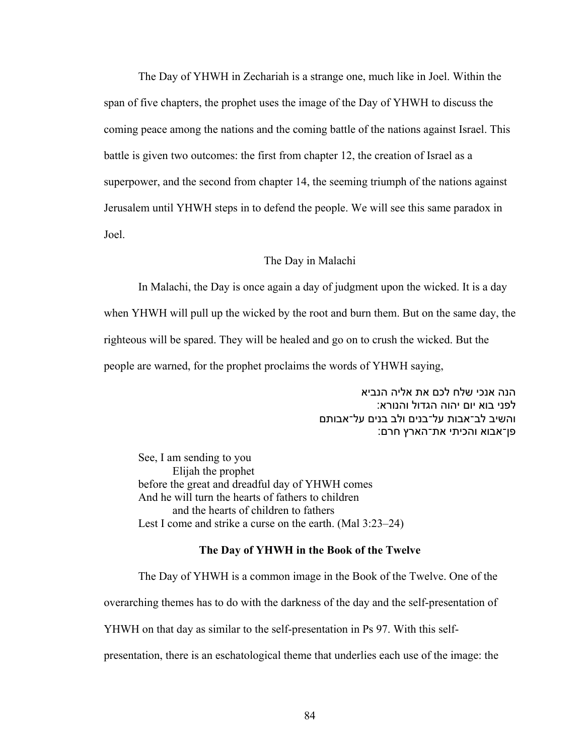The Day of YHWH in Zechariah is a strange one, much like in Joel. Within the span of five chapters, the prophet uses the image of the Day of YHWH to discuss the coming peace among the nations and the coming battle of the nations against Israel. This battle is given two outcomes: the first from chapter 12, the creation of Israel as a superpower, and the second from chapter 14, the seeming triumph of the nations against Jerusalem until YHWH steps in to defend the people. We will see this same paradox in Joel.

### The Day in Malachi

In Malachi, the Day is once again a day of judgment upon the wicked. It is a day when YHWH will pull up the wicked by the root and burn them. But on the same day, the righteous will be spared. They will be healed and go on to crush the wicked. But the people are warned, for the prophet proclaims the words of YHWH saying,

> הנה אנכי שלח לכם את אליה הנביא
> לפני בוא יום יהוה הגדול והנורא:
> והשיב לב־אבות על־בנים ולב בנים על־אבותם
> פן־אבוא והכיתי את־הארץ חרם:

> See, I am sending to you
> Elijah the prophet
> before the great and dreadful day of YHWH comes
> And he will turn the hearts of fathers to children
> and the hearts of children to fathers
> Lest I come and strike a curse on the earth. (Mal 3:23–24)

## The Day of YHWH in the Book of the Twelve

The Day of YHWH is a common image in the Book of the Twelve. One of the overarching themes has to do with the darkness of the day and the self-presentation of YHWH on that day as similar to the self-presentation in Ps 97. With this self-presentation, there is an eschatological theme that underlies each use of the image: the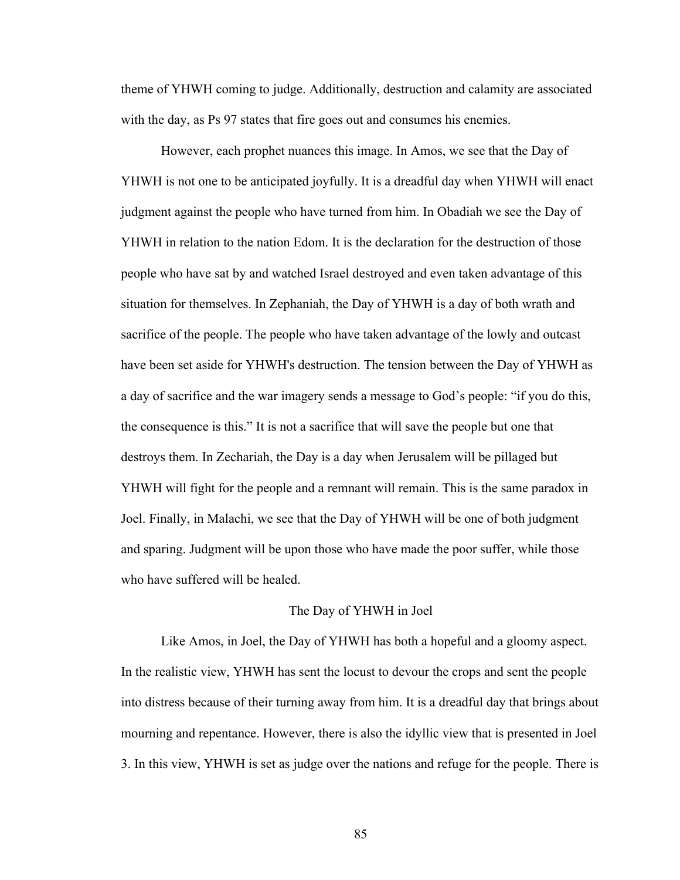theme of YHWH coming to judge. Additionally, destruction and calamity are associated with the day, as Ps 97 states that fire goes out and consumes his enemies.

However, each prophet nuances this image. In Amos, we see that the Day of YHWH is not one to be anticipated joyfully. It is a dreadful day when YHWH will enact judgment against the people who have turned from him. In Obadiah we see the Day of YHWH in relation to the nation Edom. It is the declaration for the destruction of those people who have sat by and watched Israel destroyed and even taken advantage of this situation for themselves. In Zephaniah, the Day of YHWH is a day of both wrath and sacrifice of the people. The people who have taken advantage of the lowly and outcast have been set aside for YHWH's destruction. The tension between the Day of YHWH as a day of sacrifice and the war imagery sends a message to God's people: "if you do this, the consequence is this." It is not a sacrifice that will save the people but one that destroys them. In Zechariah, the Day is a day when Jerusalem will be pillaged but YHWH will fight for the people and a remnant will remain. This is the same paradox in Joel. Finally, in Malachi, we see that the Day of YHWH will be one of both judgment and sparing. Judgment will be upon those who have made the poor suffer, while those who have suffered will be healed.

## The Day of YHWH in Joel

Like Amos, in Joel, the Day of YHWH has both a hopeful and a gloomy aspect. In the realistic view, YHWH has sent the locust to devour the crops and sent the people into distress because of their turning away from him. It is a dreadful day that brings about mourning and repentance. However, there is also the idyllic view that is presented in Joel 3. In this view, YHWH is set as judge over the nations and refuge for the people. There is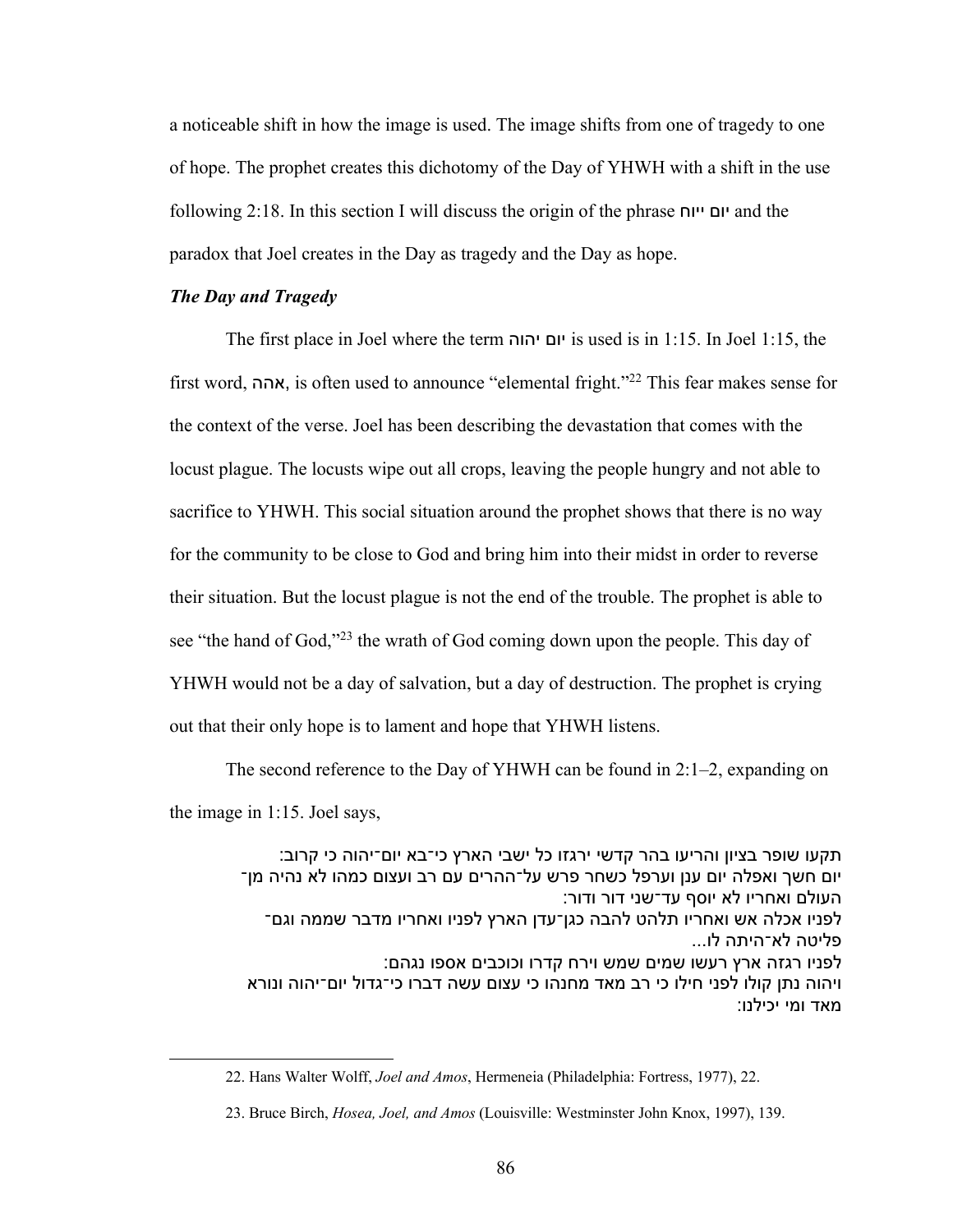a noticeable shift in how the image is used. The image shifts from one of tragedy to one of hope. The prophet creates this dichotomy of the Day of YHWH with a shift in the use following 2:18. In this section I will discuss the origin of the phrase יום ייוה and the paradox that Joel creates in the Day as tragedy and the Day as hope.

### *The Day and Tragedy*

The first place in Joel where the term יום יהוה is used is in 1:15. In Joel 1:15, the first word, אהה, is often used to announce "elemental fright."[22] This fear makes sense for the context of the verse. Joel has been describing the devastation that comes with the locust plague. The locusts wipe out all crops, leaving the people hungry and not able to sacrifice to YHWH. This social situation around the prophet shows that there is no way for the community to be close to God and bring him into their midst in order to reverse their situation. But the locust plague is not the end of the trouble. The prophet is able to see "the hand of God,"[23] the wrath of God coming down upon the people. This day of YHWH would not be a day of salvation, but a day of destruction. The prophet is crying out that their only hope is to lament and hope that YHWH listens.

The second reference to the Day of YHWH can be found in 2:1–2, expanding on the image in 1:15. Joel says,

> תקעו שופר בציון והריעו בהר קדשי ירגזו כל ישבי הארץ כי־בא יום־יהוה כי קרוב:
> יום חשך ואפלה יום ענן וערפל כשחר פרש על־ההרים עם רב ועצום כמהו לא נהיה מן־העולם ואחריו לא יוסף עד־שני דור ודור:
> לפניו אכלה אש ואחריו תלהט להבה כגן־עדן הארץ לפניו ואחריו מדבר שממה וגם־פליטה לא־היתה לו...
> לפניו רגזה ארץ רעשו שמים שמש וירח קדרו וכוכבים אספו נגהם:
> ויהוה נתן קולו לפני חילו כי רב מאד מחנהו כי עצום עשה דברו כי־גדול יום־יהוה ונורא מאד ומי יכילנו:

22. Hans Walter Wolff, *Joel and Amos*, Hermeneia (Philadelphia: Fortress, 1977), 22.

23. Bruce Birch, *Hosea, Joel, and Amos* (Louisville: Westminster John Knox, 1997), 139.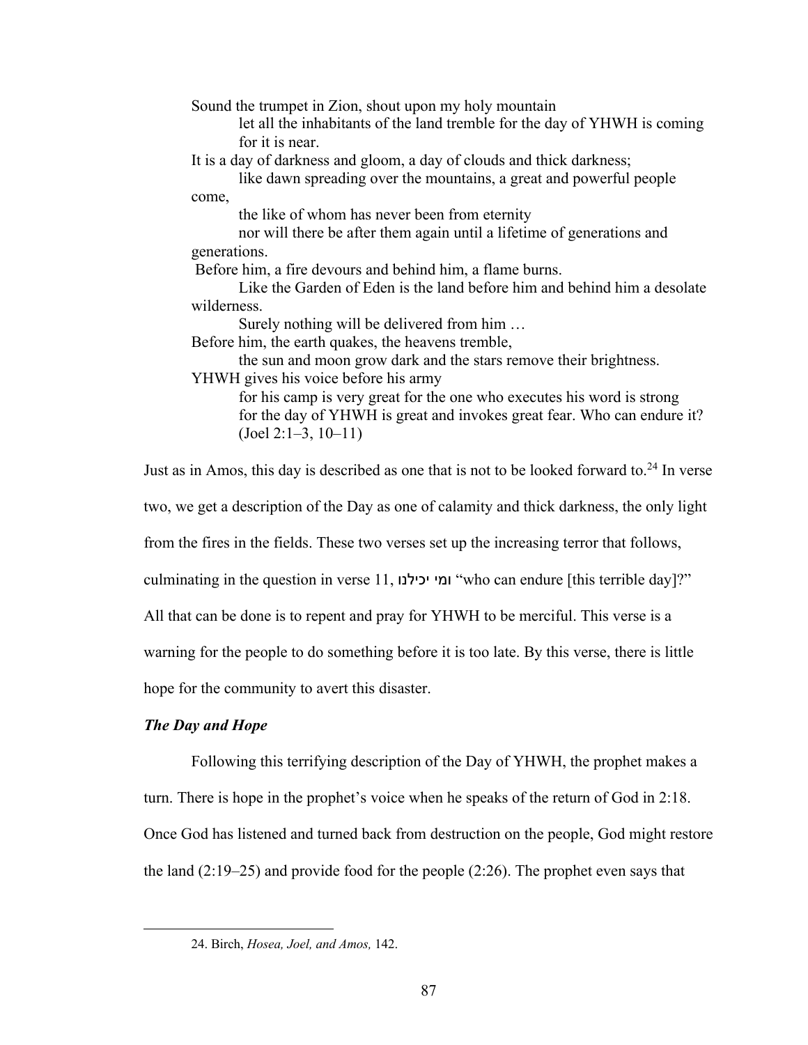Sound the trumpet in Zion, shout upon my holy mountain
let all the inhabitants of the land tremble for the day of YHWH is coming for it is near.
It is a day of darkness and gloom, a day of clouds and thick darkness;
like dawn spreading over the mountains, a great and powerful people come,
the like of whom has never been from eternity
nor will there be after them again until a lifetime of generations and generations.
Before him, a fire devours and behind him, a flame burns.
Like the Garden of Eden is the land before him and behind him a desolate wilderness.
Surely nothing will be delivered from him …
Before him, the earth quakes, the heavens tremble,
the sun and moon grow dark and the stars remove their brightness.
YHWH gives his voice before his army
for his camp is very great for the one who executes his word is strong
for the day of YHWH is great and invokes great fear. Who can endure it?
(Joel 2:1–3, 10–11)

Just as in Amos, this day is described as one that is not to be looked forward to.[24] In verse two, we get a description of the Day as one of calamity and thick darkness, the only light from the fires in the fields. These two verses set up the increasing terror that follows, culminating in the question in verse 11, ומי יכילנו "who can endure [this terrible day]?" All that can be done is to repent and pray for YHWH to be merciful. This verse is a warning for the people to do something before it is too late. By this verse, there is little hope for the community to avert this disaster.

### *The Day and Hope*

Following this terrifying description of the Day of YHWH, the prophet makes a turn. There is hope in the prophet's voice when he speaks of the return of God in 2:18. Once God has listened and turned back from destruction on the people, God might restore the land (2:19–25) and provide food for the people (2:26). The prophet even says that

---

24. Birch, *Hosea, Joel, and Amos,* 142.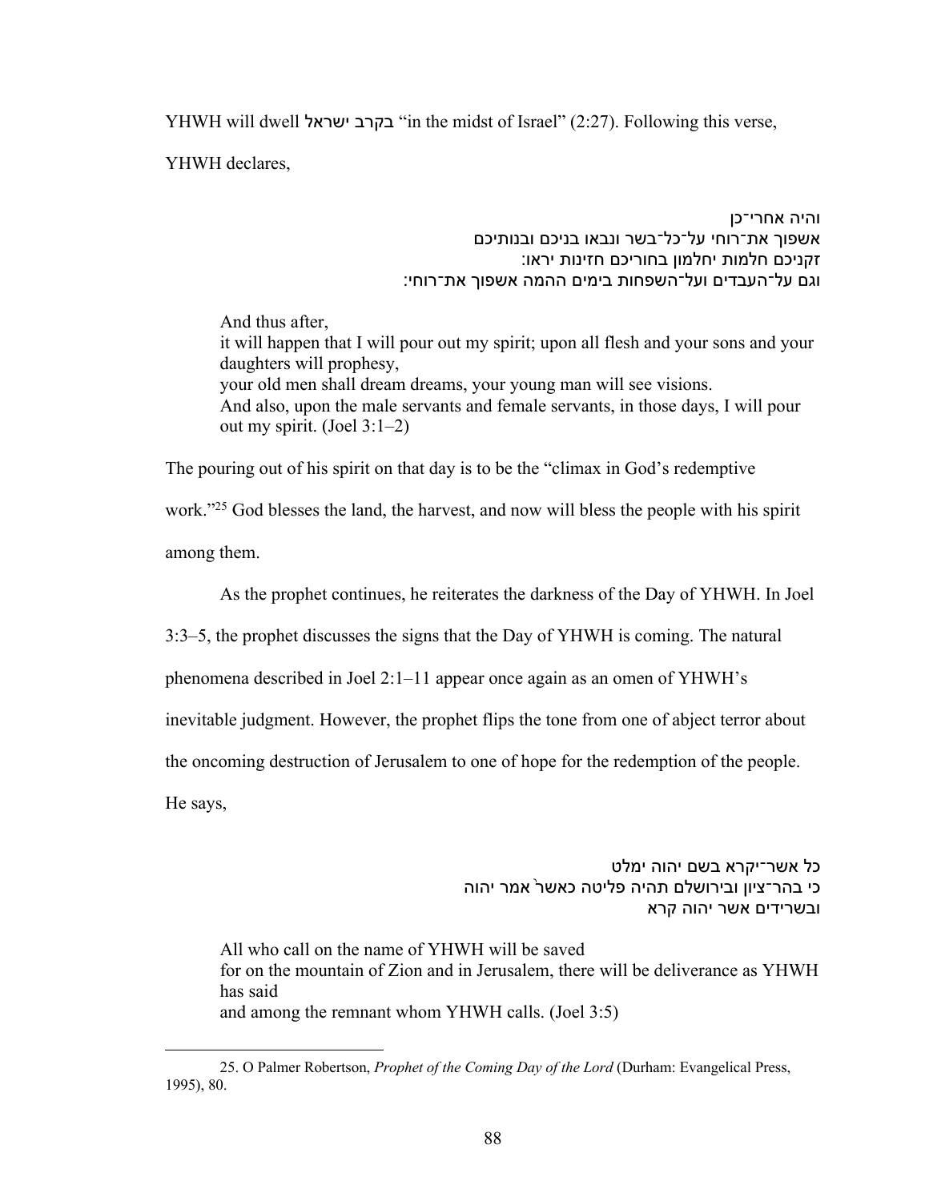YHWH will dwell בקרב ישראל "in the midst of Israel" (2:27). Following this verse, YHWH declares,

> והיה אחרי־כן
> אשפוך את־רוחי על־כל־בשר ונבאו בניכם ובנותיכם
> זקניכם חלמות יחלמון בחוריכם חזינות יראו:
> וגם על־העבדים ועל־השפחות בימים ההמה אשפוך את־רוחי:

> And thus after,
> it will happen that I will pour out my spirit; upon all flesh and your sons and your daughters will prophesy,
> your old men shall dream dreams, your young man will see visions.
> And also, upon the male servants and female servants, in those days, I will pour out my spirit. (Joel 3:1–2)

The pouring out of his spirit on that day is to be the "climax in God's redemptive work."[25] God blesses the land, the harvest, and now will bless the people with his spirit among them.

As the prophet continues, he reiterates the darkness of the Day of YHWH. In Joel 3:3–5, the prophet discusses the signs that the Day of YHWH is coming. The natural phenomena described in Joel 2:1–11 appear once again as an omen of YHWH's inevitable judgment. However, the prophet flips the tone from one of abject terror about the oncoming destruction of Jerusalem to one of hope for the redemption of the people. He says,

> כל אשר־יקרא בשם יהוה ימלט
> כי בהר־ציון ובירושלם תהיה פליטה כאשר אמר יהוה
> ובשרידים אשר יהוה קרא

> All who call on the name of YHWH will be saved
> for on the mountain of Zion and in Jerusalem, there will be deliverance as YHWH has said
> and among the remnant whom YHWH calls. (Joel 3:5)

---

25. O Palmer Robertson, *Prophet of the Coming Day of the Lord* (Durham: Evangelical Press, 1995), 80.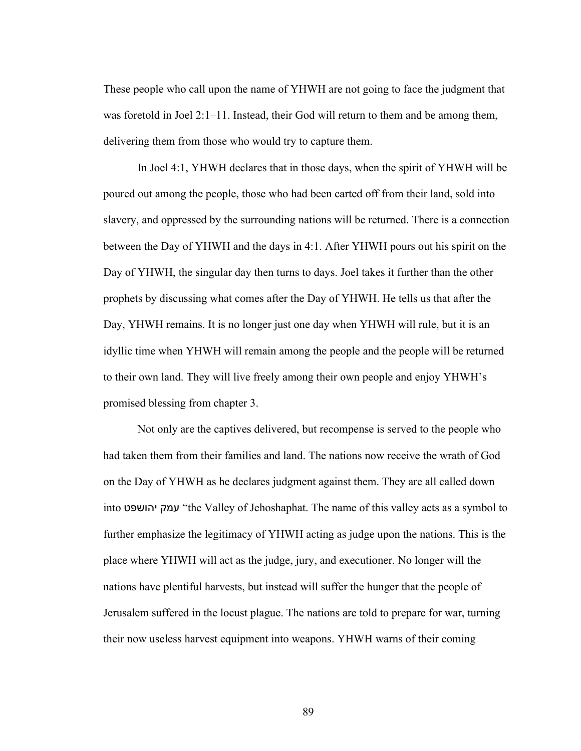These people who call upon the name of YHWH are not going to face the judgment that was foretold in Joel 2:1–11. Instead, their God will return to them and be among them, delivering them from those who would try to capture them.

In Joel 4:1, YHWH declares that in those days, when the spirit of YHWH will be poured out among the people, those who had been carted off from their land, sold into slavery, and oppressed by the surrounding nations will be returned. There is a connection between the Day of YHWH and the days in 4:1. After YHWH pours out his spirit on the Day of YHWH, the singular day then turns to days. Joel takes it further than the other prophets by discussing what comes after the Day of YHWH. He tells us that after the Day, YHWH remains. It is no longer just one day when YHWH will rule, but it is an idyllic time when YHWH will remain among the people and the people will be returned to their own land. They will live freely among their own people and enjoy YHWH's promised blessing from chapter 3.

Not only are the captives delivered, but recompense is served to the people who had taken them from their families and land. The nations now receive the wrath of God on the Day of YHWH as he declares judgment against them. They are all called down into עמק יהושפט "the Valley of Jehoshaphat. The name of this valley acts as a symbol to further emphasize the legitimacy of YHWH acting as judge upon the nations. This is the place where YHWH will act as the judge, jury, and executioner. No longer will the nations have plentiful harvests, but instead will suffer the hunger that the people of Jerusalem suffered in the locust plague. The nations are told to prepare for war, turning their now useless harvest equipment into weapons. YHWH warns of their coming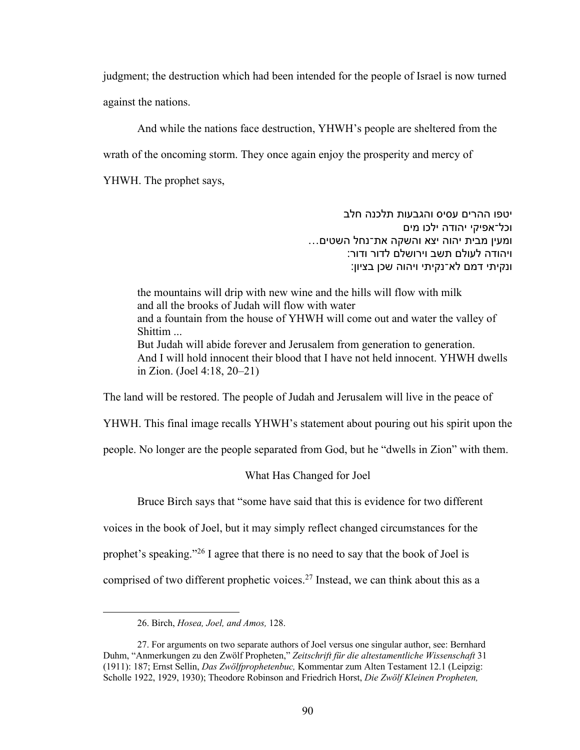judgment; the destruction which had been intended for the people of Israel is now turned against the nations.

And while the nations face destruction, YHWH's people are sheltered from the wrath of the oncoming storm. They once again enjoy the prosperity and mercy of YHWH. The prophet says,

> יטפו ההרים עסיס והגבעות תלכנה חלב
> וכל־אפיקי יהודה ילכו מים
> ומעין מבית יהוה יצא והשקה את־נחל השטים…
> ויהודה לעולם תשב וירושלם לדור ודור׃
> ונקיתי דמם לא־נקיתי ויהוה שכן בציון׃

> the mountains will drip with new wine and the hills will flow with milk
> and all the brooks of Judah will flow with water
> and a fountain from the house of YHWH will come out and water the valley of Shittim ...
> But Judah will abide forever and Jerusalem from generation to generation.
> And I will hold innocent their blood that I have not held innocent. YHWH dwells in Zion. (Joel 4:18, 20–21)

The land will be restored. The people of Judah and Jerusalem will live in the peace of YHWH. This final image recalls YHWH's statement about pouring out his spirit upon the people. No longer are the people separated from God, but he "dwells in Zion" with them.

## What Has Changed for Joel

Bruce Birch says that "some have said that this is evidence for two different voices in the book of Joel, but it may simply reflect changed circumstances for the prophet's speaking."[26] I agree that there is no need to say that the book of Joel is comprised of two different prophetic voices.[27] Instead, we can think about this as a

---

26. Birch, *Hosea, Joel, and Amos,* 128.

27. For arguments on two separate authors of Joel versus one singular author, see: Bernhard Duhm, "Anmerkungen zu den Zwölf Propheten," *Zeitschrift für die altestamentliche Wissenschaft* 31 (1911): 187; Ernst Sellin, *Das Zwölfprophetenbuc,* Kommentar zum Alten Testament 12.1 (Leipzig: Scholle 1922, 1929, 1930); Theodore Robinson and Friedrich Horst, *Die Zwölf Kleinen Propheten,*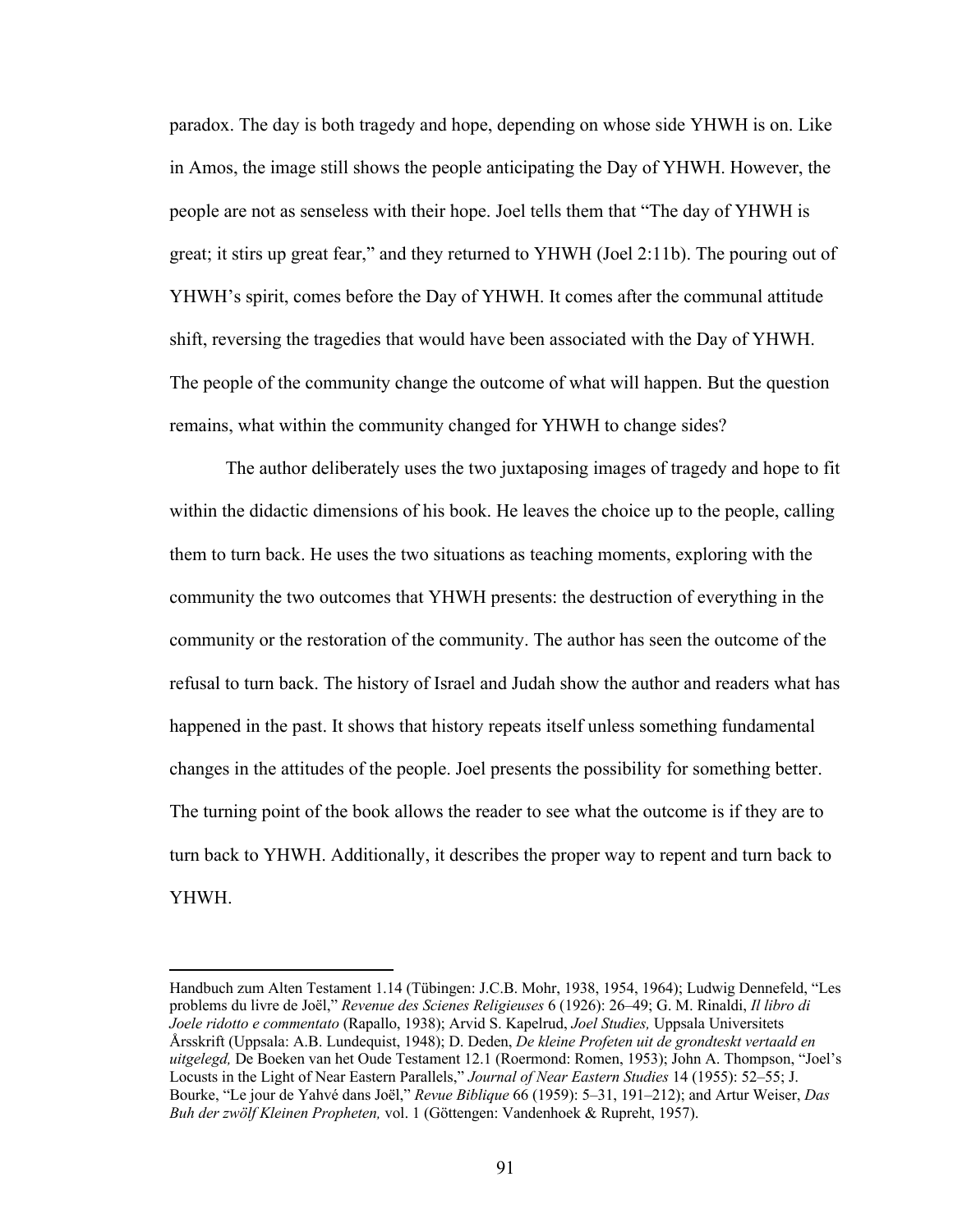paradox. The day is both tragedy and hope, depending on whose side YHWH is on. Like in Amos, the image still shows the people anticipating the Day of YHWH. However, the people are not as senseless with their hope. Joel tells them that "The day of YHWH is great; it stirs up great fear," and they returned to YHWH (Joel 2:11b). The pouring out of YHWH's spirit, comes before the Day of YHWH. It comes after the communal attitude shift, reversing the tragedies that would have been associated with the Day of YHWH. The people of the community change the outcome of what will happen. But the question remains, what within the community changed for YHWH to change sides?

The author deliberately uses the two juxtaposing images of tragedy and hope to fit within the didactic dimensions of his book. He leaves the choice up to the people, calling them to turn back. He uses the two situations as teaching moments, exploring with the community the two outcomes that YHWH presents: the destruction of everything in the community or the restoration of the community. The author has seen the outcome of the refusal to turn back. The history of Israel and Judah show the author and readers what has happened in the past. It shows that history repeats itself unless something fundamental changes in the attitudes of the people. Joel presents the possibility for something better. The turning point of the book allows the reader to see what the outcome is if they are to turn back to YHWH. Additionally, it describes the proper way to repent and turn back to YHWH.

---

Handbuch zum Alten Testament 1.14 (Tübingen: J.C.B. Mohr, 1938, 1954, 1964); Ludwig Dennefeld, "Les problems du livre de Joël," *Revenue des Scienes Religieuses* 6 (1926): 26–49; G. M. Rinaldi, *Il libro di Joele ridotto e commentato* (Rapallo, 1938); Arvid S. Kapelrud, *Joel Studies,* Uppsala Universitets Årsskrift (Uppsala: A.B. Lundequist, 1948); D. Deden, *De kleine Profeten uit de grondteskt vertaald en uitgelegd,* De Boeken van het Oude Testament 12.1 (Roermond: Romen, 1953); John A. Thompson, "Joel's Locusts in the Light of Near Eastern Parallels," *Journal of Near Eastern Studies* 14 (1955): 52–55; J. Bourke, "Le jour de Yahvé dans Joël," *Revue Biblique* 66 (1959): 5–31, 191–212); and Artur Weiser, *Das Buh der zwölf Kleinen Propheten,* vol. 1 (Göttengen: Vandenhoek & Rupreht, 1957).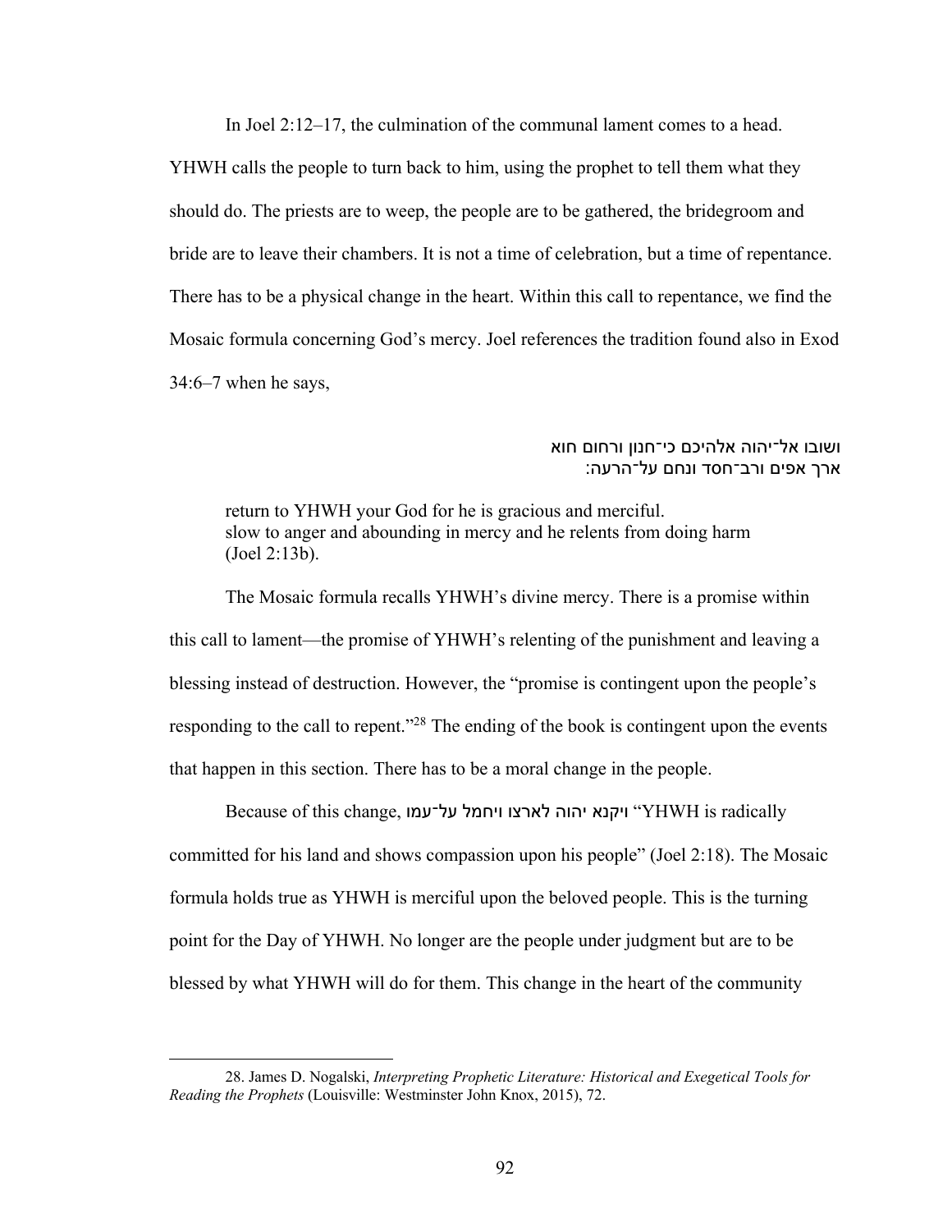In Joel 2:12–17, the culmination of the communal lament comes to a head. YHWH calls the people to turn back to him, using the prophet to tell them what they should do. The priests are to weep, the people are to be gathered, the bridegroom and bride are to leave their chambers. It is not a time of celebration, but a time of repentance. There has to be a physical change in the heart. Within this call to repentance, we find the Mosaic formula concerning God's mercy. Joel references the tradition found also in Exod 34:6–7 when he says,

ושובו אל־יהוה אלהיכם כי־חנון ורחום הוא
ארך אפים ורב־חסד ונחם על־הרעה:

> return to YHWH your God for he is gracious and merciful.
> slow to anger and abounding in mercy and he relents from doing harm
> (Joel 2:13b).

The Mosaic formula recalls YHWH's divine mercy. There is a promise within this call to lament—the promise of YHWH's relenting of the punishment and leaving a blessing instead of destruction. However, the "promise is contingent upon the people's responding to the call to repent."[28] The ending of the book is contingent upon the events that happen in this section. There has to be a moral change in the people.

Because of this change, ויקנא יהוה לארצו ויחמל על־עמו "YHWH is radically committed for his land and shows compassion upon his people" (Joel 2:18). The Mosaic formula holds true as YHWH is merciful upon the beloved people. This is the turning point for the Day of YHWH. No longer are the people under judgment but are to be blessed by what YHWH will do for them. This change in the heart of the community

---

28. James D. Nogalski, *Interpreting Prophetic Literature: Historical and Exegetical Tools for Reading the Prophets* (Louisville: Westminster John Knox, 2015), 72.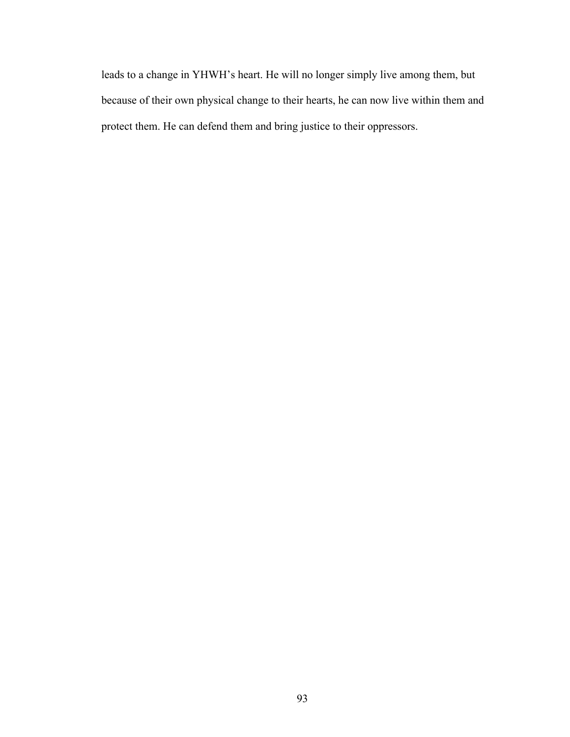leads to a change in YHWH’s heart. He will no longer simply live among them, but because of their own physical change to their hearts, he can now live within them and protect them. He can defend them and bring justice to their oppressors.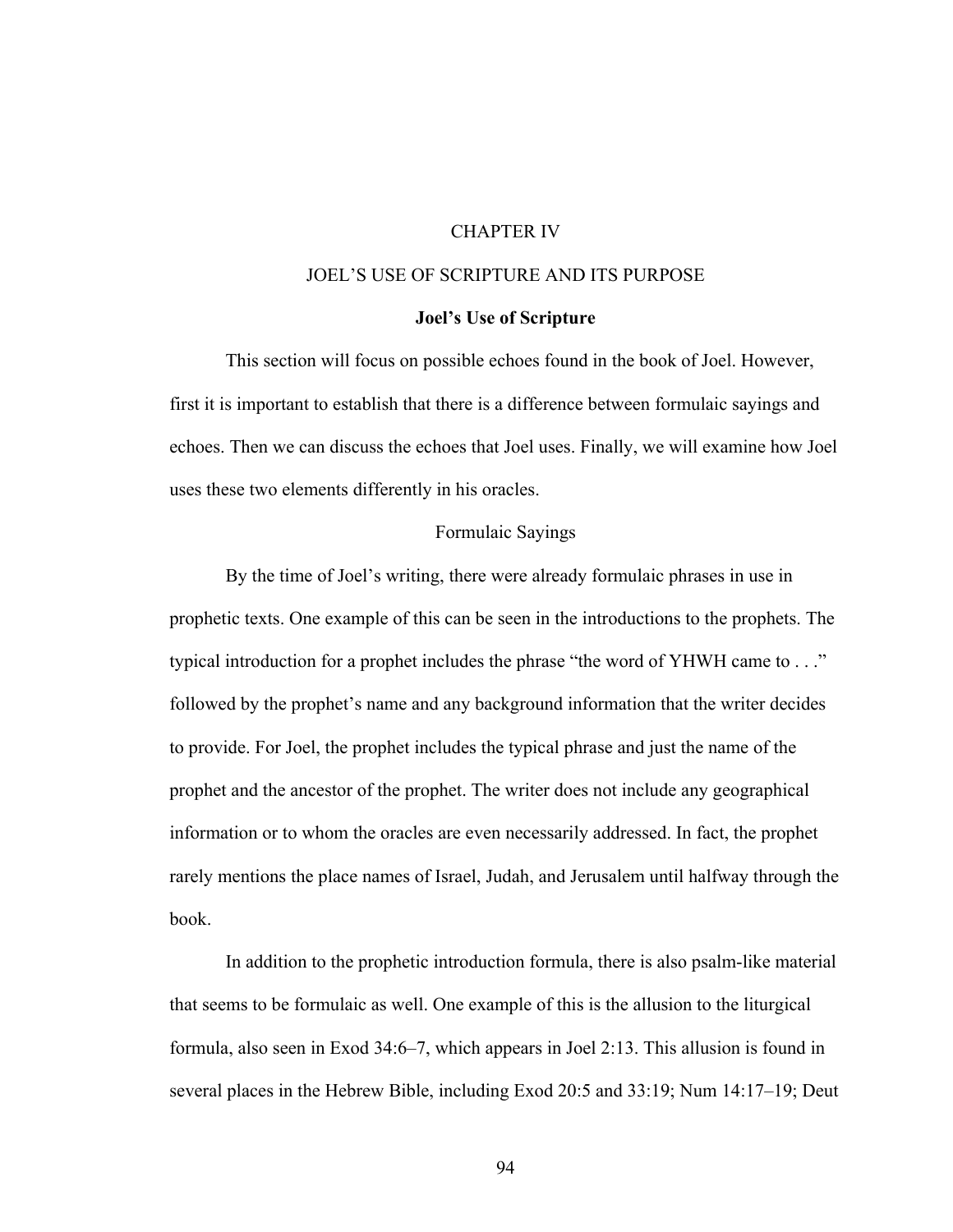# CHAPTER IV

# JOEL'S USE OF SCRIPTURE AND ITS PURPOSE

## Joel's Use of Scripture

This section will focus on possible echoes found in the book of Joel. However, first it is important to establish that there is a difference between formulaic sayings and echoes. Then we can discuss the echoes that Joel uses. Finally, we will examine how Joel uses these two elements differently in his oracles.

### Formulaic Sayings

By the time of Joel's writing, there were already formulaic phrases in use in prophetic texts. One example of this can be seen in the introductions to the prophets. The typical introduction for a prophet includes the phrase "the word of YHWH came to . . ." followed by the prophet's name and any background information that the writer decides to provide. For Joel, the prophet includes the typical phrase and just the name of the prophet and the ancestor of the prophet. The writer does not include any geographical information or to whom the oracles are even necessarily addressed. In fact, the prophet rarely mentions the place names of Israel, Judah, and Jerusalem until halfway through the book.

In addition to the prophetic introduction formula, there is also psalm-like material that seems to be formulaic as well. One example of this is the allusion to the liturgical formula, also seen in Exod 34:6–7, which appears in Joel 2:13. This allusion is found in several places in the Hebrew Bible, including Exod 20:5 and 33:19; Num 14:17–19; Deut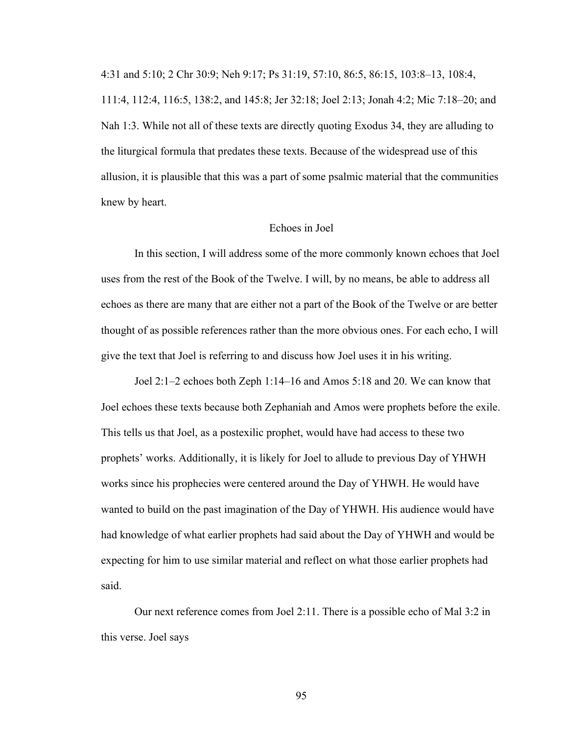4:31 and 5:10; 2 Chr 30:9; Neh 9:17; Ps 31:19, 57:10, 86:5, 86:15, 103:8–13, 108:4, 111:4, 112:4, 116:5, 138:2, and 145:8; Jer 32:18; Joel 2:13; Jonah 4:2; Mic 7:18–20; and Nah 1:3. While not all of these texts are directly quoting Exodus 34, they are alluding to the liturgical formula that predates these texts. Because of the widespread use of this allusion, it is plausible that this was a part of some psalmic material that the communities knew by heart.

## Echoes in Joel

In this section, I will address some of the more commonly known echoes that Joel uses from the rest of the Book of the Twelve. I will, by no means, be able to address all echoes as there are many that are either not a part of the Book of the Twelve or are better thought of as possible references rather than the more obvious ones. For each echo, I will give the text that Joel is referring to and discuss how Joel uses it in his writing.

Joel 2:1–2 echoes both Zeph 1:14–16 and Amos 5:18 and 20. We can know that Joel echoes these texts because both Zephaniah and Amos were prophets before the exile. This tells us that Joel, as a postexilic prophet, would have had access to these two prophets' works. Additionally, it is likely for Joel to allude to previous Day of YHWH works since his prophecies were centered around the Day of YHWH. He would have wanted to build on the past imagination of the Day of YHWH. His audience would have had knowledge of what earlier prophets had said about the Day of YHWH and would be expecting for him to use similar material and reflect on what those earlier prophets had said.

Our next reference comes from Joel 2:11. There is a possible echo of Mal 3:2 in this verse. Joel says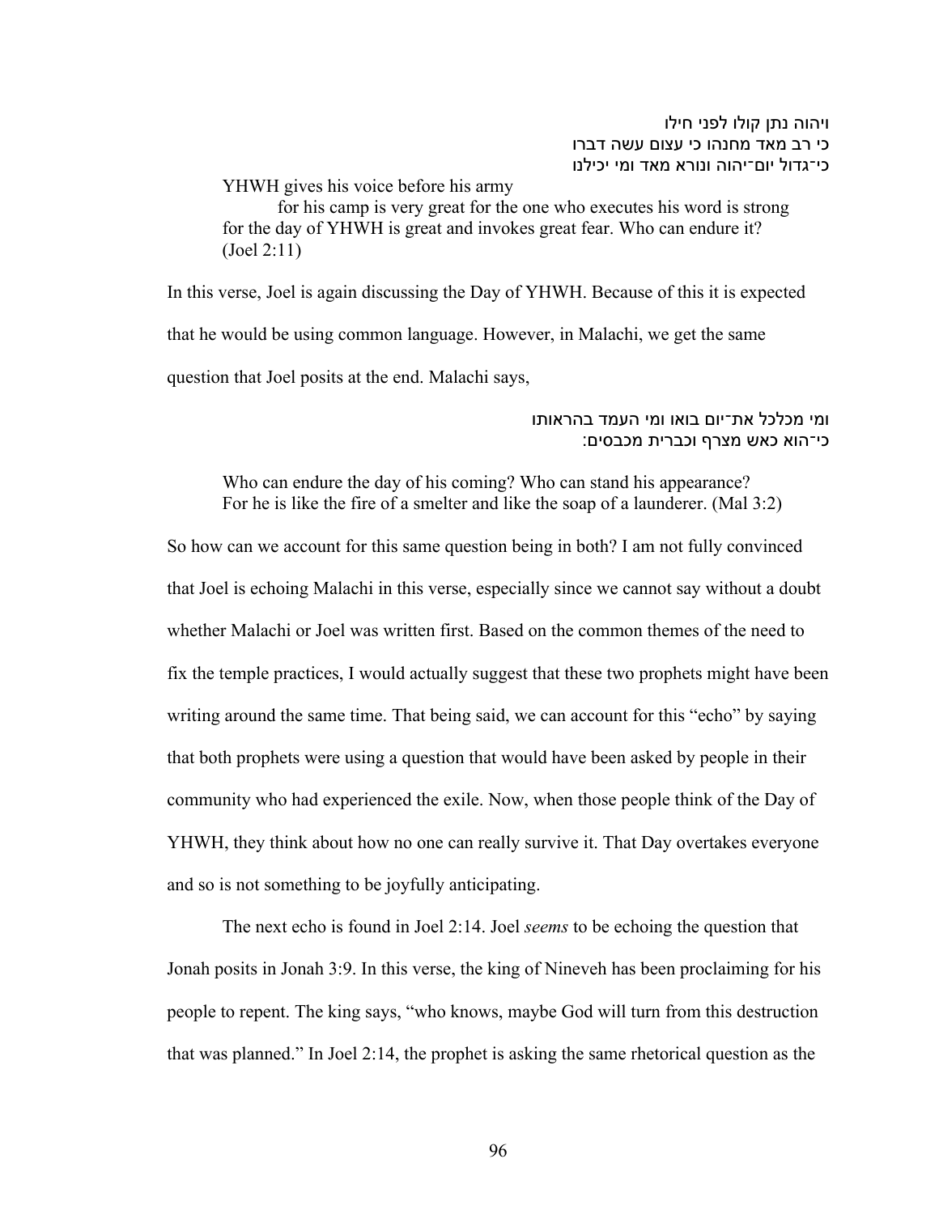ויהוה נתן קולו לפני חילו
כי רב מאד מחנהו כי עצום עשה דברו
כי־גדול יום־יהוה ונורא מאד ומי יכילנו

> YHWH gives his voice before his army
> for his camp is very great for the one who executes his word is strong
> for the day of YHWH is great and invokes great fear. Who can endure it? (Joel 2:11)

In this verse, Joel is again discussing the Day of YHWH. Because of this it is expected that he would be using common language. However, in Malachi, we get the same question that Joel posits at the end. Malachi says,

ומי מכלכל את־יום בואו ומי העמד בהראותו
כי־הוא כאש מצרף וכברית מכבסים:

> Who can endure the day of his coming? Who can stand his appearance?
> For he is like the fire of a smelter and like the soap of a launderer. (Mal 3:2)

So how can we account for this same question being in both? I am not fully convinced that Joel is echoing Malachi in this verse, especially since we cannot say without a doubt whether Malachi or Joel was written first. Based on the common themes of the need to fix the temple practices, I would actually suggest that these two prophets might have been writing around the same time. That being said, we can account for this "echo" by saying that both prophets were using a question that would have been asked by people in their community who had experienced the exile. Now, when those people think of the Day of YHWH, they think about how no one can really survive it. That Day overtakes everyone and so is not something to be joyfully anticipating.

The next echo is found in Joel 2:14. Joel *seems* to be echoing the question that Jonah posits in Jonah 3:9. In this verse, the king of Nineveh has been proclaiming for his people to repent. The king says, "who knows, maybe God will turn from this destruction that was planned." In Joel 2:14, the prophet is asking the same rhetorical question as the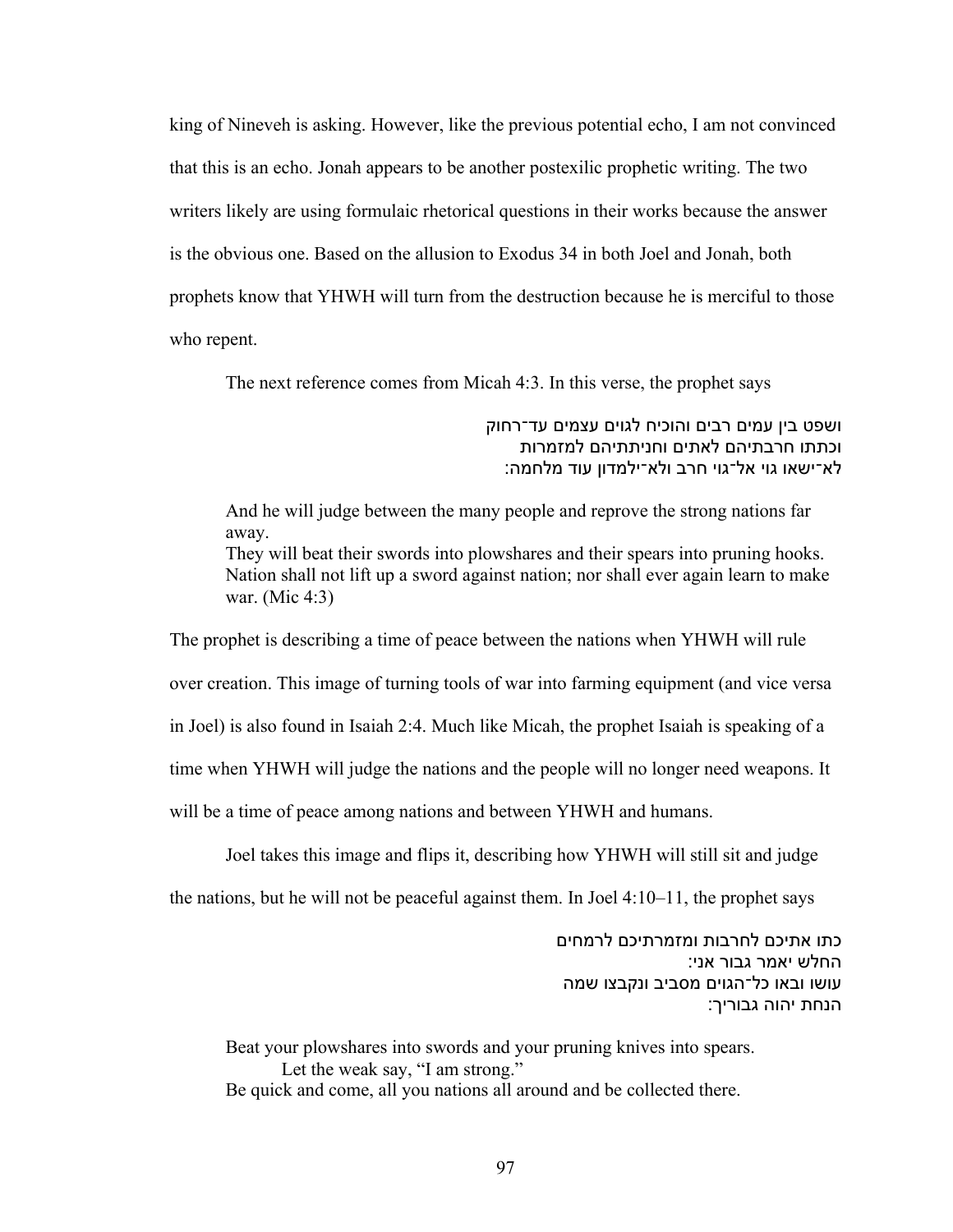king of Nineveh is asking. However, like the previous potential echo, I am not convinced that this is an echo. Jonah appears to be another postexilic prophetic writing. The two writers likely are using formulaic rhetorical questions in their works because the answer is the obvious one. Based on the allusion to Exodus 34 in both Joel and Jonah, both prophets know that YHWH will turn from the destruction because he is merciful to those who repent.

The next reference comes from Micah 4:3. In this verse, the prophet says

> ושפט בין עמים רבים והוכיח לגוים עצמים עד־רחוק
> וכתתו חרבתיהם לאתים וחניתתיהם למזמרות
> לא־ישאו גוי אל־גוי חרב ולא־ילמדון עוד מלחמה:

> And he will judge between the many people and reprove the strong nations far away.
> They will beat their swords into plowshares and their spears into pruning hooks.
> Nation shall not lift up a sword against nation; nor shall ever again learn to make war. (Mic 4:3)

The prophet is describing a time of peace between the nations when YHWH will rule over creation. This image of turning tools of war into farming equipment (and vice versa in Joel) is also found in Isaiah 2:4. Much like Micah, the prophet Isaiah is speaking of a time when YHWH will judge the nations and the people will no longer need weapons. It will be a time of peace among nations and between YHWH and humans.

Joel takes this image and flips it, describing how YHWH will still sit and judge the nations, but he will not be peaceful against them. In Joel 4:10–11, the prophet says

> כתו אתיכם לחרבות ומזמרתיכם לרמחים
> החלש יאמר גבור אני:
> עושו ובאו כל־הגוים מסביב ונקבצו שמה
> הנחת יהוה גבוריך:

> Beat your plowshares into swords and your pruning knives into spears.
> Let the weak say, "I am strong."
> Be quick and come, all you nations all around and be collected there.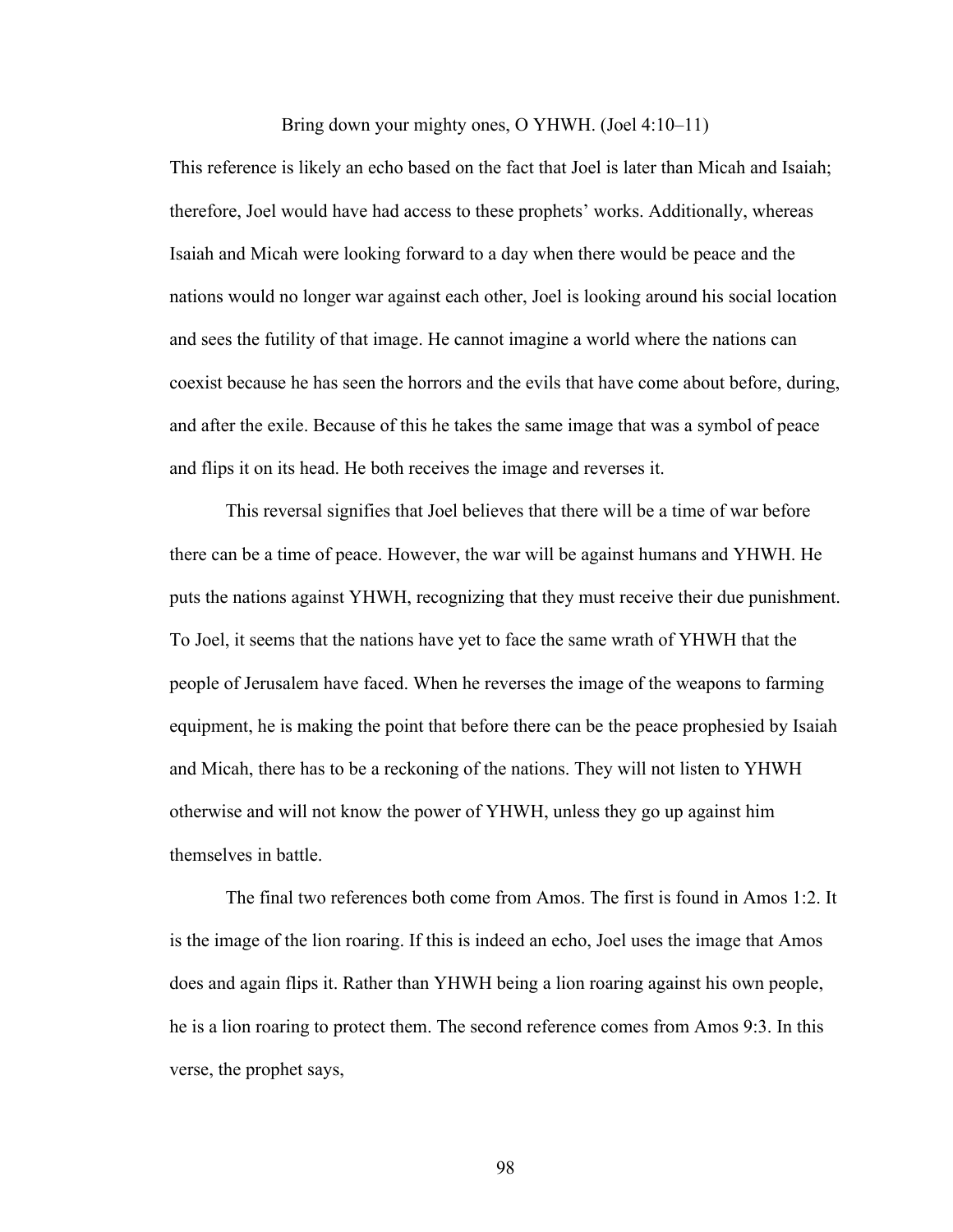Bring down your mighty ones, O YHWH. (Joel 4:10–11)

This reference is likely an echo based on the fact that Joel is later than Micah and Isaiah; therefore, Joel would have had access to these prophets' works. Additionally, whereas Isaiah and Micah were looking forward to a day when there would be peace and the nations would no longer war against each other, Joel is looking around his social location and sees the futility of that image. He cannot imagine a world where the nations can coexist because he has seen the horrors and the evils that have come about before, during, and after the exile. Because of this he takes the same image that was a symbol of peace and flips it on its head. He both receives the image and reverses it.

This reversal signifies that Joel believes that there will be a time of war before there can be a time of peace. However, the war will be against humans and YHWH. He puts the nations against YHWH, recognizing that they must receive their due punishment. To Joel, it seems that the nations have yet to face the same wrath of YHWH that the people of Jerusalem have faced. When he reverses the image of the weapons to farming equipment, he is making the point that before there can be the peace prophesied by Isaiah and Micah, there has to be a reckoning of the nations. They will not listen to YHWH otherwise and will not know the power of YHWH, unless they go up against him themselves in battle.

The final two references both come from Amos. The first is found in Amos 1:2. It is the image of the lion roaring. If this is indeed an echo, Joel uses the image that Amos does and again flips it. Rather than YHWH being a lion roaring against his own people, he is a lion roaring to protect them. The second reference comes from Amos 9:3. In this verse, the prophet says,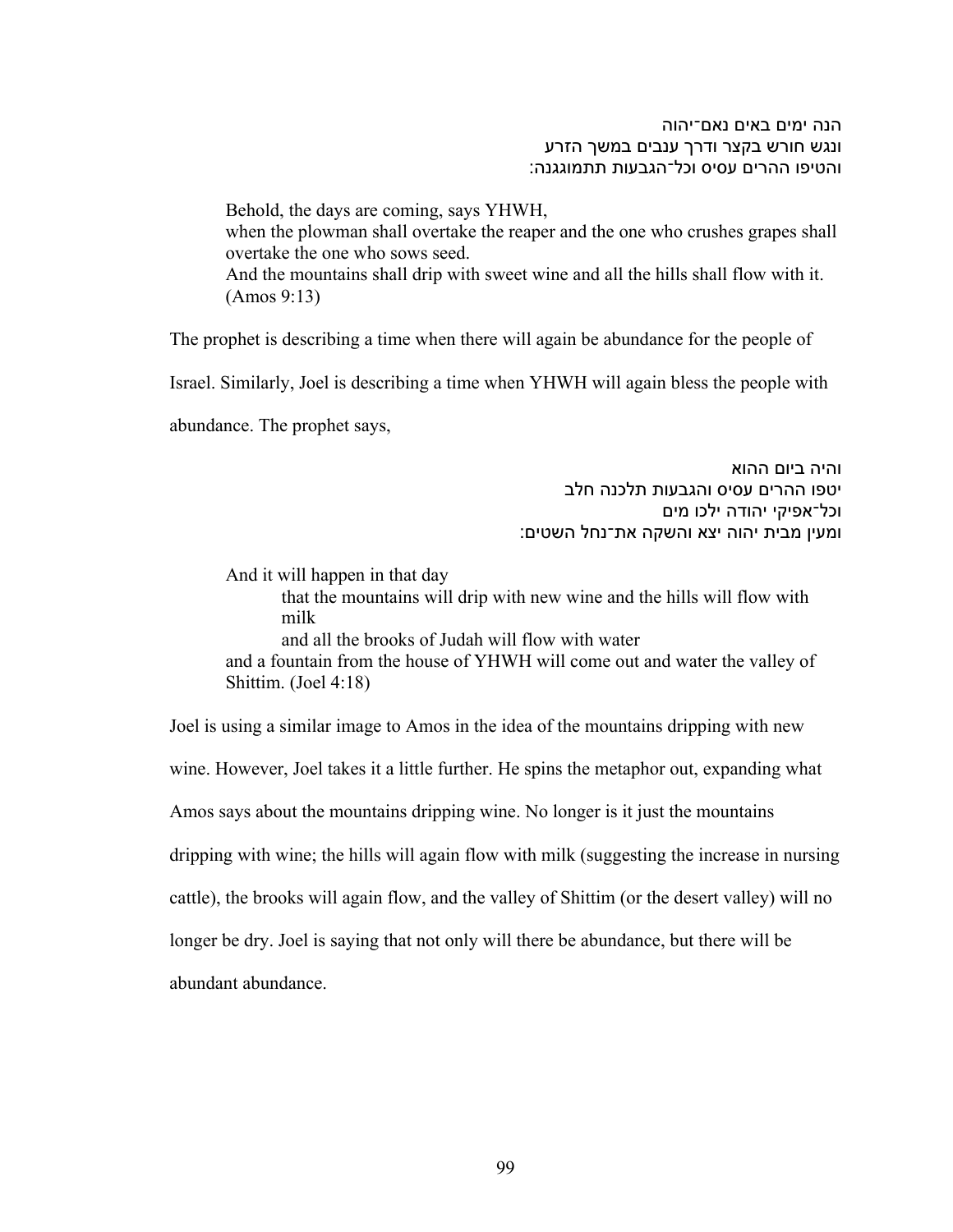הנה ימים באים נאם־יהוה
ונגש חורש בקצר ודרך ענבים במשך הזרע
והטיפו ההרים עסיס וכל־הגבעות תתמוגגנה:

> Behold, the days are coming, says YHWH,
> when the plowman shall overtake the reaper and the one who crushes grapes shall overtake the one who sows seed.
> And the mountains shall drip with sweet wine and all the hills shall flow with it. (Amos 9:13)

The prophet is describing a time when there will again be abundance for the people of Israel. Similarly, Joel is describing a time when YHWH will again bless the people with abundance. The prophet says,

והיה ביום ההוא
יטפו ההרים עסיס והגבעות תלכנה חלב
וכל־אפיקי יהודה ילכו מים
ומעין מבית יהוה יצא והשקה את־נחל השטים:

> And it will happen in that day
> that the mountains will drip with new wine and the hills will flow with milk
> and all the brooks of Judah will flow with water
> and a fountain from the house of YHWH will come out and water the valley of Shittim. (Joel 4:18)

Joel is using a similar image to Amos in the idea of the mountains dripping with new wine. However, Joel takes it a little further. He spins the metaphor out, expanding what Amos says about the mountains dripping wine. No longer is it just the mountains dripping with wine; the hills will again flow with milk (suggesting the increase in nursing cattle), the brooks will again flow, and the valley of Shittim (or the desert valley) will no longer be dry. Joel is saying that not only will there be abundance, but there will be abundant abundance.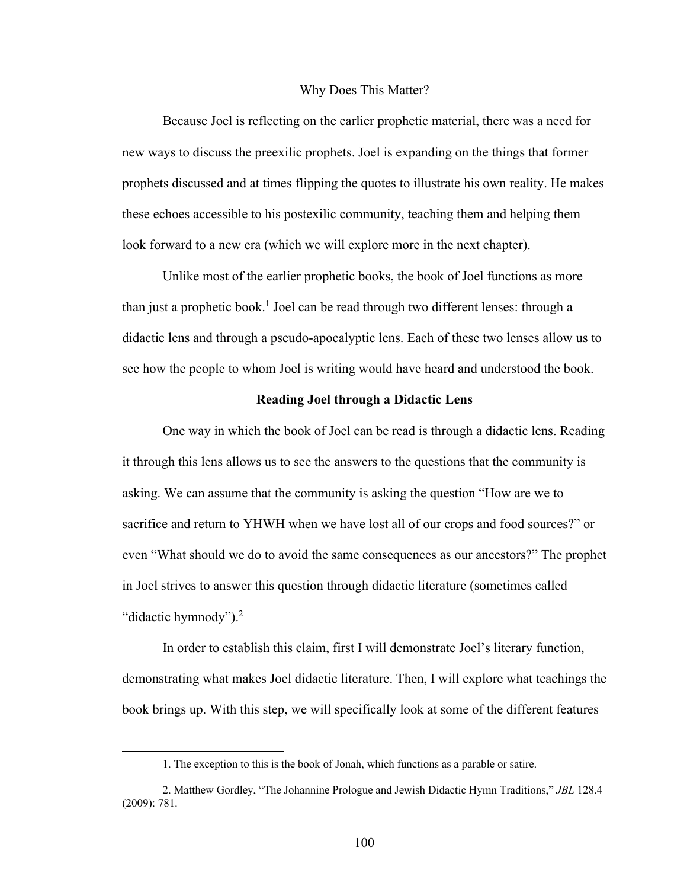## Why Does This Matter?

Because Joel is reflecting on the earlier prophetic material, there was a need for new ways to discuss the preexilic prophets. Joel is expanding on the things that former prophets discussed and at times flipping the quotes to illustrate his own reality. He makes these echoes accessible to his postexilic community, teaching them and helping them look forward to a new era (which we will explore more in the next chapter).

Unlike most of the earlier prophetic books, the book of Joel functions as more than just a prophetic book.[1] Joel can be read through two different lenses: through a didactic lens and through a pseudo-apocalyptic lens. Each of these two lenses allow us to see how the people to whom Joel is writing would have heard and understood the book.

### Reading Joel through a Didactic Lens

One way in which the book of Joel can be read is through a didactic lens. Reading it through this lens allows us to see the answers to the questions that the community is asking. We can assume that the community is asking the question "How are we to sacrifice and return to YHWH when we have lost all of our crops and food sources?" or even "What should we do to avoid the same consequences as our ancestors?" The prophet in Joel strives to answer this question through didactic literature (sometimes called "didactic hymnody").[2]

In order to establish this claim, first I will demonstrate Joel's literary function, demonstrating what makes Joel didactic literature. Then, I will explore what teachings the book brings up. With this step, we will specifically look at some of the different features

---

1. The exception to this is the book of Jonah, which functions as a parable or satire.

2. Matthew Gordley, "The Johannine Prologue and Jewish Didactic Hymn Traditions," *JBL* 128.4 (2009): 781.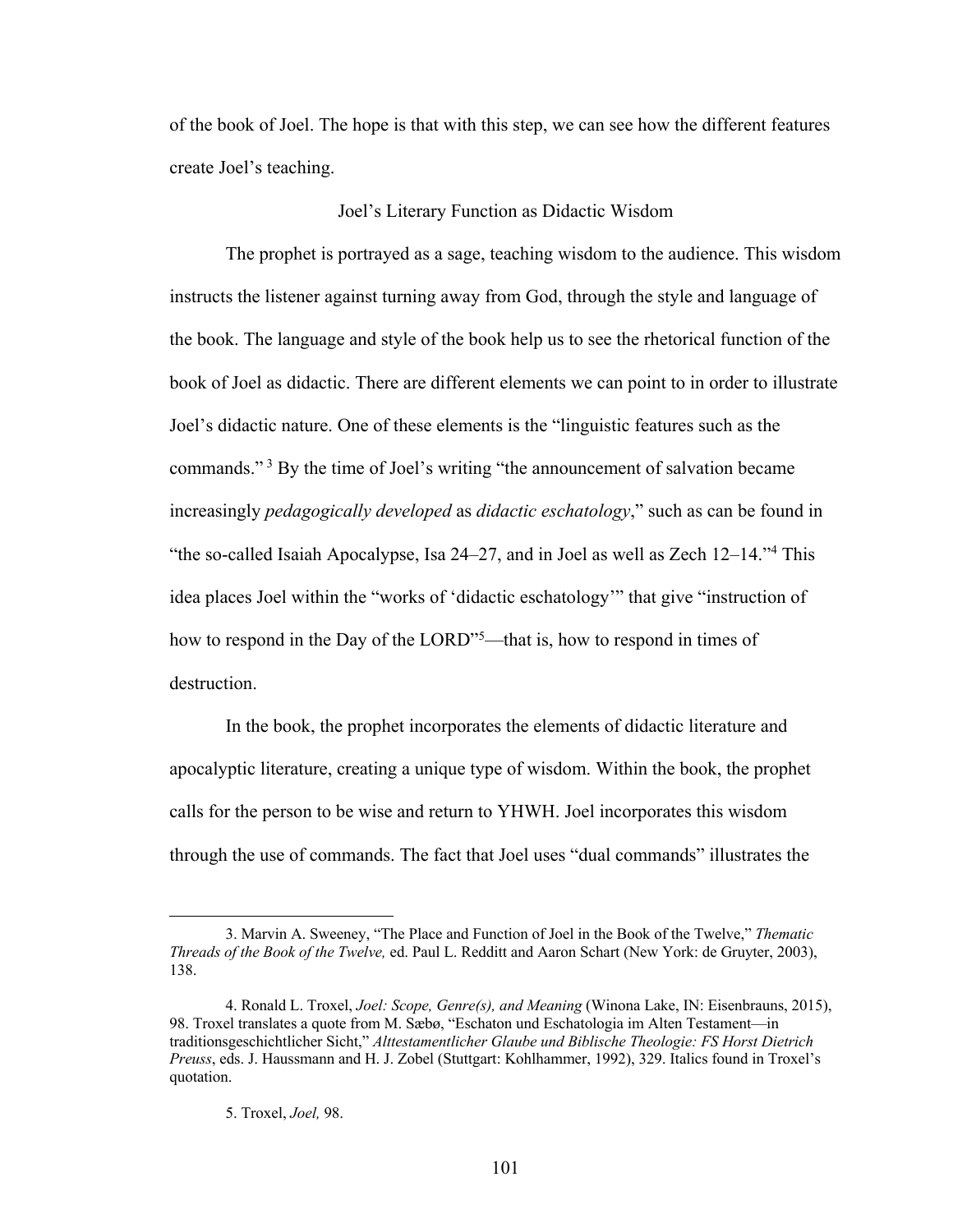of the book of Joel. The hope is that with this step, we can see how the different features create Joel's teaching.

## Joel's Literary Function as Didactic Wisdom

The prophet is portrayed as a sage, teaching wisdom to the audience. This wisdom instructs the listener against turning away from God, through the style and language of the book. The language and style of the book help us to see the rhetorical function of the book of Joel as didactic. There are different elements we can point to in order to illustrate Joel's didactic nature. One of these elements is the "linguistic features such as the commands." [3] By the time of Joel's writing "the announcement of salvation became increasingly *pedagogically developed* as *didactic eschatology*," such as can be found in "the so-called Isaiah Apocalypse, Isa 24–27, and in Joel as well as Zech 12–14."[4] This idea places Joel within the "works of 'didactic eschatology'" that give "instruction of how to respond in the Day of the LORD"[5]—that is, how to respond in times of destruction.

In the book, the prophet incorporates the elements of didactic literature and apocalyptic literature, creating a unique type of wisdom. Within the book, the prophet calls for the person to be wise and return to YHWH. Joel incorporates this wisdom through the use of commands. The fact that Joel uses "dual commands" illustrates the

---

3. Marvin A. Sweeney, "The Place and Function of Joel in the Book of the Twelve," *Thematic Threads of the Book of the Twelve,* ed. Paul L. Redditt and Aaron Schart (New York: de Gruyter, 2003), 138.

4. Ronald L. Troxel, *Joel: Scope, Genre(s), and Meaning* (Winona Lake, IN: Eisenbrauns, 2015), 98. Troxel translates a quote from M. Sæbø, "Eschaton und Eschatologia im Alten Testament—in traditionsgeschichtlicher Sicht," *Alttestamentlicher Glaube und Biblische Theologie: FS Horst Dietrich Preuss*, eds. J. Haussmann and H. J. Zobel (Stuttgart: Kohlhammer, 1992), 329. Italics found in Troxel's quotation.

5. Troxel, *Joel,* 98.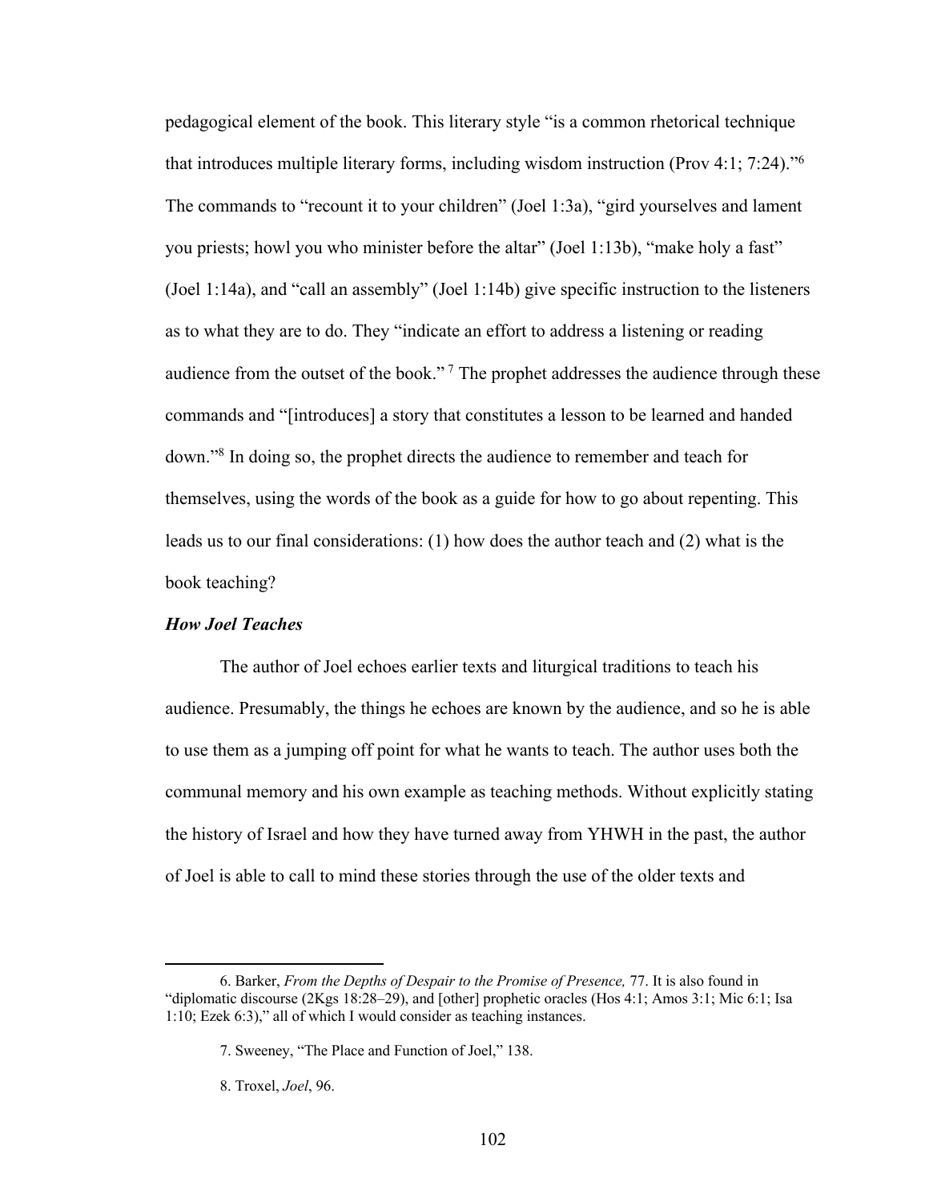pedagogical element of the book. This literary style "is a common rhetorical technique that introduces multiple literary forms, including wisdom instruction (Prov 4:1; 7:24)."[6] The commands to "recount it to your children" (Joel 1:3a), "gird yourselves and lament you priests; howl you who minister before the altar" (Joel 1:13b), "make holy a fast" (Joel 1:14a), and "call an assembly" (Joel 1:14b) give specific instruction to the listeners as to what they are to do. They "indicate an effort to address a listening or reading audience from the outset of the book."[7] The prophet addresses the audience through these commands and "[introduces] a story that constitutes a lesson to be learned and handed down."[8] In doing so, the prophet directs the audience to remember and teach for themselves, using the words of the book as a guide for how to go about repenting. This leads us to our final considerations: (1) how does the author teach and (2) what is the book teaching?

### *How Joel Teaches*

The author of Joel echoes earlier texts and liturgical traditions to teach his audience. Presumably, the things he echoes are known by the audience, and so he is able to use them as a jumping off point for what he wants to teach. The author uses both the communal memory and his own example as teaching methods. Without explicitly stating the history of Israel and how they have turned away from YHWH in the past, the author of Joel is able to call to mind these stories through the use of the older texts and

---

6. Barker, *From the Depths of Despair to the Promise of Presence,* 77. It is also found in "diplomatic discourse (2Kgs 18:28–29), and [other] prophetic oracles (Hos 4:1; Amos 3:1; Mic 6:1; Isa 1:10; Ezek 6:3)," all of which I would consider as teaching instances.

7. Sweeney, "The Place and Function of Joel," 138.

8. Troxel, *Joel*, 96.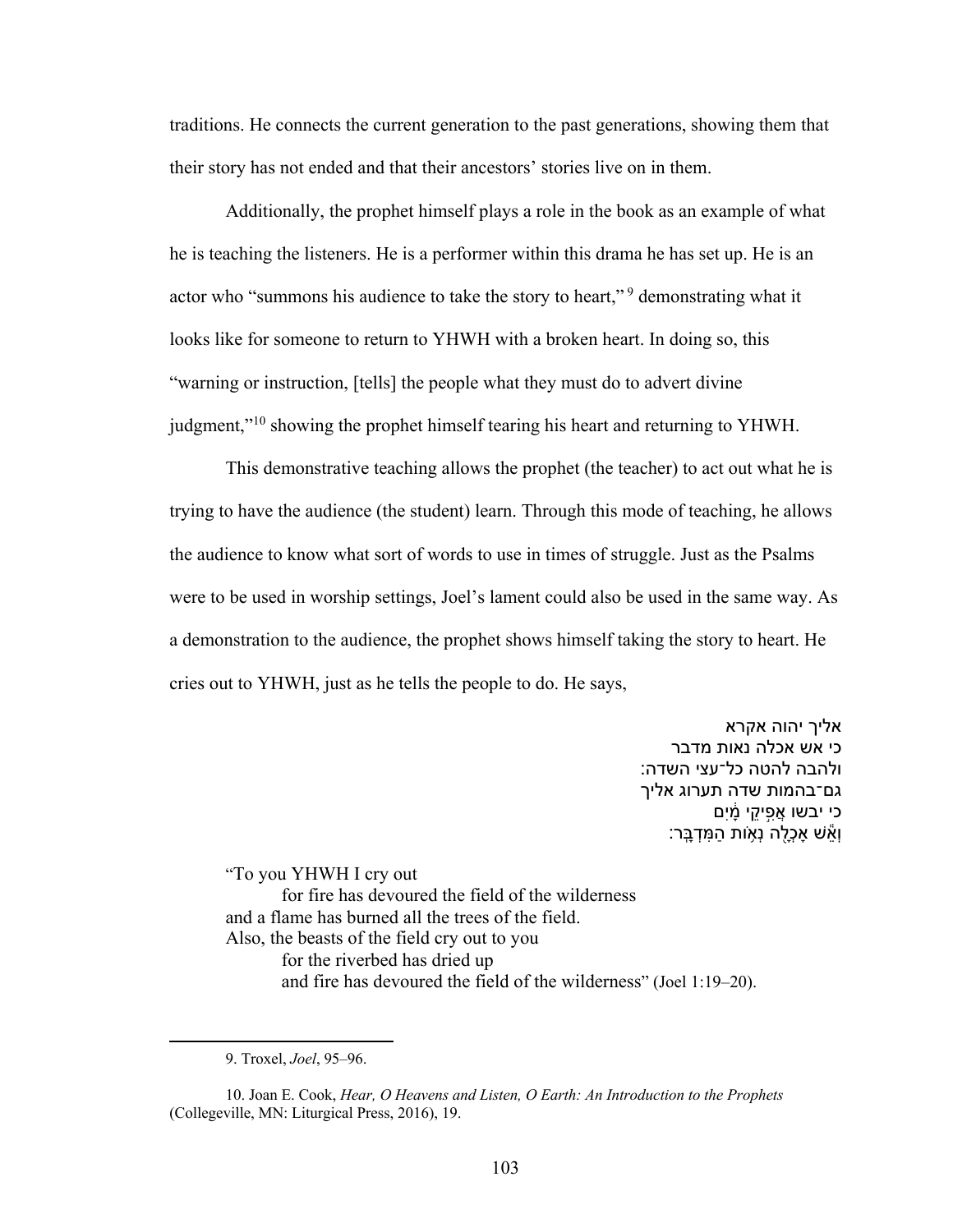traditions. He connects the current generation to the past generations, showing them that their story has not ended and that their ancestors' stories live on in them.

Additionally, the prophet himself plays a role in the book as an example of what he is teaching the listeners. He is a performer within this drama he has set up. He is an actor who "summons his audience to take the story to heart,"[9] demonstrating what it looks like for someone to return to YHWH with a broken heart. In doing so, this "warning or instruction, [tells] the people what they must do to advert divine judgment,"[10] showing the prophet himself tearing his heart and returning to YHWH.

This demonstrative teaching allows the prophet (the teacher) to act out what he is trying to have the audience (the student) learn. Through this mode of teaching, he allows the audience to know what sort of words to use in times of struggle. Just as the Psalms were to be used in worship settings, Joel's lament could also be used in the same way. As a demonstration to the audience, the prophet shows himself taking the story to heart. He cries out to YHWH, just as he tells the people to do. He says,

אליך יהוה אקרא
כי אש אכלה נאות מדבר
ולהבה להטה כל־עצי השדה:
גם־בהמות שדה תערוג אליך
כי יבשו אֲפִיקֵי מָ֑יִם
וְאֵ֕שׁ אָכְלָ֖ה נְא֥וֹת הַמִּדְבָּֽר׃

"To you YHWH I cry out
for fire has devoured the field of the wilderness
and a flame has burned all the trees of the field.
Also, the beasts of the field cry out to you
for the riverbed has dried up
and fire has devoured the field of the wilderness" (Joel 1:19–20).

---

9. Troxel, *Joel*, 95–96.

10. Joan E. Cook, *Hear, O Heavens and Listen, O Earth: An Introduction to the Prophets* (Collegeville, MN: Liturgical Press, 2016), 19.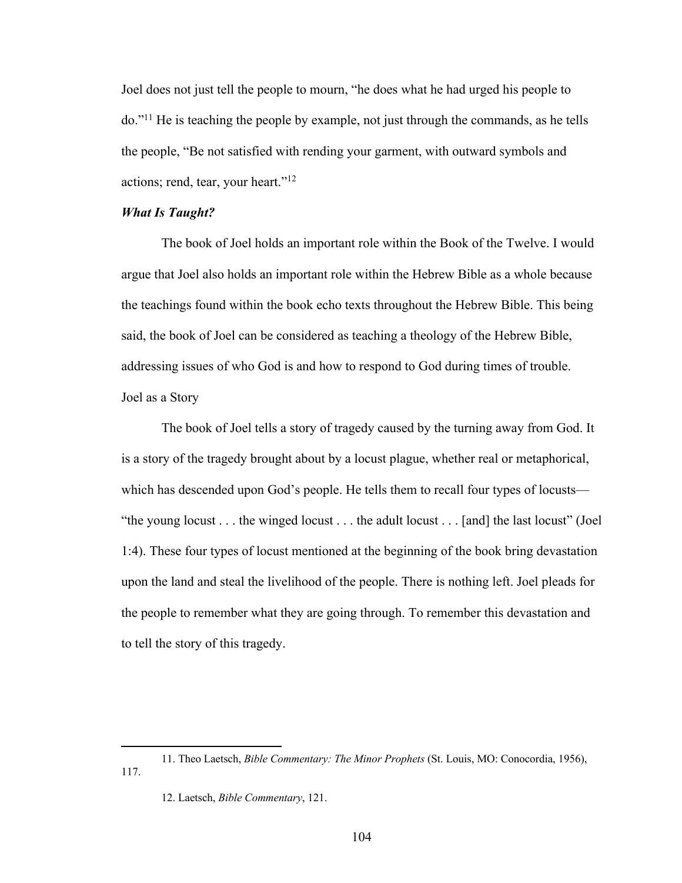Joel does not just tell the people to mourn, "he does what he had urged his people to do."[11] He is teaching the people by example, not just through the commands, as he tells the people, "Be not satisfied with rending your garment, with outward symbols and actions; rend, tear, your heart."[12]

### *What Is Taught?*

The book of Joel holds an important role within the Book of the Twelve. I would argue that Joel also holds an important role within the Hebrew Bible as a whole because the teachings found within the book echo texts throughout the Hebrew Bible. This being said, the book of Joel can be considered as teaching a theology of the Hebrew Bible, addressing issues of who God is and how to respond to God during times of trouble.

#### Joel as a Story

The book of Joel tells a story of tragedy caused by the turning away from God. It is a story of the tragedy brought about by a locust plague, whether real or metaphorical, which has descended upon God's people. He tells them to recall four types of locusts—"the young locust . . . the winged locust . . . the adult locust . . . [and] the last locust" (Joel 1:4). These four types of locust mentioned at the beginning of the book bring devastation upon the land and steal the livelihood of the people. There is nothing left. Joel pleads for the people to remember what they are going through. To remember this devastation and to tell the story of this tragedy.

---

11. Theo Laetsch, *Bible Commentary: The Minor Prophets* (St. Louis, MO: Conocordia, 1956), 117.

12. Laetsch, *Bible Commentary*, 121.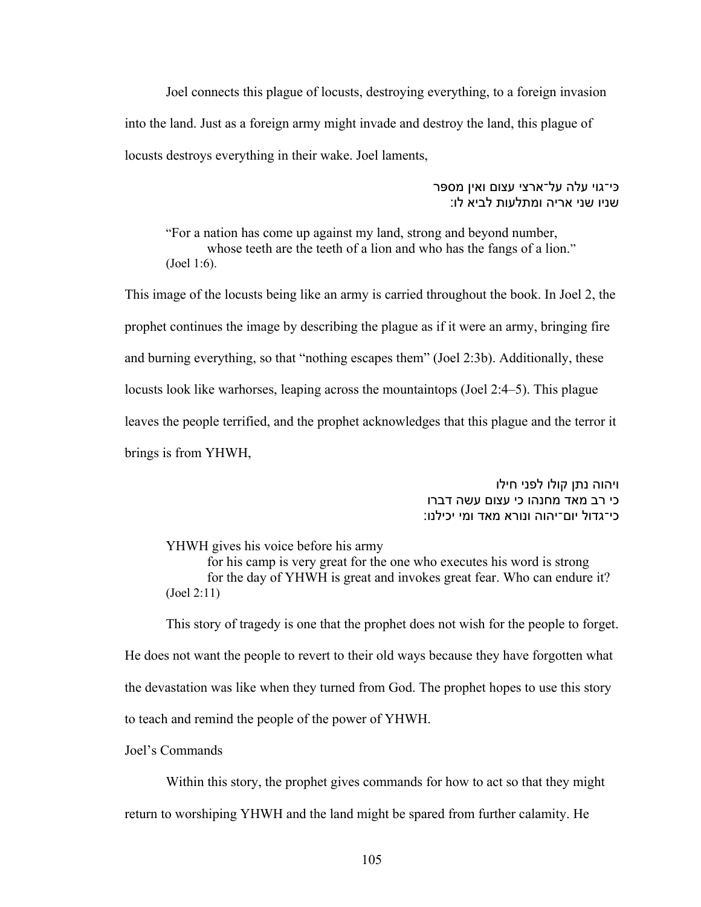Joel connects this plague of locusts, destroying everything, to a foreign invasion into the land. Just as a foreign army might invade and destroy the land, this plague of locusts destroys everything in their wake. Joel laments,

כי־גוי עלה על־ארצי עצום ואין מספר
שניו שני אריה ומתלעות לביא לו:

> "For a nation has come up against my land, strong and beyond number,
> whose teeth are the teeth of a lion and who has the fangs of a lion."
> (Joel 1:6).

This image of the locusts being like an army is carried throughout the book. In Joel 2, the prophet continues the image by describing the plague as if it were an army, bringing fire and burning everything, so that "nothing escapes them" (Joel 2:3b). Additionally, these locusts look like warhorses, leaping across the mountaintops (Joel 2:4–5). This plague leaves the people terrified, and the prophet acknowledges that this plague and the terror it brings is from YHWH,

ויהוה נתן קולו לפני חילו
כי רב מאד מחנהו כי עצום עשה דברו
כי־גדול יום־יהוה ונורא מאד ומי יכילנו:

> YHWH gives his voice before his army
> for his camp is very great for the one who executes his word is strong
> for the day of YHWH is great and invokes great fear. Who can endure it?
> (Joel 2:11)

This story of tragedy is one that the prophet does not wish for the people to forget. He does not want the people to revert to their old ways because they have forgotten what the devastation was like when they turned from God. The prophet hopes to use this story to teach and remind the people of the power of YHWH.

## Joel's Commands

Within this story, the prophet gives commands for how to act so that they might return to worshiping YHWH and the land might be spared from further calamity. He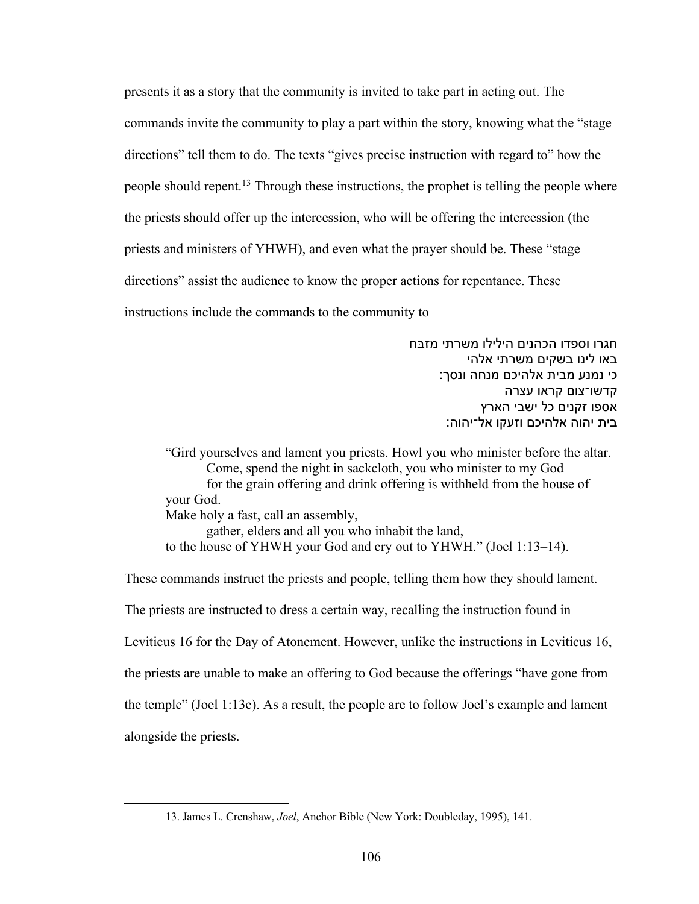presents it as a story that the community is invited to take part in acting out. The commands invite the community to play a part within the story, knowing what the "stage directions" tell them to do. The texts "gives precise instruction with regard to" how the people should repent.[13] Through these instructions, the prophet is telling the people where the priests should offer up the intercession, who will be offering the intercession (the priests and ministers of YHWH), and even what the prayer should be. These "stage directions" assist the audience to know the proper actions for repentance. These instructions include the commands to the community to

חגרו וספדו הכהנים הילילו משרתי מזבח
באו לינו בשקים משרתי אלהי
כי נמנע מבית אלהיכם מנחה ונסך׃
קדשו־צום קראו עצרה
אספו זקנים כל ישבי הארץ
בית יהוה אלהיכם וזעקו אל־יהוה׃

> "Gird yourselves and lament you priests. Howl you who minister before the altar.
> Come, spend the night in sackcloth, you who minister to my God
> for the grain offering and drink offering is withheld from the house of your God.
> Make holy a fast, call an assembly,
> gather, elders and all you who inhabit the land,
> to the house of YHWH your God and cry out to YHWH." (Joel 1:13–14).

These commands instruct the priests and people, telling them how they should lament. The priests are instructed to dress a certain way, recalling the instruction found in Leviticus 16 for the Day of Atonement. However, unlike the instructions in Leviticus 16, the priests are unable to make an offering to God because the offerings "have gone from the temple" (Joel 1:13e). As a result, the people are to follow Joel's example and lament alongside the priests.

---

13. James L. Crenshaw, *Joel*, Anchor Bible (New York: Doubleday, 1995), 141.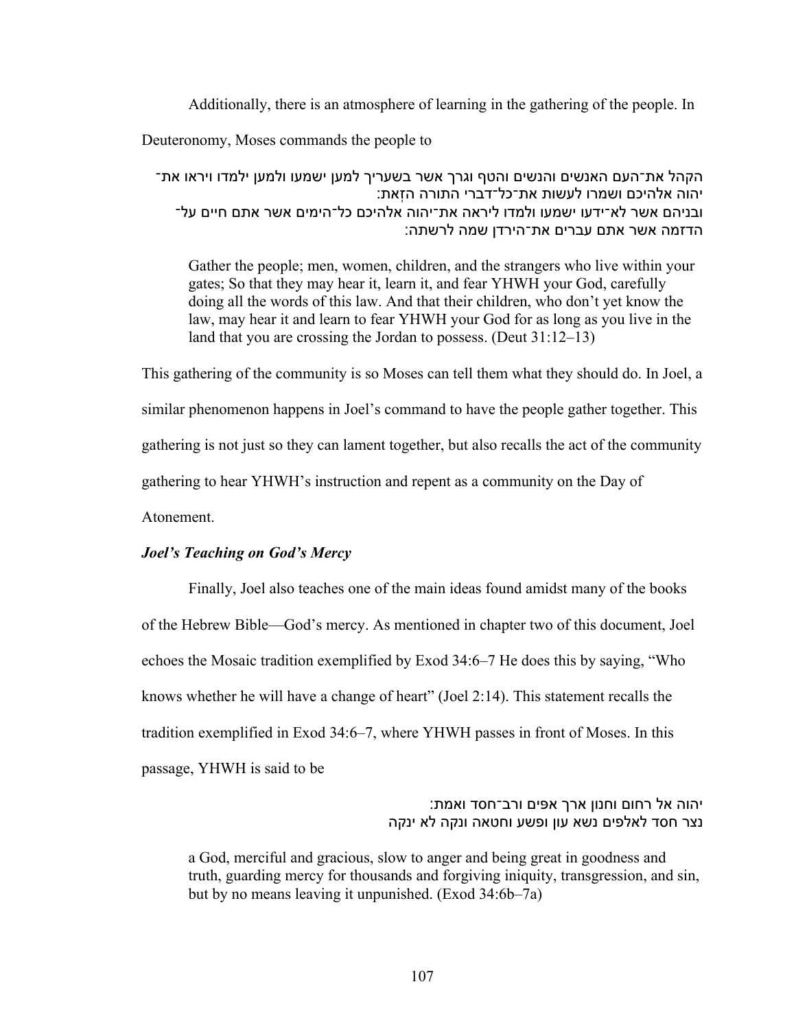Additionally, there is an atmosphere of learning in the gathering of the people. In Deuteronomy, Moses commands the people to

> הקהל את־העם האנשים והנשים והטף וגרך אשר בשעריך למען ישמעו ולמען ילמדו ויראו את־יהוה אלהיכם ושמרו לעשות את־כל־דברי התורה הזֹאת:
> ובניהם אשר לא־ידעו ישמעו ולמדו ליראה את־יהוה אלהיכם כל־הימים אשר אתם חיים על־הדזמה אשר אתם עברים את־הירדן שמה לרשתה:
>
> Gather the people; men, women, children, and the strangers who live within your gates; So that they may hear it, learn it, and fear YHWH your God, carefully doing all the words of this law. And that their children, who don't yet know the law, may hear it and learn to fear YHWH your God for as long as you live in the land that you are crossing the Jordan to possess. (Deut 31:12–13)

This gathering of the community is so Moses can tell them what they should do. In Joel, a similar phenomenon happens in Joel's command to have the people gather together. This gathering is not just so they can lament together, but also recalls the act of the community gathering to hear YHWH's instruction and repent as a community on the Day of Atonement.

### *Joel's Teaching on God's Mercy*

Finally, Joel also teaches one of the main ideas found amidst many of the books of the Hebrew Bible—God's mercy. As mentioned in chapter two of this document, Joel echoes the Mosaic tradition exemplified by Exod 34:6–7 He does this by saying, "Who knows whether he will have a change of heart" (Joel 2:14). This statement recalls the tradition exemplified in Exod 34:6–7, where YHWH passes in front of Moses. In this passage, YHWH is said to be

> יהוה אל רחום וחנון ארך אפים ורב־חסד ואמת:
> נצר חסד לאלפים נשא עון ופשע וחטאה ונקה לא ינקה
>
> a God, merciful and gracious, slow to anger and being great in goodness and truth, guarding mercy for thousands and forgiving iniquity, transgression, and sin, but by no means leaving it unpunished. (Exod 34:6b–7a)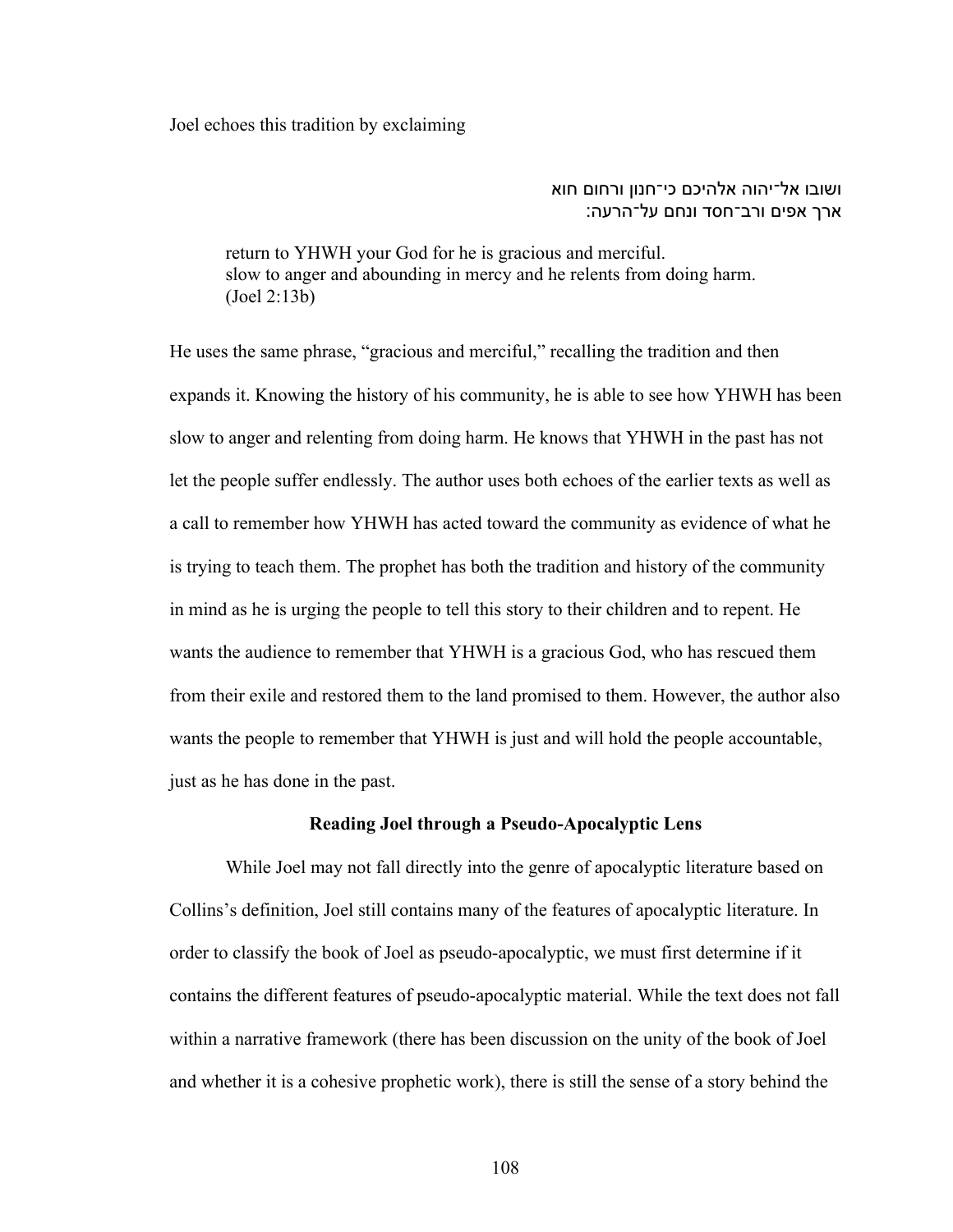Joel echoes this tradition by exclaiming

ושובו אל־יהוה אלהיכם כי־חנון ורחום חוא
ארך אפים ורב־חסד ונחם על־הרעה׃

> return to YHWH your God for he is gracious and merciful.
> slow to anger and abounding in mercy and he relents from doing harm.
> (Joel 2:13b)

He uses the same phrase, "gracious and merciful," recalling the tradition and then expands it. Knowing the history of his community, he is able to see how YHWH has been slow to anger and relenting from doing harm. He knows that YHWH in the past has not let the people suffer endlessly. The author uses both echoes of the earlier texts as well as a call to remember how YHWH has acted toward the community as evidence of what he is trying to teach them. The prophet has both the tradition and history of the community in mind as he is urging the people to tell this story to their children and to repent. He wants the audience to remember that YHWH is a gracious God, who has rescued them from their exile and restored them to the land promised to them. However, the author also wants the people to remember that YHWH is just and will hold the people accountable, just as he has done in the past.

## Reading Joel through a Pseudo-Apocalyptic Lens

While Joel may not fall directly into the genre of apocalyptic literature based on Collins's definition, Joel still contains many of the features of apocalyptic literature. In order to classify the book of Joel as pseudo-apocalyptic, we must first determine if it contains the different features of pseudo-apocalyptic material. While the text does not fall within a narrative framework (there has been discussion on the unity of the book of Joel and whether it is a cohesive prophetic work), there is still the sense of a story behind the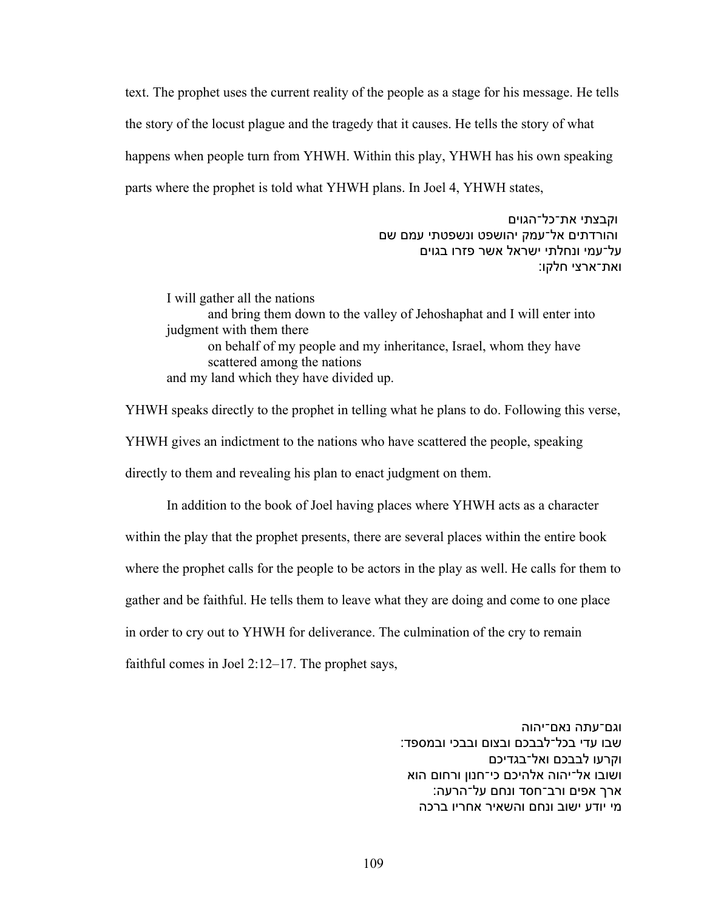text. The prophet uses the current reality of the people as a stage for his message. He tells the story of the locust plague and the tragedy that it causes. He tells the story of what happens when people turn from YHWH. Within this play, YHWH has his own speaking parts where the prophet is told what YHWH plans. In Joel 4, YHWH states,

וקבצתי את־כל־הגוים
והורדתים אל־עמק יהושפט ונשפטתי עמם שם
על־עמי ונחלתי ישראל אשר פזרו בגוים
ואת־ארצי חלקו:

> I will gather all the nations
> and bring them down to the valley of Jehoshaphat and I will enter into judgment with them there
> on behalf of my people and my inheritance, Israel, whom they have scattered among the nations
> and my land which they have divided up.

YHWH speaks directly to the prophet in telling what he plans to do. Following this verse, YHWH gives an indictment to the nations who have scattered the people, speaking directly to them and revealing his plan to enact judgment on them.

In addition to the book of Joel having places where YHWH acts as a character within the play that the prophet presents, there are several places within the entire book where the prophet calls for the people to be actors in the play as well. He calls for them to gather and be faithful. He tells them to leave what they are doing and come to one place in order to cry out to YHWH for deliverance. The culmination of the cry to remain faithful comes in Joel 2:12–17. The prophet says,

וגם־עתה נאם־יהוה
שבו עדי בכל־לבבכם ובצום ובבכי ובמספד:
וקרעו לבבכם ואל־בגדיכם
ושובו אל־יהוה אלהיכם כי־חנון ורחום הוא
ארך אפים ורב־חסד ונחם על־הרעה:
מי יודע ישוב ונחם והשאיר אחריו ברכה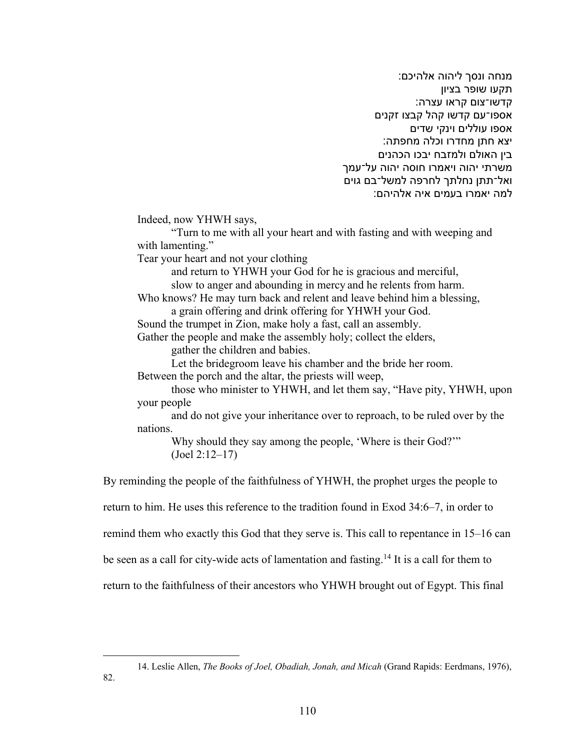מנחה ונסך ליהוה אלהיכם:
תקעו שופר בציון
קדשו־צום קראו עצרה:
אספו־עם קדשו קהל קבצו זקנים
אספו עוללים וינקי שדים
יצא חתן מחדרו וכלה מחפתה:
בין האולם ולמזבח יבכו הכהנים
משרתי יהוה ויאמרו חוסה יהוה על־עמך
ואל־תתן נחלתך לחרפה למשל־בם גוים
למה יאמרו בעמים איה אלהיהם:

Indeed, now YHWH says,

"Turn to me with all your heart and with fasting and with weeping and with lamenting."

Tear your heart and not your clothing

and return to YHWH your God for he is gracious and merciful,

slow to anger and abounding in mercy and he relents from harm.

Who knows? He may turn back and relent and leave behind him a blessing,

a grain offering and drink offering for YHWH your God.

Sound the trumpet in Zion, make holy a fast, call an assembly.

Gather the people and make the assembly holy; collect the elders,

gather the children and babies.

Let the bridegroom leave his chamber and the bride her room.

Between the porch and the altar, the priests will weep,

those who minister to YHWH, and let them say, "Have pity, YHWH, upon your people

and do not give your inheritance over to reproach, to be ruled over by the nations.

Why should they say among the people, 'Where is their God?'"

(Joel 2:12–17)

By reminding the people of the faithfulness of YHWH, the prophet urges the people to return to him. He uses this reference to the tradition found in Exod 34:6–7, in order to remind them who exactly this God that they serve is. This call to repentance in 15–16 can be seen as a call for city-wide acts of lamentation and fasting.[14] It is a call for them to return to the faithfulness of their ancestors who YHWH brought out of Egypt. This final

14. Leslie Allen, *The Books of Joel, Obadiah, Jonah, and Micah* (Grand Rapids: Eerdmans, 1976), 82.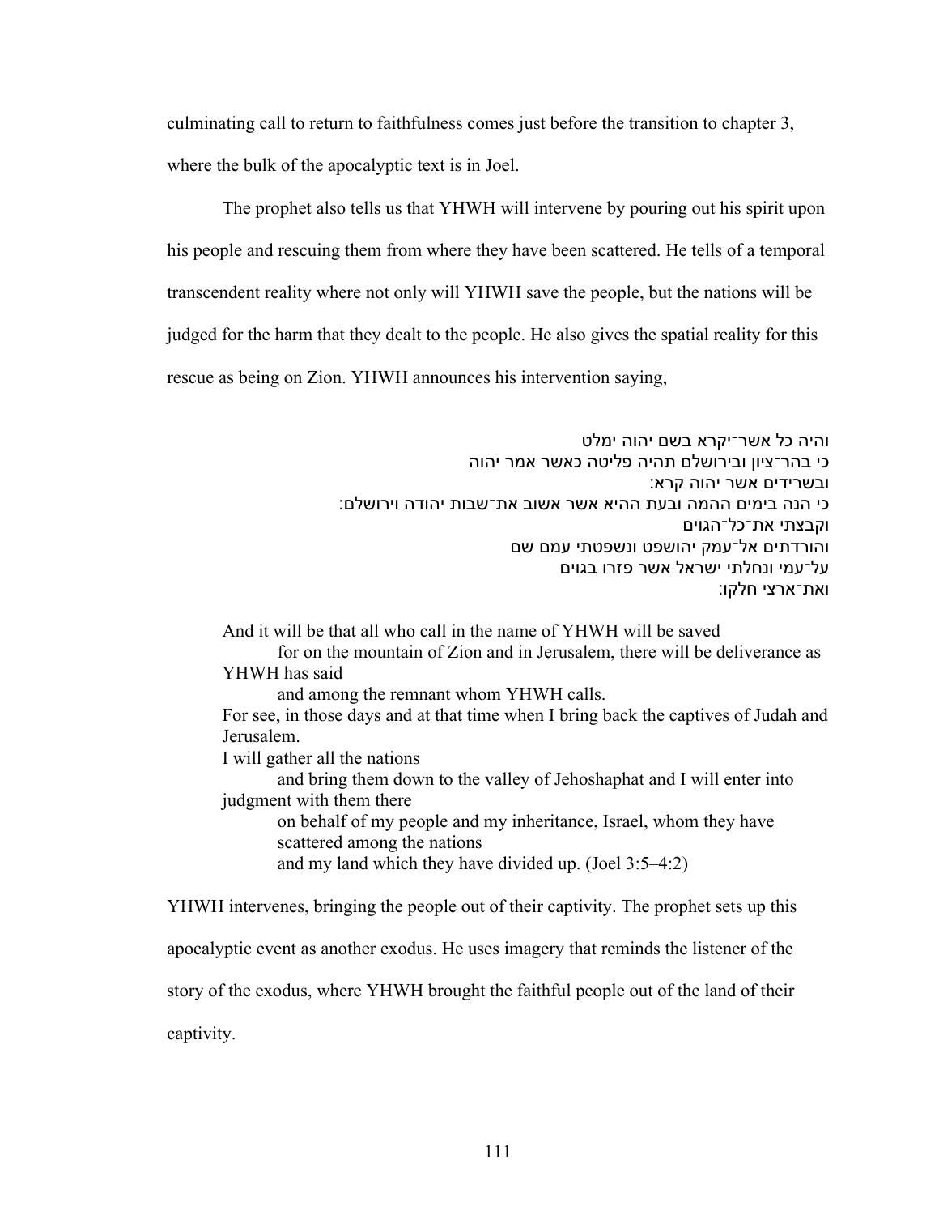culminating call to return to faithfulness comes just before the transition to chapter 3, where the bulk of the apocalyptic text is in Joel.

The prophet also tells us that YHWH will intervene by pouring out his spirit upon his people and rescuing them from where they have been scattered. He tells of a temporal transcendent reality where not only will YHWH save the people, but the nations will be judged for the harm that they dealt to the people. He also gives the spatial reality for this rescue as being on Zion. YHWH announces his intervention saying,

> והיה כל אשר־יקרא בשם יהוה ימלט
> כי בהר־ציון ובירושלם תהיה פליטה כאשר אמר יהוה
> ובשרידים אשר יהוה קרא:
> כי הנה בימים ההמה ובעת ההיא אשר אשוב את־שבות יהודה וירושלם:
> וקבצתי את־כל־הגוים
> והורדתים אל־עמק יהושפט ונשפטתי עמם שם
> על־עמי ונחלתי ישראל אשר פזרו בגוים
> ואת־ארצי חלקו:

> And it will be that all who call in the name of YHWH will be saved
> for on the mountain of Zion and in Jerusalem, there will be deliverance as YHWH has said
> and among the remnant whom YHWH calls.
> For see, in those days and at that time when I bring back the captives of Judah and Jerusalem.
> I will gather all the nations
> and bring them down to the valley of Jehoshaphat and I will enter into judgment with them there
> on behalf of my people and my inheritance, Israel, whom they have scattered among the nations
> and my land which they have divided up. (Joel 3:5–4:2)

YHWH intervenes, bringing the people out of their captivity. The prophet sets up this apocalyptic event as another exodus. He uses imagery that reminds the listener of the story of the exodus, where YHWH brought the faithful people out of the land of their captivity.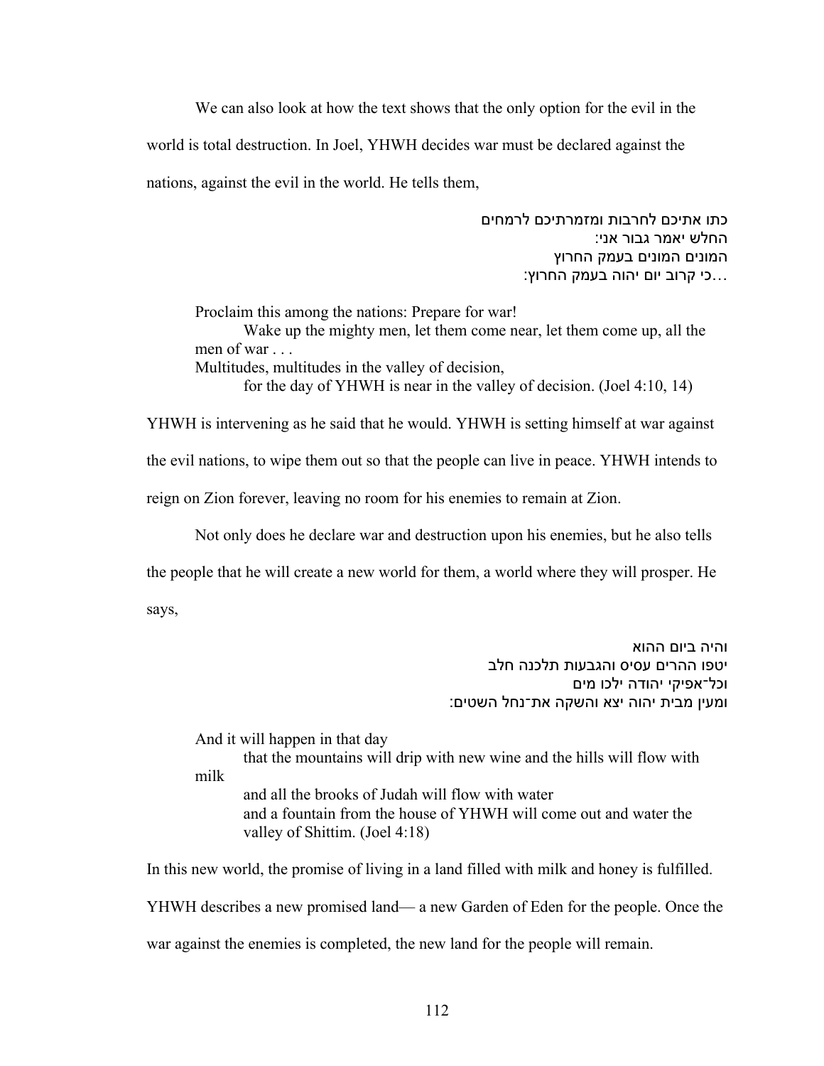We can also look at how the text shows that the only option for the evil in the world is total destruction. In Joel, YHWH decides war must be declared against the nations, against the evil in the world. He tells them,

> כתו אתיכם לחרבות ומזמרתיכם לרמחים
> החלש יאמר גבור אני:
> המונים המונים בעמק החרוץ
> …כי קרוב יום יהוה בעמק החרוץ:

> Proclaim this among the nations: Prepare for war!
> Wake up the mighty men, let them come near, let them come up, all the men of war . . .
> Multitudes, multitudes in the valley of decision,
> for the day of YHWH is near in the valley of decision. (Joel 4:10, 14)

YHWH is intervening as he said that he would. YHWH is setting himself at war against the evil nations, to wipe them out so that the people can live in peace. YHWH intends to reign on Zion forever, leaving no room for his enemies to remain at Zion.

Not only does he declare war and destruction upon his enemies, but he also tells the people that he will create a new world for them, a world where they will prosper. He says,

> והיה ביום ההוא
> יטפו ההרים עסיס והגבעות תלכנה חלב
> וכל־אפיקי יהודה ילכו מים
> ומעין מבית יהוה יצא והשקה את־נחל השטים:

> And it will happen in that day
> that the mountains will drip with new wine and the hills will flow with milk
> and all the brooks of Judah will flow with water
> and a fountain from the house of YHWH will come out and water the valley of Shittim. (Joel 4:18)

In this new world, the promise of living in a land filled with milk and honey is fulfilled. YHWH describes a new promised land— a new Garden of Eden for the people. Once the war against the enemies is completed, the new land for the people will remain.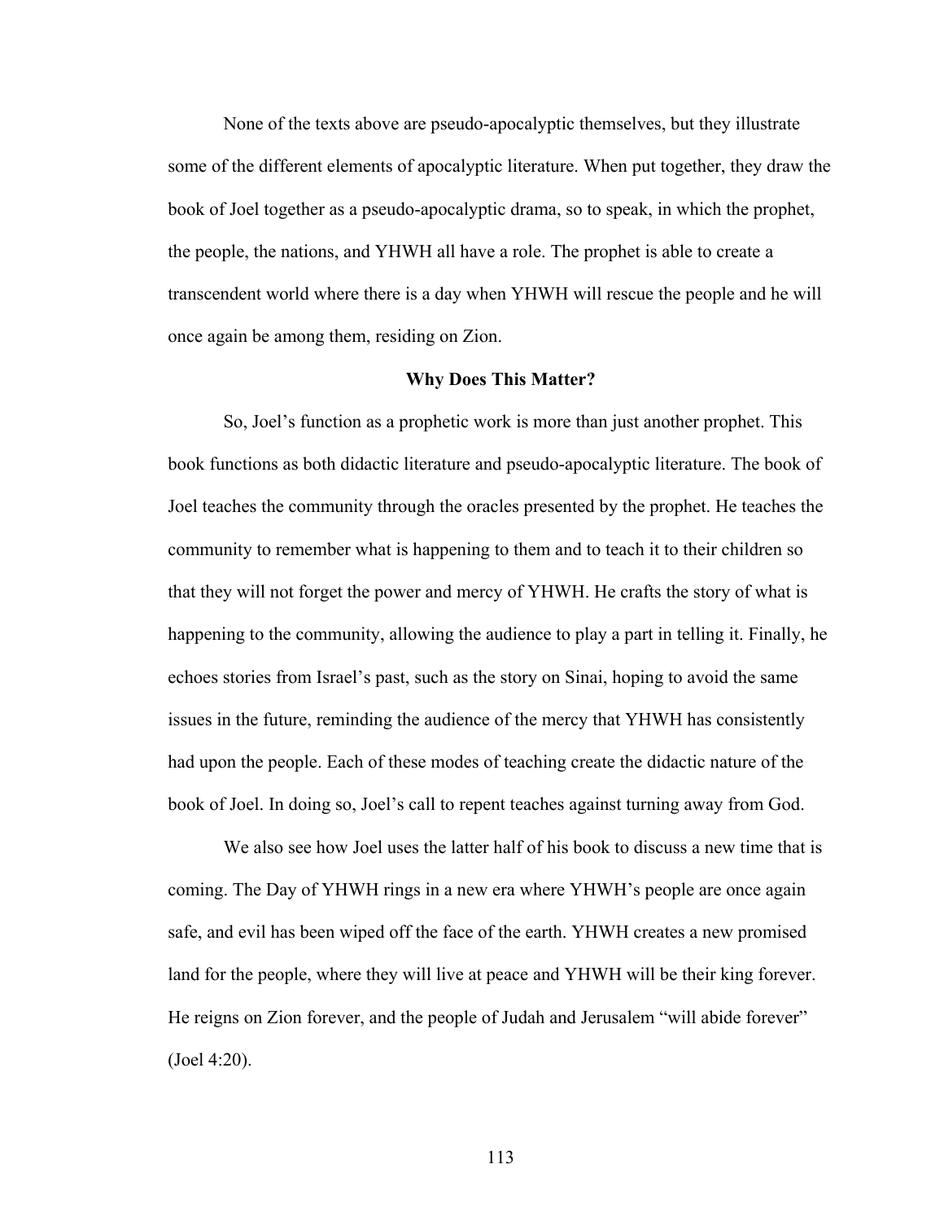None of the texts above are pseudo-apocalyptic themselves, but they illustrate some of the different elements of apocalyptic literature. When put together, they draw the book of Joel together as a pseudo-apocalyptic drama, so to speak, in which the prophet, the people, the nations, and YHWH all have a role. The prophet is able to create a transcendent world where there is a day when YHWH will rescue the people and he will once again be among them, residing on Zion.

## Why Does This Matter?

So, Joel's function as a prophetic work is more than just another prophet. This book functions as both didactic literature and pseudo-apocalyptic literature. The book of Joel teaches the community through the oracles presented by the prophet. He teaches the community to remember what is happening to them and to teach it to their children so that they will not forget the power and mercy of YHWH. He crafts the story of what is happening to the community, allowing the audience to play a part in telling it. Finally, he echoes stories from Israel's past, such as the story on Sinai, hoping to avoid the same issues in the future, reminding the audience of the mercy that YHWH has consistently had upon the people. Each of these modes of teaching create the didactic nature of the book of Joel. In doing so, Joel's call to repent teaches against turning away from God.

We also see how Joel uses the latter half of his book to discuss a new time that is coming. The Day of YHWH rings in a new era where YHWH's people are once again safe, and evil has been wiped off the face of the earth. YHWH creates a new promised land for the people, where they will live at peace and YHWH will be their king forever. He reigns on Zion forever, and the people of Judah and Jerusalem "will abide forever" (Joel 4:20).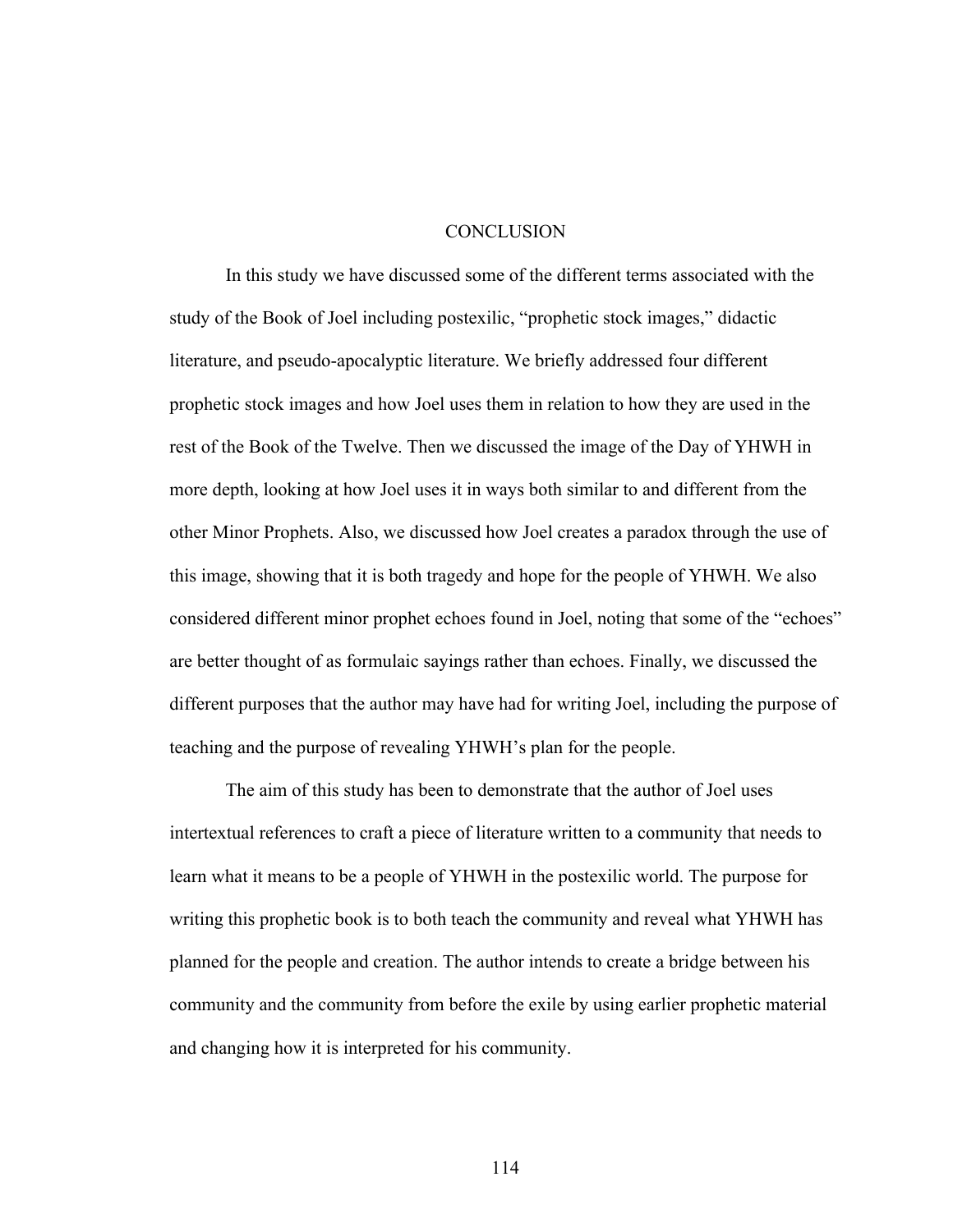# CONCLUSION

In this study we have discussed some of the different terms associated with the study of the Book of Joel including postexilic, "prophetic stock images," didactic literature, and pseudo-apocalyptic literature. We briefly addressed four different prophetic stock images and how Joel uses them in relation to how they are used in the rest of the Book of the Twelve. Then we discussed the image of the Day of YHWH in more depth, looking at how Joel uses it in ways both similar to and different from the other Minor Prophets. Also, we discussed how Joel creates a paradox through the use of this image, showing that it is both tragedy and hope for the people of YHWH. We also considered different minor prophet echoes found in Joel, noting that some of the "echoes" are better thought of as formulaic sayings rather than echoes. Finally, we discussed the different purposes that the author may have had for writing Joel, including the purpose of teaching and the purpose of revealing YHWH's plan for the people.

The aim of this study has been to demonstrate that the author of Joel uses intertextual references to craft a piece of literature written to a community that needs to learn what it means to be a people of YHWH in the postexilic world. The purpose for writing this prophetic book is to both teach the community and reveal what YHWH has planned for the people and creation. The author intends to create a bridge between his community and the community from before the exile by using earlier prophetic material and changing how it is interpreted for his community.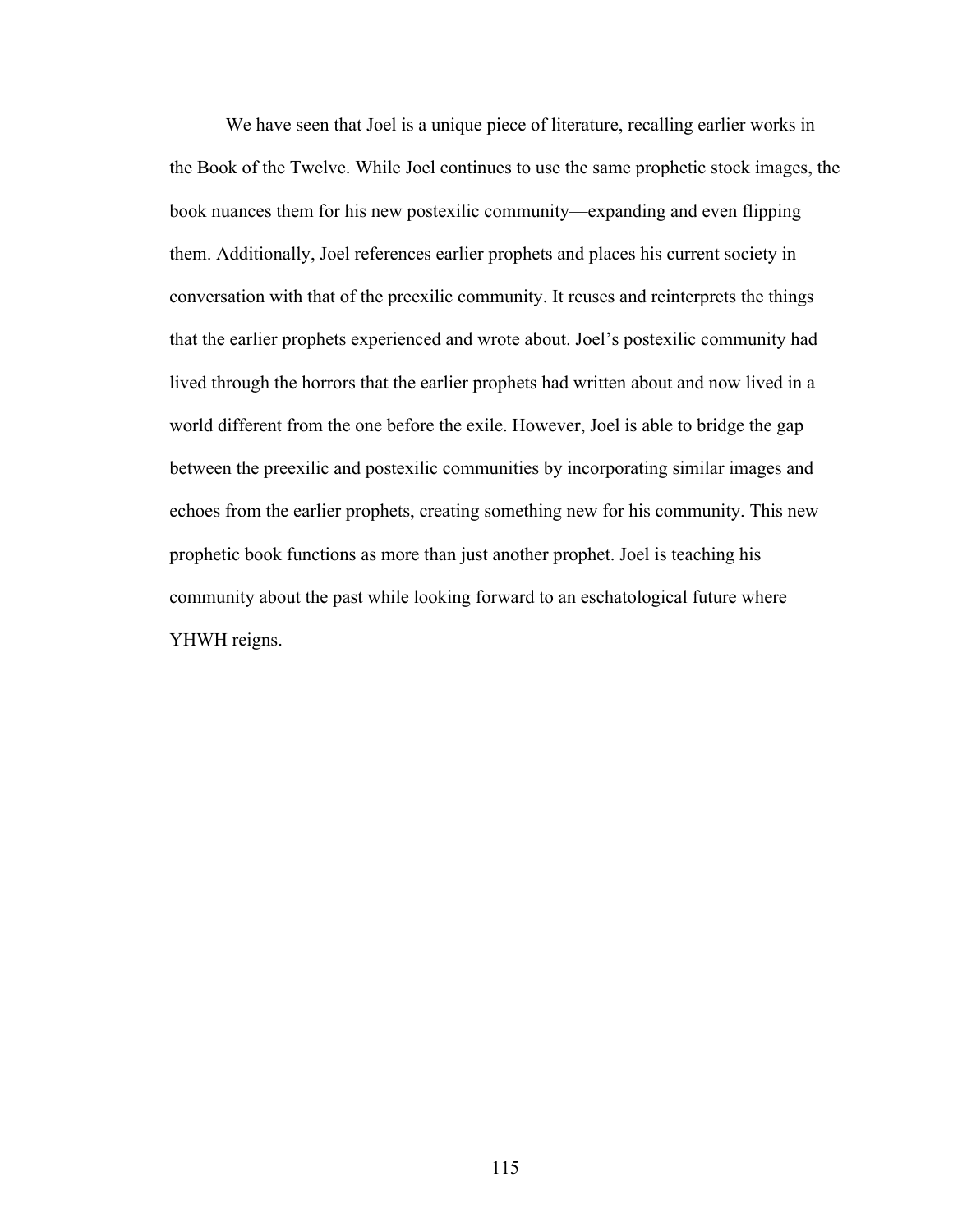We have seen that Joel is a unique piece of literature, recalling earlier works in the Book of the Twelve. While Joel continues to use the same prophetic stock images, the book nuances them for his new postexilic community—expanding and even flipping them. Additionally, Joel references earlier prophets and places his current society in conversation with that of the preexilic community. It reuses and reinterprets the things that the earlier prophets experienced and wrote about. Joel's postexilic community had lived through the horrors that the earlier prophets had written about and now lived in a world different from the one before the exile. However, Joel is able to bridge the gap between the preexilic and postexilic communities by incorporating similar images and echoes from the earlier prophets, creating something new for his community. This new prophetic book functions as more than just another prophet. Joel is teaching his community about the past while looking forward to an eschatological future where YHWH reigns.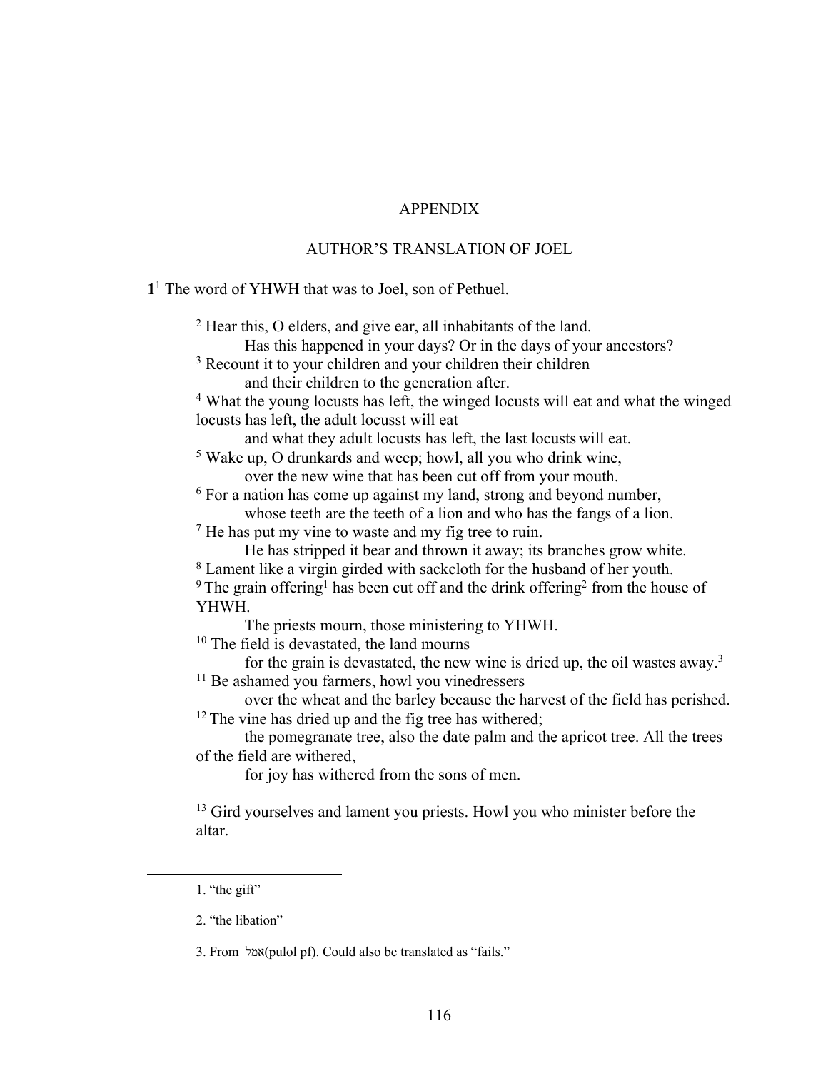# APPENDIX

## AUTHOR'S TRANSLATION OF JOEL

**1**[1] The word of YHWH that was to Joel, son of Pethuel.

[2] Hear this, O elders, and give ear, all inhabitants of the land.
Has this happened in your days? Or in the days of your ancestors?
[3] Recount it to your children and your children their children
and their children to the generation after.
[4] What the young locusts has left, the winged locusts will eat and what the winged locusts has left, the adult locusst will eat
and what they adult locusts has left, the last locusts will eat.
[5] Wake up, O drunkards and weep; howl, all you who drink wine,
over the new wine that has been cut off from your mouth.
[6] For a nation has come up against my land, strong and beyond number,
whose teeth are the teeth of a lion and who has the fangs of a lion.
[7] He has put my vine to waste and my fig tree to ruin.
He has stripped it bear and thrown it away; its branches grow white.
[8] Lament like a virgin girded with sackcloth for the husband of her youth.
[9] The grain offering[1] has been cut off and the drink offering[2] from the house of YHWH.
The priests mourn, those ministering to YHWH.
[10] The field is devastated, the land mourns
for the grain is devastated, the new wine is dried up, the oil wastes away.[3]
[11] Be ashamed you farmers, howl you vinedressers
over the wheat and the barley because the harvest of the field has perished.
[12] The vine has dried up and the fig tree has withered;
the pomegranate tree, also the date palm and the apricot tree. All the trees of the field are withered,
for joy has withered from the sons of men.

[13] Gird yourselves and lament you priests. Howl you who minister before the altar.

---

1. "the gift"

2. "the libation"

3. From אמל (pulol pf). Could also be translated as "fails."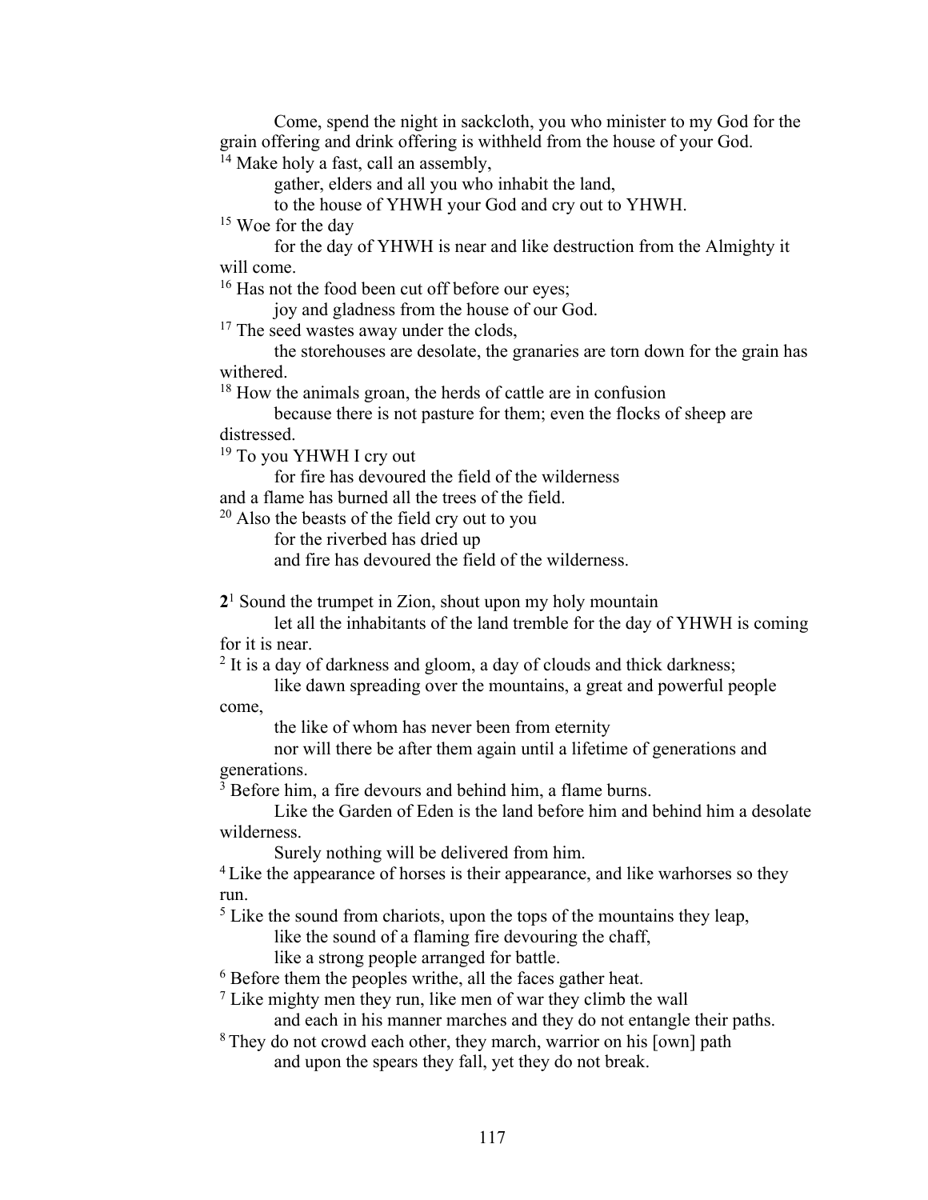Come, spend the night in sackcloth, you who minister to my God for the grain offering and drink offering is withheld from the house of your God.

[14] Make holy a fast, call an assembly,
gather, elders and all you who inhabit the land,
to the house of YHWH your God and cry out to YHWH.

[15] Woe for the day
for the day of YHWH is near and like destruction from the Almighty it will come.

[16] Has not the food been cut off before our eyes;
joy and gladness from the house of our God.

[17] The seed wastes away under the clods,
the storehouses are desolate, the granaries are torn down for the grain has withered.

[18] How the animals groan, the herds of cattle are in confusion
because there is not pasture for them; even the flocks of sheep are distressed.

[19] To you YHWH I cry out
for fire has devoured the field of the wilderness
and a flame has burned all the trees of the field.

[20] Also the beasts of the field cry out to you
for the riverbed has dried up
and fire has devoured the field of the wilderness.

**2**[1] Sound the trumpet in Zion, shout upon my holy mountain
let all the inhabitants of the land tremble for the day of YHWH is coming for it is near.

[2] It is a day of darkness and gloom, a day of clouds and thick darkness;
like dawn spreading over the mountains, a great and powerful people come,
the like of whom has never been from eternity
nor will there be after them again until a lifetime of generations and generations.

[3] Before him, a fire devours and behind him, a flame burns.
Like the Garden of Eden is the land before him and behind him a desolate wilderness.
Surely nothing will be delivered from him.

[4] Like the appearance of horses is their appearance, and like warhorses so they run.

[5] Like the sound from chariots, upon the tops of the mountains they leap,
like the sound of a flaming fire devouring the chaff,
like a strong people arranged for battle.

[6] Before them the peoples writhe, all the faces gather heat.

[7] Like mighty men they run, like men of war they climb the wall
and each in his manner marches and they do not entangle their paths.

[8] They do not crowd each other, they march, warrior on his [own] path
and upon the spears they fall, yet they do not break.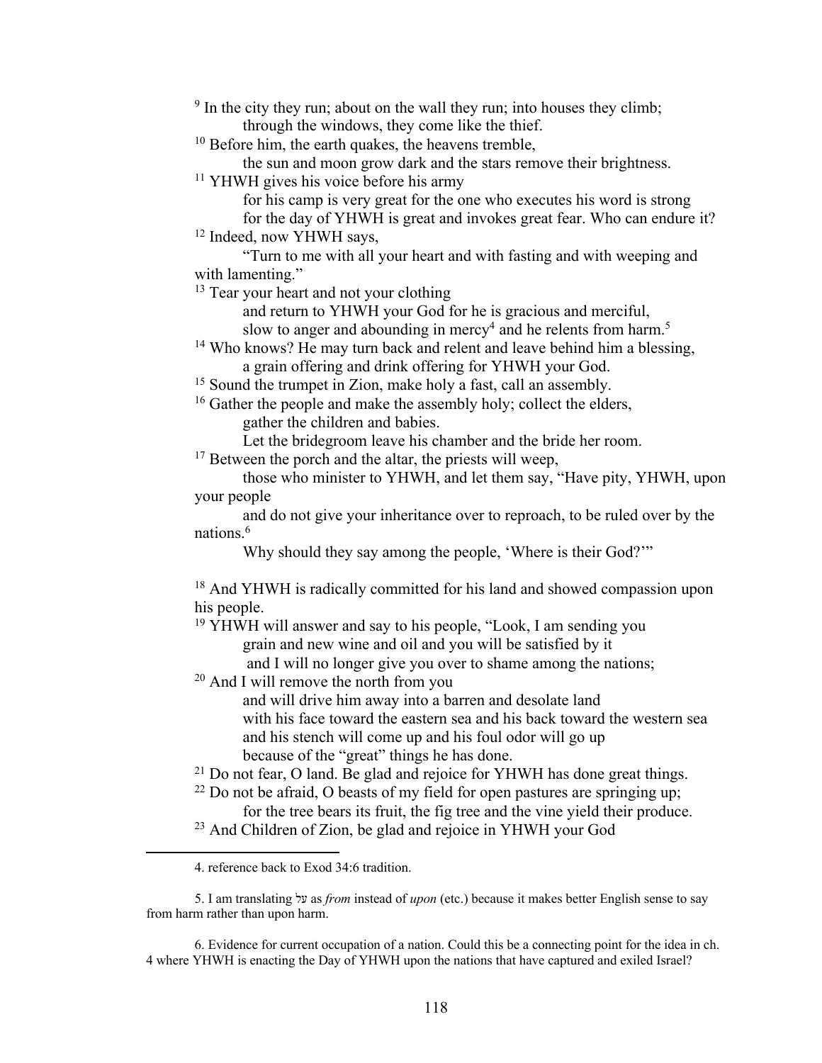[9] In the city they run; about on the wall they run; into houses they climb;
through the windows, they come like the thief.

[10] Before him, the earth quakes, the heavens tremble,
the sun and moon grow dark and the stars remove their brightness.

[11] YHWH gives his voice before his army
for his camp is very great for the one who executes his word is strong
for the day of YHWH is great and invokes great fear. Who can endure it?

[12] Indeed, now YHWH says,
"Turn to me with all your heart and with fasting and with weeping and with lamenting."

[13] Tear your heart and not your clothing
and return to YHWH your God for he is gracious and merciful,
slow to anger and abounding in mercy[4] and he relents from harm.[5]

[14] Who knows? He may turn back and relent and leave behind him a blessing,
a grain offering and drink offering for YHWH your God.

[15] Sound the trumpet in Zion, make holy a fast, call an assembly.

[16] Gather the people and make the assembly holy; collect the elders,
gather the children and babies.
Let the bridegroom leave his chamber and the bride her room.

[17] Between the porch and the altar, the priests will weep,
those who minister to YHWH, and let them say, "Have pity, YHWH, upon your people
and do not give your inheritance over to reproach, to be ruled over by the nations.[6]
Why should they say among the people, 'Where is their God?'"

[18] And YHWH is radically committed for his land and showed compassion upon his people.

[19] YHWH will answer and say to his people, "Look, I am sending you
grain and new wine and oil and you will be satisfied by it
and I will no longer give you over to shame among the nations;

[20] And I will remove the north from you
and will drive him away into a barren and desolate land
with his face toward the eastern sea and his back toward the western sea
and his stench will come up and his foul odor will go up
because of the "great" things he has done.

[21] Do not fear, O land. Be glad and rejoice for YHWH has done great things.

[22] Do not be afraid, O beasts of my field for open pastures are springing up;
for the tree bears its fruit, the fig tree and the vine yield their produce.

[23] And Children of Zion, be glad and rejoice in YHWH your God

---

4. reference back to Exod 34:6 tradition.

5. I am translating על as *from* instead of *upon* (etc.) because it makes better English sense to say from harm rather than upon harm.

6. Evidence for current occupation of a nation. Could this be a connecting point for the idea in ch. 4 where YHWH is enacting the Day of YHWH upon the nations that have captured and exiled Israel?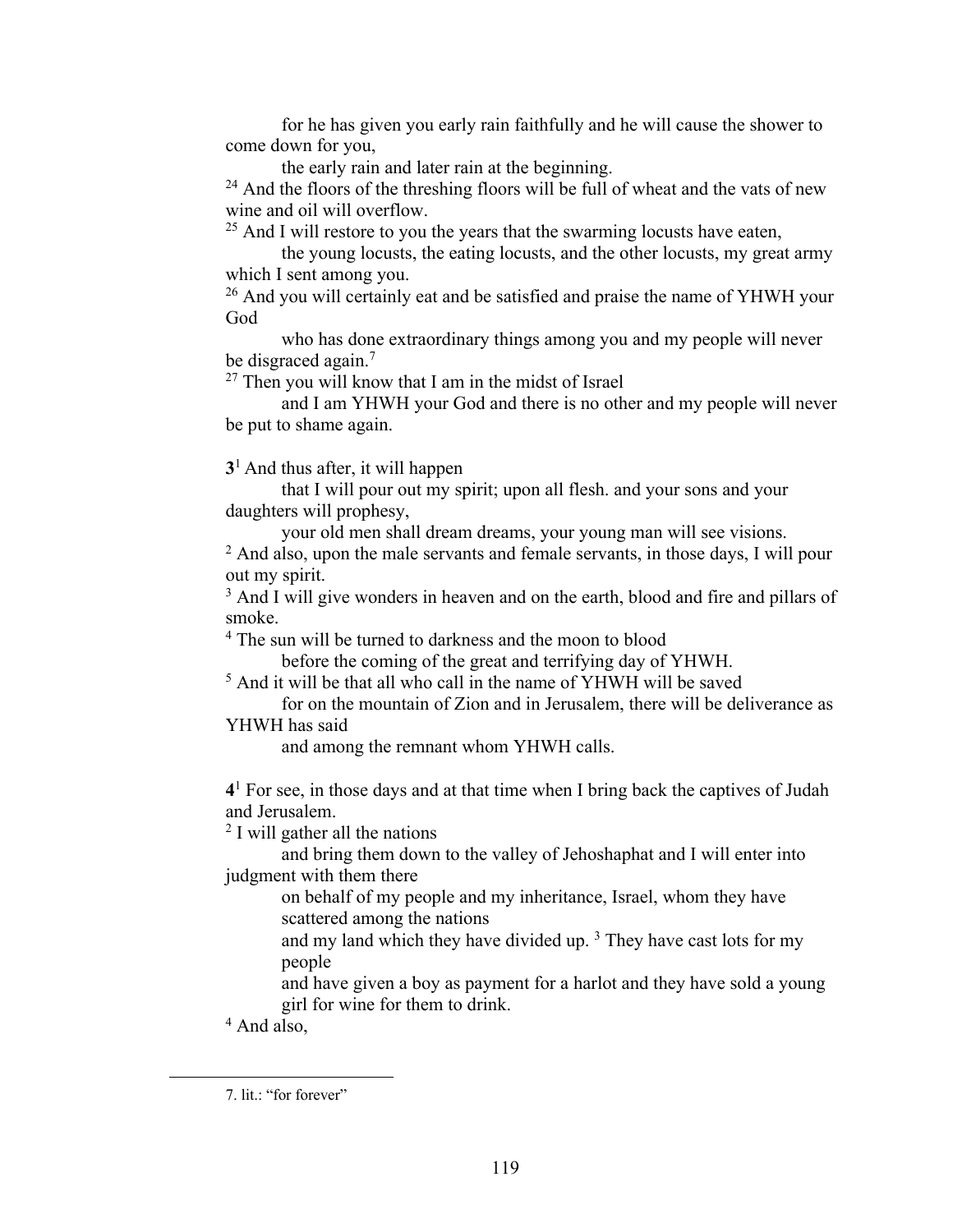for he has given you early rain faithfully and he will cause the shower to come down for you,

the early rain and later rain at the beginning.

[24] And the floors of the threshing floors will be full of wheat and the vats of new wine and oil will overflow.

[25] And I will restore to you the years that the swarming locusts have eaten,

the young locusts, the eating locusts, and the other locusts, my great army which I sent among you.

[26] And you will certainly eat and be satisfied and praise the name of YHWH your God

who has done extraordinary things among you and my people will never be disgraced again.[7]

[27] Then you will know that I am in the midst of Israel

and I am YHWH your God and there is no other and my people will never be put to shame again.

**3**[1] And thus after, it will happen

that I will pour out my spirit; upon all flesh. and your sons and your daughters will prophesy,

your old men shall dream dreams, your young man will see visions.

[2] And also, upon the male servants and female servants, in those days, I will pour out my spirit.

[3] And I will give wonders in heaven and on the earth, blood and fire and pillars of smoke.

[4] The sun will be turned to darkness and the moon to blood

before the coming of the great and terrifying day of YHWH.

[5] And it will be that all who call in the name of YHWH will be saved

for on the mountain of Zion and in Jerusalem, there will be deliverance as YHWH has said

and among the remnant whom YHWH calls.

**4**[1] For see, in those days and at that time when I bring back the captives of Judah and Jerusalem.

[2] I will gather all the nations

and bring them down to the valley of Jehoshaphat and I will enter into judgment with them there

on behalf of my people and my inheritance, Israel, whom they have scattered among the nations

and my land which they have divided up. [3] They have cast lots for my people

and have given a boy as payment for a harlot and they have sold a young girl for wine for them to drink.

[4] And also,

---

7. lit.: "for forever"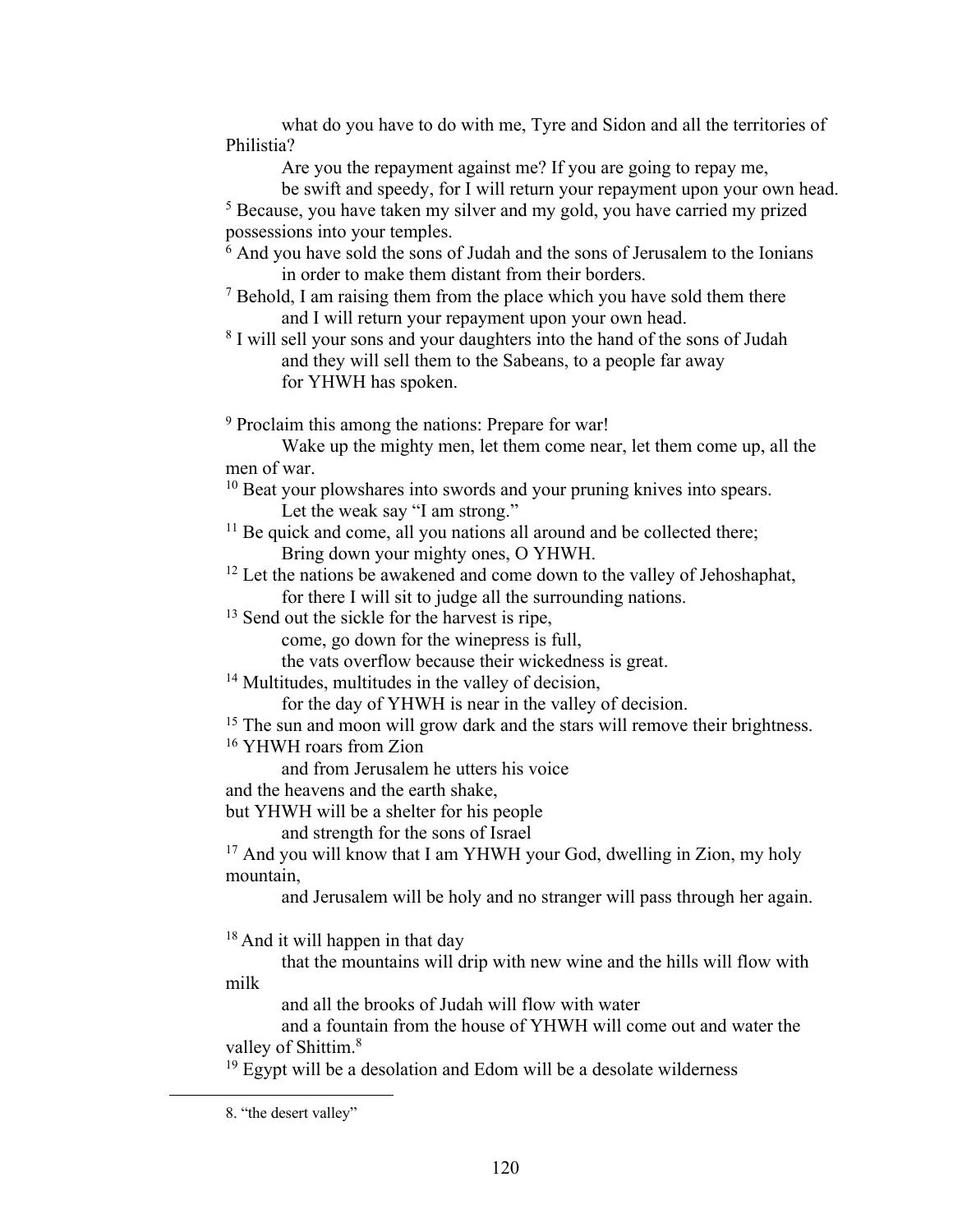what do you have to do with me, Tyre and Sidon and all the territories of Philistia?

Are you the repayment against me? If you are going to repay me,

be swift and speedy, for I will return your repayment upon your own head.

5 Because, you have taken my silver and my gold, you have carried my prized possessions into your temples.

6 And you have sold the sons of Judah and the sons of Jerusalem to the Ionians

in order to make them distant from their borders.

7 Behold, I am raising them from the place which you have sold them there

and I will return your repayment upon your own head.

8 I will sell your sons and your daughters into the hand of the sons of Judah

and they will sell them to the Sabeans, to a people far away

for YHWH has spoken.

9 Proclaim this among the nations: Prepare for war!

Wake up the mighty men, let them come near, let them come up, all the men of war.

10 Beat your plowshares into swords and your pruning knives into spears.

Let the weak say "I am strong."

11 Be quick and come, all you nations all around and be collected there;

Bring down your mighty ones, O YHWH.

12 Let the nations be awakened and come down to the valley of Jehoshaphat,

for there I will sit to judge all the surrounding nations.

13 Send out the sickle for the harvest is ripe,

come, go down for the winepress is full,

the vats overflow because their wickedness is great.

14 Multitudes, multitudes in the valley of decision,

for the day of YHWH is near in the valley of decision.

15 The sun and moon will grow dark and the stars will remove their brightness.

16 YHWH roars from Zion

and from Jerusalem he utters his voice

and the heavens and the earth shake,

but YHWH will be a shelter for his people

and strength for the sons of Israel

17 And you will know that I am YHWH your God, dwelling in Zion, my holy mountain,

and Jerusalem will be holy and no stranger will pass through her again.

18 And it will happen in that day

that the mountains will drip with new wine and the hills will flow with milk

and all the brooks of Judah will flow with water

and a fountain from the house of YHWH will come out and water the valley of Shittim.[8]

19 Egypt will be a desolation and Edom will be a desolate wilderness

8. "the desert valley"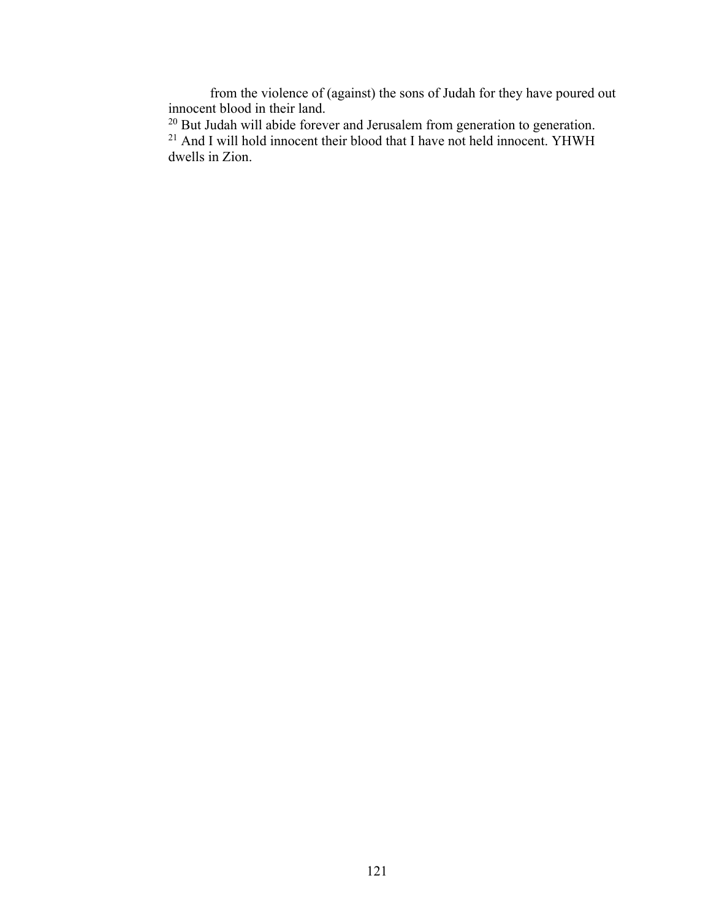from the violence of (against) the sons of Judah for they have poured out innocent blood in their land.

[20] But Judah will abide forever and Jerusalem from generation to generation.

[21] And I will hold innocent their blood that I have not held innocent. YHWH dwells in Zion.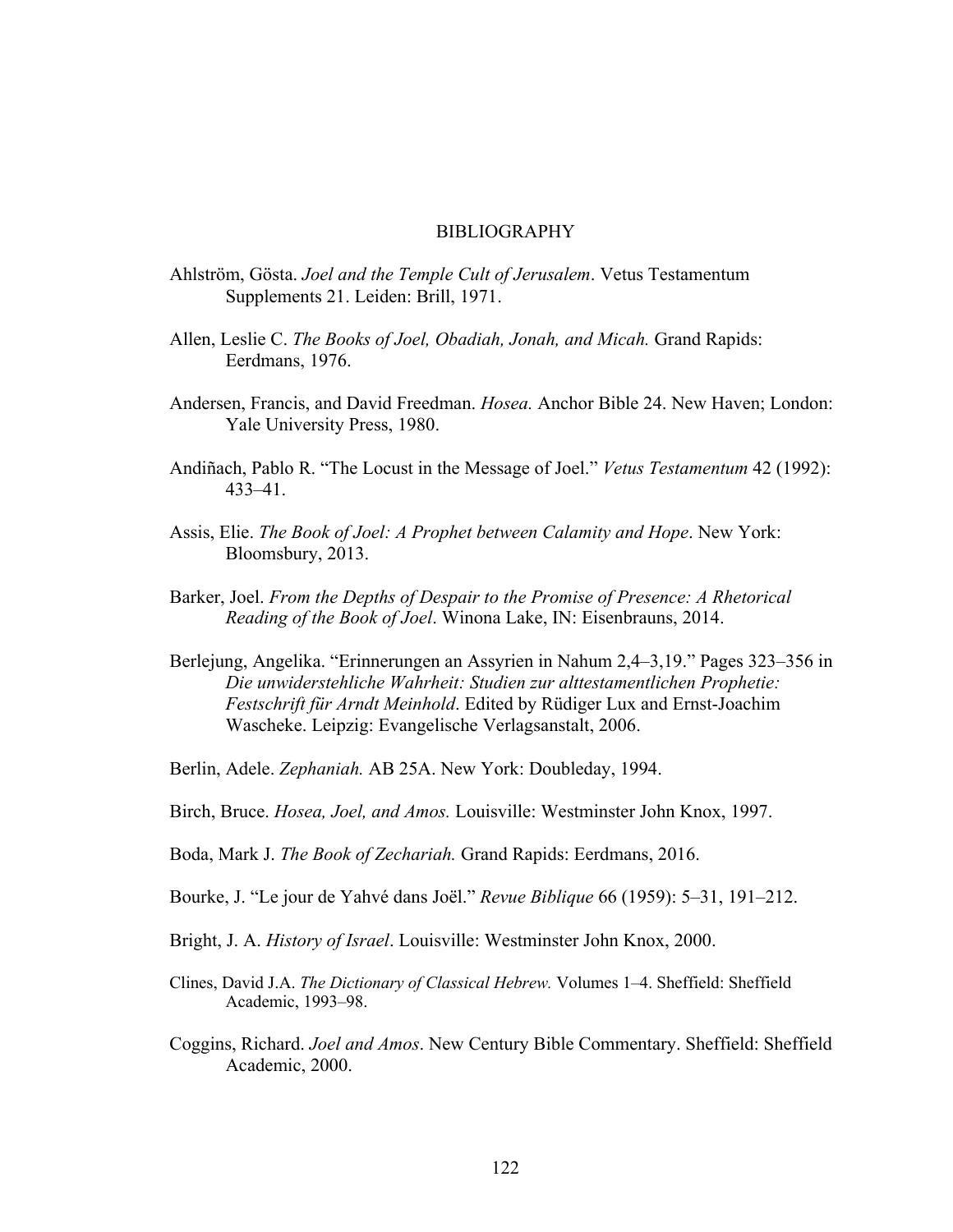# BIBLIOGRAPHY

Ahlström, Gösta. *Joel and the Temple Cult of Jerusalem*. Vetus Testamentum Supplements 21. Leiden: Brill, 1971.

Allen, Leslie C. *The Books of Joel, Obadiah, Jonah, and Micah.* Grand Rapids: Eerdmans, 1976.

Andersen, Francis, and David Freedman. *Hosea.* Anchor Bible 24. New Haven; London: Yale University Press, 1980.

Andiñach, Pablo R. "The Locust in the Message of Joel." *Vetus Testamentum* 42 (1992): 433–41.

Assis, Elie. *The Book of Joel: A Prophet between Calamity and Hope*. New York: Bloomsbury, 2013.

Barker, Joel. *From the Depths of Despair to the Promise of Presence: A Rhetorical Reading of the Book of Joel*. Winona Lake, IN: Eisenbrauns, 2014.

Berlejung, Angelika. "Erinnerungen an Assyrien in Nahum 2,4–3,19." Pages 323–356 in *Die unwiderstehliche Wahrheit: Studien zur alttestamentlichen Prophetie: Festschrift für Arndt Meinhold*. Edited by Rüdiger Lux and Ernst-Joachim Wascheke. Leipzig: Evangelische Verlagsanstalt, 2006.

Berlin, Adele. *Zephaniah.* AB 25A. New York: Doubleday, 1994.

Birch, Bruce. *Hosea, Joel, and Amos.* Louisville: Westminster John Knox, 1997.

Boda, Mark J. *The Book of Zechariah.* Grand Rapids: Eerdmans, 2016.

Bourke, J. "Le jour de Yahvé dans Joël." *Revue Biblique* 66 (1959): 5–31, 191–212.

Bright, J. A. *History of Israel*. Louisville: Westminster John Knox, 2000.

Clines, David J.A. *The Dictionary of Classical Hebrew.* Volumes 1–4. Sheffield: Sheffield Academic, 1993–98.

Coggins, Richard. *Joel and Amos*. New Century Bible Commentary. Sheffield: Sheffield Academic, 2000.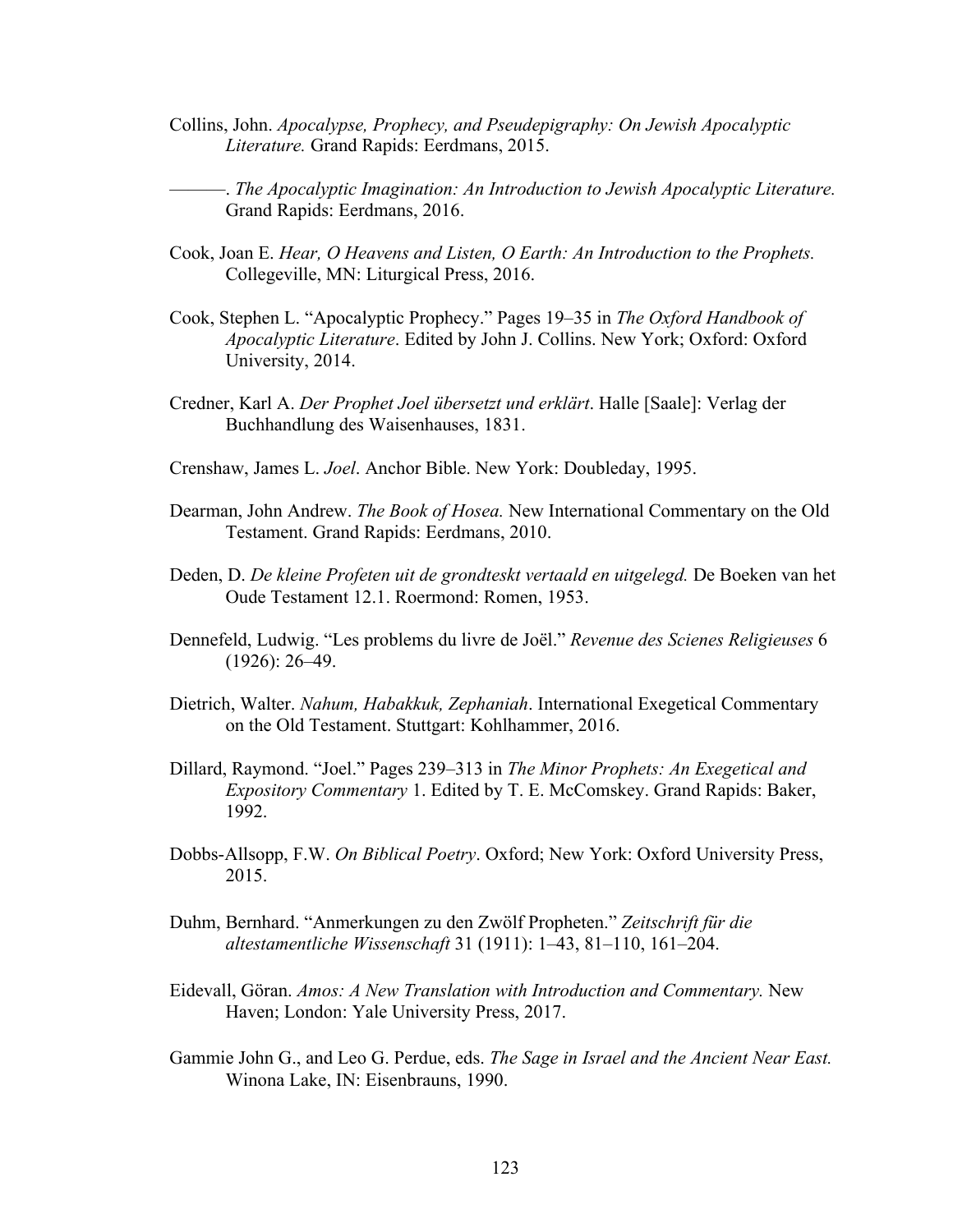Collins, John. *Apocalypse, Prophecy, and Pseudepigraphy: On Jewish Apocalyptic Literature.* Grand Rapids: Eerdmans, 2015.

———. *The Apocalyptic Imagination: An Introduction to Jewish Apocalyptic Literature.* Grand Rapids: Eerdmans, 2016.

Cook, Joan E. *Hear, O Heavens and Listen, O Earth: An Introduction to the Prophets.* Collegeville, MN: Liturgical Press, 2016.

Cook, Stephen L. "Apocalyptic Prophecy." Pages 19–35 in *The Oxford Handbook of Apocalyptic Literature*. Edited by John J. Collins. New York; Oxford: Oxford University, 2014.

Credner, Karl A. *Der Prophet Joel übersetzt und erklärt*. Halle [Saale]: Verlag der Buchhandlung des Waisenhauses, 1831.

Crenshaw, James L. *Joel*. Anchor Bible. New York: Doubleday, 1995.

Dearman, John Andrew. *The Book of Hosea.* New International Commentary on the Old Testament. Grand Rapids: Eerdmans, 2010.

Deden, D. *De kleine Profeten uit de grondteskt vertaald and uitgelegd.* De Boeken van het Oude Testament 12.1. Roermond: Romen, 1953.

Dennefeld, Ludwig. "Les problems du livre de Joël." *Revenue des Scienes Religieuses* 6 (1926): 26–49.

Dietrich, Walter. *Nahum, Habakkuk, Zephaniah*. International Exegetical Commentary on the Old Testament. Stuttgart: Kohlhammer, 2016.

Dillard, Raymond. "Joel." Pages 239–313 in *The Minor Prophets: An Exegetical and Expository Commentary* 1. Edited by T. E. McComskey. Grand Rapids: Baker, 1992.

Dobbs-Allsopp, F.W. *On Biblical Poetry*. Oxford; New York: Oxford University Press, 2015.

Duhm, Bernhard. "Anmerkungen zu den Zwölf Propheten." *Zeitschrift für die altestamentliche Wissenschaft* 31 (1911): 1–43, 81–110, 161–204.

Eidevall, Göran. *Amos: A New Translation with Introduction and Commentary.* New Haven; London: Yale University Press, 2017.

Gammie John G., and Leo G. Perdue, eds. *The Sage in Israel and the Ancient Near East.* Winona Lake, IN: Eisenbrauns, 1990.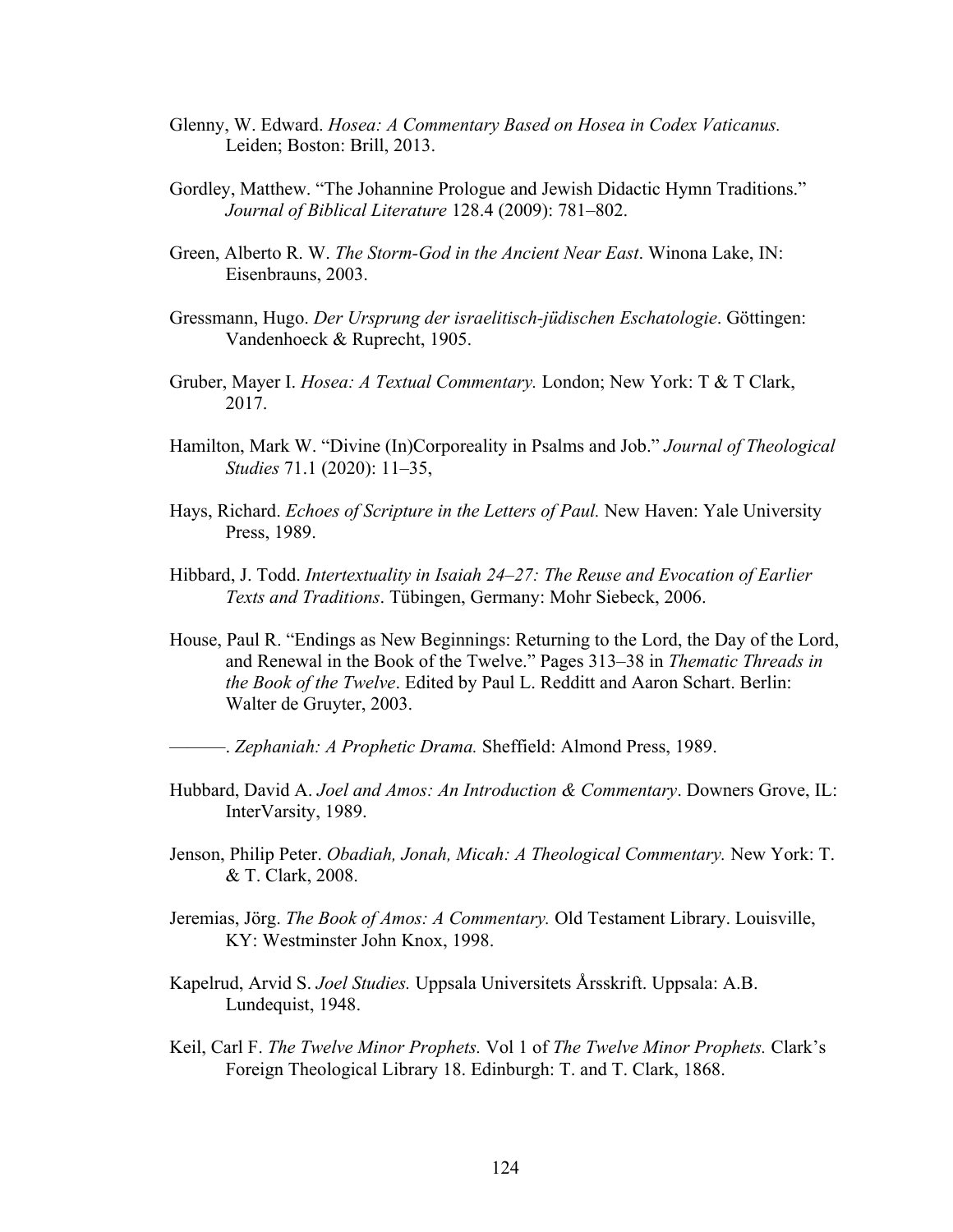Glenny, W. Edward. *Hosea: A Commentary Based on Hosea in Codex Vaticanus.* Leiden; Boston: Brill, 2013.

Gordley, Matthew. “The Johannine Prologue and Jewish Didactic Hymn Traditions.” *Journal of Biblical Literature* 128.4 (2009): 781–802.

Green, Alberto R. W. *The Storm-God in the Ancient Near East*. Winona Lake, IN: Eisenbrauns, 2003.

Gressmann, Hugo. *Der Ursprung der israelitisch-jüdischen Eschatologie*. Göttingen: Vandenhoeck & Ruprecht, 1905.

Gruber, Mayer I. *Hosea: A Textual Commentary.* London; New York: T & T Clark, 2017.

Hamilton, Mark W. “Divine (In)Corporeality in Psalms and Job.” *Journal of Theological Studies* 71.1 (2020): 11–35,

Hays, Richard. *Echoes of Scripture in the Letters of Paul.* New Haven: Yale University Press, 1989.

Hibbard, J. Todd. *Intertextuality in Isaiah 24–27: The Reuse and Evocation of Earlier Texts and Traditions*. Tübingen, Germany: Mohr Siebeck, 2006.

House, Paul R. “Endings as New Beginnings: Returning to the Lord, the Day of the Lord, and Renewal in the Book of the Twelve.” Pages 313–38 in *Thematic Threads in the Book of the Twelve*. Edited by Paul L. Redditt and Aaron Schart. Berlin: Walter de Gruyter, 2003.

———. *Zephaniah: A Prophetic Drama.* Sheffield: Almond Press, 1989.

Hubbard, David A. *Joel and Amos: An Introduction & Commentary*. Downers Grove, IL: InterVarsity, 1989.

Jenson, Philip Peter. *Obadiah, Jonah, Micah: A Theological Commentary.* New York: T. & T. Clark, 2008.

Jeremias, Jörg. *The Book of Amos: A Commentary.* Old Testament Library. Louisville, KY: Westminster John Knox, 1998.

Kapelrud, Arvid S. *Joel Studies.* Uppsala Universitets Årsskrift. Uppsala: A.B. Lundequist, 1948.

Keil, Carl F. *The Twelve Minor Prophets.* Vol 1 of *The Twelve Minor Prophets.* Clark’s Foreign Theological Library 18. Edinburgh: T. and T. Clark, 1868.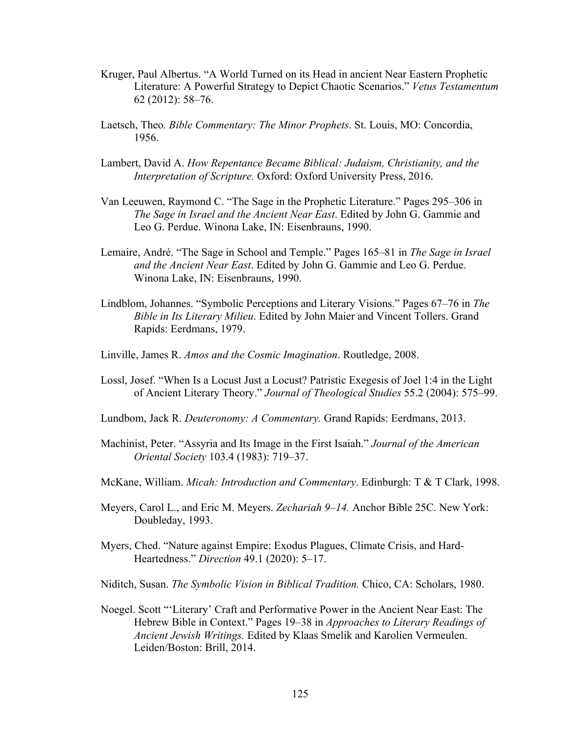Kruger, Paul Albertus. "A World Turned on its Head in ancient Near Eastern Prophetic Literature: A Powerful Strategy to Depict Chaotic Scenarios." *Vetus Testamentum* 62 (2012): 58–76.

Laetsch, Theo*.* *Bible Commentary: The Minor Prophets*. St. Louis, MO: Concordia, 1956.

Lambert, David A. *How Repentance Became Biblical: Judaism, Christianity, and the Interpretation of Scripture.* Oxford: Oxford University Press, 2016.

Van Leeuwen, Raymond C. "The Sage in the Prophetic Literature." Pages 295–306 in *The Sage in Israel and the Ancient Near East*. Edited by John G. Gammie and Leo G. Perdue. Winona Lake, IN: Eisenbrauns, 1990.

Lemaire, André. "The Sage in School and Temple." Pages 165–81 in *The Sage in Israel and the Ancient Near East*. Edited by John G. Gammie and Leo G. Perdue. Winona Lake, IN: Eisenbrauns, 1990.

Lindblom, Johannes. "Symbolic Perceptions and Literary Visions." Pages 67–76 in *The Bible in Its Literary Milieu*. Edited by John Maier and Vincent Tollers. Grand Rapids: Eerdmans, 1979.

Linville, James R. *Amos and the Cosmic Imagination*. Routledge, 2008.

Lossl, Josef. "When Is a Locust Just a Locust? Patristic Exegesis of Joel 1:4 in the Light of Ancient Literary Theory." *Journal of Theological Studies* 55.2 (2004): 575–99.

Lundbom, Jack R. *Deuteronomy: A Commentary.* Grand Rapids: Eerdmans, 2013.

Machinist, Peter. "Assyria and Its Image in the First Isaiah." *Journal of the American Oriental Society* 103.4 (1983): 719–37.

McKane, William. *Micah: Introduction and Commentary*. Edinburgh: T & T Clark, 1998.

Meyers, Carol L., and Eric M. Meyers. *Zechariah 9–14.* Anchor Bible 25C. New York: Doubleday, 1993.

Myers, Ched. "Nature against Empire: Exodus Plagues, Climate Crisis, and Hard-Heartedness." *Direction* 49.1 (2020): 5–17.

Niditch, Susan. *The Symbolic Vision in Biblical Tradition.* Chico, CA: Scholars, 1980.

Noegel. Scott "'Literary' Craft and Performative Power in the Ancient Near East: The Hebrew Bible in Context." Pages 19–38 in *Approaches to Literary Readings of Ancient Jewish Writings.* Edited by Klaas Smelik and Karolien Vermeulen. Leiden/Boston: Brill, 2014.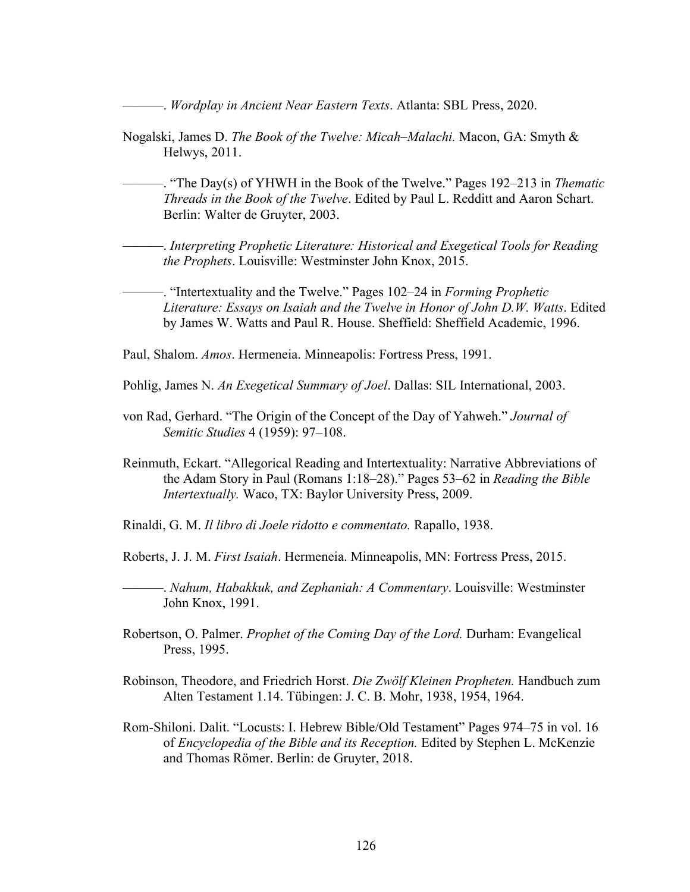———. *Wordplay in Ancient Near Eastern Texts*. Atlanta: SBL Press, 2020.

Nogalski, James D. *The Book of the Twelve: Micah–Malachi.* Macon, GA: Smyth & Helwys, 2011.

———. "The Day(s) of YHWH in the Book of the Twelve." Pages 192–213 in *Thematic Threads in the Book of the Twelve*. Edited by Paul L. Redditt and Aaron Schart. Berlin: Walter de Gruyter, 2003.

———. *Interpreting Prophetic Literature: Historical and Exegetical Tools for Reading the Prophets*. Louisville: Westminster John Knox, 2015.

———. "Intertextuality and the Twelve." Pages 102–24 in *Forming Prophetic Literature: Essays on Isaiah and the Twelve in Honor of John D.W. Watts*. Edited by James W. Watts and Paul R. House. Sheffield: Sheffield Academic, 1996.

Paul, Shalom. *Amos*. Hermeneia. Minneapolis: Fortress Press, 1991.

Pohlig, James N. *An Exegetical Summary of Joel*. Dallas: SIL International, 2003.

von Rad, Gerhard. "The Origin of the Concept of the Day of Yahweh." *Journal of Semitic Studies* 4 (1959): 97–108.

Reinmuth, Eckart. "Allegorical Reading and Intertextuality: Narrative Abbreviations of the Adam Story in Paul (Romans 1:18–28)." Pages 53–62 in *Reading the Bible Intertextually.* Waco, TX: Baylor University Press, 2009.

Rinaldi, G. M. *Il libro di Joele ridotto e commentato.* Rapallo, 1938.

Roberts, J. J. M. *First Isaiah*. Hermeneia. Minneapolis, MN: Fortress Press, 2015.

———. *Nahum, Habakkuk, and Zephaniah: A Commentary*. Louisville: Westminster John Knox, 1991.

Robertson, O. Palmer. *Prophet of the Coming Day of the Lord.* Durham: Evangelical Press, 1995.

Robinson, Theodore, and Friedrich Horst. *Die Zwölf Kleinen Propheten.* Handbuch zum Alten Testament 1.14. Tübingen: J. C. B. Mohr, 1938, 1954, 1964.

Rom-Shiloni. Dalit. "Locusts: I. Hebrew Bible/Old Testament" Pages 974–75 in vol. 16 of *Encyclopedia of the Bible and its Reception.* Edited by Stephen L. McKenzie and Thomas Römer. Berlin: de Gruyter, 2018.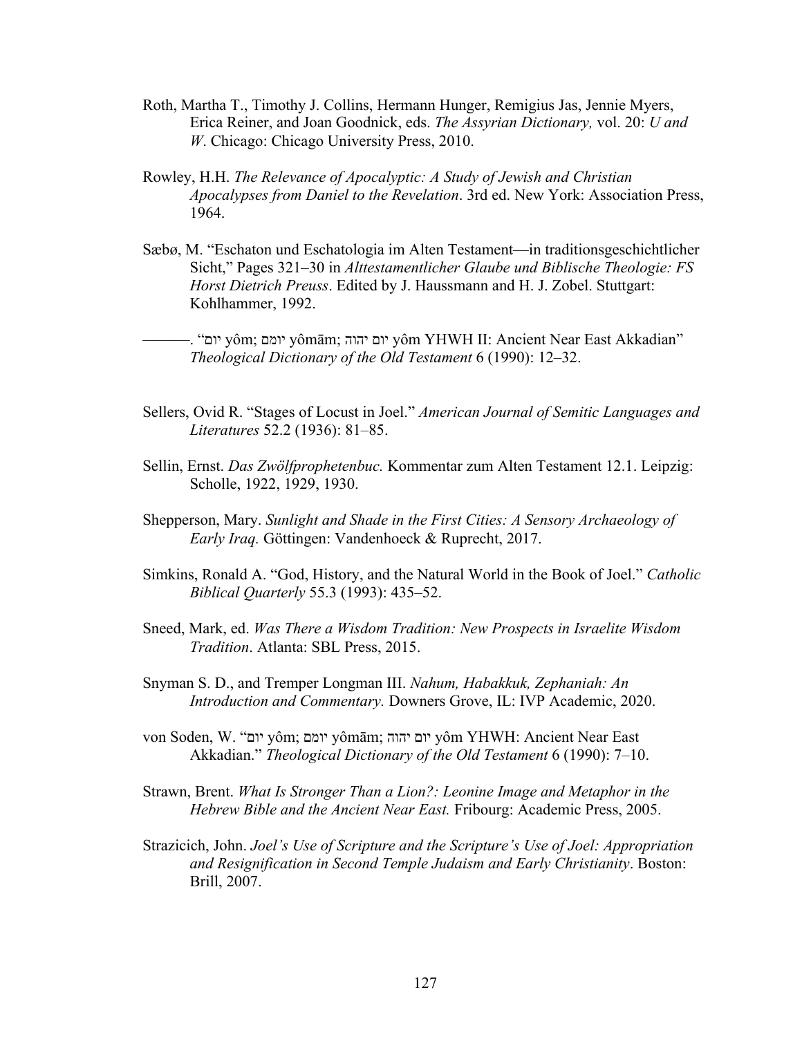Roth, Martha T., Timothy J. Collins, Hermann Hunger, Remigius Jas, Jennie Myers, Erica Reiner, and Joan Goodnick, eds. *The Assyrian Dictionary,* vol. 20: *U and W*. Chicago: Chicago University Press, 2010.

Rowley, H.H. *The Relevance of Apocalyptic: A Study of Jewish and Christian Apocalypses from Daniel to the Revelation*. 3rd ed. New York: Association Press, 1964.

Sæbø, M. "Eschaton und Eschatologia im Alten Testament—in traditionsgeschichtlicher Sicht," Pages 321–30 in *Alttestamentlicher Glaube und Biblische Theologie: FS Horst Dietrich Preuss*. Edited by J. Haussmann and H. J. Zobel. Stuttgart: Kohlhammer, 1992.

———. "יום yôm; יומם yômām; יום יהוה yôm YHWH II: Ancient Near East Akkadian" *Theological Dictionary of the Old Testament* 6 (1990): 12–32.

Sellers, Ovid R. "Stages of Locust in Joel." *American Journal of Semitic Languages and Literatures* 52.2 (1936): 81–85.

Sellin, Ernst. *Das Zwölfprophetenbuc.* Kommentar zum Alten Testament 12.1. Leipzig: Scholle, 1922, 1929, 1930.

Shepperson, Mary. *Sunlight and Shade in the First Cities: A Sensory Archaeology of Early Iraq.* Göttingen: Vandenhoeck & Ruprecht, 2017.

Simkins, Ronald A. "God, History, and the Natural World in the Book of Joel." *Catholic Biblical Quarterly* 55.3 (1993): 435–52.

Sneed, Mark, ed. *Was There a Wisdom Tradition: New Prospects in Israelite Wisdom Tradition*. Atlanta: SBL Press, 2015.

Snyman S. D., and Tremper Longman III. *Nahum, Habakkuk, Zephaniah: An Introduction and Commentary.* Downers Grove, IL: IVP Academic, 2020.

von Soden, W. "יום yôm; יומם yômām; יום יהוה yôm YHWH: Ancient Near East Akkadian." *Theological Dictionary of the Old Testament* 6 (1990): 7–10.

Strawn, Brent. *What Is Stronger Than a Lion?: Leonine Image and Metaphor in the Hebrew Bible and the Ancient Near East.* Fribourg: Academic Press, 2005.

Strazicich, John. *Joel's Use of Scripture and the Scripture's Use of Joel: Appropriation and Resignification in Second Temple Judaism and Early Christianity*. Boston: Brill, 2007.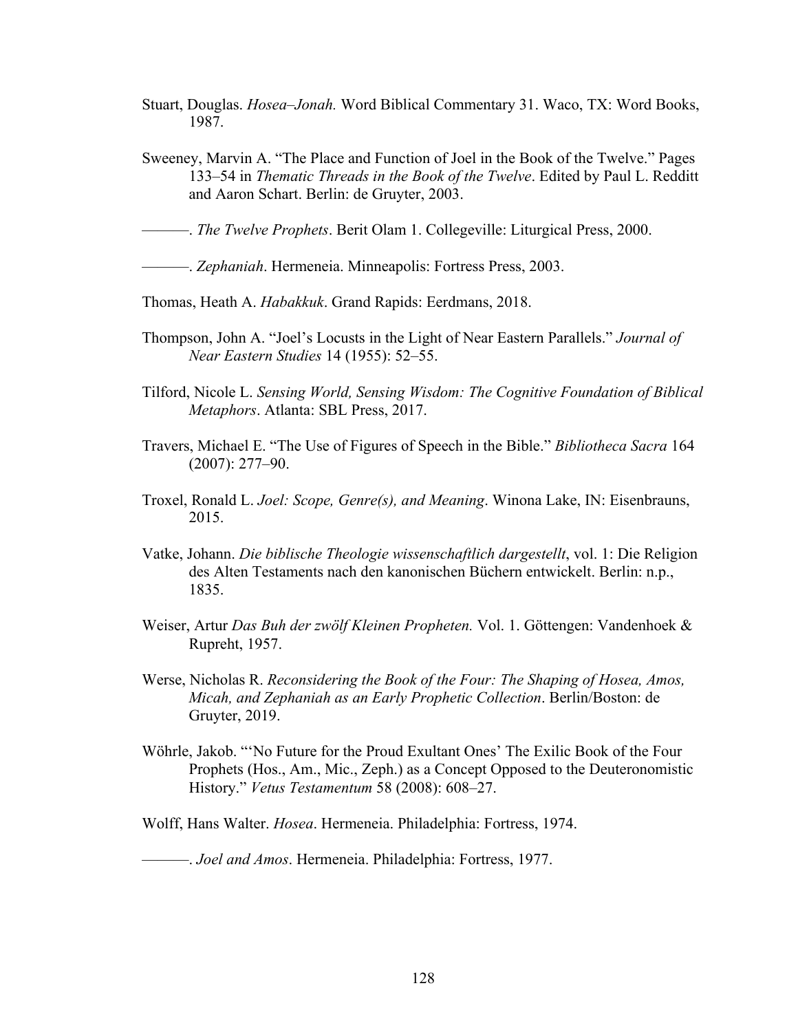Stuart, Douglas. *Hosea–Jonah.* Word Biblical Commentary 31. Waco, TX: Word Books, 1987.

Sweeney, Marvin A. "The Place and Function of Joel in the Book of the Twelve." Pages 133–54 in *Thematic Threads in the Book of the Twelve*. Edited by Paul L. Redditt and Aaron Schart. Berlin: de Gruyter, 2003.

———. *The Twelve Prophets*. Berit Olam 1. Collegeville: Liturgical Press, 2000.

———. *Zephaniah*. Hermeneia. Minneapolis: Fortress Press, 2003.

Thomas, Heath A. *Habakkuk*. Grand Rapids: Eerdmans, 2018.

Thompson, John A. "Joel's Locusts in the Light of Near Eastern Parallels." *Journal of Near Eastern Studies* 14 (1955): 52–55.

Tilford, Nicole L. *Sensing World, Sensing Wisdom: The Cognitive Foundation of Biblical Metaphors*. Atlanta: SBL Press, 2017.

Travers, Michael E. "The Use of Figures of Speech in the Bible." *Bibliotheca Sacra* 164 (2007): 277–90.

Troxel, Ronald L. *Joel: Scope, Genre(s), and Meaning*. Winona Lake, IN: Eisenbrauns, 2015.

Vatke, Johann. *Die biblische Theologie wissenschaftlich dargestellt*, vol. 1: Die Religion des Alten Testaments nach den kanonischen Büchern entwickelt. Berlin: n.p., 1835.

Weiser, Artur *Das Buh der zwölf Kleinen Propheten.* Vol. 1. Göttengen: Vandenhoek & Rupreht, 1957.

Werse, Nicholas R. *Reconsidering the Book of the Four: The Shaping of Hosea, Amos, Micah, and Zephaniah as an Early Prophetic Collection*. Berlin/Boston: de Gruyter, 2019.

Wöhrle, Jakob. "'No Future for the Proud Exultant Ones' The Exilic Book of the Four Prophets (Hos., Am., Mic., Zeph.) as a Concept Opposed to the Deuteronomistic History." *Vetus Testamentum* 58 (2008): 608–27.

Wolff, Hans Walter. *Hosea*. Hermeneia. Philadelphia: Fortress, 1974.

———. *Joel and Amos*. Hermeneia. Philadelphia: Fortress, 1977.